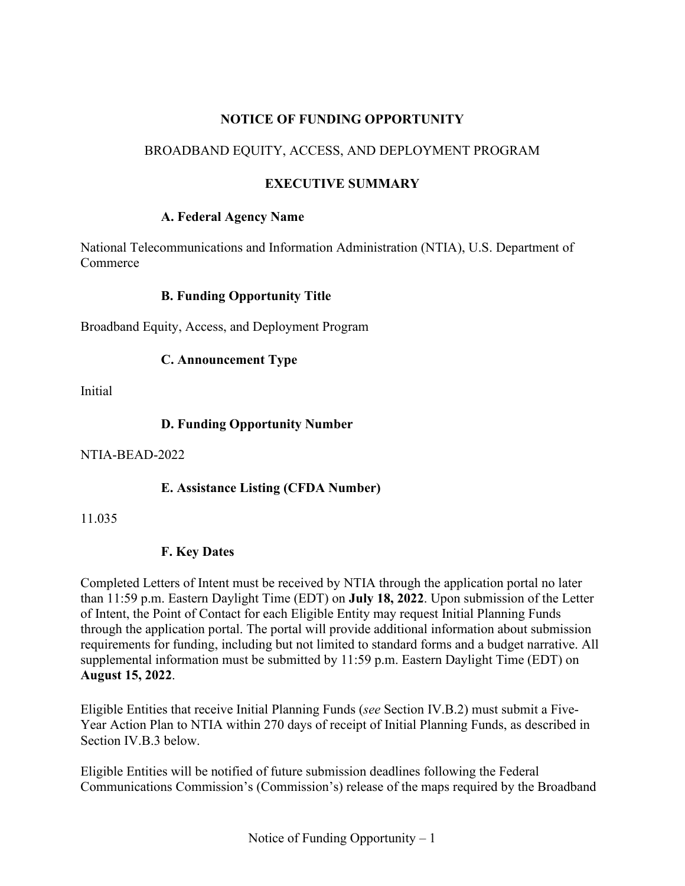# NOTICE OF FUNDING OPPORTUNITY

## BROADBAND EQUITY, ACCESS, AND DEPLOYMENT PROGRAM

## EXECUTIVE SUMMARY

### A. Federal Agency Name

National Telecommunications and Information Administration (NTIA), U.S. Department of Commerce

### B. Funding Opportunity Title

Broadband Equity, Access, and Deployment Program

### C. Announcement Type

Initial

### D. Funding Opportunity Number

NTIA-BEAD-2022

### E. Assistance Listing (CFDA Number)

11.035

### F. Key Dates

Completed Letters of Intent must be received by NTIA through the application portal no later than 11:59 p.m. Eastern Daylight Time (EDT) on **July 18, 2022**. Upon submission of the Letter of Intent, the Point of Contact for each Eligible Entity may request Initial Planning Funds through the application portal. The portal will provide additional information about submission requirements for funding, including but not limited to standard forms and a budget narrative. All supplemental information must be submitted by 11:59 p.m. Eastern Daylight Time (EDT) on **August 15, 2022**.

Eligible Entities that receive Initial Planning Funds (*see* Section IV.B.2) must submit a Five-Year Action Plan to NTIA within 270 days of receipt of Initial Planning Funds, as described in Section IV.B.3 below.

Eligible Entities will be notified of future submission deadlines following the Federal Communications Commission's (Commission's) release of the maps required by the Broadband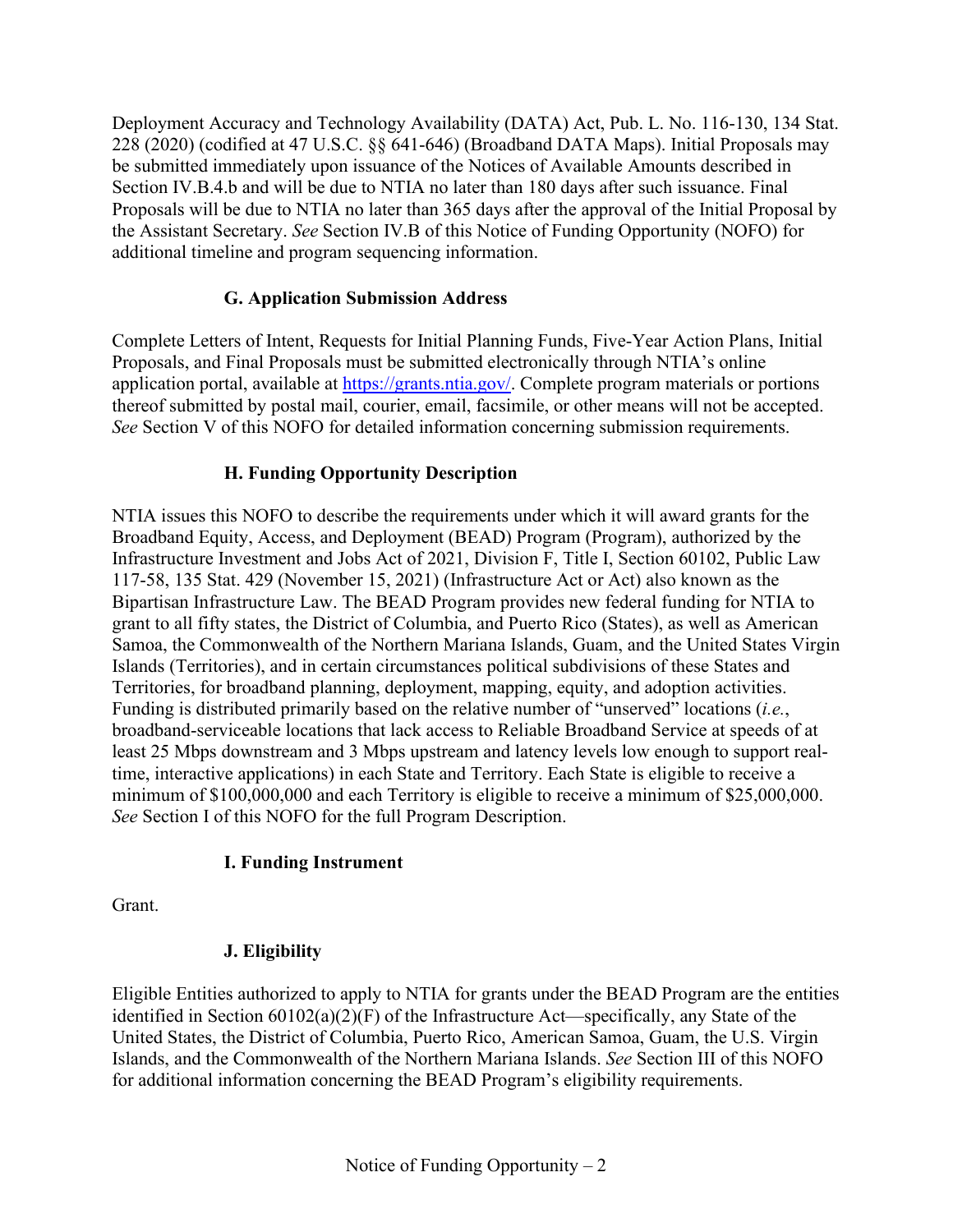Deployment Accuracy and Technology Availability (DATA) Act, Pub. L. No. 116-130, 134 Stat. 228 (2020) (codified at 47 U.S.C. §§ 641-646) (Broadband DATA Maps). Initial Proposals may be submitted immediately upon issuance of the Notices of Available Amounts described in Section IV.B.4.b and will be due to NTIA no later than 180 days after such issuance. Final Proposals will be due to NTIA no later than 365 days after the approval of the Initial Proposal by the Assistant Secretary. *See* Section IV.B of this Notice of Funding Opportunity (NOFO) for additional timeline and program sequencing information.

### G. Application Submission Address

Complete Letters of Intent, Requests for Initial Planning Funds, Five-Year Action Plans, Initial Proposals, and Final Proposals must be submitted electronically through NTIA's online application portal, available at https://grants.ntia.gov/. Complete program materials or portions thereof submitted by postal mail, courier, email, facsimile, or other means will not be accepted. *See* Section V of this NOFO for detailed information concerning submission requirements.

### H. Funding Opportunity Description

NTIA issues this NOFO to describe the requirements under which it will award grants for the Broadband Equity, Access, and Deployment (BEAD) Program (Program), authorized by the Infrastructure Investment and Jobs Act of 2021, Division F, Title I, Section 60102, Public Law 117-58, 135 Stat. 429 (November 15, 2021) (Infrastructure Act or Act) also known as the Bipartisan Infrastructure Law. The BEAD Program provides new federal funding for NTIA to grant to all fifty states, the District of Columbia, and Puerto Rico (States), as well as American Samoa, the Commonwealth of the Northern Mariana Islands, Guam, and the United States Virgin Islands (Territories), and in certain circumstances political subdivisions of these States and Territories, for broadband planning, deployment, mapping, equity, and adoption activities. Funding is distributed primarily based on the relative number of "unserved" locations (*i.e.*, broadband-serviceable locations that lack access to Reliable Broadband Service at speeds of at least 25 Mbps downstream and 3 Mbps upstream and latency levels low enough to support real-time, interactive applications) in each State and Territory. Each State is eligible to receive a minimum of $100,000,000 and each Territory is eligible to receive a minimum of $25,000,000. *See* Section I of this NOFO for the full Program Description.

### I. Funding Instrument

Grant.

### J. Eligibility

Eligible Entities authorized to apply to NTIA for grants under the BEAD Program are the entities identified in Section 60102(a)(2)(F) of the Infrastructure Act—specifically, any State of the United States, the District of Columbia, Puerto Rico, American Samoa, Guam, the U.S. Virgin Islands, and the Commonwealth of the Northern Mariana Islands. *See* Section III of this NOFO for additional information concerning the BEAD Program's eligibility requirements.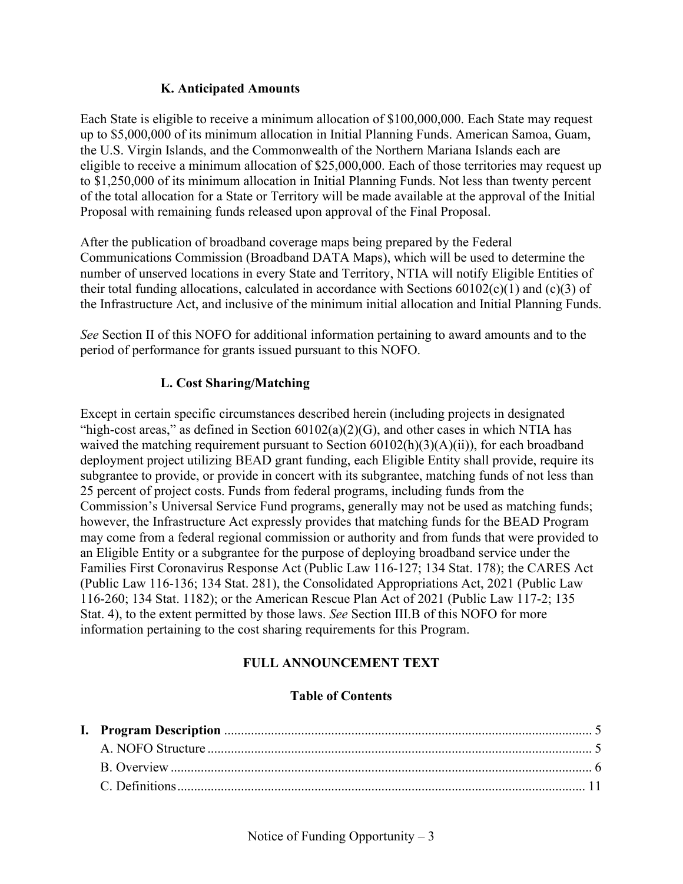### K. Anticipated Amounts

Each State is eligible to receive a minimum allocation of $100,000,000. Each State may request up to $5,000,000 of its minimum allocation in Initial Planning Funds. American Samoa, Guam, the U.S. Virgin Islands, and the Commonwealth of the Northern Mariana Islands each are eligible to receive a minimum allocation of $25,000,000. Each of those territories may request up to $1,250,000 of its minimum allocation in Initial Planning Funds. Not less than twenty percent of the total allocation for a State or Territory will be made available at the approval of the Initial Proposal with remaining funds released upon approval of the Final Proposal.

After the publication of broadband coverage maps being prepared by the Federal Communications Commission (Broadband DATA Maps), which will be used to determine the number of unserved locations in every State and Territory, NTIA will notify Eligible Entities of their total funding allocations, calculated in accordance with Sections 60102(c)(1) and (c)(3) of the Infrastructure Act, and inclusive of the minimum initial allocation and Initial Planning Funds.

*See* Section II of this NOFO for additional information pertaining to award amounts and to the period of performance for grants issued pursuant to this NOFO.

### L. Cost Sharing/Matching

Except in certain specific circumstances described herein (including projects in designated "high-cost areas," as defined in Section 60102(a)(2)(G), and other cases in which NTIA has waived the matching requirement pursuant to Section 60102(h)(3)(A)(ii)), for each broadband deployment project utilizing BEAD grant funding, each Eligible Entity shall provide, require its subgrantee to provide, or provide in concert with its subgrantee, matching funds of not less than 25 percent of project costs. Funds from federal programs, including funds from the Commission's Universal Service Fund programs, generally may not be used as matching funds; however, the Infrastructure Act expressly provides that matching funds for the BEAD Program may come from a federal regional commission or authority and from funds that were provided to an Eligible Entity or a subgrantee for the purpose of deploying broadband service under the Families First Coronavirus Response Act (Public Law 116-127; 134 Stat. 178); the CARES Act (Public Law 116-136; 134 Stat. 281), the Consolidated Appropriations Act, 2021 (Public Law 116-260; 134 Stat. 1182); or the American Rescue Plan Act of 2021 (Public Law 117-2; 135 Stat. 4), to the extent permitted by those laws. *See* Section III.B of this NOFO for more information pertaining to the cost sharing requirements for this Program.

## FULL ANNOUNCEMENT TEXT

### Table of Contents

**I. Program Description** .......... 5
- A. NOFO Structure .......... 5
- B. Overview .......... 6
- C. Definitions .......... 11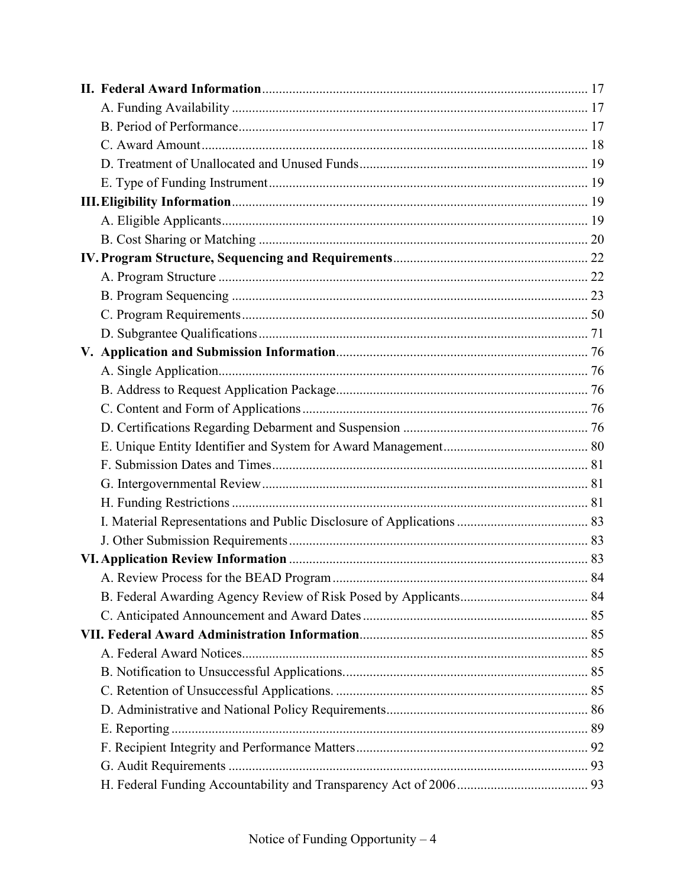**II. Federal Award Information** ................................................................................................ 17

A. Funding Availability ........................................................................................................ 17

B. Period of Performance ...................................................................................................... 17

C. Award Amount .................................................................................................................. 18

D. Treatment of Unallocated and Unused Funds .................................................................. 19

E. Type of Funding Instrument ............................................................................................. 19

**III. Eligibility Information** ......................................................................................................... 19

A. Eligible Applicants ........................................................................................................... 19

B. Cost Sharing or Matching ................................................................................................ 20

**IV. Program Structure, Sequencing and Requirements** .......................................................... 22

A. Program Structure ............................................................................................................ 22

B. Program Sequencing ........................................................................................................ 23

C. Program Requirements ..................................................................................................... 50

D. Subgrantee Qualifications ................................................................................................ 71

**V. Application and Submission Information** .......................................................................... 76

A. Single Application ............................................................................................................ 76

B. Address to Request Application Package ......................................................................... 76

C. Content and Form of Applications ................................................................................... 76

D. Certifications Regarding Debarment and Suspension ...................................................... 76

E. Unique Entity Identifier and System for Award Management .......................................... 80

F. Submission Dates and Times ............................................................................................ 81

G. Intergovernmental Review ............................................................................................... 81

H. Funding Restrictions ........................................................................................................ 81

I. Material Representations and Public Disclosure of Applications ...................................... 83

J. Other Submission Requirements ....................................................................................... 83

**VI. Application Review Information** ........................................................................................ 83

A. Review Process for the BEAD Program ........................................................................... 84

B. Federal Awarding Agency Review of Risk Posed by Applicants ..................................... 84

C. Anticipated Announcement and Award Dates .................................................................. 85

**VII. Federal Award Administration Information** ................................................................... 85

A. Federal Award Notices ..................................................................................................... 85

B. Notification to Unsuccessful Applications ....................................................................... 85

C. Retention of Unsuccessful Applications. .......................................................................... 85

D. Administrative and National Policy Requirements .......................................................... 86

E. Reporting .......................................................................................................................... 89

F. Recipient Integrity and Performance Matters ................................................................... 92

G. Audit Requirements ......................................................................................................... 93

H. Federal Funding Accountability and Transparency Act of 2006 ...................................... 93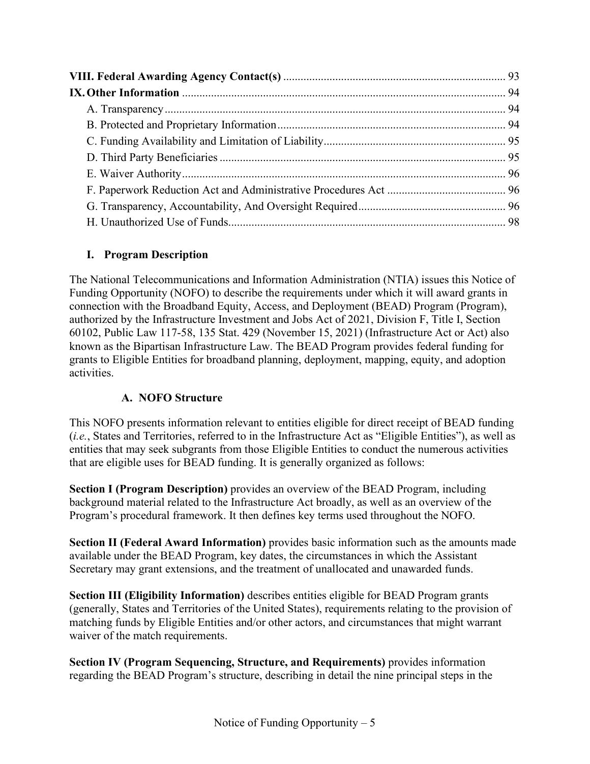| | |
|---|---|
| **VIII. Federal Awarding Agency Contact(s)** | 93 |
| **IX. Other Information** | 94 |
| A. Transparency | 94 |
| B. Protected and Proprietary Information | 94 |
| C. Funding Availability and Limitation of Liability | 95 |
| D. Third Party Beneficiaries | 95 |
| E. Waiver Authority | 96 |
| F. Paperwork Reduction Act and Administrative Procedures Act | 96 |
| G. Transparency, Accountability, And Oversight Required | 96 |
| H. Unauthorized Use of Funds | 98 |

## I. Program Description

The National Telecommunications and Information Administration (NTIA) issues this Notice of Funding Opportunity (NOFO) to describe the requirements under which it will award grants in connection with the Broadband Equity, Access, and Deployment (BEAD) Program (Program), authorized by the Infrastructure Investment and Jobs Act of 2021, Division F, Title I, Section 60102, Public Law 117-58, 135 Stat. 429 (November 15, 2021) (Infrastructure Act or Act) also known as the Bipartisan Infrastructure Law. The BEAD Program provides federal funding for grants to Eligible Entities for broadband planning, deployment, mapping, equity, and adoption activities.

### A. NOFO Structure

This NOFO presents information relevant to entities eligible for direct receipt of BEAD funding (*i.e.*, States and Territories, referred to in the Infrastructure Act as "Eligible Entities"), as well as entities that may seek subgrants from those Eligible Entities to conduct the numerous activities that are eligible uses for BEAD funding. It is generally organized as follows:

**Section I (Program Description)** provides an overview of the BEAD Program, including background material related to the Infrastructure Act broadly, as well as an overview of the Program's procedural framework. It then defines key terms used throughout the NOFO.

**Section II (Federal Award Information)** provides basic information such as the amounts made available under the BEAD Program, key dates, the circumstances in which the Assistant Secretary may grant extensions, and the treatment of unallocated and unawarded funds.

**Section III (Eligibility Information)** describes entities eligible for BEAD Program grants (generally, States and Territories of the United States), requirements relating to the provision of matching funds by Eligible Entities and/or other actors, and circumstances that might warrant waiver of the match requirements.

**Section IV (Program Sequencing, Structure, and Requirements)** provides information regarding the BEAD Program's structure, describing in detail the nine principal steps in the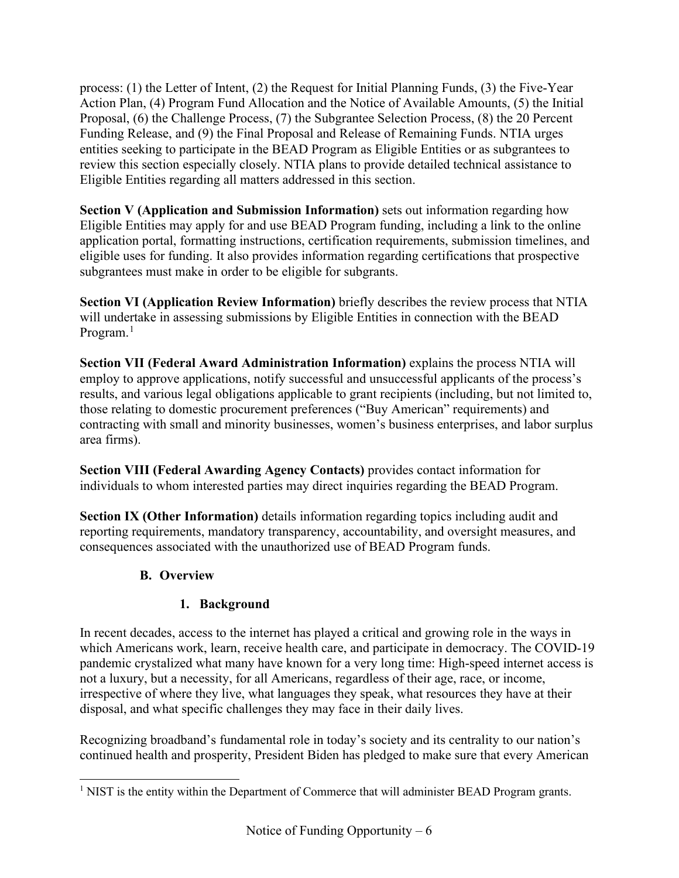process: (1) the Letter of Intent, (2) the Request for Initial Planning Funds, (3) the Five-Year Action Plan, (4) Program Fund Allocation and the Notice of Available Amounts, (5) the Initial Proposal, (6) the Challenge Process, (7) the Subgrantee Selection Process, (8) the 20 Percent Funding Release, and (9) the Final Proposal and Release of Remaining Funds. NTIA urges entities seeking to participate in the BEAD Program as Eligible Entities or as subgrantees to review this section especially closely. NTIA plans to provide detailed technical assistance to Eligible Entities regarding all matters addressed in this section.

**Section V (Application and Submission Information)** sets out information regarding how Eligible Entities may apply for and use BEAD Program funding, including a link to the online application portal, formatting instructions, certification requirements, submission timelines, and eligible uses for funding. It also provides information regarding certifications that prospective subgrantees must make in order to be eligible for subgrants.

**Section VI (Application Review Information)** briefly describes the review process that NTIA will undertake in assessing submissions by Eligible Entities in connection with the BEAD Program.[1]

**Section VII (Federal Award Administration Information)** explains the process NTIA will employ to approve applications, notify successful and unsuccessful applicants of the process's results, and various legal obligations applicable to grant recipients (including, but not limited to, those relating to domestic procurement preferences ("Buy American" requirements) and contracting with small and minority businesses, women's business enterprises, and labor surplus area firms).

**Section VIII (Federal Awarding Agency Contacts)** provides contact information for individuals to whom interested parties may direct inquiries regarding the BEAD Program.

**Section IX (Other Information)** details information regarding topics including audit and reporting requirements, mandatory transparency, accountability, and oversight measures, and consequences associated with the unauthorized use of BEAD Program funds.

## B. Overview

### 1. Background

In recent decades, access to the internet has played a critical and growing role in the ways in which Americans work, learn, receive health care, and participate in democracy. The COVID-19 pandemic crystalized what many have known for a very long time: High-speed internet access is not a luxury, but a necessity, for all Americans, regardless of their age, race, or income, irrespective of where they live, what languages they speak, what resources they have at their disposal, and what specific challenges they may face in their daily lives.

Recognizing broadband's fundamental role in today's society and its centrality to our nation's continued health and prosperity, President Biden has pledged to make sure that every American

[1] NIST is the entity within the Department of Commerce that will administer BEAD Program grants.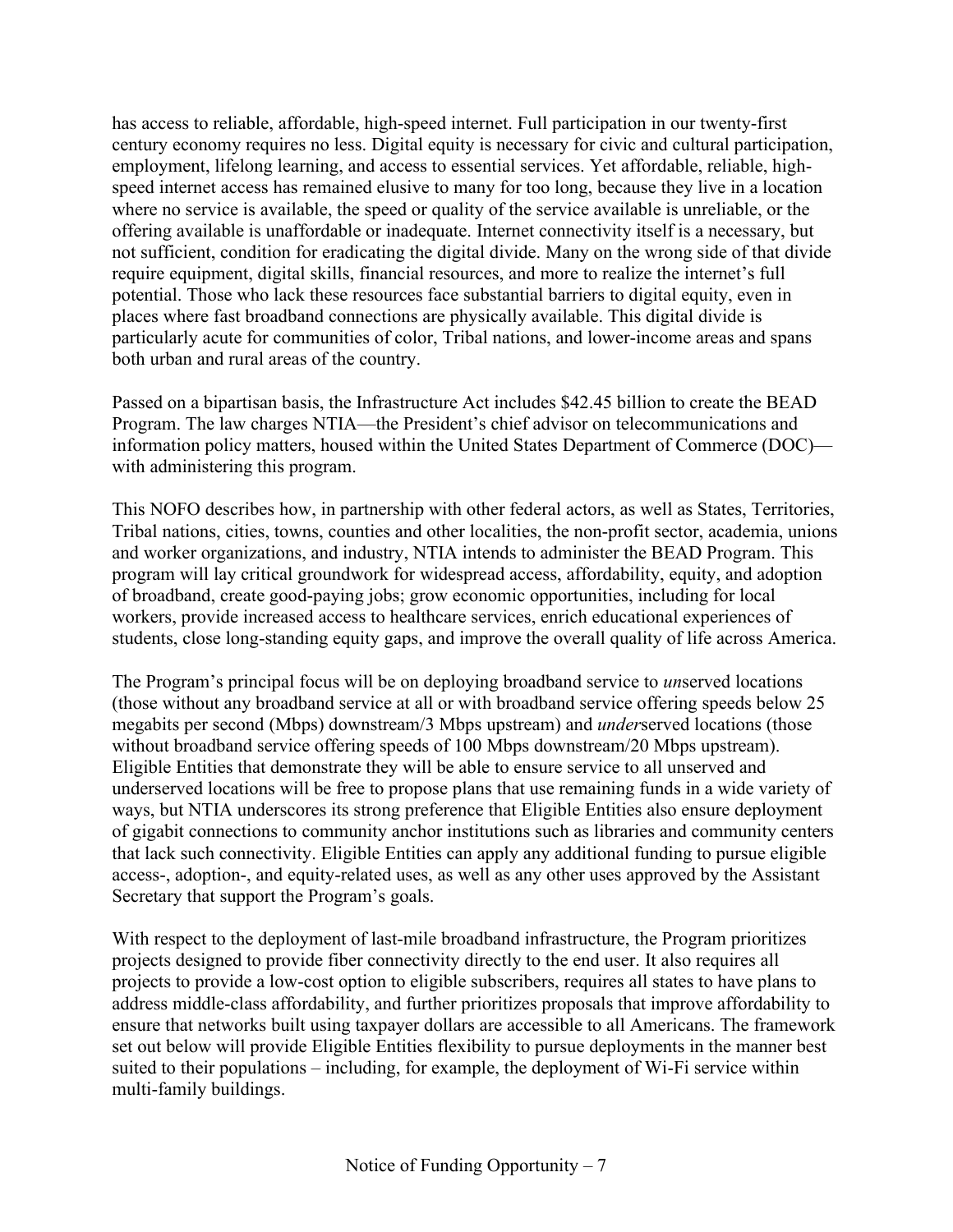has access to reliable, affordable, high-speed internet. Full participation in our twenty-first century economy requires no less. Digital equity is necessary for civic and cultural participation, employment, lifelong learning, and access to essential services. Yet affordable, reliable, high-speed internet access has remained elusive to many for too long, because they live in a location where no service is available, the speed or quality of the service available is unreliable, or the offering available is unaffordable or inadequate. Internet connectivity itself is a necessary, but not sufficient, condition for eradicating the digital divide. Many on the wrong side of that divide require equipment, digital skills, financial resources, and more to realize the internet's full potential. Those who lack these resources face substantial barriers to digital equity, even in places where fast broadband connections are physically available. This digital divide is particularly acute for communities of color, Tribal nations, and lower-income areas and spans both urban and rural areas of the country.

Passed on a bipartisan basis, the Infrastructure Act includes $42.45 billion to create the BEAD Program. The law charges NTIA—the President's chief advisor on telecommunications and information policy matters, housed within the United States Department of Commerce (DOC)—with administering this program.

This NOFO describes how, in partnership with other federal actors, as well as States, Territories, Tribal nations, cities, towns, counties and other localities, the non-profit sector, academia, unions and worker organizations, and industry, NTIA intends to administer the BEAD Program. This program will lay critical groundwork for widespread access, affordability, equity, and adoption of broadband, create good-paying jobs; grow economic opportunities, including for local workers, provide increased access to healthcare services, enrich educational experiences of students, close long-standing equity gaps, and improve the overall quality of life across America.

The Program's principal focus will be on deploying broadband service to *un*served locations (those without any broadband service at all or with broadband service offering speeds below 25 megabits per second (Mbps) downstream/3 Mbps upstream) and *under*served locations (those without broadband service offering speeds of 100 Mbps downstream/20 Mbps upstream). Eligible Entities that demonstrate they will be able to ensure service to all unserved and underserved locations will be free to propose plans that use remaining funds in a wide variety of ways, but NTIA underscores its strong preference that Eligible Entities also ensure deployment of gigabit connections to community anchor institutions such as libraries and community centers that lack such connectivity. Eligible Entities can apply any additional funding to pursue eligible access-, adoption-, and equity-related uses, as well as any other uses approved by the Assistant Secretary that support the Program's goals.

With respect to the deployment of last-mile broadband infrastructure, the Program prioritizes projects designed to provide fiber connectivity directly to the end user. It also requires all projects to provide a low-cost option to eligible subscribers, requires all states to have plans to address middle-class affordability, and further prioritizes proposals that improve affordability to ensure that networks built using taxpayer dollars are accessible to all Americans. The framework set out below will provide Eligible Entities flexibility to pursue deployments in the manner best suited to their populations – including, for example, the deployment of Wi-Fi service within multi-family buildings.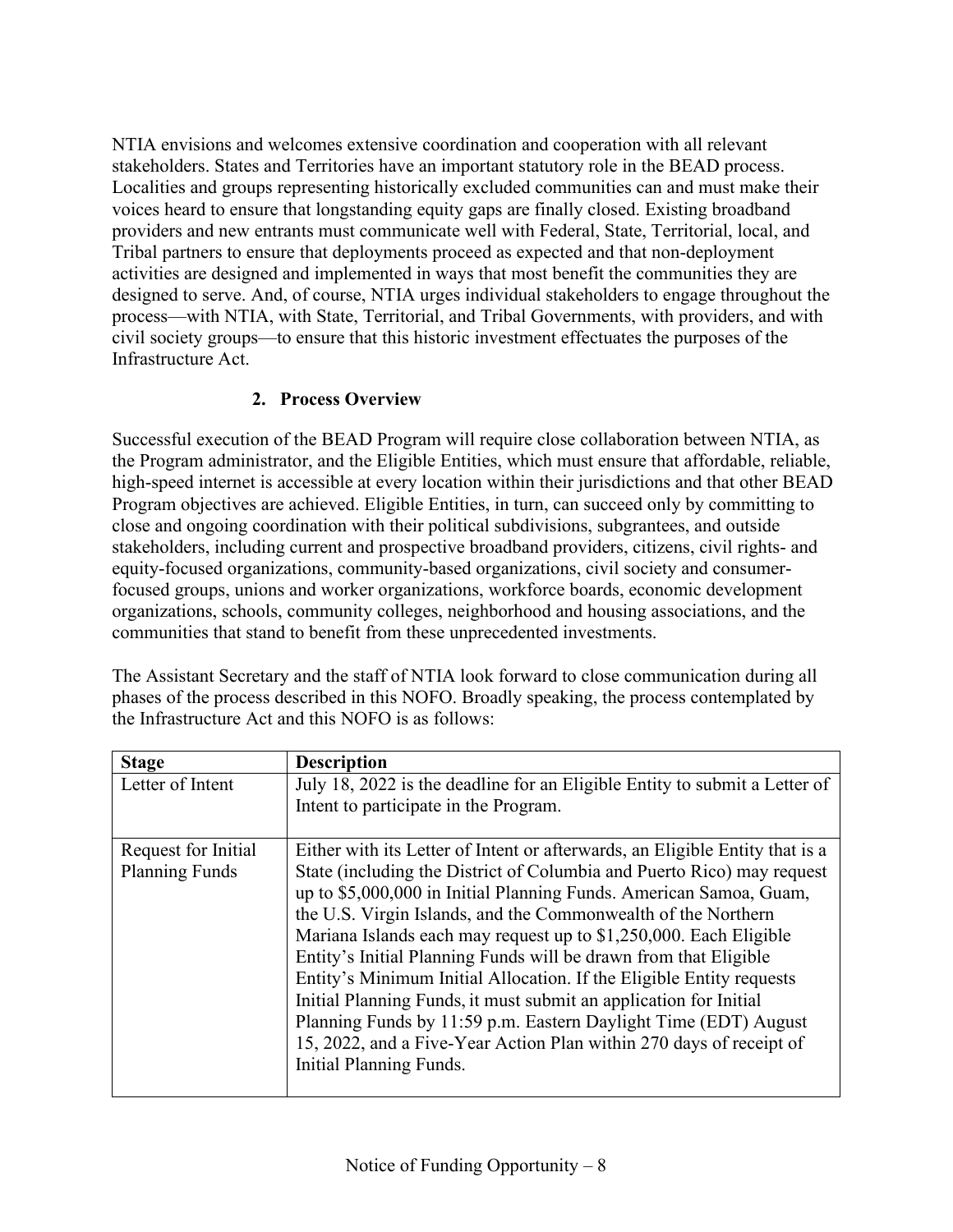NTIA envisions and welcomes extensive coordination and cooperation with all relevant stakeholders. States and Territories have an important statutory role in the BEAD process. Localities and groups representing historically excluded communities can and must make their voices heard to ensure that longstanding equity gaps are finally closed. Existing broadband providers and new entrants must communicate well with Federal, State, Territorial, local, and Tribal partners to ensure that deployments proceed as expected and that non-deployment activities are designed and implemented in ways that most benefit the communities they are designed to serve. And, of course, NTIA urges individual stakeholders to engage throughout the process—with NTIA, with State, Territorial, and Tribal Governments, with providers, and with civil society groups—to ensure that this historic investment effectuates the purposes of the Infrastructure Act.

### 2. Process Overview

Successful execution of the BEAD Program will require close collaboration between NTIA, as the Program administrator, and the Eligible Entities, which must ensure that affordable, reliable, high-speed internet is accessible at every location within their jurisdictions and that other BEAD Program objectives are achieved. Eligible Entities, in turn, can succeed only by committing to close and ongoing coordination with their political subdivisions, subgrantees, and outside stakeholders, including current and prospective broadband providers, citizens, civil rights- and equity-focused organizations, community-based organizations, civil society and consumer-focused groups, unions and worker organizations, workforce boards, economic development organizations, schools, community colleges, neighborhood and housing associations, and the communities that stand to benefit from these unprecedented investments.

The Assistant Secretary and the staff of NTIA look forward to close communication during all phases of the process described in this NOFO. Broadly speaking, the process contemplated by the Infrastructure Act and this NOFO is as follows:

| Stage | Description |
| --- | --- |
| Letter of Intent | July 18, 2022 is the deadline for an Eligible Entity to submit a Letter of Intent to participate in the Program. |
| Request for Initial Planning Funds | Either with its Letter of Intent or afterwards, an Eligible Entity that is a State (including the District of Columbia and Puerto Rico) may request up to $5,000,000 in Initial Planning Funds. American Samoa, Guam, the U.S. Virgin Islands, and the Commonwealth of the Northern Mariana Islands each may request up to $1,250,000. Each Eligible Entity's Initial Planning Funds will be drawn from that Eligible Entity's Minimum Initial Allocation. If the Eligible Entity requests Initial Planning Funds, it must submit an application for Initial Planning Funds by 11:59 p.m. Eastern Daylight Time (EDT) August 15, 2022, and a Five-Year Action Plan within 270 days of receipt of Initial Planning Funds. |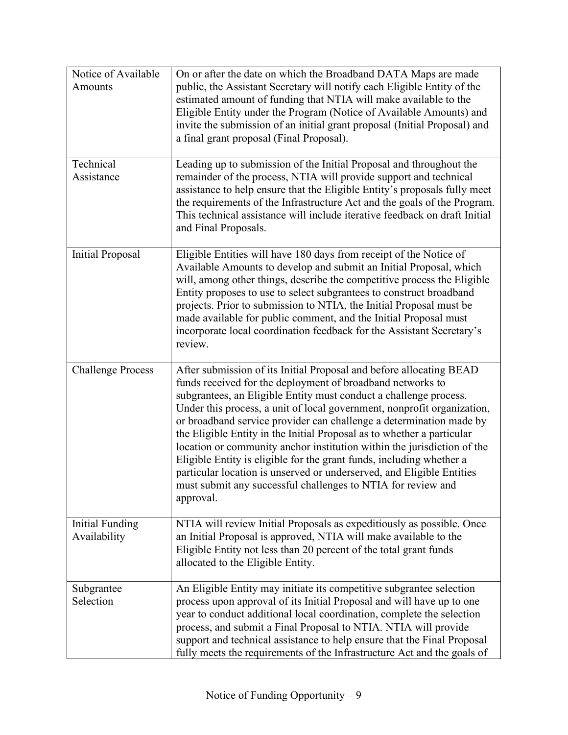| | |
|---|---|
| Notice of Available Amounts | On or after the date on which the Broadband DATA Maps are made public, the Assistant Secretary will notify each Eligible Entity of the estimated amount of funding that NTIA will make available to the Eligible Entity under the Program (Notice of Available Amounts) and invite the submission of an initial grant proposal (Initial Proposal) and a final grant proposal (Final Proposal). |
| Technical Assistance | Leading up to submission of the Initial Proposal and throughout the remainder of the process, NTIA will provide support and technical assistance to help ensure that the Eligible Entity's proposals fully meet the requirements of the Infrastructure Act and the goals of the Program. This technical assistance will include iterative feedback on draft Initial and Final Proposals. |
| Initial Proposal | Eligible Entities will have 180 days from receipt of the Notice of Available Amounts to develop and submit an Initial Proposal, which will, among other things, describe the competitive process the Eligible Entity proposes to use to select subgrantees to construct broadband projects. Prior to submission to NTIA, the Initial Proposal must be made available for public comment, and the Initial Proposal must incorporate local coordination feedback for the Assistant Secretary's review. |
| Challenge Process | After submission of its Initial Proposal and before allocating BEAD funds received for the deployment of broadband networks to subgrantees, an Eligible Entity must conduct a challenge process. Under this process, a unit of local government, nonprofit organization, or broadband service provider can challenge a determination made by the Eligible Entity in the Initial Proposal as to whether a particular location or community anchor institution within the jurisdiction of the Eligible Entity is eligible for the grant funds, including whether a particular location is unserved or underserved, and Eligible Entities must submit any successful challenges to NTIA for review and approval. |
| Initial Funding Availability | NTIA will review Initial Proposals as expeditiously as possible. Once an Initial Proposal is approved, NTIA will make available to the Eligible Entity not less than 20 percent of the total grant funds allocated to the Eligible Entity. |
| Subgrantee Selection | An Eligible Entity may initiate its competitive subgrantee selection process upon approval of its Initial Proposal and will have up to one year to conduct additional local coordination, complete the selection process, and submit a Final Proposal to NTIA. NTIA will provide support and technical assistance to help ensure that the Final Proposal fully meets the requirements of the Infrastructure Act and the goals of |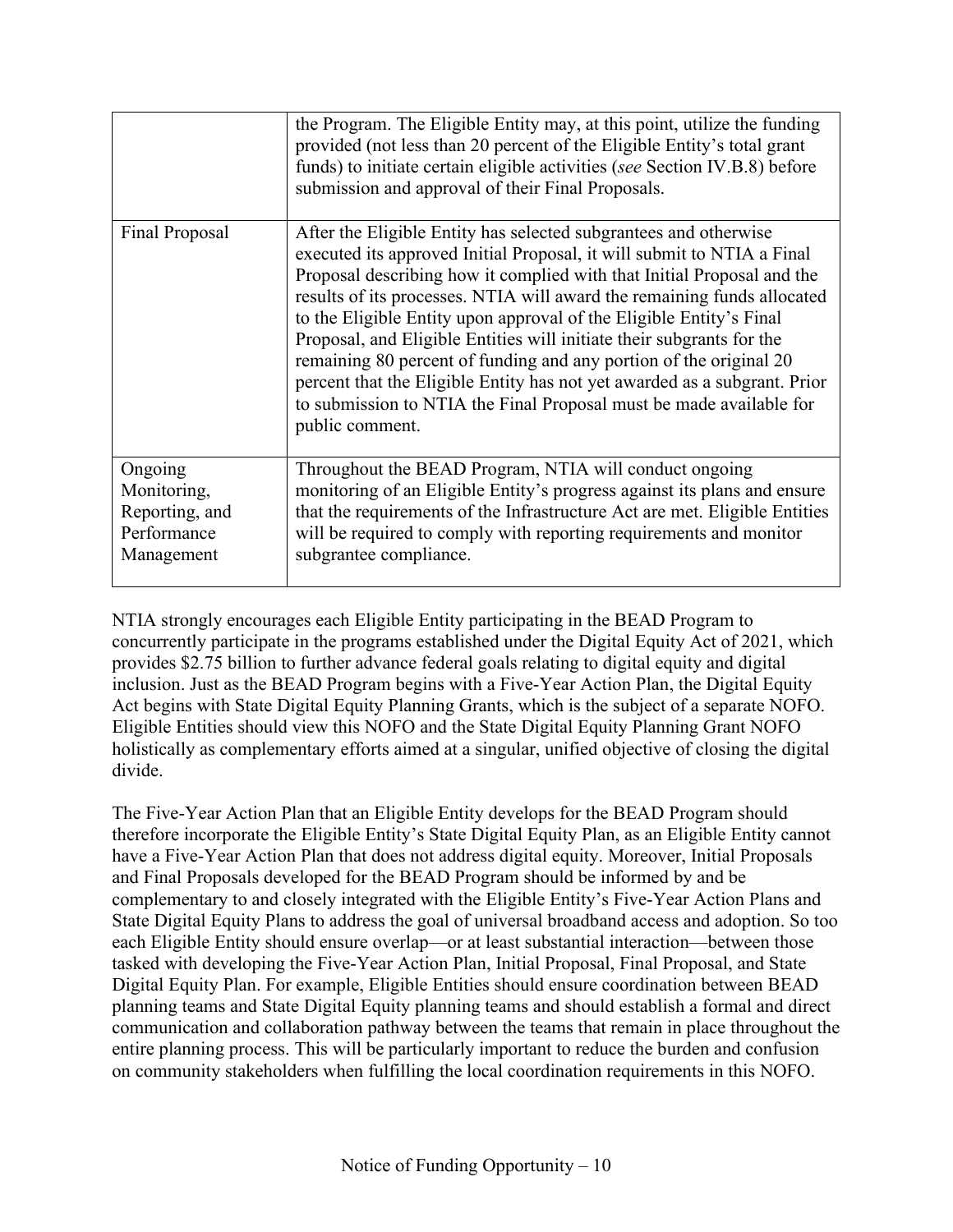| | |
|---|---|
| | the Program. The Eligible Entity may, at this point, utilize the funding provided (not less than 20 percent of the Eligible Entity's total grant funds) to initiate certain eligible activities (*see* Section IV.B.8) before submission and approval of their Final Proposals. |
| Final Proposal | After the Eligible Entity has selected subgrantees and otherwise executed its approved Initial Proposal, it will submit to NTIA a Final Proposal describing how it complied with that Initial Proposal and the results of its processes. NTIA will award the remaining funds allocated to the Eligible Entity upon approval of the Eligible Entity's Final Proposal, and Eligible Entities will initiate their subgrants for the remaining 80 percent of funding and any portion of the original 20 percent that the Eligible Entity has not yet awarded as a subgrant. Prior to submission to NTIA the Final Proposal must be made available for public comment. |
| Ongoing Monitoring, Reporting, and Performance Management | Throughout the BEAD Program, NTIA will conduct ongoing monitoring of an Eligible Entity's progress against its plans and ensure that the requirements of the Infrastructure Act are met. Eligible Entities will be required to comply with reporting requirements and monitor subgrantee compliance. |

NTIA strongly encourages each Eligible Entity participating in the BEAD Program to concurrently participate in the programs established under the Digital Equity Act of 2021, which provides $2.75 billion to further advance federal goals relating to digital equity and digital inclusion. Just as the BEAD Program begins with a Five-Year Action Plan, the Digital Equity Act begins with State Digital Equity Planning Grants, which is the subject of a separate NOFO. Eligible Entities should view this NOFO and the State Digital Equity Planning Grant NOFO holistically as complementary efforts aimed at a singular, unified objective of closing the digital divide.

The Five-Year Action Plan that an Eligible Entity develops for the BEAD Program should therefore incorporate the Eligible Entity's State Digital Equity Plan, as an Eligible Entity cannot have a Five-Year Action Plan that does not address digital equity. Moreover, Initial Proposals and Final Proposals developed for the BEAD Program should be informed by and be complementary to and closely integrated with the Eligible Entity's Five-Year Action Plans and State Digital Equity Plans to address the goal of universal broadband access and adoption. So too each Eligible Entity should ensure overlap—or at least substantial interaction—between those tasked with developing the Five-Year Action Plan, Initial Proposal, Final Proposal, and State Digital Equity Plan. For example, Eligible Entities should ensure coordination between BEAD planning teams and State Digital Equity planning teams and should establish a formal and direct communication and collaboration pathway between the teams that remain in place throughout the entire planning process. This will be particularly important to reduce the burden and confusion on community stakeholders when fulfilling the local coordination requirements in this NOFO.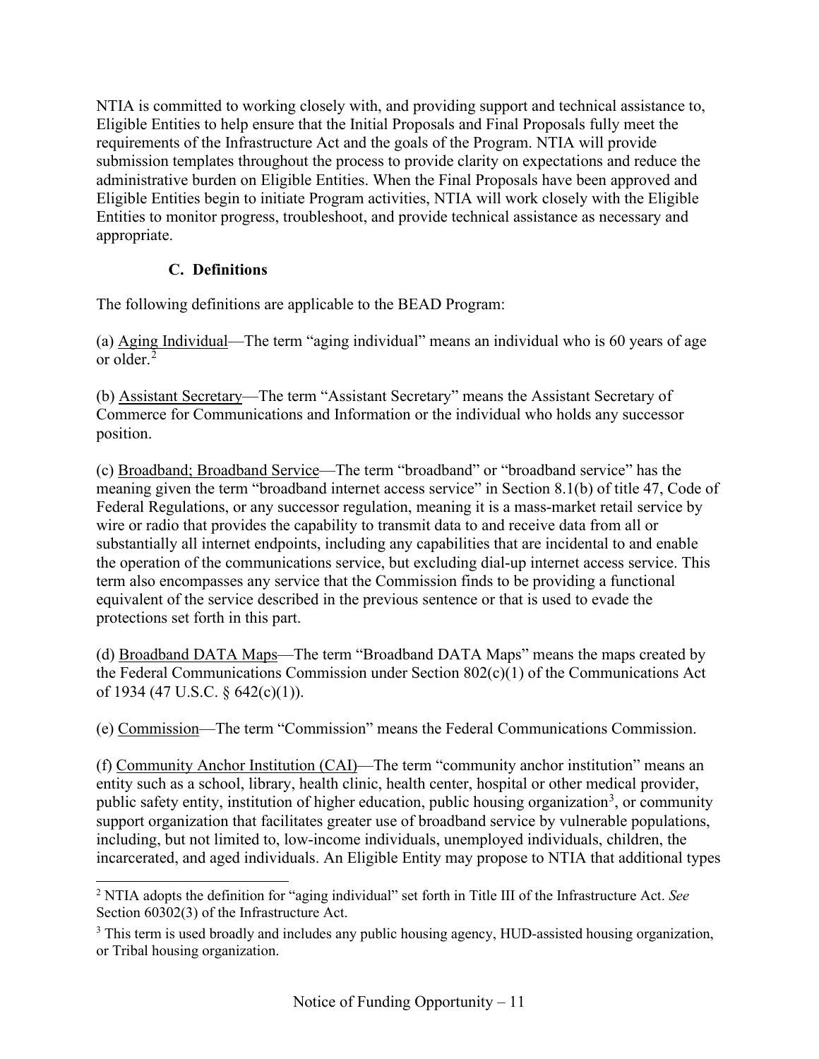NTIA is committed to working closely with, and providing support and technical assistance to, Eligible Entities to help ensure that the Initial Proposals and Final Proposals fully meet the requirements of the Infrastructure Act and the goals of the Program. NTIA will provide submission templates throughout the process to provide clarity on expectations and reduce the administrative burden on Eligible Entities. When the Final Proposals have been approved and Eligible Entities begin to initiate Program activities, NTIA will work closely with the Eligible Entities to monitor progress, troubleshoot, and provide technical assistance as necessary and appropriate.

### C. Definitions

The following definitions are applicable to the BEAD Program:

(a) Aging Individual—The term "aging individual" means an individual who is 60 years of age or older.[2]

(b) Assistant Secretary—The term "Assistant Secretary" means the Assistant Secretary of Commerce for Communications and Information or the individual who holds any successor position.

(c) Broadband; Broadband Service—The term "broadband" or "broadband service" has the meaning given the term "broadband internet access service" in Section 8.1(b) of title 47, Code of Federal Regulations, or any successor regulation, meaning it is a mass-market retail service by wire or radio that provides the capability to transmit data to and receive data from all or substantially all internet endpoints, including any capabilities that are incidental to and enable the operation of the communications service, but excluding dial-up internet access service. This term also encompasses any service that the Commission finds to be providing a functional equivalent of the service described in the previous sentence or that is used to evade the protections set forth in this part.

(d) Broadband DATA Maps—The term "Broadband DATA Maps" means the maps created by the Federal Communications Commission under Section 802(c)(1) of the Communications Act of 1934 (47 U.S.C. § 642(c)(1)).

(e) Commission—The term "Commission" means the Federal Communications Commission.

(f) Community Anchor Institution (CAI)—The term "community anchor institution" means an entity such as a school, library, health clinic, health center, hospital or other medical provider, public safety entity, institution of higher education, public housing organization[3], or community support organization that facilitates greater use of broadband service by vulnerable populations, including, but not limited to, low-income individuals, unemployed individuals, children, the incarcerated, and aged individuals. An Eligible Entity may propose to NTIA that additional types

---

[2] NTIA adopts the definition for "aging individual" set forth in Title III of the Infrastructure Act. *See* Section 60302(3) of the Infrastructure Act.

[3] This term is used broadly and includes any public housing agency, HUD-assisted housing organization, or Tribal housing organization.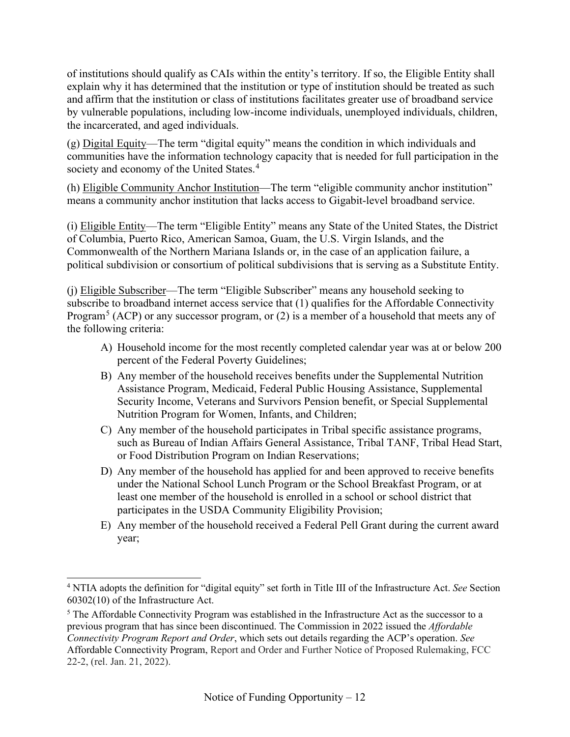of institutions should qualify as CAIs within the entity's territory. If so, the Eligible Entity shall explain why it has determined that the institution or type of institution should be treated as such and affirm that the institution or class of institutions facilitates greater use of broadband service by vulnerable populations, including low-income individuals, unemployed individuals, children, the incarcerated, and aged individuals.

(g) Digital Equity—The term "digital equity" means the condition in which individuals and communities have the information technology capacity that is needed for full participation in the society and economy of the United States.[4]

(h) Eligible Community Anchor Institution—The term "eligible community anchor institution" means a community anchor institution that lacks access to Gigabit-level broadband service.

(i) Eligible Entity—The term "Eligible Entity" means any State of the United States, the District of Columbia, Puerto Rico, American Samoa, Guam, the U.S. Virgin Islands, and the Commonwealth of the Northern Mariana Islands or, in the case of an application failure, a political subdivision or consortium of political subdivisions that is serving as a Substitute Entity.

(j) Eligible Subscriber—The term "Eligible Subscriber" means any household seeking to subscribe to broadband internet access service that (1) qualifies for the Affordable Connectivity Program[5] (ACP) or any successor program, or (2) is a member of a household that meets any of the following criteria:

A) Household income for the most recently completed calendar year was at or below 200 percent of the Federal Poverty Guidelines;
B) Any member of the household receives benefits under the Supplemental Nutrition Assistance Program, Medicaid, Federal Public Housing Assistance, Supplemental Security Income, Veterans and Survivors Pension benefit, or Special Supplemental Nutrition Program for Women, Infants, and Children;
C) Any member of the household participates in Tribal specific assistance programs, such as Bureau of Indian Affairs General Assistance, Tribal TANF, Tribal Head Start, or Food Distribution Program on Indian Reservations;
D) Any member of the household has applied for and been approved to receive benefits under the National School Lunch Program or the School Breakfast Program, or at least one member of the household is enrolled in a school or school district that participates in the USDA Community Eligibility Provision;
E) Any member of the household received a Federal Pell Grant during the current award year;

---

[4] NTIA adopts the definition for "digital equity" set forth in Title III of the Infrastructure Act. *See* Section 60302(10) of the Infrastructure Act.

[5] The Affordable Connectivity Program was established in the Infrastructure Act as the successor to a previous program that has since been discontinued. The Commission in 2022 issued the *Affordable Connectivity Program Report and Order*, which sets out details regarding the ACP's operation. *See* Affordable Connectivity Program, Report and Order and Further Notice of Proposed Rulemaking, FCC 22-2, (rel. Jan. 21, 2022).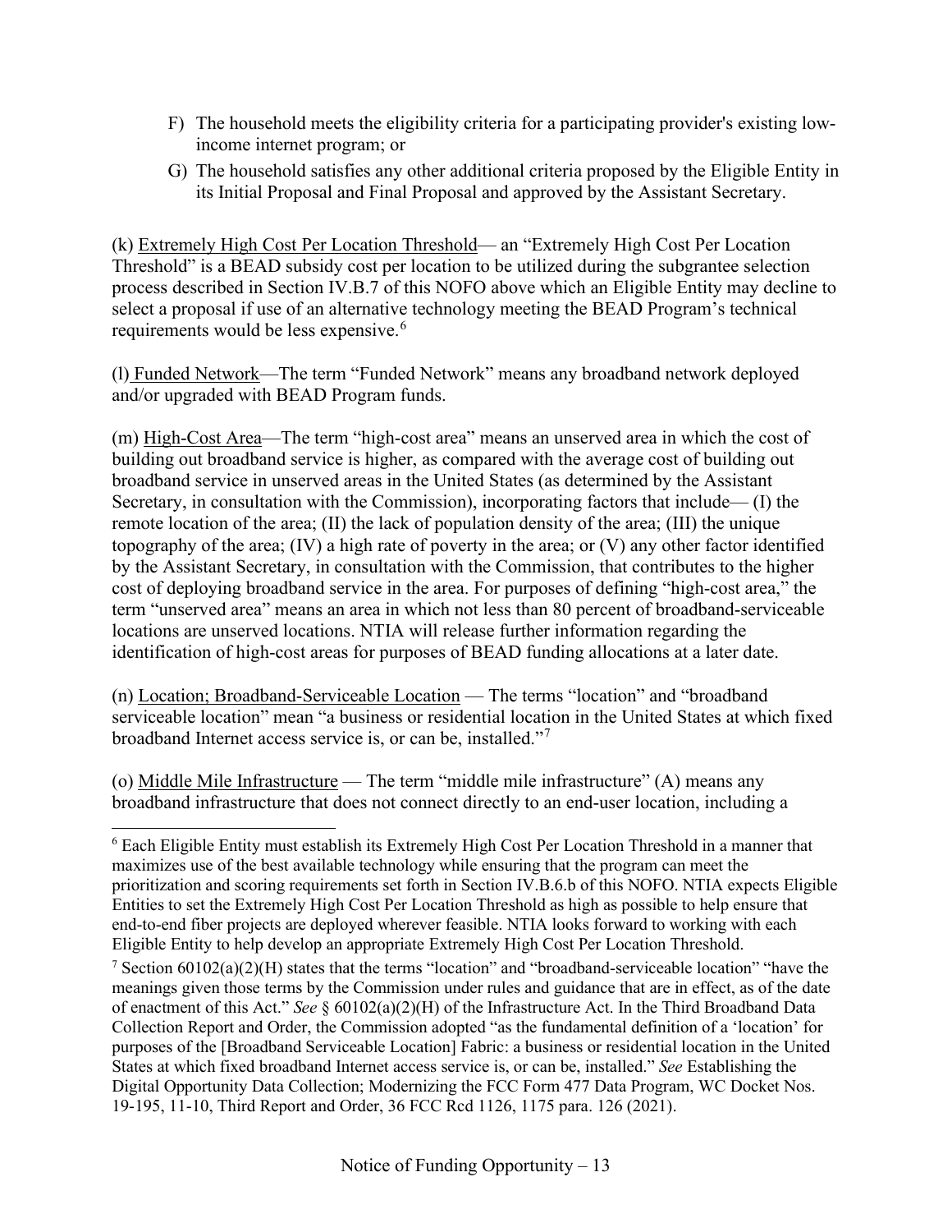F) The household meets the eligibility criteria for a participating provider's existing low-income internet program; or

G) The household satisfies any other additional criteria proposed by the Eligible Entity in its Initial Proposal and Final Proposal and approved by the Assistant Secretary.

(k) Extremely High Cost Per Location Threshold— an "Extremely High Cost Per Location Threshold" is a BEAD subsidy cost per location to be utilized during the subgrantee selection process described in Section IV.B.7 of this NOFO above which an Eligible Entity may decline to select a proposal if use of an alternative technology meeting the BEAD Program's technical requirements would be less expensive.[6]

(l) Funded Network—The term "Funded Network" means any broadband network deployed and/or upgraded with BEAD Program funds.

(m) High-Cost Area—The term "high-cost area" means an unserved area in which the cost of building out broadband service is higher, as compared with the average cost of building out broadband service in unserved areas in the United States (as determined by the Assistant Secretary, in consultation with the Commission), incorporating factors that include— (I) the remote location of the area; (II) the lack of population density of the area; (III) the unique topography of the area; (IV) a high rate of poverty in the area; or (V) any other factor identified by the Assistant Secretary, in consultation with the Commission, that contributes to the higher cost of deploying broadband service in the area. For purposes of defining "high-cost area," the term "unserved area" means an area in which not less than 80 percent of broadband-serviceable locations are unserved locations. NTIA will release further information regarding the identification of high-cost areas for purposes of BEAD funding allocations at a later date.

(n) Location; Broadband-Serviceable Location — The terms "location" and "broadband serviceable location" mean "a business or residential location in the United States at which fixed broadband Internet access service is, or can be, installed."[7]

(o) Middle Mile Infrastructure — The term "middle mile infrastructure" (A) means any broadband infrastructure that does not connect directly to an end-user location, including a

---

[6] Each Eligible Entity must establish its Extremely High Cost Per Location Threshold in a manner that maximizes use of the best available technology while ensuring that the program can meet the prioritization and scoring requirements set forth in Section IV.B.6.b of this NOFO. NTIA expects Eligible Entities to set the Extremely High Cost Per Location Threshold as high as possible to help ensure that end-to-end fiber projects are deployed wherever feasible. NTIA looks forward to working with each Eligible Entity to help develop an appropriate Extremely High Cost Per Location Threshold.

[7] Section 60102(a)(2)(H) states that the terms "location" and "broadband-serviceable location" "have the meanings given those terms by the Commission under rules and guidance that are in effect, as of the date of enactment of this Act." *See* § 60102(a)(2)(H) of the Infrastructure Act. In the Third Broadband Data Collection Report and Order, the Commission adopted "as the fundamental definition of a 'location' for purposes of the [Broadband Serviceable Location] Fabric: a business or residential location in the United States at which fixed broadband Internet access service is, or can be, installed." *See* Establishing the Digital Opportunity Data Collection; Modernizing the FCC Form 477 Data Program, WC Docket Nos. 19-195, 11-10, Third Report and Order, 36 FCC Rcd 1126, 1175 para. 126 (2021).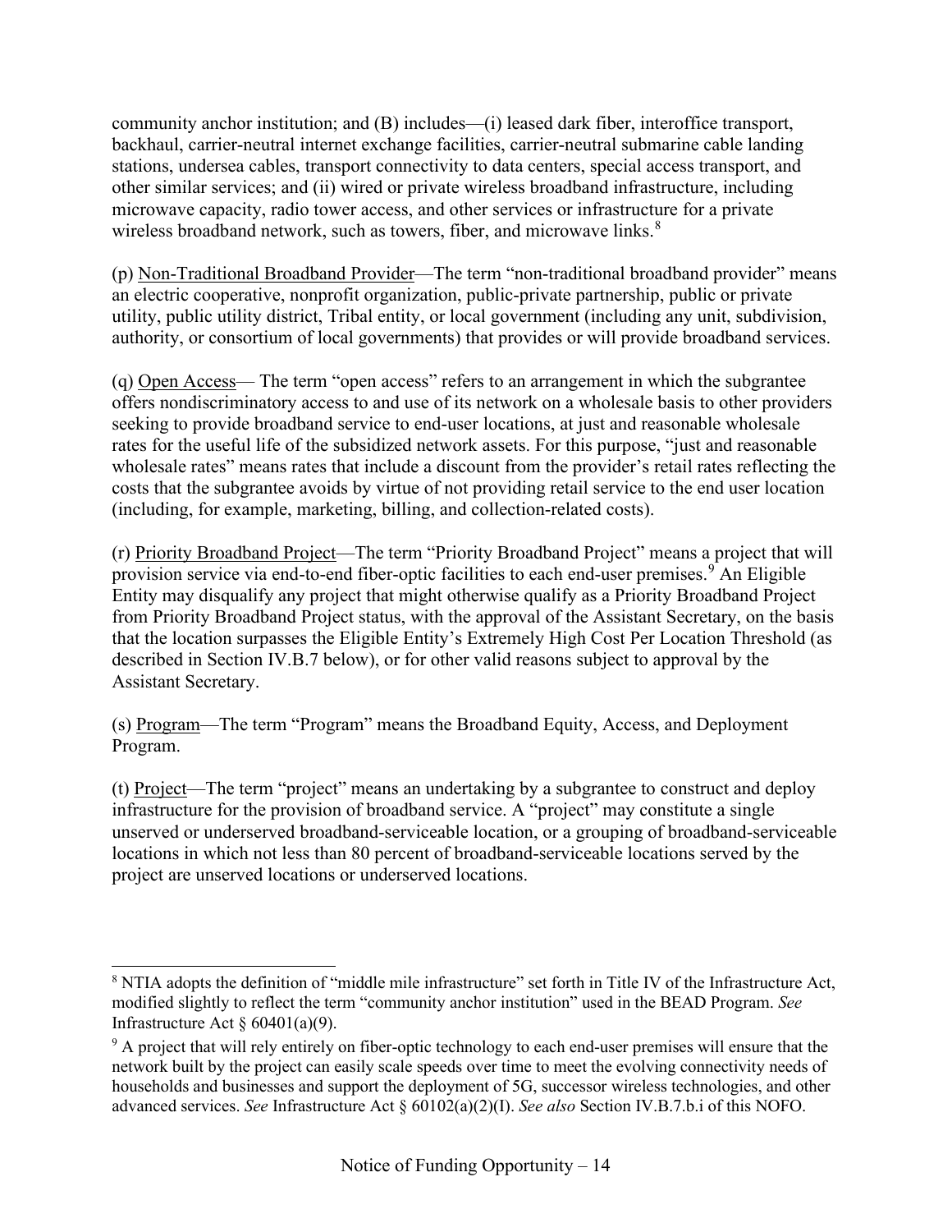community anchor institution; and (B) includes—(i) leased dark fiber, interoffice transport, backhaul, carrier-neutral internet exchange facilities, carrier-neutral submarine cable landing stations, undersea cables, transport connectivity to data centers, special access transport, and other similar services; and (ii) wired or private wireless broadband infrastructure, including microwave capacity, radio tower access, and other services or infrastructure for a private wireless broadband network, such as towers, fiber, and microwave links.[8]

(p) Non-Traditional Broadband Provider—The term "non-traditional broadband provider" means an electric cooperative, nonprofit organization, public-private partnership, public or private utility, public utility district, Tribal entity, or local government (including any unit, subdivision, authority, or consortium of local governments) that provides or will provide broadband services.

(q) Open Access— The term "open access" refers to an arrangement in which the subgrantee offers nondiscriminatory access to and use of its network on a wholesale basis to other providers seeking to provide broadband service to end-user locations, at just and reasonable wholesale rates for the useful life of the subsidized network assets. For this purpose, "just and reasonable wholesale rates" means rates that include a discount from the provider's retail rates reflecting the costs that the subgrantee avoids by virtue of not providing retail service to the end user location (including, for example, marketing, billing, and collection-related costs).

(r) Priority Broadband Project—The term "Priority Broadband Project" means a project that will provision service via end-to-end fiber-optic facilities to each end-user premises.[9] An Eligible Entity may disqualify any project that might otherwise qualify as a Priority Broadband Project from Priority Broadband Project status, with the approval of the Assistant Secretary, on the basis that the location surpasses the Eligible Entity's Extremely High Cost Per Location Threshold (as described in Section IV.B.7 below), or for other valid reasons subject to approval by the Assistant Secretary.

(s) Program—The term "Program" means the Broadband Equity, Access, and Deployment Program.

(t) Project—The term "project" means an undertaking by a subgrantee to construct and deploy infrastructure for the provision of broadband service. A "project" may constitute a single unserved or underserved broadband-serviceable location, or a grouping of broadband-serviceable locations in which not less than 80 percent of broadband-serviceable locations served by the project are unserved locations or underserved locations.

---

[8] NTIA adopts the definition of "middle mile infrastructure" set forth in Title IV of the Infrastructure Act, modified slightly to reflect the term "community anchor institution" used in the BEAD Program. *See* Infrastructure Act § 60401(a)(9).

[9] A project that will rely entirely on fiber-optic technology to each end-user premises will ensure that the network built by the project can easily scale speeds over time to meet the evolving connectivity needs of households and businesses and support the deployment of 5G, successor wireless technologies, and other advanced services. *See* Infrastructure Act § 60102(a)(2)(I). *See also* Section IV.B.7.b.i of this NOFO.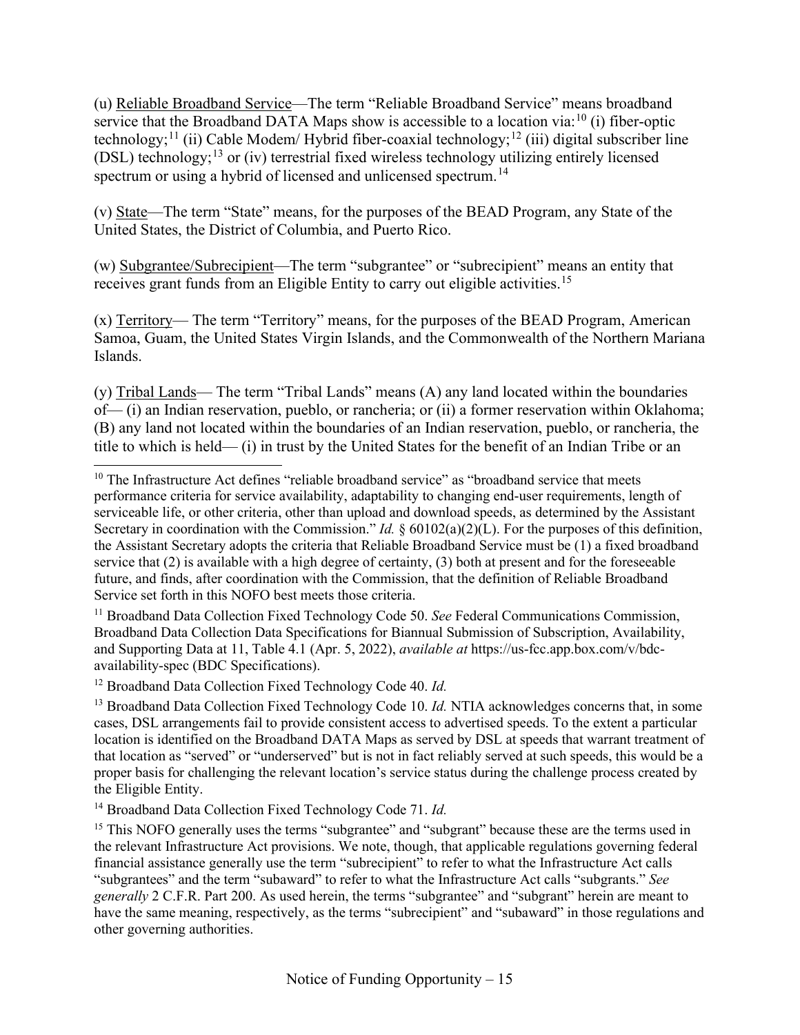(u) Reliable Broadband Service—The term "Reliable Broadband Service" means broadband service that the Broadband DATA Maps show is accessible to a location via:[10] (i) fiber-optic technology;[11] (ii) Cable Modem/ Hybrid fiber-coaxial technology;[12] (iii) digital subscriber line (DSL) technology;[13] or (iv) terrestrial fixed wireless technology utilizing entirely licensed spectrum or using a hybrid of licensed and unlicensed spectrum.[14]

(v) State—The term "State" means, for the purposes of the BEAD Program, any State of the United States, the District of Columbia, and Puerto Rico.

(w) Subgrantee/Subrecipient—The term "subgrantee" or "subrecipient" means an entity that receives grant funds from an Eligible Entity to carry out eligible activities.[15]

(x) Territory— The term "Territory" means, for the purposes of the BEAD Program, American Samoa, Guam, the United States Virgin Islands, and the Commonwealth of the Northern Mariana Islands.

(y) Tribal Lands— The term "Tribal Lands" means (A) any land located within the boundaries of— (i) an Indian reservation, pueblo, or rancheria; or (ii) a former reservation within Oklahoma; (B) any land not located within the boundaries of an Indian reservation, pueblo, or rancheria, the title to which is held— (i) in trust by the United States for the benefit of an Indian Tribe or an

---

[10] The Infrastructure Act defines "reliable broadband service" as "broadband service that meets performance criteria for service availability, adaptability to changing end-user requirements, length of serviceable life, or other criteria, other than upload and download speeds, as determined by the Assistant Secretary in coordination with the Commission." *Id.* § 60102(a)(2)(L). For the purposes of this definition, the Assistant Secretary adopts the criteria that Reliable Broadband Service must be (1) a fixed broadband service that (2) is available with a high degree of certainty, (3) both at present and for the foreseeable future, and finds, after coordination with the Commission, that the definition of Reliable Broadband Service set forth in this NOFO best meets those criteria.

[11] Broadband Data Collection Fixed Technology Code 50. *See* Federal Communications Commission, Broadband Data Collection Data Specifications for Biannual Submission of Subscription, Availability, and Supporting Data at 11, Table 4.1 (Apr. 5, 2022), *available at* https://us-fcc.app.box.com/v/bdc-availability-spec (BDC Specifications).

[12] Broadband Data Collection Fixed Technology Code 40. *Id.*

[13] Broadband Data Collection Fixed Technology Code 10. *Id.* NTIA acknowledges concerns that, in some cases, DSL arrangements fail to provide consistent access to advertised speeds. To the extent a particular location is identified on the Broadband DATA Maps as served by DSL at speeds that warrant treatment of that location as "served" or "underserved" but is not in fact reliably served at such speeds, this would be a proper basis for challenging the relevant location's service status during the challenge process created by the Eligible Entity.

[14] Broadband Data Collection Fixed Technology Code 71. *Id.*

[15] This NOFO generally uses the terms "subgrantee" and "subgrant" because these are the terms used in the relevant Infrastructure Act provisions. We note, though, that applicable regulations governing federal financial assistance generally use the term "subrecipient" to refer to what the Infrastructure Act calls "subgrantees" and the term "subaward" to refer to what the Infrastructure Act calls "subgrants." *See generally* 2 C.F.R. Part 200. As used herein, the terms "subgrantee" and "subgrant" herein are meant to have the same meaning, respectively, as the terms "subrecipient" and "subaward" in those regulations and other governing authorities.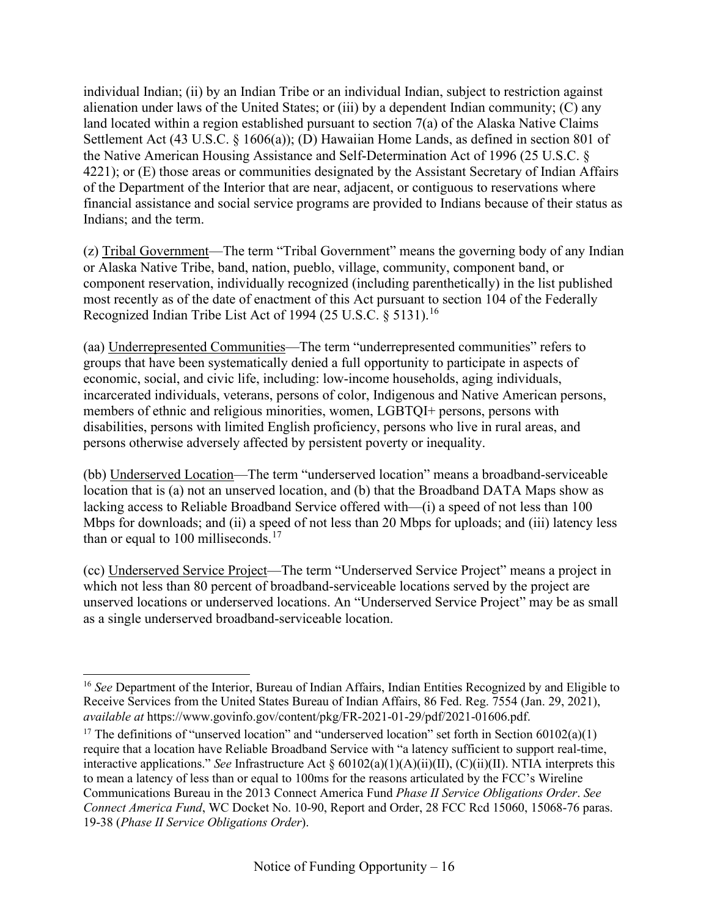individual Indian; (ii) by an Indian Tribe or an individual Indian, subject to restriction against alienation under laws of the United States; or (iii) by a dependent Indian community; (C) any land located within a region established pursuant to section 7(a) of the Alaska Native Claims Settlement Act (43 U.S.C. § 1606(a)); (D) Hawaiian Home Lands, as defined in section 801 of the Native American Housing Assistance and Self-Determination Act of 1996 (25 U.S.C. § 4221); or (E) those areas or communities designated by the Assistant Secretary of Indian Affairs of the Department of the Interior that are near, adjacent, or contiguous to reservations where financial assistance and social service programs are provided to Indians because of their status as Indians; and the term.

(z) Tribal Government—The term "Tribal Government" means the governing body of any Indian or Alaska Native Tribe, band, nation, pueblo, village, community, component band, or component reservation, individually recognized (including parenthetically) in the list published most recently as of the date of enactment of this Act pursuant to section 104 of the Federally Recognized Indian Tribe List Act of 1994 (25 U.S.C. § 5131).[16]

(aa) Underrepresented Communities—The term "underrepresented communities" refers to groups that have been systematically denied a full opportunity to participate in aspects of economic, social, and civic life, including: low-income households, aging individuals, incarcerated individuals, veterans, persons of color, Indigenous and Native American persons, members of ethnic and religious minorities, women, LGBTQI+ persons, persons with disabilities, persons with limited English proficiency, persons who live in rural areas, and persons otherwise adversely affected by persistent poverty or inequality.

(bb) Underserved Location—The term "underserved location" means a broadband-serviceable location that is (a) not an unserved location, and (b) that the Broadband DATA Maps show as lacking access to Reliable Broadband Service offered with—(i) a speed of not less than 100 Mbps for downloads; and (ii) a speed of not less than 20 Mbps for uploads; and (iii) latency less than or equal to 100 milliseconds.[17]

(cc) Underserved Service Project—The term "Underserved Service Project" means a project in which not less than 80 percent of broadband-serviceable locations served by the project are unserved locations or underserved locations. An "Underserved Service Project" may be as small as a single underserved broadband-serviceable location.

---

[16] *See* Department of the Interior, Bureau of Indian Affairs, Indian Entities Recognized by and Eligible to Receive Services from the United States Bureau of Indian Affairs, 86 Fed. Reg. 7554 (Jan. 29, 2021), *available at* https://www.govinfo.gov/content/pkg/FR-2021-01-29/pdf/2021-01606.pdf.

[17] The definitions of "unserved location" and "underserved location" set forth in Section 60102(a)(1) require that a location have Reliable Broadband Service with "a latency sufficient to support real-time, interactive applications." *See* Infrastructure Act § 60102(a)(1)(A)(ii)(II), (C)(ii)(II). NTIA interprets this to mean a latency of less than or equal to 100ms for the reasons articulated by the FCC's Wireline Communications Bureau in the 2013 Connect America Fund *Phase II Service Obligations Order*. *See Connect America Fund*, WC Docket No. 10-90, Report and Order, 28 FCC Rcd 15060, 15068-76 paras. 19-38 (*Phase II Service Obligations Order*).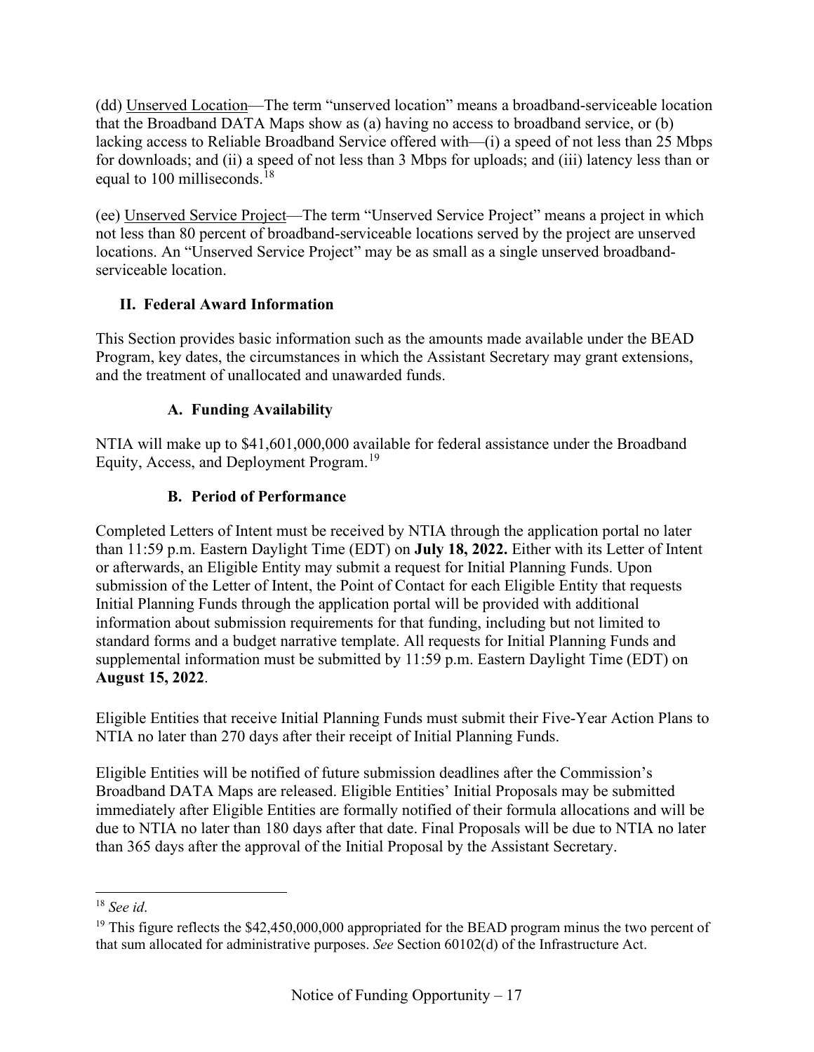(dd) Unserved Location—The term "unserved location" means a broadband-serviceable location that the Broadband DATA Maps show as (a) having no access to broadband service, or (b) lacking access to Reliable Broadband Service offered with—(i) a speed of not less than 25 Mbps for downloads; and (ii) a speed of not less than 3 Mbps for uploads; and (iii) latency less than or equal to 100 milliseconds.[18]

(ee) Unserved Service Project—The term "Unserved Service Project" means a project in which not less than 80 percent of broadband-serviceable locations served by the project are unserved locations. An "Unserved Service Project" may be as small as a single unserved broadband-serviceable location.

## II. Federal Award Information

This Section provides basic information such as the amounts made available under the BEAD Program, key dates, the circumstances in which the Assistant Secretary may grant extensions, and the treatment of unallocated and unawarded funds.

### A. Funding Availability

NTIA will make up to $41,601,000,000 available for federal assistance under the Broadband Equity, Access, and Deployment Program.[19]

### B. Period of Performance

Completed Letters of Intent must be received by NTIA through the application portal no later than 11:59 p.m. Eastern Daylight Time (EDT) on **July 18, 2022.** Either with its Letter of Intent or afterwards, an Eligible Entity may submit a request for Initial Planning Funds. Upon submission of the Letter of Intent, the Point of Contact for each Eligible Entity that requests Initial Planning Funds through the application portal will be provided with additional information about submission requirements for that funding, including but not limited to standard forms and a budget narrative template. All requests for Initial Planning Funds and supplemental information must be submitted by 11:59 p.m. Eastern Daylight Time (EDT) on **August 15, 2022**.

Eligible Entities that receive Initial Planning Funds must submit their Five-Year Action Plans to NTIA no later than 270 days after their receipt of Initial Planning Funds.

Eligible Entities will be notified of future submission deadlines after the Commission's Broadband DATA Maps are released. Eligible Entities' Initial Proposals may be submitted immediately after Eligible Entities are formally notified of their formula allocations and will be due to NTIA no later than 180 days after that date. Final Proposals will be due to NTIA no later than 365 days after the approval of the Initial Proposal by the Assistant Secretary.

---

[18] *See id.*

[19] This figure reflects the $42,450,000,000 appropriated for the BEAD program minus the two percent of that sum allocated for administrative purposes. *See* Section 60102(d) of the Infrastructure Act.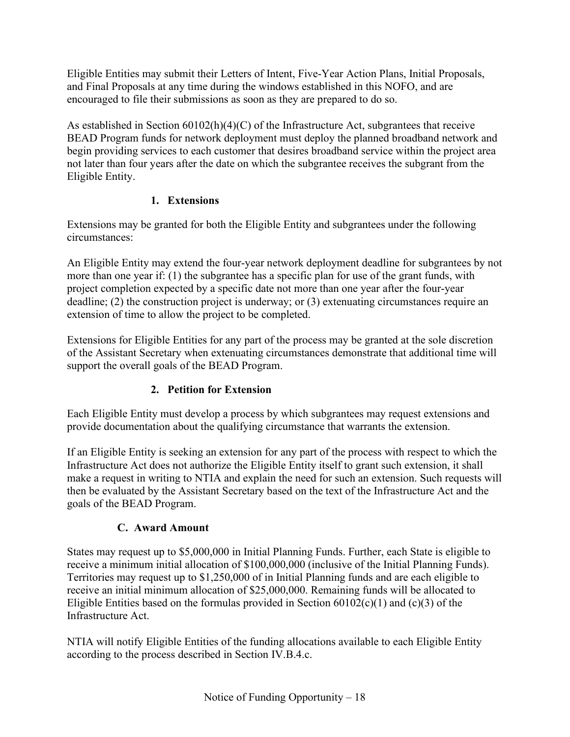Eligible Entities may submit their Letters of Intent, Five-Year Action Plans, Initial Proposals, and Final Proposals at any time during the windows established in this NOFO, and are encouraged to file their submissions as soon as they are prepared to do so.

As established in Section 60102(h)(4)(C) of the Infrastructure Act, subgrantees that receive BEAD Program funds for network deployment must deploy the planned broadband network and begin providing services to each customer that desires broadband service within the project area not later than four years after the date on which the subgrantee receives the subgrant from the Eligible Entity.

#### 1. Extensions

Extensions may be granted for both the Eligible Entity and subgrantees under the following circumstances:

An Eligible Entity may extend the four-year network deployment deadline for subgrantees by not more than one year if: (1) the subgrantee has a specific plan for use of the grant funds, with project completion expected by a specific date not more than one year after the four-year deadline; (2) the construction project is underway; or (3) extenuating circumstances require an extension of time to allow the project to be completed.

Extensions for Eligible Entities for any part of the process may be granted at the sole discretion of the Assistant Secretary when extenuating circumstances demonstrate that additional time will support the overall goals of the BEAD Program.

#### 2. Petition for Extension

Each Eligible Entity must develop a process by which subgrantees may request extensions and provide documentation about the qualifying circumstance that warrants the extension.

If an Eligible Entity is seeking an extension for any part of the process with respect to which the Infrastructure Act does not authorize the Eligible Entity itself to grant such extension, it shall make a request in writing to NTIA and explain the need for such an extension. Such requests will then be evaluated by the Assistant Secretary based on the text of the Infrastructure Act and the goals of the BEAD Program.

### C. Award Amount

States may request up to $5,000,000 in Initial Planning Funds. Further, each State is eligible to receive a minimum initial allocation of $100,000,000 (inclusive of the Initial Planning Funds). Territories may request up to $1,250,000 of in Initial Planning funds and are each eligible to receive an initial minimum allocation of $25,000,000. Remaining funds will be allocated to Eligible Entities based on the formulas provided in Section 60102(c)(1) and (c)(3) of the Infrastructure Act.

NTIA will notify Eligible Entities of the funding allocations available to each Eligible Entity according to the process described in Section IV.B.4.c.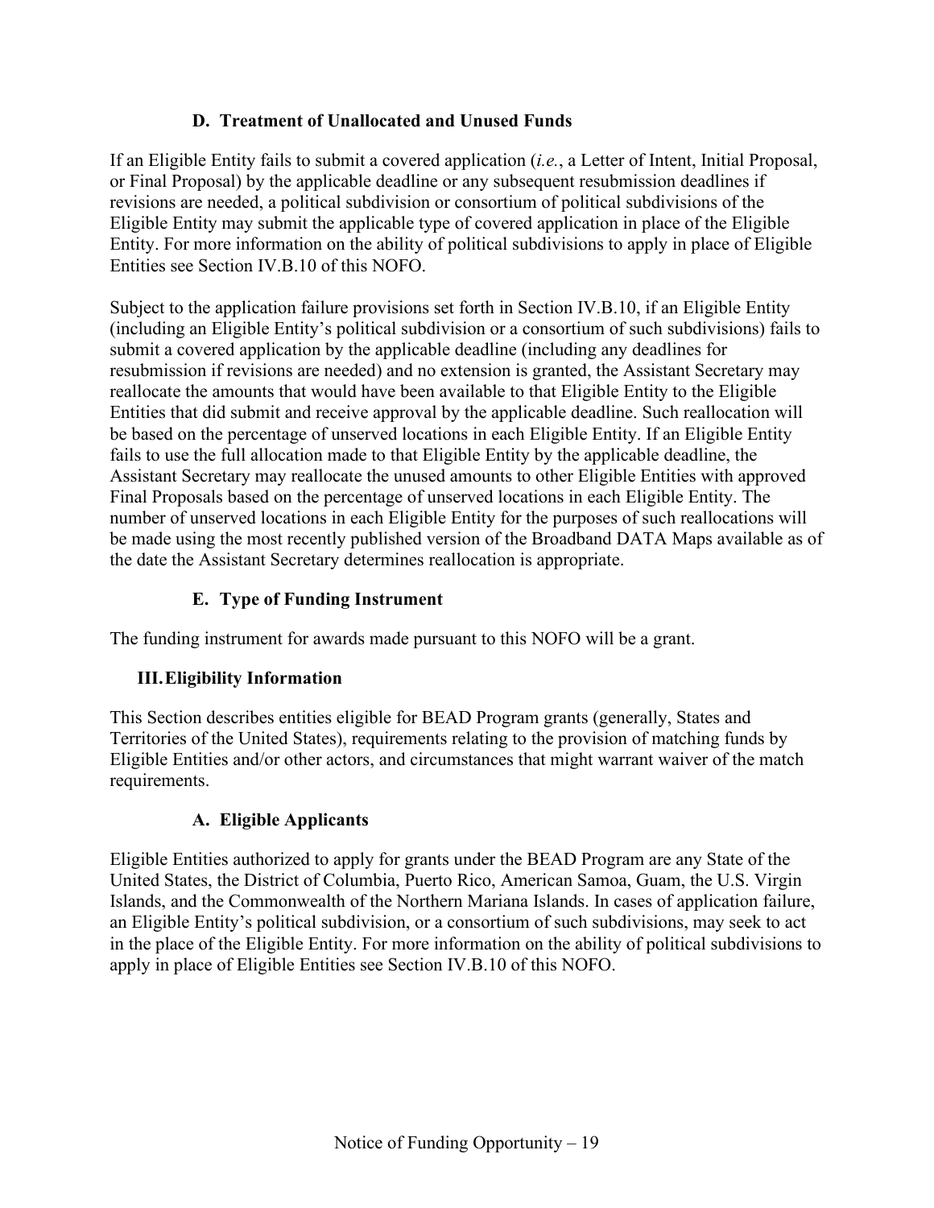### D. Treatment of Unallocated and Unused Funds

If an Eligible Entity fails to submit a covered application (*i.e.*, a Letter of Intent, Initial Proposal, or Final Proposal) by the applicable deadline or any subsequent resubmission deadlines if revisions are needed, a political subdivision or consortium of political subdivisions of the Eligible Entity may submit the applicable type of covered application in place of the Eligible Entity. For more information on the ability of political subdivisions to apply in place of Eligible Entities see Section IV.B.10 of this NOFO.

Subject to the application failure provisions set forth in Section IV.B.10, if an Eligible Entity (including an Eligible Entity's political subdivision or a consortium of such subdivisions) fails to submit a covered application by the applicable deadline (including any deadlines for resubmission if revisions are needed) and no extension is granted, the Assistant Secretary may reallocate the amounts that would have been available to that Eligible Entity to the Eligible Entities that did submit and receive approval by the applicable deadline. Such reallocation will be based on the percentage of unserved locations in each Eligible Entity. If an Eligible Entity fails to use the full allocation made to that Eligible Entity by the applicable deadline, the Assistant Secretary may reallocate the unused amounts to other Eligible Entities with approved Final Proposals based on the percentage of unserved locations in each Eligible Entity. The number of unserved locations in each Eligible Entity for the purposes of such reallocations will be made using the most recently published version of the Broadband DATA Maps available as of the date the Assistant Secretary determines reallocation is appropriate.

### E. Type of Funding Instrument

The funding instrument for awards made pursuant to this NOFO will be a grant.

## III. Eligibility Information

This Section describes entities eligible for BEAD Program grants (generally, States and Territories of the United States), requirements relating to the provision of matching funds by Eligible Entities and/or other actors, and circumstances that might warrant waiver of the match requirements.

### A. Eligible Applicants

Eligible Entities authorized to apply for grants under the BEAD Program are any State of the United States, the District of Columbia, Puerto Rico, American Samoa, Guam, the U.S. Virgin Islands, and the Commonwealth of the Northern Mariana Islands. In cases of application failure, an Eligible Entity's political subdivision, or a consortium of such subdivisions, may seek to act in the place of the Eligible Entity. For more information on the ability of political subdivisions to apply in place of Eligible Entities see Section IV.B.10 of this NOFO.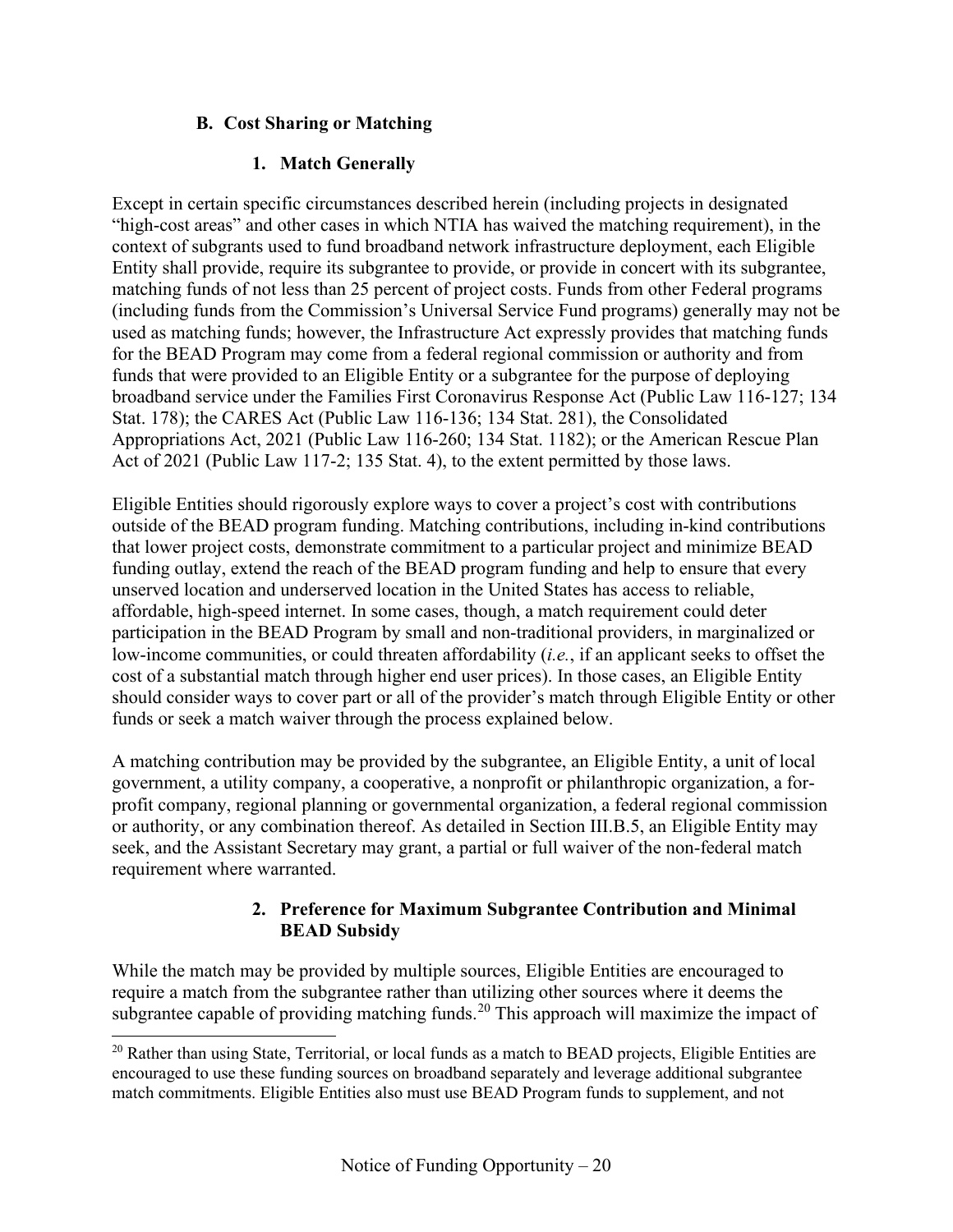### B. Cost Sharing or Matching

#### 1. Match Generally

Except in certain specific circumstances described herein (including projects in designated "high-cost areas" and other cases in which NTIA has waived the matching requirement), in the context of subgrants used to fund broadband network infrastructure deployment, each Eligible Entity shall provide, require its subgrantee to provide, or provide in concert with its subgrantee, matching funds of not less than 25 percent of project costs. Funds from other Federal programs (including funds from the Commission's Universal Service Fund programs) generally may not be used as matching funds; however, the Infrastructure Act expressly provides that matching funds for the BEAD Program may come from a federal regional commission or authority and from funds that were provided to an Eligible Entity or a subgrantee for the purpose of deploying broadband service under the Families First Coronavirus Response Act (Public Law 116-127; 134 Stat. 178); the CARES Act (Public Law 116-136; 134 Stat. 281), the Consolidated Appropriations Act, 2021 (Public Law 116-260; 134 Stat. 1182); or the American Rescue Plan Act of 2021 (Public Law 117-2; 135 Stat. 4), to the extent permitted by those laws.

Eligible Entities should rigorously explore ways to cover a project's cost with contributions outside of the BEAD program funding. Matching contributions, including in-kind contributions that lower project costs, demonstrate commitment to a particular project and minimize BEAD funding outlay, extend the reach of the BEAD program funding and help to ensure that every unserved location and underserved location in the United States has access to reliable, affordable, high-speed internet. In some cases, though, a match requirement could deter participation in the BEAD Program by small and non-traditional providers, in marginalized or low-income communities, or could threaten affordability (*i.e.*, if an applicant seeks to offset the cost of a substantial match through higher end user prices). In those cases, an Eligible Entity should consider ways to cover part or all of the provider's match through Eligible Entity or other funds or seek a match waiver through the process explained below.

A matching contribution may be provided by the subgrantee, an Eligible Entity, a unit of local government, a utility company, a cooperative, a nonprofit or philanthropic organization, a for-profit company, regional planning or governmental organization, a federal regional commission or authority, or any combination thereof. As detailed in Section III.B.5, an Eligible Entity may seek, and the Assistant Secretary may grant, a partial or full waiver of the non-federal match requirement where warranted.

#### 2. Preference for Maximum Subgrantee Contribution and Minimal BEAD Subsidy

While the match may be provided by multiple sources, Eligible Entities are encouraged to require a match from the subgrantee rather than utilizing other sources where it deems the subgrantee capable of providing matching funds.[20] This approach will maximize the impact of

[20] Rather than using State, Territorial, or local funds as a match to BEAD projects, Eligible Entities are encouraged to use these funding sources on broadband separately and leverage additional subgrantee match commitments. Eligible Entities also must use BEAD Program funds to supplement, and not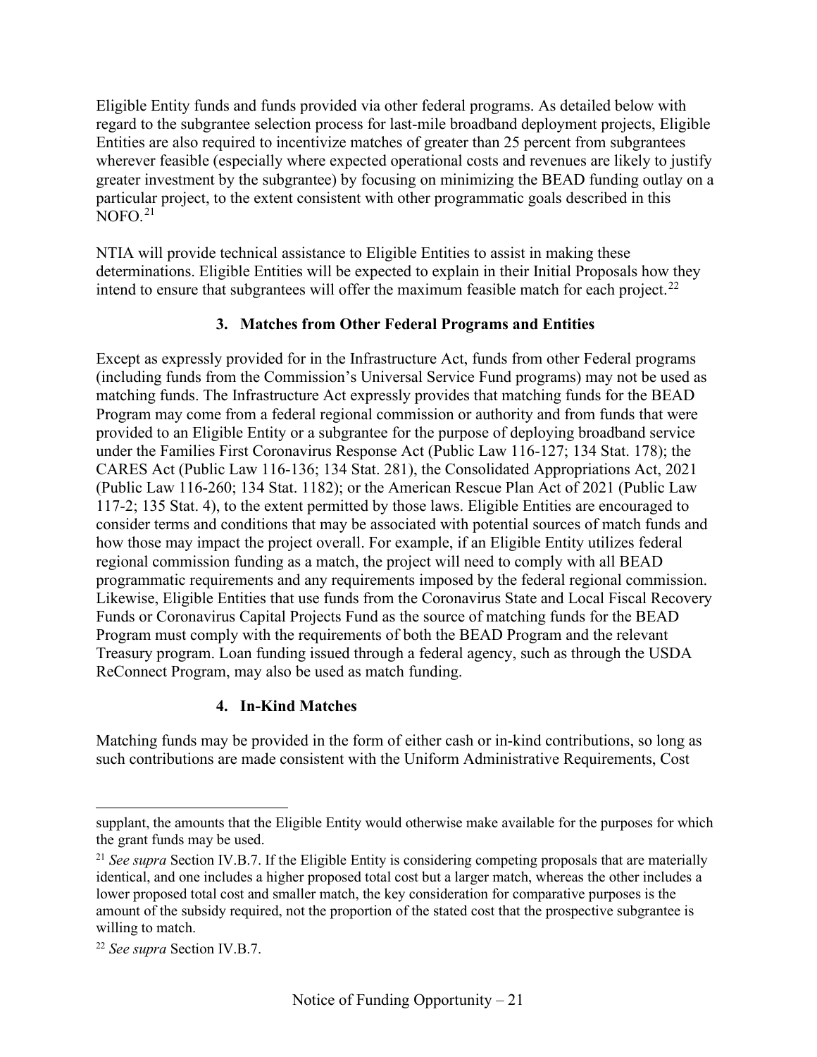Eligible Entity funds and funds provided via other federal programs. As detailed below with regard to the subgrantee selection process for last-mile broadband deployment projects, Eligible Entities are also required to incentivize matches of greater than 25 percent from subgrantees wherever feasible (especially where expected operational costs and revenues are likely to justify greater investment by the subgrantee) by focusing on minimizing the BEAD funding outlay on a particular project, to the extent consistent with other programmatic goals described in this NOFO.[21]

NTIA will provide technical assistance to Eligible Entities to assist in making these determinations. Eligible Entities will be expected to explain in their Initial Proposals how they intend to ensure that subgrantees will offer the maximum feasible match for each project.[22]

### 3. Matches from Other Federal Programs and Entities

Except as expressly provided for in the Infrastructure Act, funds from other Federal programs (including funds from the Commission's Universal Service Fund programs) may not be used as matching funds. The Infrastructure Act expressly provides that matching funds for the BEAD Program may come from a federal regional commission or authority and from funds that were provided to an Eligible Entity or a subgrantee for the purpose of deploying broadband service under the Families First Coronavirus Response Act (Public Law 116-127; 134 Stat. 178); the CARES Act (Public Law 116-136; 134 Stat. 281), the Consolidated Appropriations Act, 2021 (Public Law 116-260; 134 Stat. 1182); or the American Rescue Plan Act of 2021 (Public Law 117-2; 135 Stat. 4), to the extent permitted by those laws. Eligible Entities are encouraged to consider terms and conditions that may be associated with potential sources of match funds and how those may impact the project overall. For example, if an Eligible Entity utilizes federal regional commission funding as a match, the project will need to comply with all BEAD programmatic requirements and any requirements imposed by the federal regional commission. Likewise, Eligible Entities that use funds from the Coronavirus State and Local Fiscal Recovery Funds or Coronavirus Capital Projects Fund as the source of matching funds for the BEAD Program must comply with the requirements of both the BEAD Program and the relevant Treasury program. Loan funding issued through a federal agency, such as through the USDA ReConnect Program, may also be used as match funding.

### 4. In-Kind Matches

Matching funds may be provided in the form of either cash or in-kind contributions, so long as such contributions are made consistent with the Uniform Administrative Requirements, Cost

---

supplant, the amounts that the Eligible Entity would otherwise make available for the purposes for which the grant funds may be used.

[21] *See supra* Section IV.B.7. If the Eligible Entity is considering competing proposals that are materially identical, and one includes a higher proposed total cost but a larger match, whereas the other includes a lower proposed total cost and smaller match, the key consideration for comparative purposes is the amount of the subsidy required, not the proportion of the stated cost that the prospective subgrantee is willing to match.

[22] *See supra* Section IV.B.7.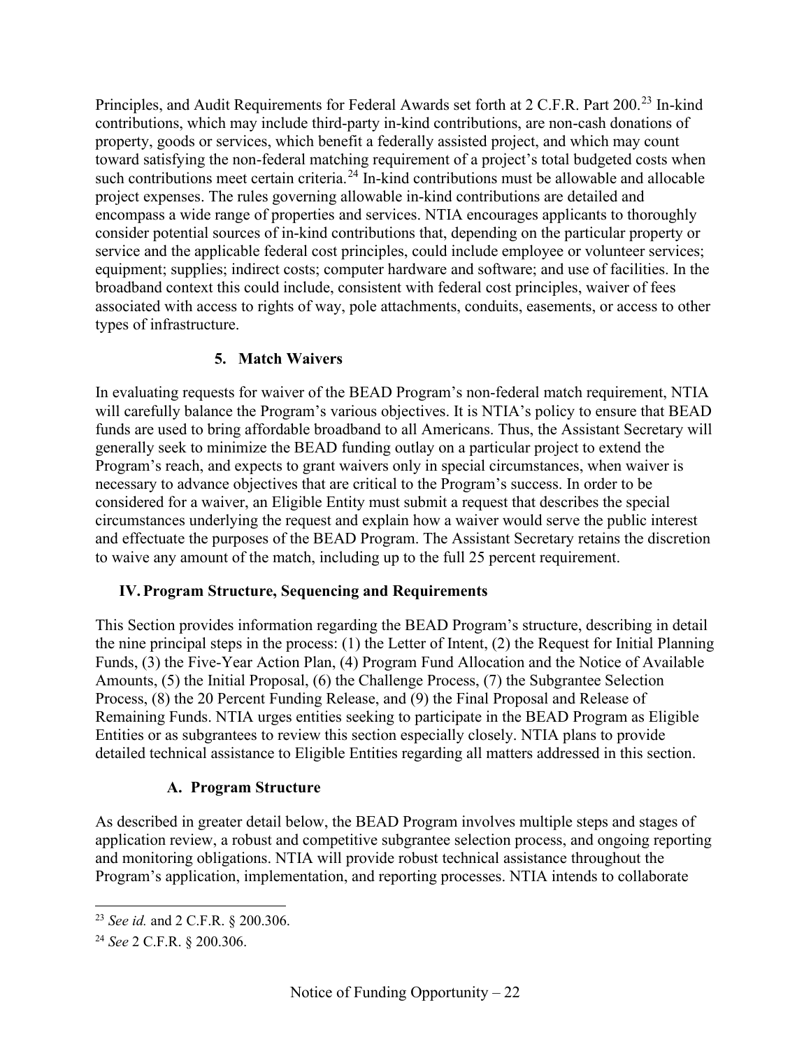Principles, and Audit Requirements for Federal Awards set forth at 2 C.F.R. Part 200.[23] In-kind contributions, which may include third-party in-kind contributions, are non-cash donations of property, goods or services, which benefit a federally assisted project, and which may count toward satisfying the non-federal matching requirement of a project's total budgeted costs when such contributions meet certain criteria.[24] In-kind contributions must be allowable and allocable project expenses. The rules governing allowable in-kind contributions are detailed and encompass a wide range of properties and services. NTIA encourages applicants to thoroughly consider potential sources of in-kind contributions that, depending on the particular property or service and the applicable federal cost principles, could include employee or volunteer services; equipment; supplies; indirect costs; computer hardware and software; and use of facilities. In the broadband context this could include, consistent with federal cost principles, waiver of fees associated with access to rights of way, pole attachments, conduits, easements, or access to other types of infrastructure.

#### 5. Match Waivers

In evaluating requests for waiver of the BEAD Program's non-federal match requirement, NTIA will carefully balance the Program's various objectives. It is NTIA's policy to ensure that BEAD funds are used to bring affordable broadband to all Americans. Thus, the Assistant Secretary will generally seek to minimize the BEAD funding outlay on a particular project to extend the Program's reach, and expects to grant waivers only in special circumstances, when waiver is necessary to advance objectives that are critical to the Program's success. In order to be considered for a waiver, an Eligible Entity must submit a request that describes the special circumstances underlying the request and explain how a waiver would serve the public interest and effectuate the purposes of the BEAD Program. The Assistant Secretary retains the discretion to waive any amount of the match, including up to the full 25 percent requirement.

## IV. Program Structure, Sequencing and Requirements

This Section provides information regarding the BEAD Program's structure, describing in detail the nine principal steps in the process: (1) the Letter of Intent, (2) the Request for Initial Planning Funds, (3) the Five-Year Action Plan, (4) Program Fund Allocation and the Notice of Available Amounts, (5) the Initial Proposal, (6) the Challenge Process, (7) the Subgrantee Selection Process, (8) the 20 Percent Funding Release, and (9) the Final Proposal and Release of Remaining Funds. NTIA urges entities seeking to participate in the BEAD Program as Eligible Entities or as subgrantees to review this section especially closely. NTIA plans to provide detailed technical assistance to Eligible Entities regarding all matters addressed in this section.

### A. Program Structure

As described in greater detail below, the BEAD Program involves multiple steps and stages of application review, a robust and competitive subgrantee selection process, and ongoing reporting and monitoring obligations. NTIA will provide robust technical assistance throughout the Program's application, implementation, and reporting processes. NTIA intends to collaborate

---

[23] *See id.* and 2 C.F.R. § 200.306.

[24] *See* 2 C.F.R. § 200.306.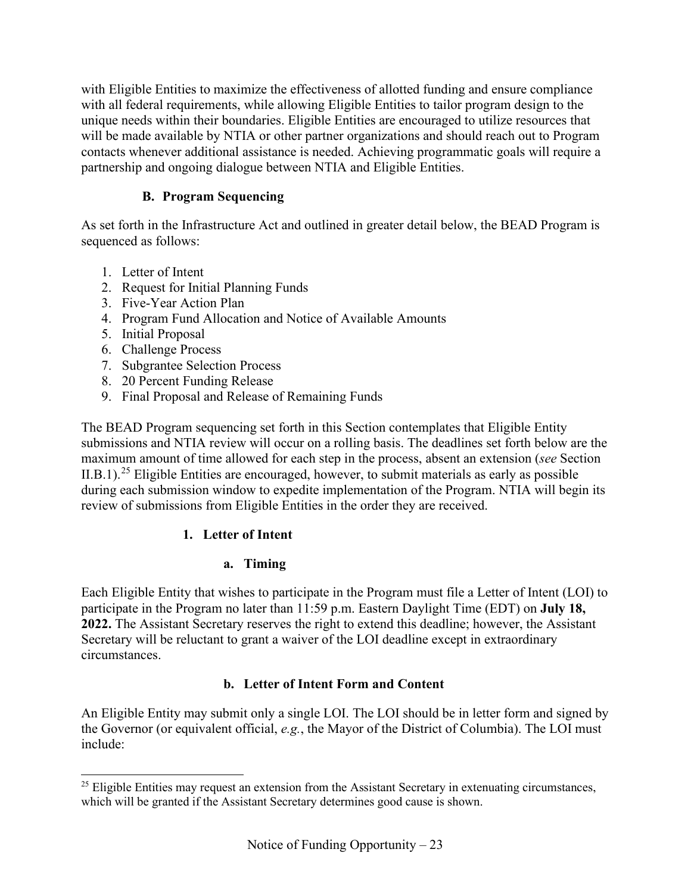with Eligible Entities to maximize the effectiveness of allotted funding and ensure compliance with all federal requirements, while allowing Eligible Entities to tailor program design to the unique needs within their boundaries. Eligible Entities are encouraged to utilize resources that will be made available by NTIA or other partner organizations and should reach out to Program contacts whenever additional assistance is needed. Achieving programmatic goals will require a partnership and ongoing dialogue between NTIA and Eligible Entities.

### B. Program Sequencing

As set forth in the Infrastructure Act and outlined in greater detail below, the BEAD Program is sequenced as follows:

1. Letter of Intent
2. Request for Initial Planning Funds
3. Five-Year Action Plan
4. Program Fund Allocation and Notice of Available Amounts
5. Initial Proposal
6. Challenge Process
7. Subgrantee Selection Process
8. 20 Percent Funding Release
9. Final Proposal and Release of Remaining Funds

The BEAD Program sequencing set forth in this Section contemplates that Eligible Entity submissions and NTIA review will occur on a rolling basis. The deadlines set forth below are the maximum amount of time allowed for each step in the process, absent an extension (*see* Section II.B.1).[25] Eligible Entities are encouraged, however, to submit materials as early as possible during each submission window to expedite implementation of the Program. NTIA will begin its review of submissions from Eligible Entities in the order they are received.

#### 1. Letter of Intent

##### a. Timing

Each Eligible Entity that wishes to participate in the Program must file a Letter of Intent (LOI) to participate in the Program no later than 11:59 p.m. Eastern Daylight Time (EDT) on **July 18, 2022.** The Assistant Secretary reserves the right to extend this deadline; however, the Assistant Secretary will be reluctant to grant a waiver of the LOI deadline except in extraordinary circumstances.

##### b. Letter of Intent Form and Content

An Eligible Entity may submit only a single LOI. The LOI should be in letter form and signed by the Governor (or equivalent official, *e.g.*, the Mayor of the District of Columbia). The LOI must include:

---

[25] Eligible Entities may request an extension from the Assistant Secretary in extenuating circumstances, which will be granted if the Assistant Secretary determines good cause is shown.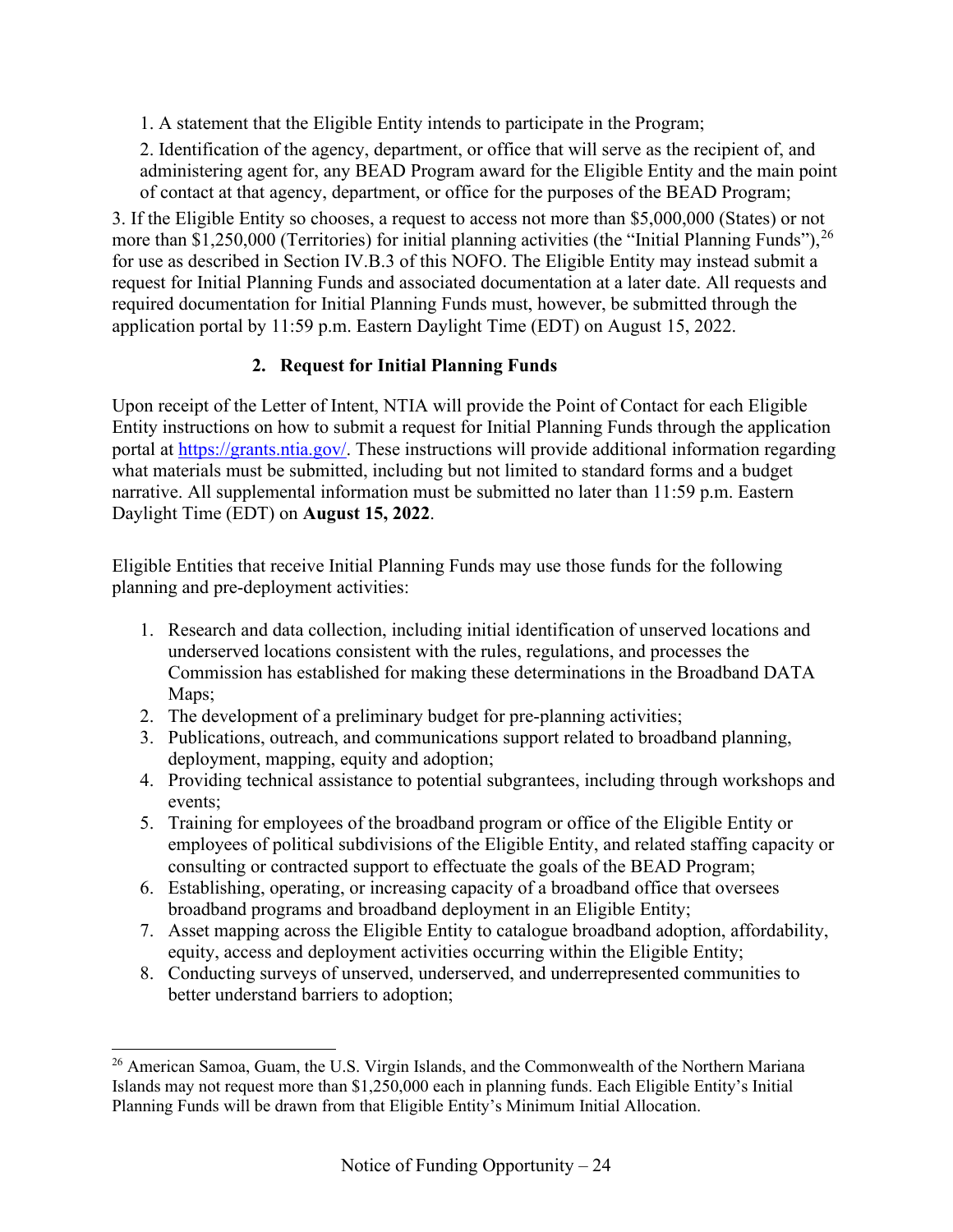1. A statement that the Eligible Entity intends to participate in the Program;

2. Identification of the agency, department, or office that will serve as the recipient of, and administering agent for, any BEAD Program award for the Eligible Entity and the main point of contact at that agency, department, or office for the purposes of the BEAD Program;

3. If the Eligible Entity so chooses, a request to access not more than $5,000,000 (States) or not more than $1,250,000 (Territories) for initial planning activities (the "Initial Planning Funds"),[26] for use as described in Section IV.B.3 of this NOFO. The Eligible Entity may instead submit a request for Initial Planning Funds and associated documentation at a later date. All requests and required documentation for Initial Planning Funds must, however, be submitted through the application portal by 11:59 p.m. Eastern Daylight Time (EDT) on August 15, 2022.

### 2. Request for Initial Planning Funds

Upon receipt of the Letter of Intent, NTIA will provide the Point of Contact for each Eligible Entity instructions on how to submit a request for Initial Planning Funds through the application portal at https://grants.ntia.gov/. These instructions will provide additional information regarding what materials must be submitted, including but not limited to standard forms and a budget narrative. All supplemental information must be submitted no later than 11:59 p.m. Eastern Daylight Time (EDT) on **August 15, 2022**.

Eligible Entities that receive Initial Planning Funds may use those funds for the following planning and pre-deployment activities:

1. Research and data collection, including initial identification of unserved locations and underserved locations consistent with the rules, regulations, and processes the Commission has established for making these determinations in the Broadband DATA Maps;
2. The development of a preliminary budget for pre-planning activities;
3. Publications, outreach, and communications support related to broadband planning, deployment, mapping, equity and adoption;
4. Providing technical assistance to potential subgrantees, including through workshops and events;
5. Training for employees of the broadband program or office of the Eligible Entity or employees of political subdivisions of the Eligible Entity, and related staffing capacity or consulting or contracted support to effectuate the goals of the BEAD Program;
6. Establishing, operating, or increasing capacity of a broadband office that oversees broadband programs and broadband deployment in an Eligible Entity;
7. Asset mapping across the Eligible Entity to catalogue broadband adoption, affordability, equity, access and deployment activities occurring within the Eligible Entity;
8. Conducting surveys of unserved, underserved, and underrepresented communities to better understand barriers to adoption;

---

[26] American Samoa, Guam, the U.S. Virgin Islands, and the Commonwealth of the Northern Mariana Islands may not request more than $1,250,000 each in planning funds. Each Eligible Entity's Initial Planning Funds will be drawn from that Eligible Entity's Minimum Initial Allocation.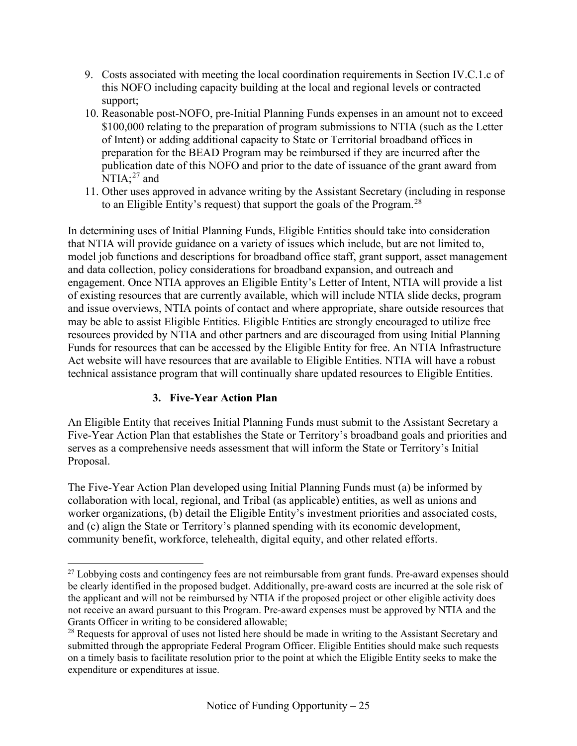9. Costs associated with meeting the local coordination requirements in Section IV.C.1.c of this NOFO including capacity building at the local and regional levels or contracted support;
10. Reasonable post-NOFO, pre-Initial Planning Funds expenses in an amount not to exceed $100,000 relating to the preparation of program submissions to NTIA (such as the Letter of Intent) or adding additional capacity to State or Territorial broadband offices in preparation for the BEAD Program may be reimbursed if they are incurred after the publication date of this NOFO and prior to the date of issuance of the grant award from NTIA;[27] and
11. Other uses approved in advance writing by the Assistant Secretary (including in response to an Eligible Entity's request) that support the goals of the Program.[28]

In determining uses of Initial Planning Funds, Eligible Entities should take into consideration that NTIA will provide guidance on a variety of issues which include, but are not limited to, model job functions and descriptions for broadband office staff, grant support, asset management and data collection, policy considerations for broadband expansion, and outreach and engagement. Once NTIA approves an Eligible Entity's Letter of Intent, NTIA will provide a list of existing resources that are currently available, which will include NTIA slide decks, program and issue overviews, NTIA points of contact and where appropriate, share outside resources that may be able to assist Eligible Entities. Eligible Entities are strongly encouraged to utilize free resources provided by NTIA and other partners and are discouraged from using Initial Planning Funds for resources that can be accessed by the Eligible Entity for free. An NTIA Infrastructure Act website will have resources that are available to Eligible Entities. NTIA will have a robust technical assistance program that will continually share updated resources to Eligible Entities.

### 3. Five-Year Action Plan

An Eligible Entity that receives Initial Planning Funds must submit to the Assistant Secretary a Five-Year Action Plan that establishes the State or Territory's broadband goals and priorities and serves as a comprehensive needs assessment that will inform the State or Territory's Initial Proposal.

The Five-Year Action Plan developed using Initial Planning Funds must (a) be informed by collaboration with local, regional, and Tribal (as applicable) entities, as well as unions and worker organizations, (b) detail the Eligible Entity's investment priorities and associated costs, and (c) align the State or Territory's planned spending with its economic development, community benefit, workforce, telehealth, digital equity, and other related efforts.

---

[27] Lobbying costs and contingency fees are not reimbursable from grant funds. Pre-award expenses should be clearly identified in the proposed budget. Additionally, pre-award costs are incurred at the sole risk of the applicant and will not be reimbursed by NTIA if the proposed project or other eligible activity does not receive an award pursuant to this Program. Pre-award expenses must be approved by NTIA and the Grants Officer in writing to be considered allowable;

[28] Requests for approval of uses not listed here should be made in writing to the Assistant Secretary and submitted through the appropriate Federal Program Officer. Eligible Entities should make such requests on a timely basis to facilitate resolution prior to the point at which the Eligible Entity seeks to make the expenditure or expenditures at issue.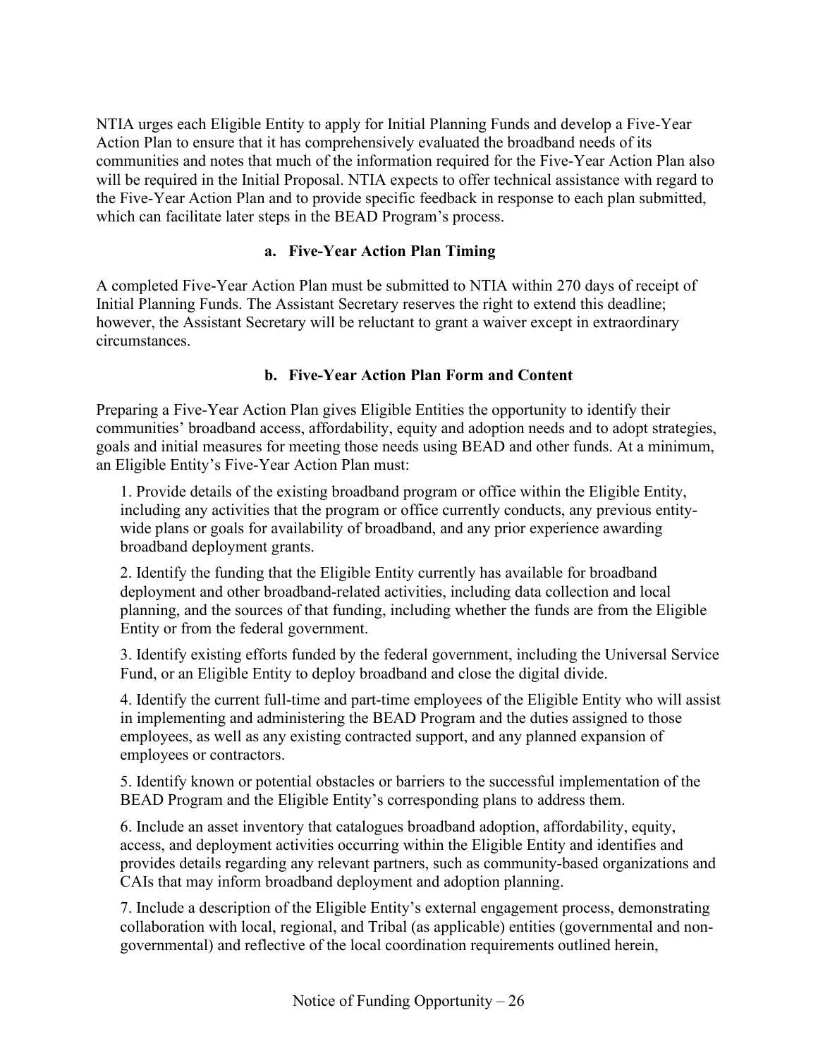NTIA urges each Eligible Entity to apply for Initial Planning Funds and develop a Five-Year Action Plan to ensure that it has comprehensively evaluated the broadband needs of its communities and notes that much of the information required for the Five-Year Action Plan also will be required in the Initial Proposal. NTIA expects to offer technical assistance with regard to the Five-Year Action Plan and to provide specific feedback in response to each plan submitted, which can facilitate later steps in the BEAD Program's process.

### a. Five-Year Action Plan Timing

A completed Five-Year Action Plan must be submitted to NTIA within 270 days of receipt of Initial Planning Funds. The Assistant Secretary reserves the right to extend this deadline; however, the Assistant Secretary will be reluctant to grant a waiver except in extraordinary circumstances.

### b. Five-Year Action Plan Form and Content

Preparing a Five-Year Action Plan gives Eligible Entities the opportunity to identify their communities' broadband access, affordability, equity and adoption needs and to adopt strategies, goals and initial measures for meeting those needs using BEAD and other funds. At a minimum, an Eligible Entity's Five-Year Action Plan must:

1. Provide details of the existing broadband program or office within the Eligible Entity, including any activities that the program or office currently conducts, any previous entity-wide plans or goals for availability of broadband, and any prior experience awarding broadband deployment grants.

2. Identify the funding that the Eligible Entity currently has available for broadband deployment and other broadband-related activities, including data collection and local planning, and the sources of that funding, including whether the funds are from the Eligible Entity or from the federal government.

3. Identify existing efforts funded by the federal government, including the Universal Service Fund, or an Eligible Entity to deploy broadband and close the digital divide.

4. Identify the current full-time and part-time employees of the Eligible Entity who will assist in implementing and administering the BEAD Program and the duties assigned to those employees, as well as any existing contracted support, and any planned expansion of employees or contractors.

5. Identify known or potential obstacles or barriers to the successful implementation of the BEAD Program and the Eligible Entity's corresponding plans to address them.

6. Include an asset inventory that catalogues broadband adoption, affordability, equity, access, and deployment activities occurring within the Eligible Entity and identifies and provides details regarding any relevant partners, such as community-based organizations and CAIs that may inform broadband deployment and adoption planning.

7. Include a description of the Eligible Entity's external engagement process, demonstrating collaboration with local, regional, and Tribal (as applicable) entities (governmental and non-governmental) and reflective of the local coordination requirements outlined herein,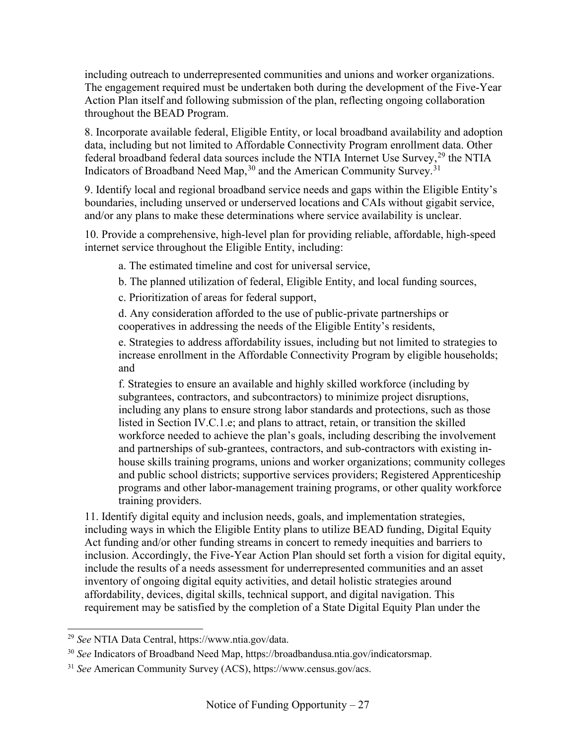including outreach to underrepresented communities and unions and worker organizations. The engagement required must be undertaken both during the development of the Five-Year Action Plan itself and following submission of the plan, reflecting ongoing collaboration throughout the BEAD Program.

8. Incorporate available federal, Eligible Entity, or local broadband availability and adoption data, including but not limited to Affordable Connectivity Program enrollment data. Other federal broadband federal data sources include the NTIA Internet Use Survey,[29] the NTIA Indicators of Broadband Need Map,[30] and the American Community Survey.[31]

9. Identify local and regional broadband service needs and gaps within the Eligible Entity's boundaries, including unserved or underserved locations and CAIs without gigabit service, and/or any plans to make these determinations where service availability is unclear.

10. Provide a comprehensive, high-level plan for providing reliable, affordable, high-speed internet service throughout the Eligible Entity, including:

  a. The estimated timeline and cost for universal service,

  b. The planned utilization of federal, Eligible Entity, and local funding sources,

  c. Prioritization of areas for federal support,

  d. Any consideration afforded to the use of public-private partnerships or cooperatives in addressing the needs of the Eligible Entity's residents,

  e. Strategies to address affordability issues, including but not limited to strategies to increase enrollment in the Affordable Connectivity Program by eligible households; and

  f. Strategies to ensure an available and highly skilled workforce (including by subgrantees, contractors, and subcontractors) to minimize project disruptions, including any plans to ensure strong labor standards and protections, such as those listed in Section IV.C.1.e; and plans to attract, retain, or transition the skilled workforce needed to achieve the plan's goals, including describing the involvement and partnerships of sub-grantees, contractors, and sub-contractors with existing in-house skills training programs, unions and worker organizations; community colleges and public school districts; supportive services providers; Registered Apprenticeship programs and other labor-management training programs, or other quality workforce training providers.

11. Identify digital equity and inclusion needs, goals, and implementation strategies, including ways in which the Eligible Entity plans to utilize BEAD funding, Digital Equity Act funding and/or other funding streams in concert to remedy inequities and barriers to inclusion. Accordingly, the Five-Year Action Plan should set forth a vision for digital equity, include the results of a needs assessment for underrepresented communities and an asset inventory of ongoing digital equity activities, and detail holistic strategies around affordability, devices, digital skills, technical support, and digital navigation. This requirement may be satisfied by the completion of a State Digital Equity Plan under the

---

[29] *See* NTIA Data Central, https://www.ntia.gov/data.

[30] *See* Indicators of Broadband Need Map, https://broadbandusa.ntia.gov/indicatorsmap.

[31] *See* American Community Survey (ACS), https://www.census.gov/acs.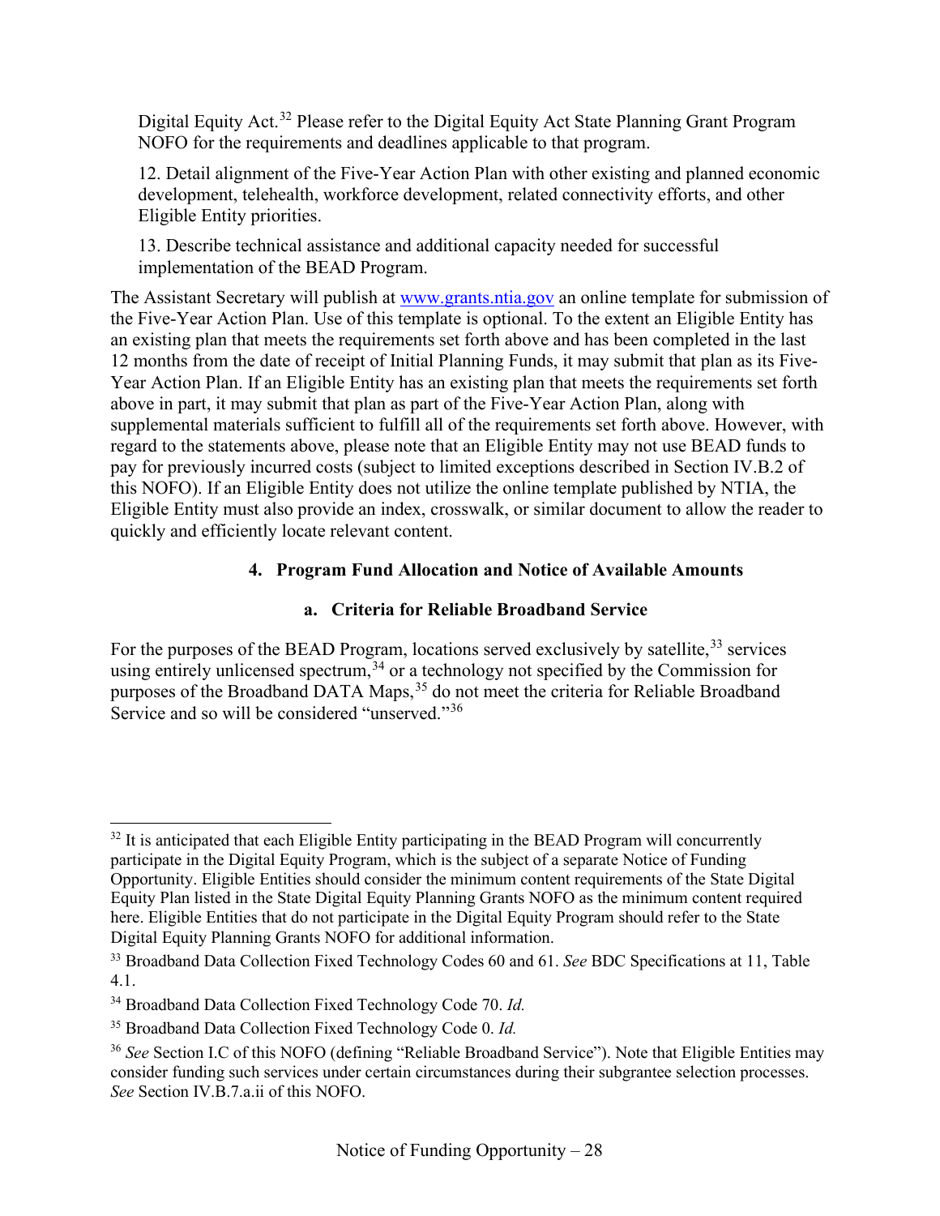Digital Equity Act.[32] Please refer to the Digital Equity Act State Planning Grant Program NOFO for the requirements and deadlines applicable to that program.

12. Detail alignment of the Five-Year Action Plan with other existing and planned economic development, telehealth, workforce development, related connectivity efforts, and other Eligible Entity priorities.

13. Describe technical assistance and additional capacity needed for successful implementation of the BEAD Program.

The Assistant Secretary will publish at [www.grants.ntia.gov](http://www.grants.ntia.gov) an online template for submission of the Five-Year Action Plan. Use of this template is optional. To the extent an Eligible Entity has an existing plan that meets the requirements set forth above and has been completed in the last 12 months from the date of receipt of Initial Planning Funds, it may submit that plan as its Five-Year Action Plan. If an Eligible Entity has an existing plan that meets the requirements set forth above in part, it may submit that plan as part of the Five-Year Action Plan, along with supplemental materials sufficient to fulfill all of the requirements set forth above. However, with regard to the statements above, please note that an Eligible Entity may not use BEAD funds to pay for previously incurred costs (subject to limited exceptions described in Section IV.B.2 of this NOFO). If an Eligible Entity does not utilize the online template published by NTIA, the Eligible Entity must also provide an index, crosswalk, or similar document to allow the reader to quickly and efficiently locate relevant content.

### 4. Program Fund Allocation and Notice of Available Amounts

#### a. Criteria for Reliable Broadband Service

For the purposes of the BEAD Program, locations served exclusively by satellite,[33] services using entirely unlicensed spectrum,[34] or a technology not specified by the Commission for purposes of the Broadband DATA Maps,[35] do not meet the criteria for Reliable Broadband Service and so will be considered "unserved."[36]

---

[32] It is anticipated that each Eligible Entity participating in the BEAD Program will concurrently participate in the Digital Equity Program, which is the subject of a separate Notice of Funding Opportunity. Eligible Entities should consider the minimum content requirements of the State Digital Equity Plan listed in the State Digital Equity Planning Grants NOFO as the minimum content required here. Eligible Entities that do not participate in the Digital Equity Program should refer to the State Digital Equity Planning Grants NOFO for additional information.

[33] Broadband Data Collection Fixed Technology Codes 60 and 61. *See* BDC Specifications at 11, Table 4.1.

[34] Broadband Data Collection Fixed Technology Code 70. *Id.*

[35] Broadband Data Collection Fixed Technology Code 0. *Id.*

[36] *See* Section I.C of this NOFO (defining "Reliable Broadband Service"). Note that Eligible Entities may consider funding such services under certain circumstances during their subgrantee selection processes. *See* Section IV.B.7.a.ii of this NOFO.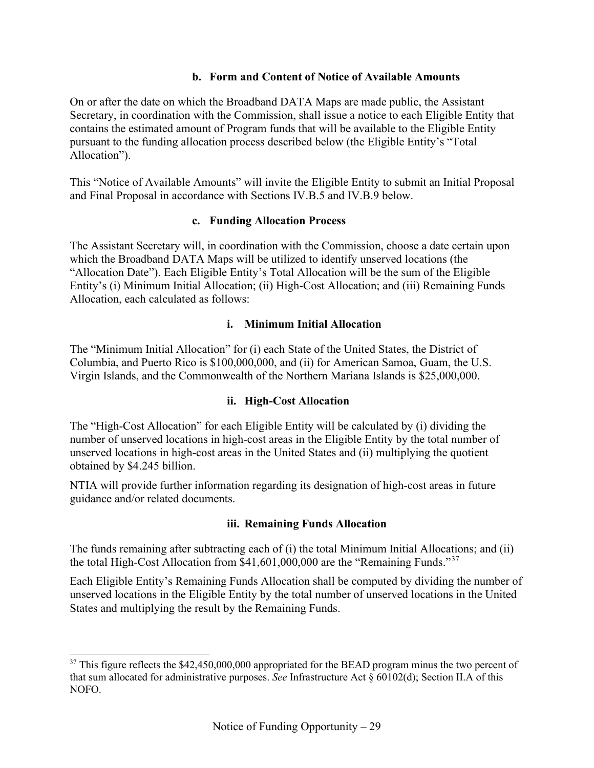### b. Form and Content of Notice of Available Amounts

On or after the date on which the Broadband DATA Maps are made public, the Assistant Secretary, in coordination with the Commission, shall issue a notice to each Eligible Entity that contains the estimated amount of Program funds that will be available to the Eligible Entity pursuant to the funding allocation process described below (the Eligible Entity's "Total Allocation").

This "Notice of Available Amounts" will invite the Eligible Entity to submit an Initial Proposal and Final Proposal in accordance with Sections IV.B.5 and IV.B.9 below.

### c. Funding Allocation Process

The Assistant Secretary will, in coordination with the Commission, choose a date certain upon which the Broadband DATA Maps will be utilized to identify unserved locations (the "Allocation Date"). Each Eligible Entity's Total Allocation will be the sum of the Eligible Entity's (i) Minimum Initial Allocation; (ii) High-Cost Allocation; and (iii) Remaining Funds Allocation, each calculated as follows:

#### i. Minimum Initial Allocation

The "Minimum Initial Allocation" for (i) each State of the United States, the District of Columbia, and Puerto Rico is $100,000,000, and (ii) for American Samoa, Guam, the U.S. Virgin Islands, and the Commonwealth of the Northern Mariana Islands is $25,000,000.

#### ii. High-Cost Allocation

The "High-Cost Allocation" for each Eligible Entity will be calculated by (i) dividing the number of unserved locations in high-cost areas in the Eligible Entity by the total number of unserved locations in high-cost areas in the United States and (ii) multiplying the quotient obtained by $4.245 billion.

NTIA will provide further information regarding its designation of high-cost areas in future guidance and/or related documents.

#### iii. Remaining Funds Allocation

The funds remaining after subtracting each of (i) the total Minimum Initial Allocations; and (ii) the total High-Cost Allocation from $41,601,000,000 are the "Remaining Funds."[37]

Each Eligible Entity's Remaining Funds Allocation shall be computed by dividing the number of unserved locations in the Eligible Entity by the total number of unserved locations in the United States and multiplying the result by the Remaining Funds.

---

[37] This figure reflects the $42,450,000,000 appropriated for the BEAD program minus the two percent of that sum allocated for administrative purposes. *See* Infrastructure Act § 60102(d); Section II.A of this NOFO.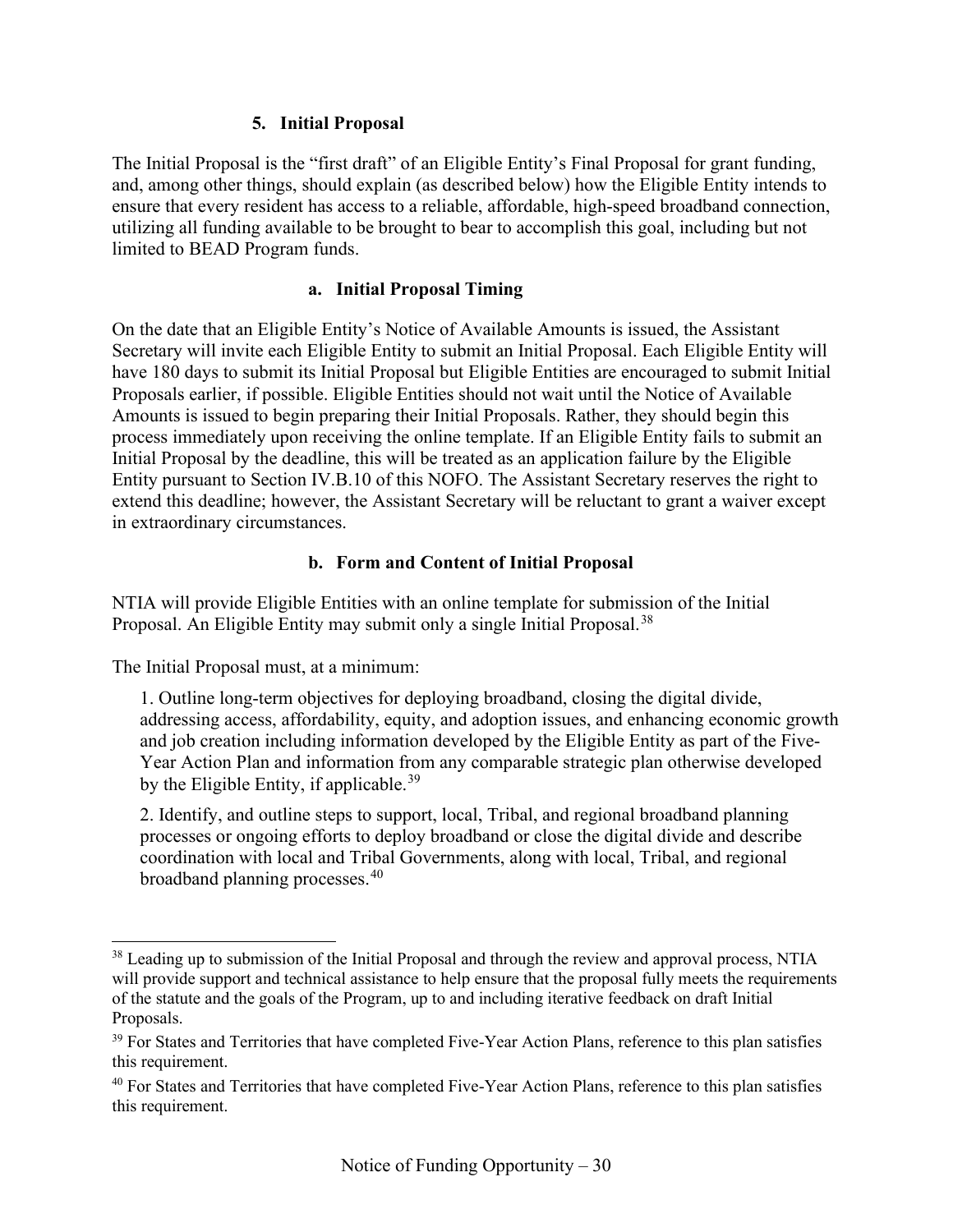### 5. Initial Proposal

The Initial Proposal is the "first draft" of an Eligible Entity's Final Proposal for grant funding, and, among other things, should explain (as described below) how the Eligible Entity intends to ensure that every resident has access to a reliable, affordable, high-speed broadband connection, utilizing all funding available to be brought to bear to accomplish this goal, including but not limited to BEAD Program funds.

#### a. Initial Proposal Timing

On the date that an Eligible Entity's Notice of Available Amounts is issued, the Assistant Secretary will invite each Eligible Entity to submit an Initial Proposal. Each Eligible Entity will have 180 days to submit its Initial Proposal but Eligible Entities are encouraged to submit Initial Proposals earlier, if possible. Eligible Entities should not wait until the Notice of Available Amounts is issued to begin preparing their Initial Proposals. Rather, they should begin this process immediately upon receiving the online template. If an Eligible Entity fails to submit an Initial Proposal by the deadline, this will be treated as an application failure by the Eligible Entity pursuant to Section IV.B.10 of this NOFO. The Assistant Secretary reserves the right to extend this deadline; however, the Assistant Secretary will be reluctant to grant a waiver except in extraordinary circumstances.

#### b. Form and Content of Initial Proposal

NTIA will provide Eligible Entities with an online template for submission of the Initial Proposal. An Eligible Entity may submit only a single Initial Proposal.[38]

The Initial Proposal must, at a minimum:

1. Outline long-term objectives for deploying broadband, closing the digital divide, addressing access, affordability, equity, and adoption issues, and enhancing economic growth and job creation including information developed by the Eligible Entity as part of the Five-Year Action Plan and information from any comparable strategic plan otherwise developed by the Eligible Entity, if applicable.[39]

2. Identify, and outline steps to support, local, Tribal, and regional broadband planning processes or ongoing efforts to deploy broadband or close the digital divide and describe coordination with local and Tribal Governments, along with local, Tribal, and regional broadband planning processes.[40]

---

[38] Leading up to submission of the Initial Proposal and through the review and approval process, NTIA will provide support and technical assistance to help ensure that the proposal fully meets the requirements of the statute and the goals of the Program, up to and including iterative feedback on draft Initial Proposals.

[39] For States and Territories that have completed Five-Year Action Plans, reference to this plan satisfies this requirement.

[40] For States and Territories that have completed Five-Year Action Plans, reference to this plan satisfies this requirement.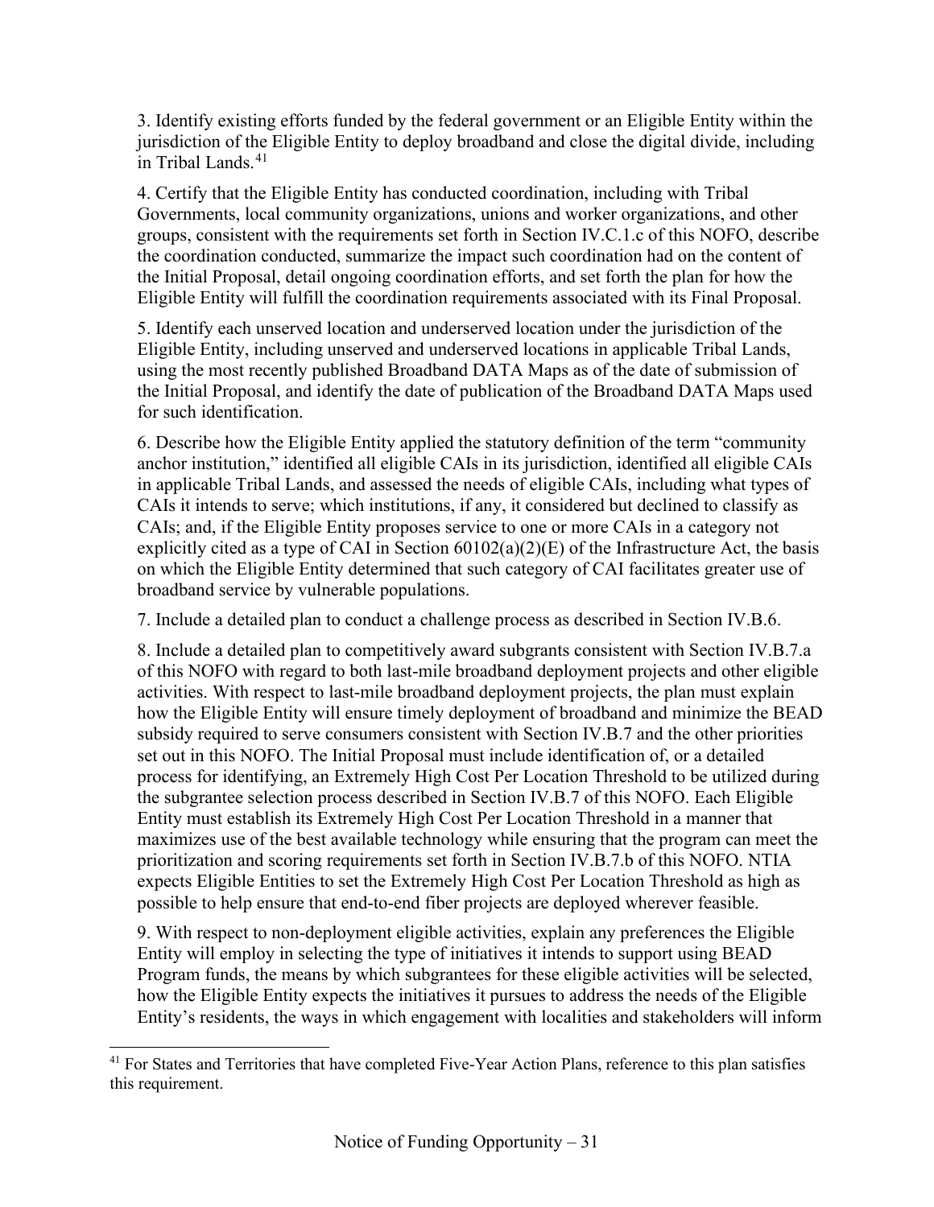3. Identify existing efforts funded by the federal government or an Eligible Entity within the jurisdiction of the Eligible Entity to deploy broadband and close the digital divide, including in Tribal Lands.[41]

4. Certify that the Eligible Entity has conducted coordination, including with Tribal Governments, local community organizations, unions and worker organizations, and other groups, consistent with the requirements set forth in Section IV.C.1.c of this NOFO, describe the coordination conducted, summarize the impact such coordination had on the content of the Initial Proposal, detail ongoing coordination efforts, and set forth the plan for how the Eligible Entity will fulfill the coordination requirements associated with its Final Proposal.

5. Identify each unserved location and underserved location under the jurisdiction of the Eligible Entity, including unserved and underserved locations in applicable Tribal Lands, using the most recently published Broadband DATA Maps as of the date of submission of the Initial Proposal, and identify the date of publication of the Broadband DATA Maps used for such identification.

6. Describe how the Eligible Entity applied the statutory definition of the term "community anchor institution," identified all eligible CAIs in its jurisdiction, identified all eligible CAIs in applicable Tribal Lands, and assessed the needs of eligible CAIs, including what types of CAIs it intends to serve; which institutions, if any, it considered but declined to classify as CAIs; and, if the Eligible Entity proposes service to one or more CAIs in a category not explicitly cited as a type of CAI in Section 60102(a)(2)(E) of the Infrastructure Act, the basis on which the Eligible Entity determined that such category of CAI facilitates greater use of broadband service by vulnerable populations.

7. Include a detailed plan to conduct a challenge process as described in Section IV.B.6.

8. Include a detailed plan to competitively award subgrants consistent with Section IV.B.7.a of this NOFO with regard to both last-mile broadband deployment projects and other eligible activities. With respect to last-mile broadband deployment projects, the plan must explain how the Eligible Entity will ensure timely deployment of broadband and minimize the BEAD subsidy required to serve consumers consistent with Section IV.B.7 and the other priorities set out in this NOFO. The Initial Proposal must include identification of, or a detailed process for identifying, an Extremely High Cost Per Location Threshold to be utilized during the subgrantee selection process described in Section IV.B.7 of this NOFO. Each Eligible Entity must establish its Extremely High Cost Per Location Threshold in a manner that maximizes use of the best available technology while ensuring that the program can meet the prioritization and scoring requirements set forth in Section IV.B.7.b of this NOFO. NTIA expects Eligible Entities to set the Extremely High Cost Per Location Threshold as high as possible to help ensure that end-to-end fiber projects are deployed wherever feasible.

9. With respect to non-deployment eligible activities, explain any preferences the Eligible Entity will employ in selecting the type of initiatives it intends to support using BEAD Program funds, the means by which subgrantees for these eligible activities will be selected, how the Eligible Entity expects the initiatives it pursues to address the needs of the Eligible Entity's residents, the ways in which engagement with localities and stakeholders will inform

[41] For States and Territories that have completed Five-Year Action Plans, reference to this plan satisfies this requirement.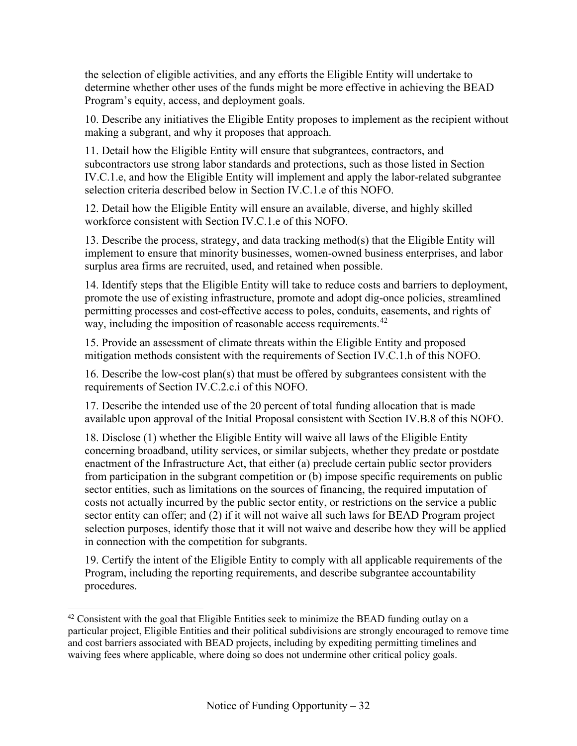the selection of eligible activities, and any efforts the Eligible Entity will undertake to determine whether other uses of the funds might be more effective in achieving the BEAD Program's equity, access, and deployment goals.

10. Describe any initiatives the Eligible Entity proposes to implement as the recipient without making a subgrant, and why it proposes that approach.

11. Detail how the Eligible Entity will ensure that subgrantees, contractors, and subcontractors use strong labor standards and protections, such as those listed in Section IV.C.1.e, and how the Eligible Entity will implement and apply the labor-related subgrantee selection criteria described below in Section IV.C.1.e of this NOFO.

12. Detail how the Eligible Entity will ensure an available, diverse, and highly skilled workforce consistent with Section IV.C.1.e of this NOFO.

13. Describe the process, strategy, and data tracking method(s) that the Eligible Entity will implement to ensure that minority businesses, women-owned business enterprises, and labor surplus area firms are recruited, used, and retained when possible.

14. Identify steps that the Eligible Entity will take to reduce costs and barriers to deployment, promote the use of existing infrastructure, promote and adopt dig-once policies, streamlined permitting processes and cost-effective access to poles, conduits, easements, and rights of way, including the imposition of reasonable access requirements.[42]

15. Provide an assessment of climate threats within the Eligible Entity and proposed mitigation methods consistent with the requirements of Section IV.C.1.h of this NOFO.

16. Describe the low-cost plan(s) that must be offered by subgrantees consistent with the requirements of Section IV.C.2.c.i of this NOFO.

17. Describe the intended use of the 20 percent of total funding allocation that is made available upon approval of the Initial Proposal consistent with Section IV.B.8 of this NOFO.

18. Disclose (1) whether the Eligible Entity will waive all laws of the Eligible Entity concerning broadband, utility services, or similar subjects, whether they predate or postdate enactment of the Infrastructure Act, that either (a) preclude certain public sector providers from participation in the subgrant competition or (b) impose specific requirements on public sector entities, such as limitations on the sources of financing, the required imputation of costs not actually incurred by the public sector entity, or restrictions on the service a public sector entity can offer; and (2) if it will not waive all such laws for BEAD Program project selection purposes, identify those that it will not waive and describe how they will be applied in connection with the competition for subgrants.

19. Certify the intent of the Eligible Entity to comply with all applicable requirements of the Program, including the reporting requirements, and describe subgrantee accountability procedures.

---

[42] Consistent with the goal that Eligible Entities seek to minimize the BEAD funding outlay on a particular project, Eligible Entities and their political subdivisions are strongly encouraged to remove time and cost barriers associated with BEAD projects, including by expediting permitting timelines and waiving fees where applicable, where doing so does not undermine other critical policy goals.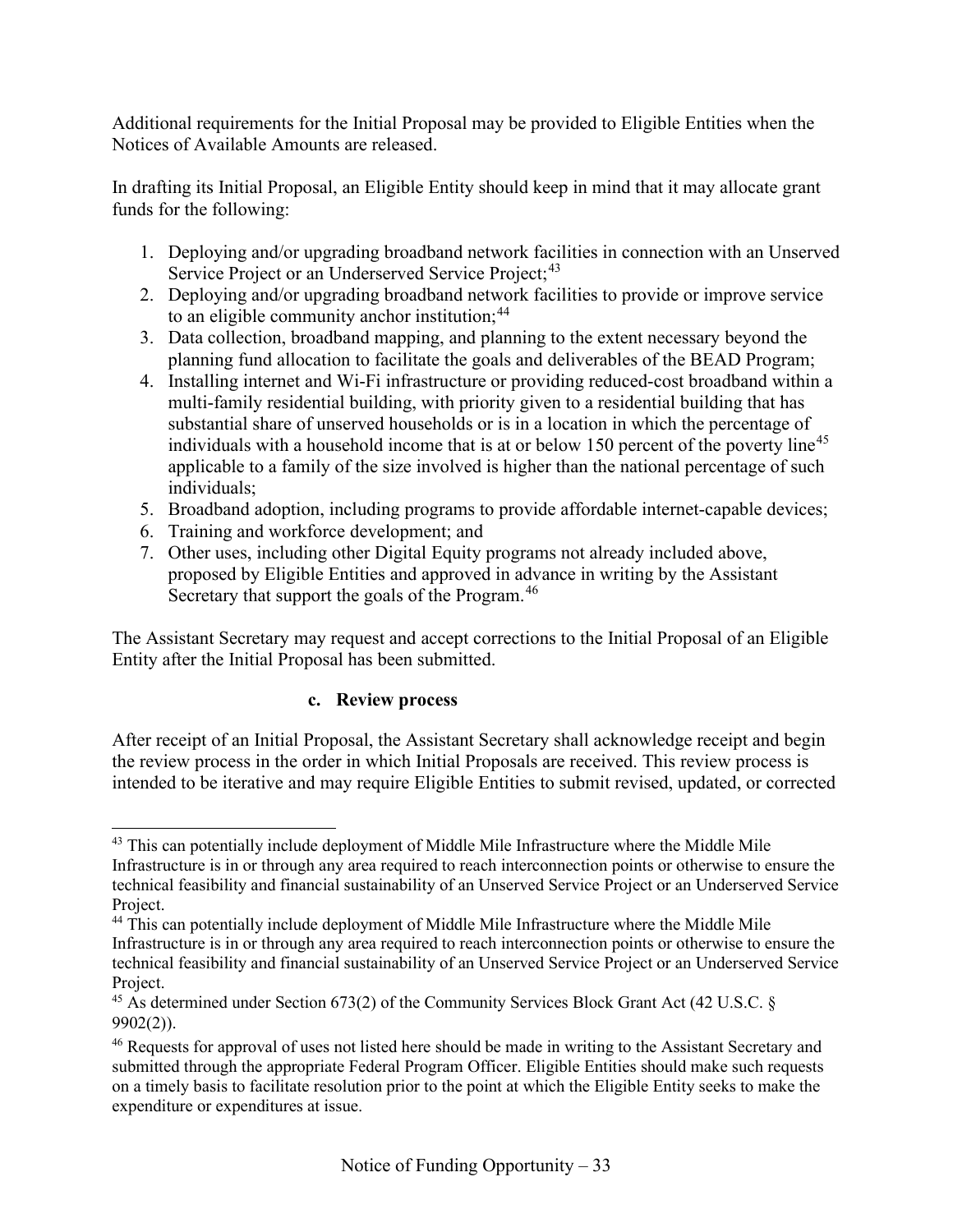Additional requirements for the Initial Proposal may be provided to Eligible Entities when the Notices of Available Amounts are released.

In drafting its Initial Proposal, an Eligible Entity should keep in mind that it may allocate grant funds for the following:

1. Deploying and/or upgrading broadband network facilities in connection with an Unserved Service Project or an Underserved Service Project;[43]
2. Deploying and/or upgrading broadband network facilities to provide or improve service to an eligible community anchor institution;[44]
3. Data collection, broadband mapping, and planning to the extent necessary beyond the planning fund allocation to facilitate the goals and deliverables of the BEAD Program;
4. Installing internet and Wi-Fi infrastructure or providing reduced-cost broadband within a multi-family residential building, with priority given to a residential building that has substantial share of unserved households or is in a location in which the percentage of individuals with a household income that is at or below 150 percent of the poverty line[45] applicable to a family of the size involved is higher than the national percentage of such individuals;
5. Broadband adoption, including programs to provide affordable internet-capable devices;
6. Training and workforce development; and
7. Other uses, including other Digital Equity programs not already included above, proposed by Eligible Entities and approved in advance in writing by the Assistant Secretary that support the goals of the Program.[46]

The Assistant Secretary may request and accept corrections to the Initial Proposal of an Eligible Entity after the Initial Proposal has been submitted.

### c. Review process

After receipt of an Initial Proposal, the Assistant Secretary shall acknowledge receipt and begin the review process in the order in which Initial Proposals are received. This review process is intended to be iterative and may require Eligible Entities to submit revised, updated, or corrected

---

[43] This can potentially include deployment of Middle Mile Infrastructure where the Middle Mile Infrastructure is in or through any area required to reach interconnection points or otherwise to ensure the technical feasibility and financial sustainability of an Unserved Service Project or an Underserved Service Project.

[44] This can potentially include deployment of Middle Mile Infrastructure where the Middle Mile Infrastructure is in or through any area required to reach interconnection points or otherwise to ensure the technical feasibility and financial sustainability of an Unserved Service Project or an Underserved Service Project.

[45] As determined under Section 673(2) of the Community Services Block Grant Act (42 U.S.C. § 9902(2)).

[46] Requests for approval of uses not listed here should be made in writing to the Assistant Secretary and submitted through the appropriate Federal Program Officer. Eligible Entities should make such requests on a timely basis to facilitate resolution prior to the point at which the Eligible Entity seeks to make the expenditure or expenditures at issue.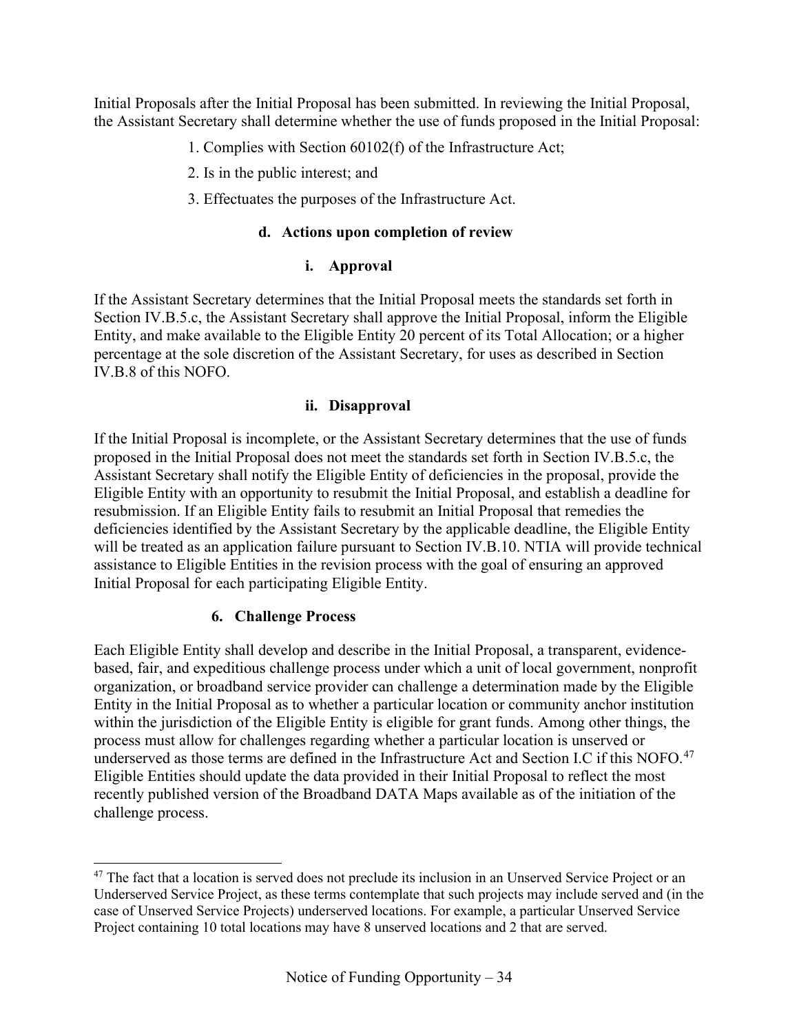Initial Proposals after the Initial Proposal has been submitted. In reviewing the Initial Proposal, the Assistant Secretary shall determine whether the use of funds proposed in the Initial Proposal:

1. Complies with Section 60102(f) of the Infrastructure Act;
2. Is in the public interest; and
3. Effectuates the purposes of the Infrastructure Act.

#### d. Actions upon completion of review

##### i. Approval

If the Assistant Secretary determines that the Initial Proposal meets the standards set forth in Section IV.B.5.c, the Assistant Secretary shall approve the Initial Proposal, inform the Eligible Entity, and make available to the Eligible Entity 20 percent of its Total Allocation; or a higher percentage at the sole discretion of the Assistant Secretary, for uses as described in Section IV.B.8 of this NOFO.

##### ii. Disapproval

If the Initial Proposal is incomplete, or the Assistant Secretary determines that the use of funds proposed in the Initial Proposal does not meet the standards set forth in Section IV.B.5.c, the Assistant Secretary shall notify the Eligible Entity of deficiencies in the proposal, provide the Eligible Entity with an opportunity to resubmit the Initial Proposal, and establish a deadline for resubmission. If an Eligible Entity fails to resubmit an Initial Proposal that remedies the deficiencies identified by the Assistant Secretary by the applicable deadline, the Eligible Entity will be treated as an application failure pursuant to Section IV.B.10. NTIA will provide technical assistance to Eligible Entities in the revision process with the goal of ensuring an approved Initial Proposal for each participating Eligible Entity.

### 6. Challenge Process

Each Eligible Entity shall develop and describe in the Initial Proposal, a transparent, evidence-based, fair, and expeditious challenge process under which a unit of local government, nonprofit organization, or broadband service provider can challenge a determination made by the Eligible Entity in the Initial Proposal as to whether a particular location or community anchor institution within the jurisdiction of the Eligible Entity is eligible for grant funds. Among other things, the process must allow for challenges regarding whether a particular location is unserved or underserved as those terms are defined in the Infrastructure Act and Section I.C if this NOFO.[47] Eligible Entities should update the data provided in their Initial Proposal to reflect the most recently published version of the Broadband DATA Maps available as of the initiation of the challenge process.

---

[47] The fact that a location is served does not preclude its inclusion in an Unserved Service Project or an Underserved Service Project, as these terms contemplate that such projects may include served and (in the case of Unserved Service Projects) underserved locations. For example, a particular Unserved Service Project containing 10 total locations may have 8 unserved locations and 2 that are served.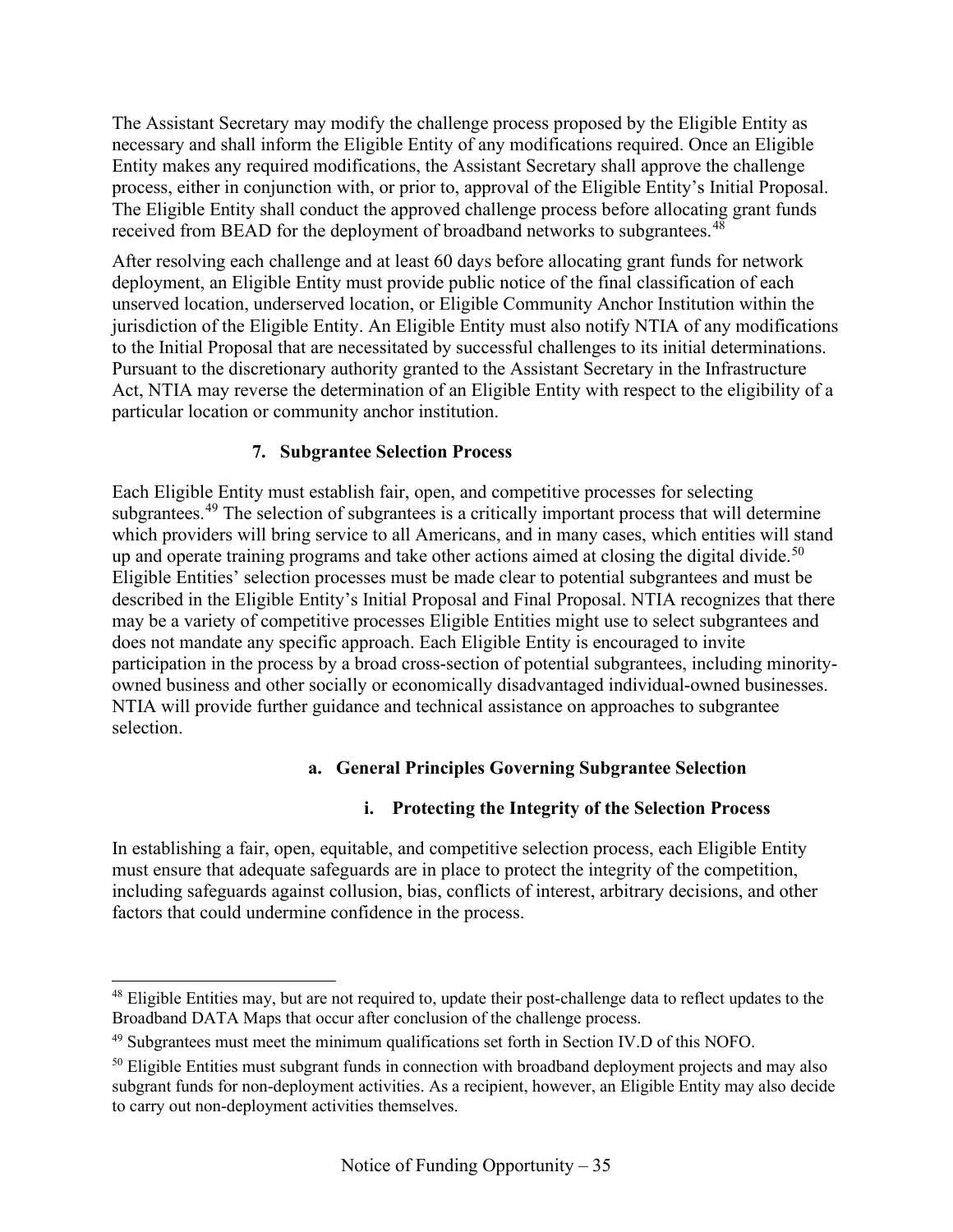The Assistant Secretary may modify the challenge process proposed by the Eligible Entity as necessary and shall inform the Eligible Entity of any modifications required. Once an Eligible Entity makes any required modifications, the Assistant Secretary shall approve the challenge process, either in conjunction with, or prior to, approval of the Eligible Entity's Initial Proposal. The Eligible Entity shall conduct the approved challenge process before allocating grant funds received from BEAD for the deployment of broadband networks to subgrantees.[48]

After resolving each challenge and at least 60 days before allocating grant funds for network deployment, an Eligible Entity must provide public notice of the final classification of each unserved location, underserved location, or Eligible Community Anchor Institution within the jurisdiction of the Eligible Entity. An Eligible Entity must also notify NTIA of any modifications to the Initial Proposal that are necessitated by successful challenges to its initial determinations. Pursuant to the discretionary authority granted to the Assistant Secretary in the Infrastructure Act, NTIA may reverse the determination of an Eligible Entity with respect to the eligibility of a particular location or community anchor institution.

### 7. Subgrantee Selection Process

Each Eligible Entity must establish fair, open, and competitive processes for selecting subgrantees.[49] The selection of subgrantees is a critically important process that will determine which providers will bring service to all Americans, and in many cases, which entities will stand up and operate training programs and take other actions aimed at closing the digital divide.[50] Eligible Entities' selection processes must be made clear to potential subgrantees and must be described in the Eligible Entity's Initial Proposal and Final Proposal. NTIA recognizes that there may be a variety of competitive processes Eligible Entities might use to select subgrantees and does not mandate any specific approach. Each Eligible Entity is encouraged to invite participation in the process by a broad cross-section of potential subgrantees, including minority-owned business and other socially or economically disadvantaged individual-owned businesses. NTIA will provide further guidance and technical assistance on approaches to subgrantee selection.

#### a. General Principles Governing Subgrantee Selection

##### i. Protecting the Integrity of the Selection Process

In establishing a fair, open, equitable, and competitive selection process, each Eligible Entity must ensure that adequate safeguards are in place to protect the integrity of the competition, including safeguards against collusion, bias, conflicts of interest, arbitrary decisions, and other factors that could undermine confidence in the process.

---

[48] Eligible Entities may, but are not required to, update their post-challenge data to reflect updates to the Broadband DATA Maps that occur after conclusion of the challenge process.

[49] Subgrantees must meet the minimum qualifications set forth in Section IV.D of this NOFO.

[50] Eligible Entities must subgrant funds in connection with broadband deployment projects and may also subgrant funds for non-deployment activities. As a recipient, however, an Eligible Entity may also decide to carry out non-deployment activities themselves.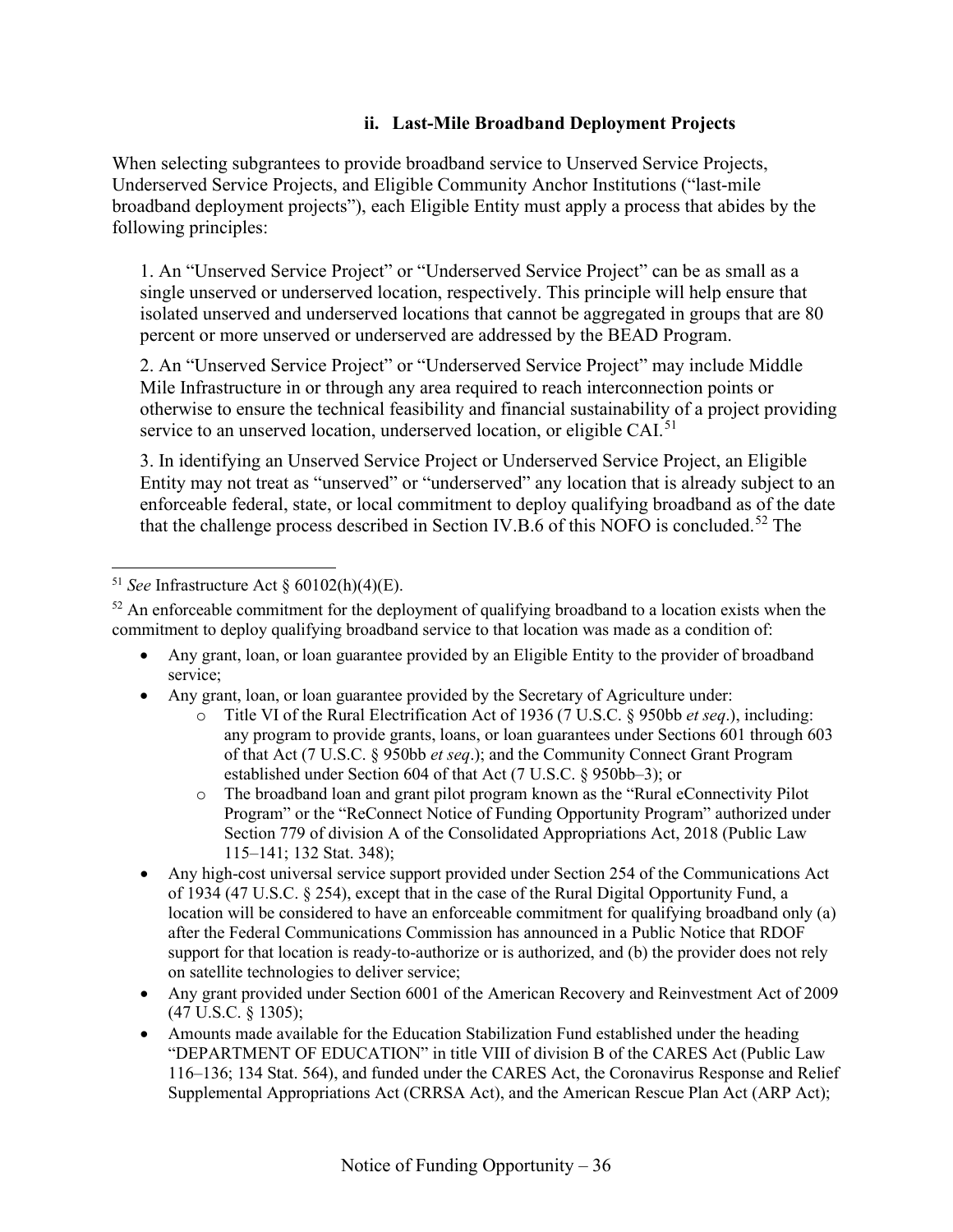### ii. Last-Mile Broadband Deployment Projects

When selecting subgrantees to provide broadband service to Unserved Service Projects, Underserved Service Projects, and Eligible Community Anchor Institutions ("last-mile broadband deployment projects"), each Eligible Entity must apply a process that abides by the following principles:

1. An "Unserved Service Project" or "Underserved Service Project" can be as small as a single unserved or underserved location, respectively. This principle will help ensure that isolated unserved and underserved locations that cannot be aggregated in groups that are 80 percent or more unserved or underserved are addressed by the BEAD Program.

2. An "Unserved Service Project" or "Underserved Service Project" may include Middle Mile Infrastructure in or through any area required to reach interconnection points or otherwise to ensure the technical feasibility and financial sustainability of a project providing service to an unserved location, underserved location, or eligible CAI.[51]

3. In identifying an Unserved Service Project or Underserved Service Project, an Eligible Entity may not treat as "unserved" or "underserved" any location that is already subject to an enforceable federal, state, or local commitment to deploy qualifying broadband as of the date that the challenge process described in Section IV.B.6 of this NOFO is concluded.[52] The

---

[51] *See* Infrastructure Act § 60102(h)(4)(E).

[52] An enforceable commitment for the deployment of qualifying broadband to a location exists when the commitment to deploy qualifying broadband service to that location was made as a condition of:

- Any grant, loan, or loan guarantee provided by an Eligible Entity to the provider of broadband service;
- Any grant, loan, or loan guarantee provided by the Secretary of Agriculture under:
  - Title VI of the Rural Electrification Act of 1936 (7 U.S.C. § 950bb *et seq*.), including: any program to provide grants, loans, or loan guarantees under Sections 601 through 603 of that Act (7 U.S.C. § 950bb *et seq*.); and the Community Connect Grant Program established under Section 604 of that Act (7 U.S.C. § 950bb–3); or
  - The broadband loan and grant pilot program known as the "Rural eConnectivity Pilot Program" or the "ReConnect Notice of Funding Opportunity Program" authorized under Section 779 of division A of the Consolidated Appropriations Act, 2018 (Public Law 115–141; 132 Stat. 348);
- Any high-cost universal service support provided under Section 254 of the Communications Act of 1934 (47 U.S.C. § 254), except that in the case of the Rural Digital Opportunity Fund, a location will be considered to have an enforceable commitment for qualifying broadband only (a) after the Federal Communications Commission has announced in a Public Notice that RDOF support for that location is ready-to-authorize or is authorized, and (b) the provider does not rely on satellite technologies to deliver service;
- Any grant provided under Section 6001 of the American Recovery and Reinvestment Act of 2009 (47 U.S.C. § 1305);
- Amounts made available for the Education Stabilization Fund established under the heading "DEPARTMENT OF EDUCATION" in title VIII of division B of the CARES Act (Public Law 116–136; 134 Stat. 564), and funded under the CARES Act, the Coronavirus Response and Relief Supplemental Appropriations Act (CRRSA Act), and the American Rescue Plan Act (ARP Act);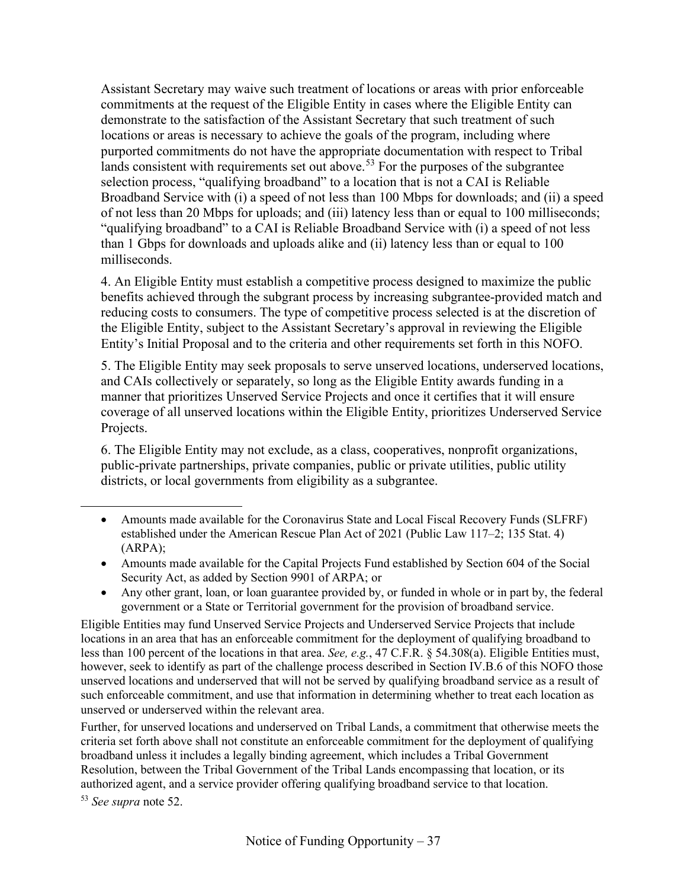Assistant Secretary may waive such treatment of locations or areas with prior enforceable commitments at the request of the Eligible Entity in cases where the Eligible Entity can demonstrate to the satisfaction of the Assistant Secretary that such treatment of such locations or areas is necessary to achieve the goals of the program, including where purported commitments do not have the appropriate documentation with respect to Tribal lands consistent with requirements set out above.[53] For the purposes of the subgrantee selection process, "qualifying broadband" to a location that is not a CAI is Reliable Broadband Service with (i) a speed of not less than 100 Mbps for downloads; and (ii) a speed of not less than 20 Mbps for uploads; and (iii) latency less than or equal to 100 milliseconds; "qualifying broadband" to a CAI is Reliable Broadband Service with (i) a speed of not less than 1 Gbps for downloads and uploads alike and (ii) latency less than or equal to 100 milliseconds.

4. An Eligible Entity must establish a competitive process designed to maximize the public benefits achieved through the subgrant process by increasing subgrantee-provided match and reducing costs to consumers. The type of competitive process selected is at the discretion of the Eligible Entity, subject to the Assistant Secretary's approval in reviewing the Eligible Entity's Initial Proposal and to the criteria and other requirements set forth in this NOFO.

5. The Eligible Entity may seek proposals to serve unserved locations, underserved locations, and CAIs collectively or separately, so long as the Eligible Entity awards funding in a manner that prioritizes Unserved Service Projects and once it certifies that it will ensure coverage of all unserved locations within the Eligible Entity, prioritizes Underserved Service Projects.

6. The Eligible Entity may not exclude, as a class, cooperatives, nonprofit organizations, public-private partnerships, private companies, public or private utilities, public utility districts, or local governments from eligibility as a subgrantee.

---

- Amounts made available for the Coronavirus State and Local Fiscal Recovery Funds (SLFRF) established under the American Rescue Plan Act of 2021 (Public Law 117–2; 135 Stat. 4) (ARPA);
- Amounts made available for the Capital Projects Fund established by Section 604 of the Social Security Act, as added by Section 9901 of ARPA; or
- Any other grant, loan, or loan guarantee provided by, or funded in whole or in part by, the federal government or a State or Territorial government for the provision of broadband service.

Eligible Entities may fund Unserved Service Projects and Underserved Service Projects that include locations in an area that has an enforceable commitment for the deployment of qualifying broadband to less than 100 percent of the locations in that area. *See, e.g.*, 47 C.F.R. § 54.308(a). Eligible Entities must, however, seek to identify as part of the challenge process described in Section IV.B.6 of this NOFO those unserved locations and underserved that will not be served by qualifying broadband service as a result of such enforceable commitment, and use that information in determining whether to treat each location as unserved or underserved within the relevant area.

Further, for unserved locations and underserved on Tribal Lands, a commitment that otherwise meets the criteria set forth above shall not constitute an enforceable commitment for the deployment of qualifying broadband unless it includes a legally binding agreement, which includes a Tribal Government Resolution, between the Tribal Government of the Tribal Lands encompassing that location, or its authorized agent, and a service provider offering qualifying broadband service to that location.

[53] *See supra* note 52.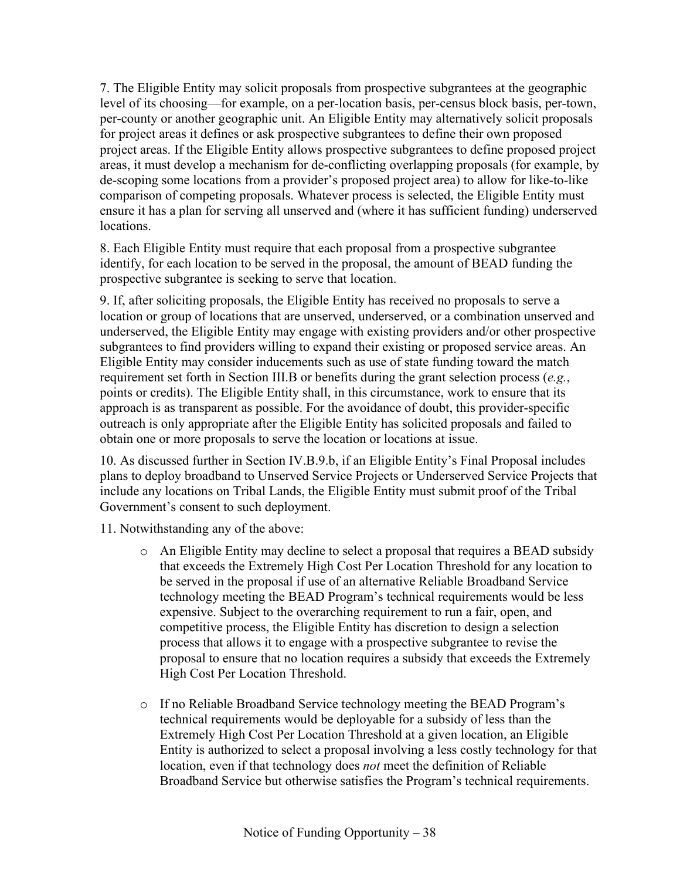7. The Eligible Entity may solicit proposals from prospective subgrantees at the geographic level of its choosing—for example, on a per-location basis, per-census block basis, per-town, per-county or another geographic unit. An Eligible Entity may alternatively solicit proposals for project areas it defines or ask prospective subgrantees to define their own proposed project areas. If the Eligible Entity allows prospective subgrantees to define proposed project areas, it must develop a mechanism for de-conflicting overlapping proposals (for example, by de-scoping some locations from a provider's proposed project area) to allow for like-to-like comparison of competing proposals. Whatever process is selected, the Eligible Entity must ensure it has a plan for serving all unserved and (where it has sufficient funding) underserved locations.

8. Each Eligible Entity must require that each proposal from a prospective subgrantee identify, for each location to be served in the proposal, the amount of BEAD funding the prospective subgrantee is seeking to serve that location.

9. If, after soliciting proposals, the Eligible Entity has received no proposals to serve a location or group of locations that are unserved, underserved, or a combination unserved and underserved, the Eligible Entity may engage with existing providers and/or other prospective subgrantees to find providers willing to expand their existing or proposed service areas. An Eligible Entity may consider inducements such as use of state funding toward the match requirement set forth in Section III.B or benefits during the grant selection process (*e.g.*, points or credits). The Eligible Entity shall, in this circumstance, work to ensure that its approach is as transparent as possible. For the avoidance of doubt, this provider-specific outreach is only appropriate after the Eligible Entity has solicited proposals and failed to obtain one or more proposals to serve the location or locations at issue.

10. As discussed further in Section IV.B.9.b, if an Eligible Entity's Final Proposal includes plans to deploy broadband to Unserved Service Projects or Underserved Service Projects that include any locations on Tribal Lands, the Eligible Entity must submit proof of the Tribal Government's consent to such deployment.

11. Notwithstanding any of the above:

- An Eligible Entity may decline to select a proposal that requires a BEAD subsidy that exceeds the Extremely High Cost Per Location Threshold for any location to be served in the proposal if use of an alternative Reliable Broadband Service technology meeting the BEAD Program's technical requirements would be less expensive. Subject to the overarching requirement to run a fair, open, and competitive process, the Eligible Entity has discretion to design a selection process that allows it to engage with a prospective subgrantee to revise the proposal to ensure that no location requires a subsidy that exceeds the Extremely High Cost Per Location Threshold.

- If no Reliable Broadband Service technology meeting the BEAD Program's technical requirements would be deployable for a subsidy of less than the Extremely High Cost Per Location Threshold at a given location, an Eligible Entity is authorized to select a proposal involving a less costly technology for that location, even if that technology does *not* meet the definition of Reliable Broadband Service but otherwise satisfies the Program's technical requirements.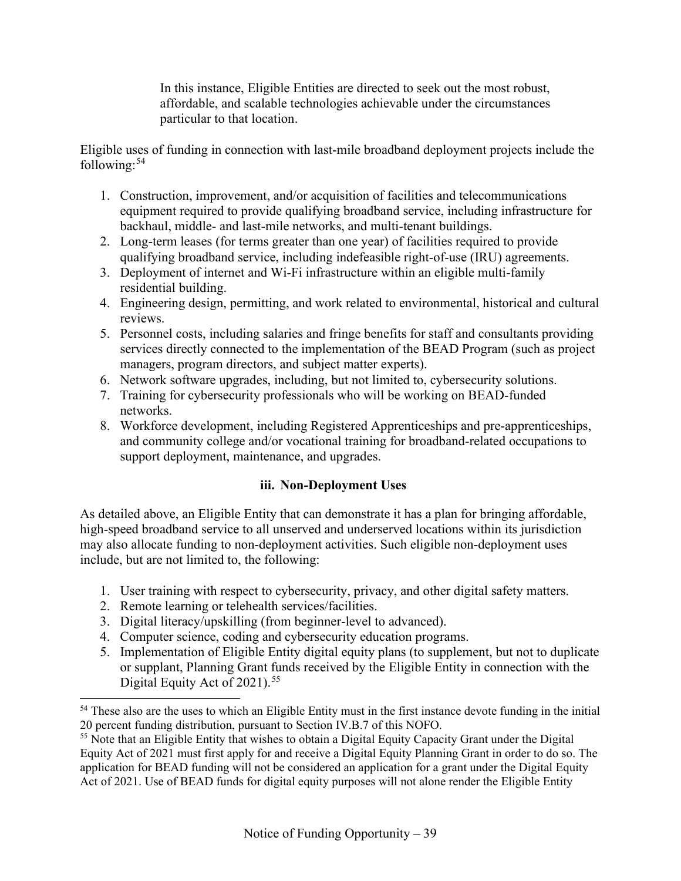> In this instance, Eligible Entities are directed to seek out the most robust, affordable, and scalable technologies achievable under the circumstances particular to that location.

Eligible uses of funding in connection with last-mile broadband deployment projects include the following:[54]

1. Construction, improvement, and/or acquisition of facilities and telecommunications equipment required to provide qualifying broadband service, including infrastructure for backhaul, middle- and last-mile networks, and multi-tenant buildings.
2. Long-term leases (for terms greater than one year) of facilities required to provide qualifying broadband service, including indefeasible right-of-use (IRU) agreements.
3. Deployment of internet and Wi-Fi infrastructure within an eligible multi-family residential building.
4. Engineering design, permitting, and work related to environmental, historical and cultural reviews.
5. Personnel costs, including salaries and fringe benefits for staff and consultants providing services directly connected to the implementation of the BEAD Program (such as project managers, program directors, and subject matter experts).
6. Network software upgrades, including, but not limited to, cybersecurity solutions.
7. Training for cybersecurity professionals who will be working on BEAD-funded networks.
8. Workforce development, including Registered Apprenticeships and pre-apprenticeships, and community college and/or vocational training for broadband-related occupations to support deployment, maintenance, and upgrades.

### iii. Non-Deployment Uses

As detailed above, an Eligible Entity that can demonstrate it has a plan for bringing affordable, high-speed broadband service to all unserved and underserved locations within its jurisdiction may also allocate funding to non-deployment activities. Such eligible non-deployment uses include, but are not limited to, the following:

1. User training with respect to cybersecurity, privacy, and other digital safety matters.
2. Remote learning or telehealth services/facilities.
3. Digital literacy/upskilling (from beginner-level to advanced).
4. Computer science, coding and cybersecurity education programs.
5. Implementation of Eligible Entity digital equity plans (to supplement, but not to duplicate or supplant, Planning Grant funds received by the Eligible Entity in connection with the Digital Equity Act of 2021).[55]

---

[54] These also are the uses to which an Eligible Entity must in the first instance devote funding in the initial 20 percent funding distribution, pursuant to Section IV.B.7 of this NOFO.

[55] Note that an Eligible Entity that wishes to obtain a Digital Equity Capacity Grant under the Digital Equity Act of 2021 must first apply for and receive a Digital Equity Planning Grant in order to do so. The application for BEAD funding will not be considered an application for a grant under the Digital Equity Act of 2021. Use of BEAD funds for digital equity purposes will not alone render the Eligible Entity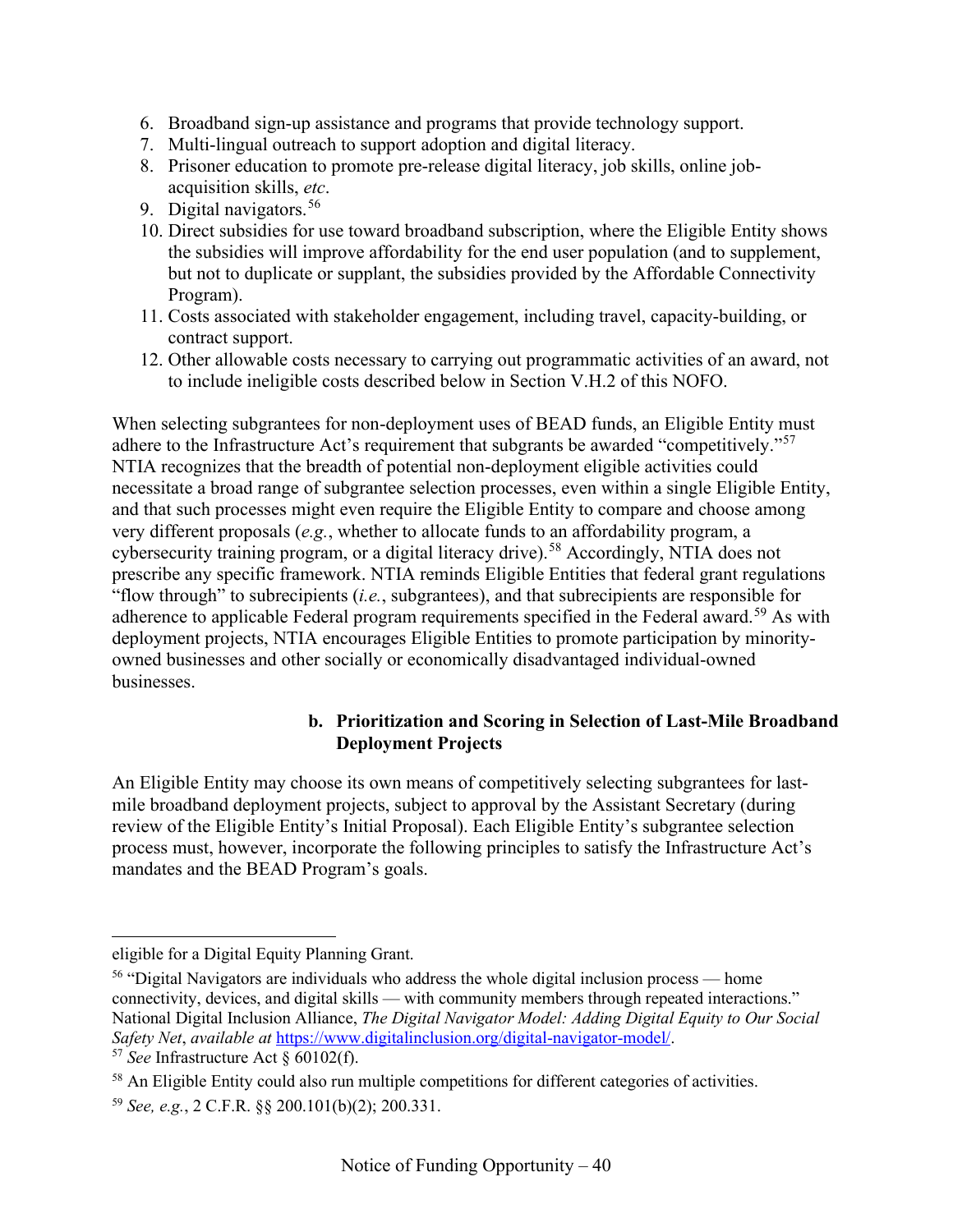6. Broadband sign-up assistance and programs that provide technology support.
7. Multi-lingual outreach to support adoption and digital literacy.
8. Prisoner education to promote pre-release digital literacy, job skills, online job-acquisition skills, *etc*.
9. Digital navigators.[56]
10. Direct subsidies for use toward broadband subscription, where the Eligible Entity shows the subsidies will improve affordability for the end user population (and to supplement, but not to duplicate or supplant, the subsidies provided by the Affordable Connectivity Program).
11. Costs associated with stakeholder engagement, including travel, capacity-building, or contract support.
12. Other allowable costs necessary to carrying out programmatic activities of an award, not to include ineligible costs described below in Section V.H.2 of this NOFO.

When selecting subgrantees for non-deployment uses of BEAD funds, an Eligible Entity must adhere to the Infrastructure Act's requirement that subgrants be awarded "competitively."[57] NTIA recognizes that the breadth of potential non-deployment eligible activities could necessitate a broad range of subgrantee selection processes, even within a single Eligible Entity, and that such processes might even require the Eligible Entity to compare and choose among very different proposals (*e.g.*, whether to allocate funds to an affordability program, a cybersecurity training program, or a digital literacy drive).[58] Accordingly, NTIA does not prescribe any specific framework. NTIA reminds Eligible Entities that federal grant regulations "flow through" to subrecipients (*i.e.*, subgrantees), and that subrecipients are responsible for adherence to applicable Federal program requirements specified in the Federal award.[59] As with deployment projects, NTIA encourages Eligible Entities to promote participation by minority-owned businesses and other socially or economically disadvantaged individual-owned businesses.

**b. Prioritization and Scoring in Selection of Last-Mile Broadband Deployment Projects**

An Eligible Entity may choose its own means of competitively selecting subgrantees for last-mile broadband deployment projects, subject to approval by the Assistant Secretary (during review of the Eligible Entity's Initial Proposal). Each Eligible Entity's subgrantee selection process must, however, incorporate the following principles to satisfy the Infrastructure Act's mandates and the BEAD Program's goals.

---

eligible for a Digital Equity Planning Grant.

[56] "Digital Navigators are individuals who address the whole digital inclusion process — home connectivity, devices, and digital skills — with community members through repeated interactions." National Digital Inclusion Alliance, *The Digital Navigator Model: Adding Digital Equity to Our Social Safety Net*, *available at* https://www.digitalinclusion.org/digital-navigator-model/.

[57] *See* Infrastructure Act § 60102(f).

[58] An Eligible Entity could also run multiple competitions for different categories of activities.

[59] *See, e.g.*, 2 C.F.R. §§ 200.101(b)(2); 200.331.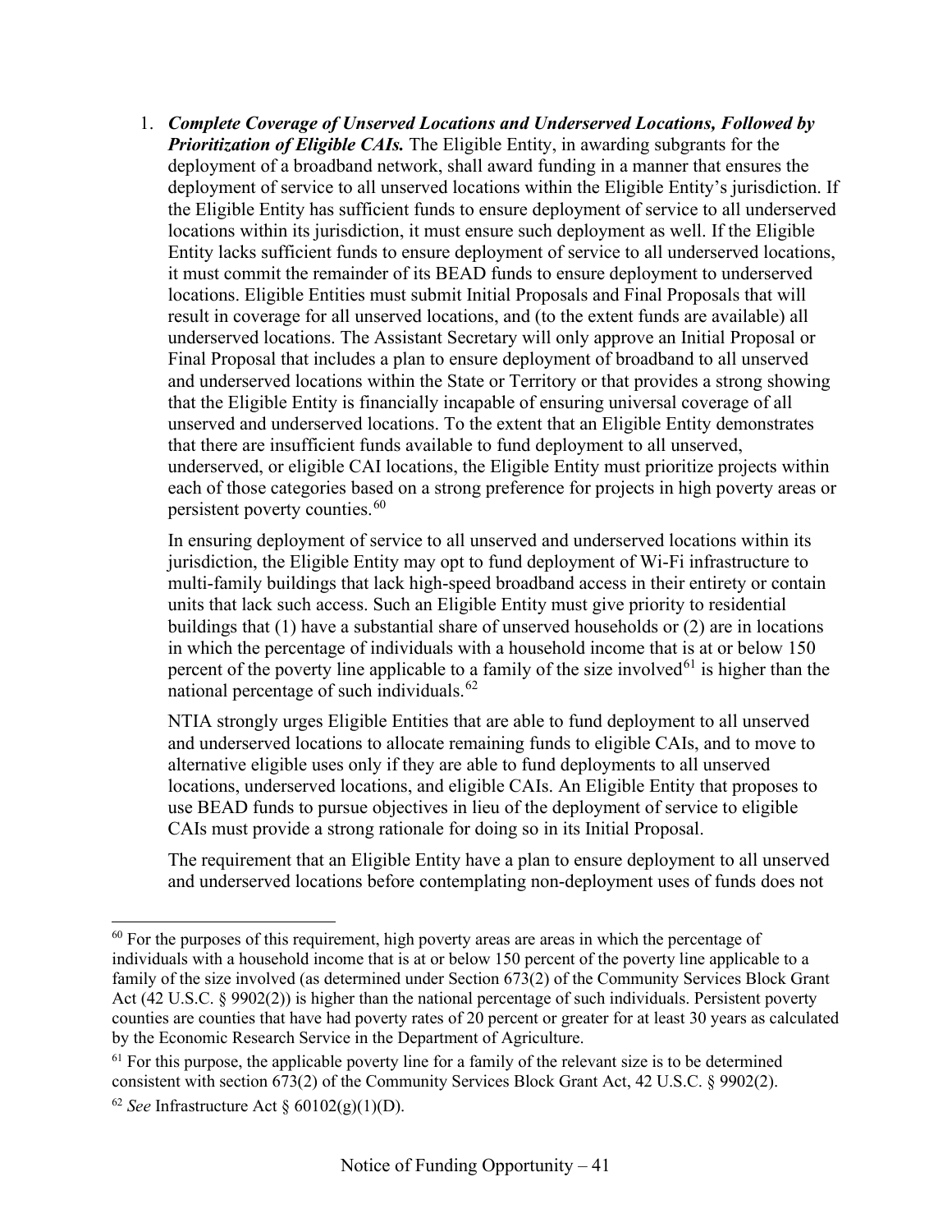1. ***Complete Coverage of Unserved Locations and Underserved Locations, Followed by Prioritization of Eligible CAIs.*** The Eligible Entity, in awarding subgrants for the deployment of a broadband network, shall award funding in a manner that ensures the deployment of service to all unserved locations within the Eligible Entity's jurisdiction. If the Eligible Entity has sufficient funds to ensure deployment of service to all underserved locations within its jurisdiction, it must ensure such deployment as well. If the Eligible Entity lacks sufficient funds to ensure deployment of service to all underserved locations, it must commit the remainder of its BEAD funds to ensure deployment to underserved locations. Eligible Entities must submit Initial Proposals and Final Proposals that will result in coverage for all unserved locations, and (to the extent funds are available) all underserved locations. The Assistant Secretary will only approve an Initial Proposal or Final Proposal that includes a plan to ensure deployment of broadband to all unserved and underserved locations within the State or Territory or that provides a strong showing that the Eligible Entity is financially incapable of ensuring universal coverage of all unserved and underserved locations. To the extent that an Eligible Entity demonstrates that there are insufficient funds available to fund deployment to all unserved, underserved, or eligible CAI locations, the Eligible Entity must prioritize projects within each of those categories based on a strong preference for projects in high poverty areas or persistent poverty counties.[60]

   In ensuring deployment of service to all unserved and underserved locations within its jurisdiction, the Eligible Entity may opt to fund deployment of Wi-Fi infrastructure to multi-family buildings that lack high-speed broadband access in their entirety or contain units that lack such access. Such an Eligible Entity must give priority to residential buildings that (1) have a substantial share of unserved households or (2) are in locations in which the percentage of individuals with a household income that is at or below 150 percent of the poverty line applicable to a family of the size involved[61] is higher than the national percentage of such individuals.[62]

   NTIA strongly urges Eligible Entities that are able to fund deployment to all unserved and underserved locations to allocate remaining funds to eligible CAIs, and to move to alternative eligible uses only if they are able to fund deployments to all unserved locations, underserved locations, and eligible CAIs. An Eligible Entity that proposes to use BEAD funds to pursue objectives in lieu of the deployment of service to eligible CAIs must provide a strong rationale for doing so in its Initial Proposal.

   The requirement that an Eligible Entity have a plan to ensure deployment to all unserved and underserved locations before contemplating non-deployment uses of funds does not

---

[60] For the purposes of this requirement, high poverty areas are areas in which the percentage of individuals with a household income that is at or below 150 percent of the poverty line applicable to a family of the size involved (as determined under Section 673(2) of the Community Services Block Grant Act (42 U.S.C. § 9902(2)) is higher than the national percentage of such individuals. Persistent poverty counties are counties that have had poverty rates of 20 percent or greater for at least 30 years as calculated by the Economic Research Service in the Department of Agriculture.

[61] For this purpose, the applicable poverty line for a family of the relevant size is to be determined consistent with section 673(2) of the Community Services Block Grant Act, 42 U.S.C. § 9902(2).

[62] *See* Infrastructure Act § 60102(g)(1)(D).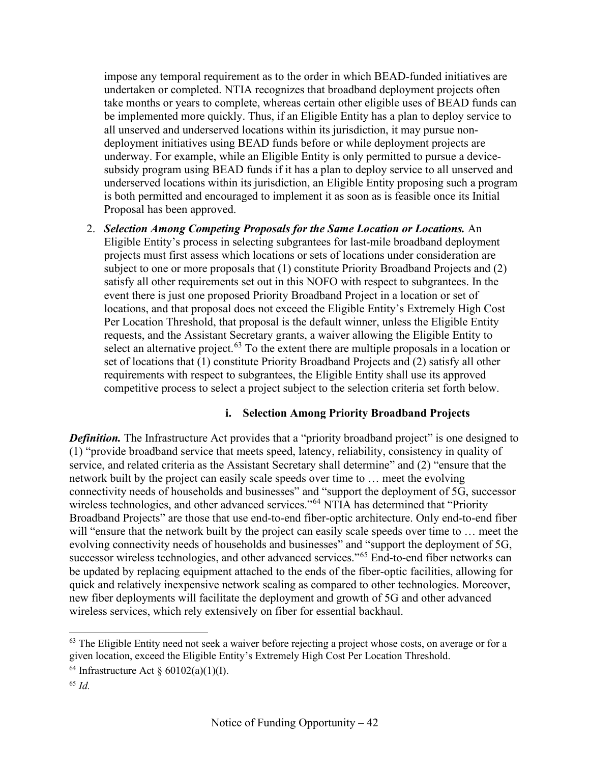impose any temporal requirement as to the order in which BEAD-funded initiatives are undertaken or completed. NTIA recognizes that broadband deployment projects often take months or years to complete, whereas certain other eligible uses of BEAD funds can be implemented more quickly. Thus, if an Eligible Entity has a plan to deploy service to all unserved and underserved locations within its jurisdiction, it may pursue non-deployment initiatives using BEAD funds before or while deployment projects are underway. For example, while an Eligible Entity is only permitted to pursue a device-subsidy program using BEAD funds if it has a plan to deploy service to all unserved and underserved locations within its jurisdiction, an Eligible Entity proposing such a program is both permitted and encouraged to implement it as soon as is feasible once its Initial Proposal has been approved.

2. ***Selection Among Competing Proposals for the Same Location or Locations.*** An Eligible Entity's process in selecting subgrantees for last-mile broadband deployment projects must first assess which locations or sets of locations under consideration are subject to one or more proposals that (1) constitute Priority Broadband Projects and (2) satisfy all other requirements set out in this NOFO with respect to subgrantees. In the event there is just one proposed Priority Broadband Project in a location or set of locations, and that proposal does not exceed the Eligible Entity's Extremely High Cost Per Location Threshold, that proposal is the default winner, unless the Eligible Entity requests, and the Assistant Secretary grants, a waiver allowing the Eligible Entity to select an alternative project.[63] To the extent there are multiple proposals in a location or set of locations that (1) constitute Priority Broadband Projects and (2) satisfy all other requirements with respect to subgrantees, the Eligible Entity shall use its approved competitive process to select a project subject to the selection criteria set forth below.

#### i. Selection Among Priority Broadband Projects

***Definition.*** The Infrastructure Act provides that a "priority broadband project" is one designed to (1) "provide broadband service that meets speed, latency, reliability, consistency in quality of service, and related criteria as the Assistant Secretary shall determine" and (2) "ensure that the network built by the project can easily scale speeds over time to … meet the evolving connectivity needs of households and businesses" and "support the deployment of 5G, successor wireless technologies, and other advanced services."[64] NTIA has determined that "Priority Broadband Projects" are those that use end-to-end fiber-optic architecture. Only end-to-end fiber will "ensure that the network built by the project can easily scale speeds over time to … meet the evolving connectivity needs of households and businesses" and "support the deployment of 5G, successor wireless technologies, and other advanced services."[65] End-to-end fiber networks can be updated by replacing equipment attached to the ends of the fiber-optic facilities, allowing for quick and relatively inexpensive network scaling as compared to other technologies. Moreover, new fiber deployments will facilitate the deployment and growth of 5G and other advanced wireless services, which rely extensively on fiber for essential backhaul.

---

[63] The Eligible Entity need not seek a waiver before rejecting a project whose costs, on average or for a given location, exceed the Eligible Entity's Extremely High Cost Per Location Threshold.

[64] Infrastructure Act § 60102(a)(1)(I).

[65] *Id.*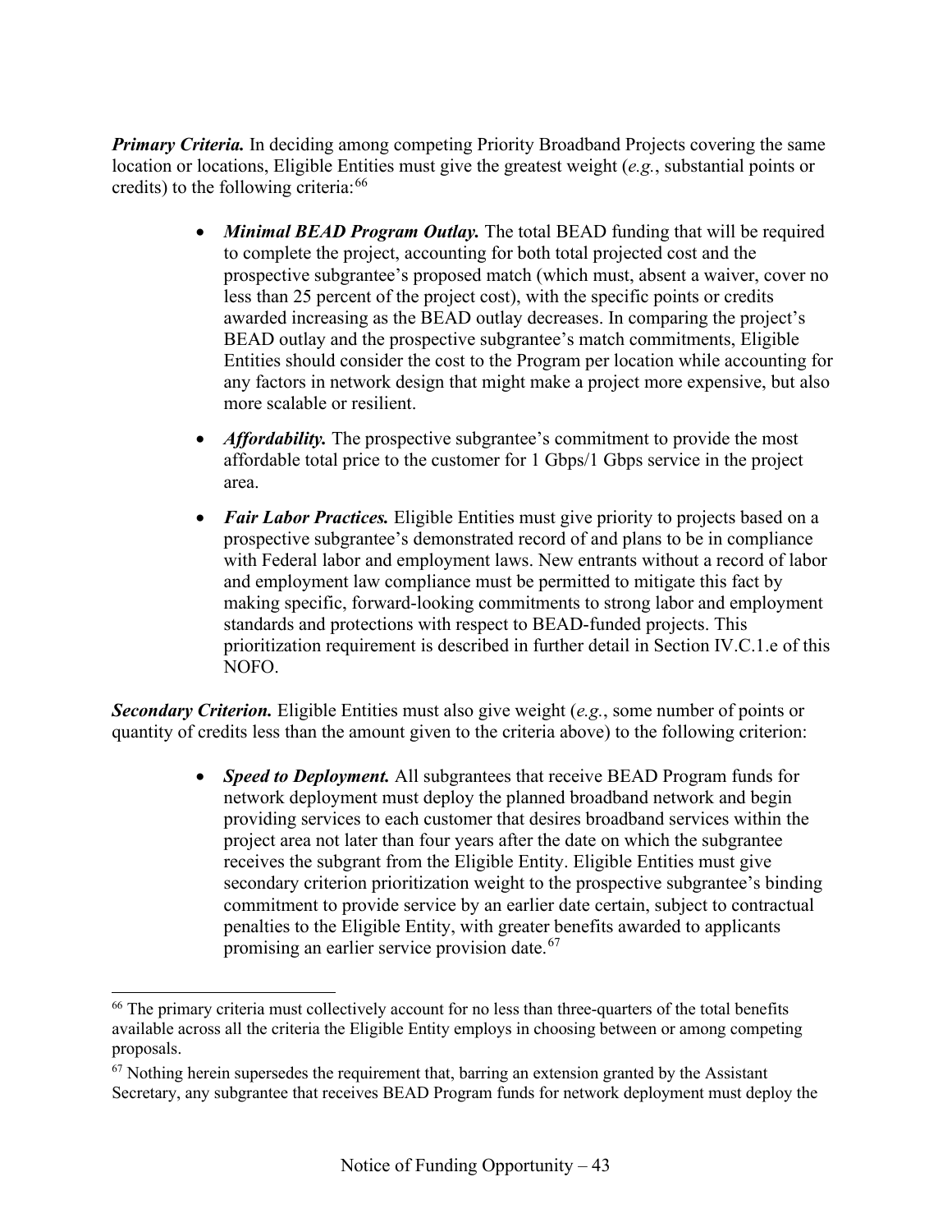***Primary Criteria.*** In deciding among competing Priority Broadband Projects covering the same location or locations, Eligible Entities must give the greatest weight (*e.g.*, substantial points or credits) to the following criteria:[66]

- ***Minimal BEAD Program Outlay.*** The total BEAD funding that will be required to complete the project, accounting for both total projected cost and the prospective subgrantee's proposed match (which must, absent a waiver, cover no less than 25 percent of the project cost), with the specific points or credits awarded increasing as the BEAD outlay decreases. In comparing the project's BEAD outlay and the prospective subgrantee's match commitments, Eligible Entities should consider the cost to the Program per location while accounting for any factors in network design that might make a project more expensive, but also more scalable or resilient.
- ***Affordability.*** The prospective subgrantee's commitment to provide the most affordable total price to the customer for 1 Gbps/1 Gbps service in the project area.
- ***Fair Labor Practices.*** Eligible Entities must give priority to projects based on a prospective subgrantee's demonstrated record of and plans to be in compliance with Federal labor and employment laws. New entrants without a record of labor and employment law compliance must be permitted to mitigate this fact by making specific, forward-looking commitments to strong labor and employment standards and protections with respect to BEAD-funded projects. This prioritization requirement is described in further detail in Section IV.C.1.e of this NOFO.

***Secondary Criterion.*** Eligible Entities must also give weight (*e.g.*, some number of points or quantity of credits less than the amount given to the criteria above) to the following criterion:

- ***Speed to Deployment.*** All subgrantees that receive BEAD Program funds for network deployment must deploy the planned broadband network and begin providing services to each customer that desires broadband services within the project area not later than four years after the date on which the subgrantee receives the subgrant from the Eligible Entity. Eligible Entities must give secondary criterion prioritization weight to the prospective subgrantee's binding commitment to provide service by an earlier date certain, subject to contractual penalties to the Eligible Entity, with greater benefits awarded to applicants promising an earlier service provision date.[67]

---

[66] The primary criteria must collectively account for no less than three-quarters of the total benefits available across all the criteria the Eligible Entity employs in choosing between or among competing proposals.

[67] Nothing herein supersedes the requirement that, barring an extension granted by the Assistant Secretary, any subgrantee that receives BEAD Program funds for network deployment must deploy the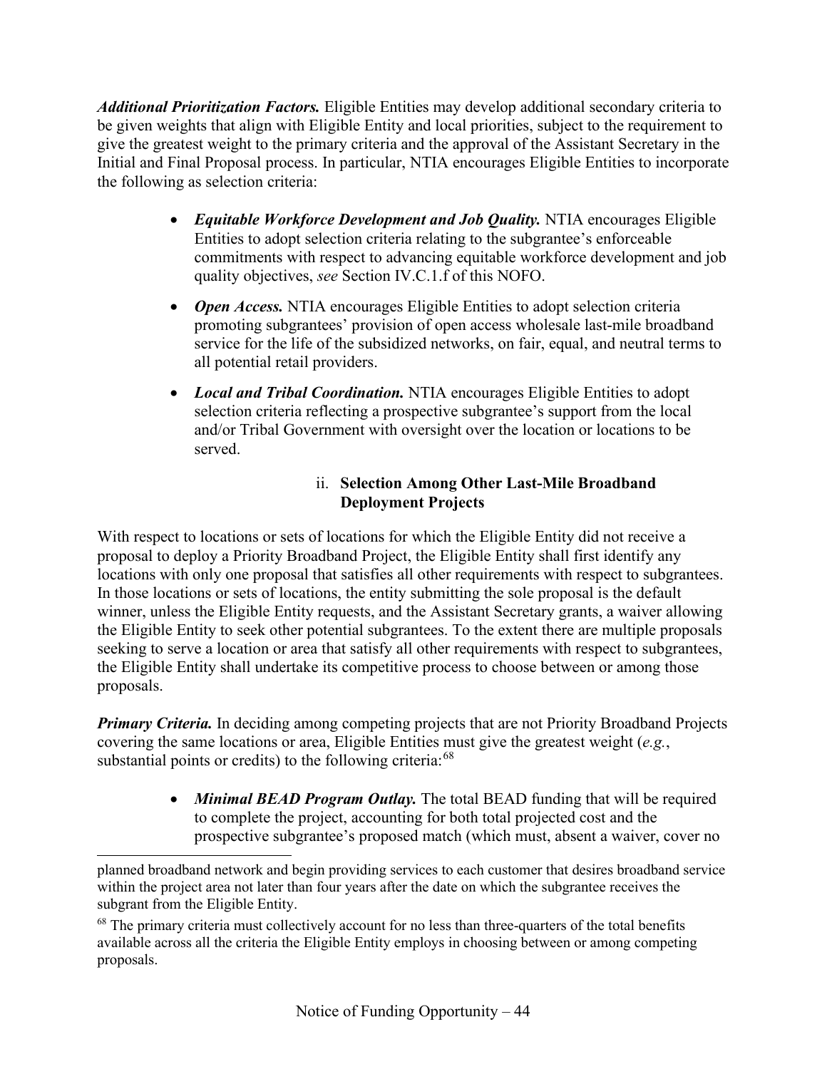***Additional Prioritization Factors.*** Eligible Entities may develop additional secondary criteria to be given weights that align with Eligible Entity and local priorities, subject to the requirement to give the greatest weight to the primary criteria and the approval of the Assistant Secretary in the Initial and Final Proposal process. In particular, NTIA encourages Eligible Entities to incorporate the following as selection criteria:

- ***Equitable Workforce Development and Job Quality.*** NTIA encourages Eligible Entities to adopt selection criteria relating to the subgrantee's enforceable commitments with respect to advancing equitable workforce development and job quality objectives, *see* Section IV.C.1.f of this NOFO.
- ***Open Access.*** NTIA encourages Eligible Entities to adopt selection criteria promoting subgrantees' provision of open access wholesale last-mile broadband service for the life of the subsidized networks, on fair, equal, and neutral terms to all potential retail providers.
- ***Local and Tribal Coordination.*** NTIA encourages Eligible Entities to adopt selection criteria reflecting a prospective subgrantee's support from the local and/or Tribal Government with oversight over the location or locations to be served.

#### ii. Selection Among Other Last-Mile Broadband Deployment Projects

With respect to locations or sets of locations for which the Eligible Entity did not receive a proposal to deploy a Priority Broadband Project, the Eligible Entity shall first identify any locations with only one proposal that satisfies all other requirements with respect to subgrantees. In those locations or sets of locations, the entity submitting the sole proposal is the default winner, unless the Eligible Entity requests, and the Assistant Secretary grants, a waiver allowing the Eligible Entity to seek other potential subgrantees. To the extent there are multiple proposals seeking to serve a location or area that satisfy all other requirements with respect to subgrantees, the Eligible Entity shall undertake its competitive process to choose between or among those proposals.

***Primary Criteria.*** In deciding among competing projects that are not Priority Broadband Projects covering the same locations or area, Eligible Entities must give the greatest weight (*e.g.*, substantial points or credits) to the following criteria:[68]

- ***Minimal BEAD Program Outlay.*** The total BEAD funding that will be required to complete the project, accounting for both total projected cost and the prospective subgrantee's proposed match (which must, absent a waiver, cover no

---

planned broadband network and begin providing services to each customer that desires broadband service within the project area not later than four years after the date on which the subgrantee receives the subgrant from the Eligible Entity.

[68] The primary criteria must collectively account for no less than three-quarters of the total benefits available across all the criteria the Eligible Entity employs in choosing between or among competing proposals.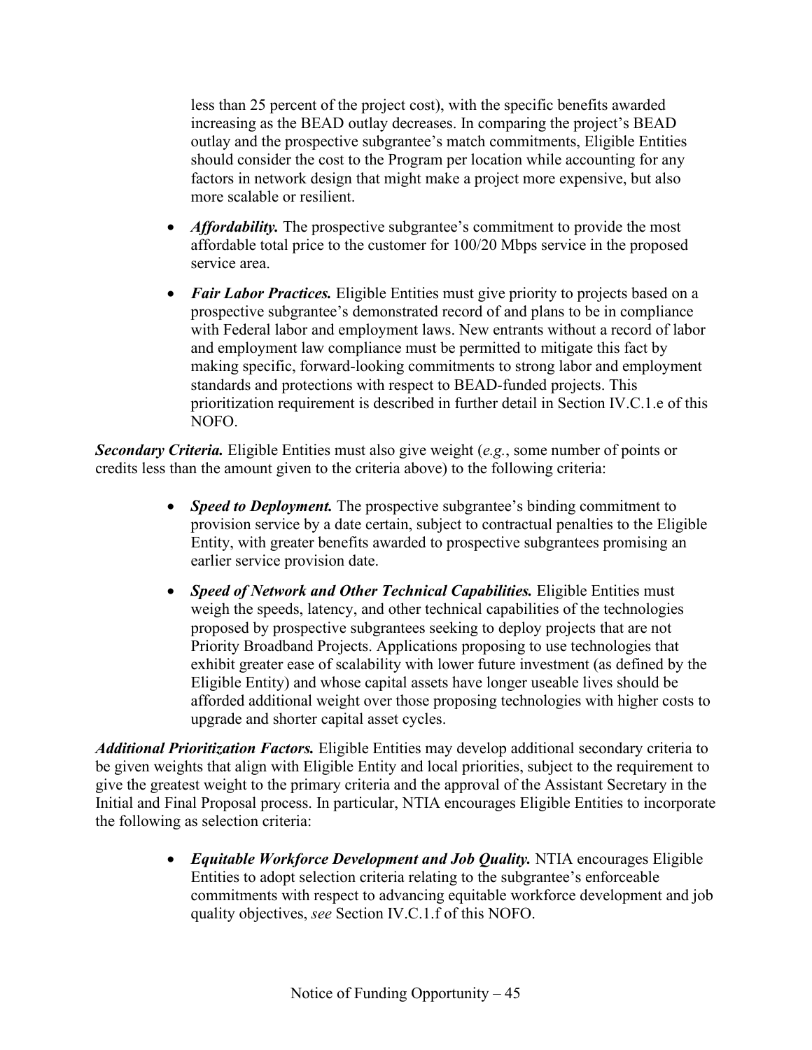less than 25 percent of the project cost), with the specific benefits awarded increasing as the BEAD outlay decreases. In comparing the project's BEAD outlay and the prospective subgrantee's match commitments, Eligible Entities should consider the cost to the Program per location while accounting for any factors in network design that might make a project more expensive, but also more scalable or resilient.

- ***Affordability.*** The prospective subgrantee's commitment to provide the most affordable total price to the customer for 100/20 Mbps service in the proposed service area.
- ***Fair Labor Practices.*** Eligible Entities must give priority to projects based on a prospective subgrantee's demonstrated record of and plans to be in compliance with Federal labor and employment laws. New entrants without a record of labor and employment law compliance must be permitted to mitigate this fact by making specific, forward-looking commitments to strong labor and employment standards and protections with respect to BEAD-funded projects. This prioritization requirement is described in further detail in Section IV.C.1.e of this NOFO.

***Secondary Criteria.*** Eligible Entities must also give weight (*e.g.*, some number of points or credits less than the amount given to the criteria above) to the following criteria:

- ***Speed to Deployment.*** The prospective subgrantee's binding commitment to provision service by a date certain, subject to contractual penalties to the Eligible Entity, with greater benefits awarded to prospective subgrantees promising an earlier service provision date.
- ***Speed of Network and Other Technical Capabilities.*** Eligible Entities must weigh the speeds, latency, and other technical capabilities of the technologies proposed by prospective subgrantees seeking to deploy projects that are not Priority Broadband Projects. Applications proposing to use technologies that exhibit greater ease of scalability with lower future investment (as defined by the Eligible Entity) and whose capital assets have longer useable lives should be afforded additional weight over those proposing technologies with higher costs to upgrade and shorter capital asset cycles.

***Additional Prioritization Factors.*** Eligible Entities may develop additional secondary criteria to be given weights that align with Eligible Entity and local priorities, subject to the requirement to give the greatest weight to the primary criteria and the approval of the Assistant Secretary in the Initial and Final Proposal process. In particular, NTIA encourages Eligible Entities to incorporate the following as selection criteria:

- ***Equitable Workforce Development and Job Quality.*** NTIA encourages Eligible Entities to adopt selection criteria relating to the subgrantee's enforceable commitments with respect to advancing equitable workforce development and job quality objectives, *see* Section IV.C.1.f of this NOFO.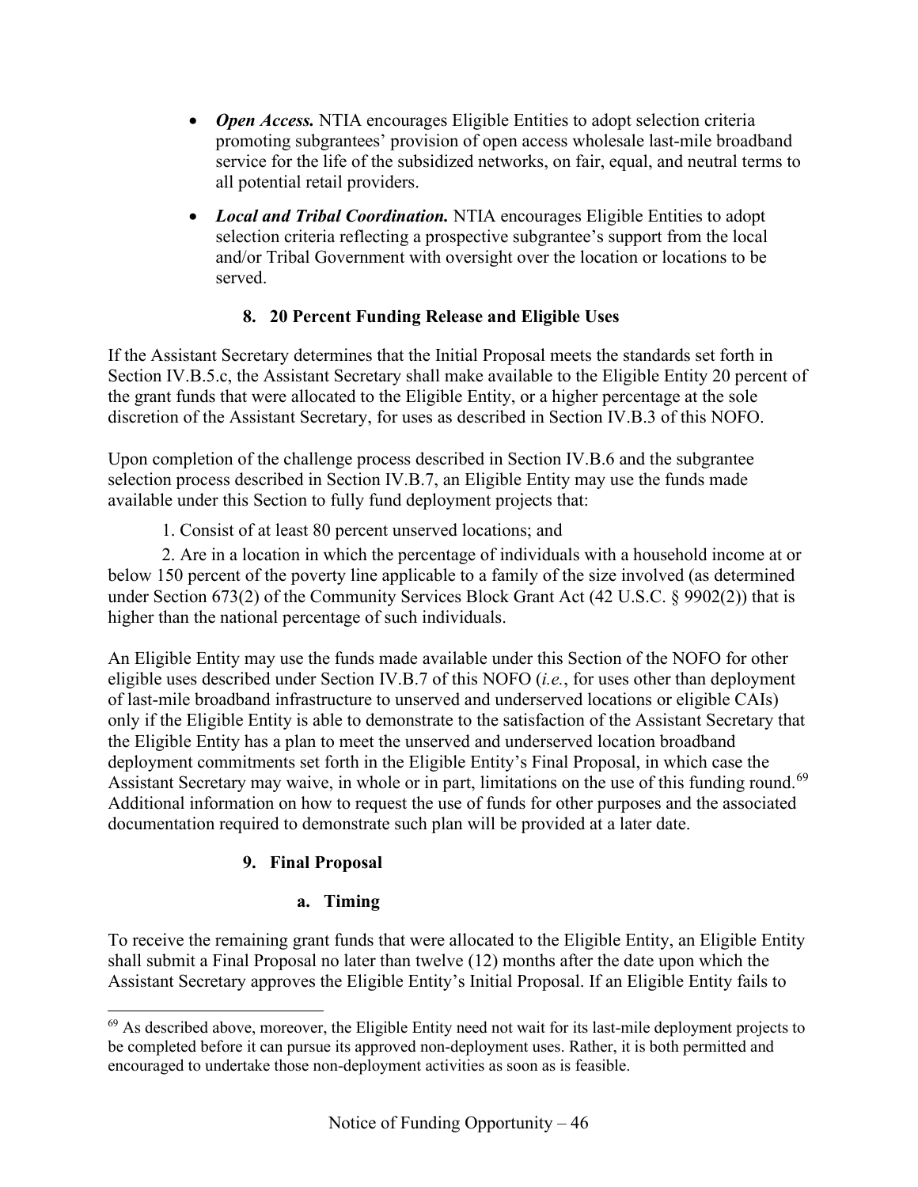- ***Open Access.*** NTIA encourages Eligible Entities to adopt selection criteria promoting subgrantees' provision of open access wholesale last-mile broadband service for the life of the subsidized networks, on fair, equal, and neutral terms to all potential retail providers.
- ***Local and Tribal Coordination.*** NTIA encourages Eligible Entities to adopt selection criteria reflecting a prospective subgrantee's support from the local and/or Tribal Government with oversight over the location or locations to be served.

### 8. 20 Percent Funding Release and Eligible Uses

If the Assistant Secretary determines that the Initial Proposal meets the standards set forth in Section IV.B.5.c, the Assistant Secretary shall make available to the Eligible Entity 20 percent of the grant funds that were allocated to the Eligible Entity, or a higher percentage at the sole discretion of the Assistant Secretary, for uses as described in Section IV.B.3 of this NOFO.

Upon completion of the challenge process described in Section IV.B.6 and the subgrantee selection process described in Section IV.B.7, an Eligible Entity may use the funds made available under this Section to fully fund deployment projects that:

1. Consist of at least 80 percent unserved locations; and
2. Are in a location in which the percentage of individuals with a household income at or below 150 percent of the poverty line applicable to a family of the size involved (as determined under Section 673(2) of the Community Services Block Grant Act (42 U.S.C. § 9902(2)) that is higher than the national percentage of such individuals.

An Eligible Entity may use the funds made available under this Section of the NOFO for other eligible uses described under Section IV.B.7 of this NOFO (*i.e.*, for uses other than deployment of last-mile broadband infrastructure to unserved and underserved locations or eligible CAIs) only if the Eligible Entity is able to demonstrate to the satisfaction of the Assistant Secretary that the Eligible Entity has a plan to meet the unserved and underserved location broadband deployment commitments set forth in the Eligible Entity's Final Proposal, in which case the Assistant Secretary may waive, in whole or in part, limitations on the use of this funding round.[69] Additional information on how to request the use of funds for other purposes and the associated documentation required to demonstrate such plan will be provided at a later date.

### 9. Final Proposal

#### a. Timing

To receive the remaining grant funds that were allocated to the Eligible Entity, an Eligible Entity shall submit a Final Proposal no later than twelve (12) months after the date upon which the Assistant Secretary approves the Eligible Entity's Initial Proposal. If an Eligible Entity fails to

[69] As described above, moreover, the Eligible Entity need not wait for its last-mile deployment projects to be completed before it can pursue its approved non-deployment uses. Rather, it is both permitted and encouraged to undertake those non-deployment activities as soon as is feasible.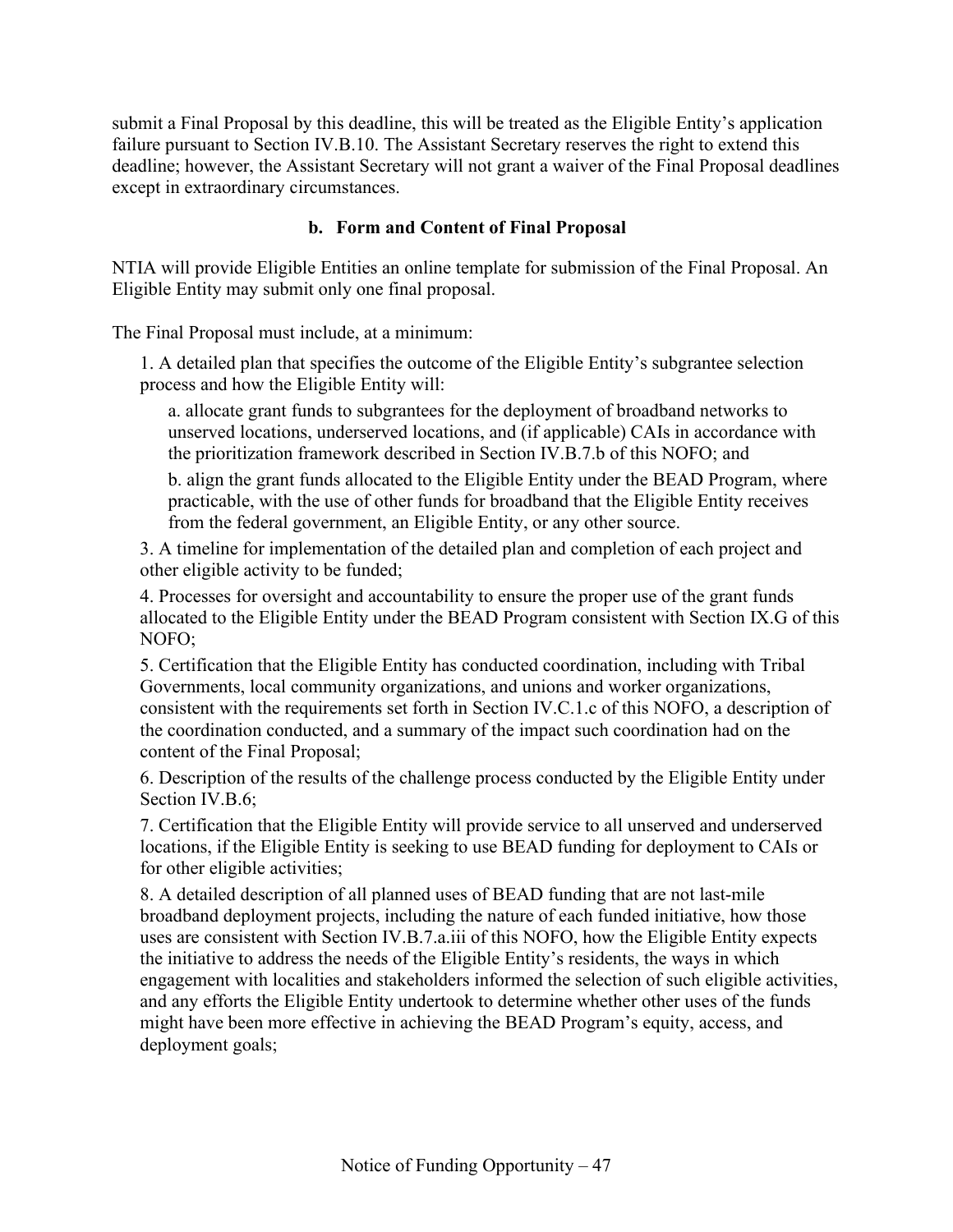submit a Final Proposal by this deadline, this will be treated as the Eligible Entity's application failure pursuant to Section IV.B.10. The Assistant Secretary reserves the right to extend this deadline; however, the Assistant Secretary will not grant a waiver of the Final Proposal deadlines except in extraordinary circumstances.

### b. Form and Content of Final Proposal

NTIA will provide Eligible Entities an online template for submission of the Final Proposal. An Eligible Entity may submit only one final proposal.

The Final Proposal must include, at a minimum:

1. A detailed plan that specifies the outcome of the Eligible Entity's subgrantee selection process and how the Eligible Entity will:

   a. allocate grant funds to subgrantees for the deployment of broadband networks to unserved locations, underserved locations, and (if applicable) CAIs in accordance with the prioritization framework described in Section IV.B.7.b of this NOFO; and

   b. align the grant funds allocated to the Eligible Entity under the BEAD Program, where practicable, with the use of other funds for broadband that the Eligible Entity receives from the federal government, an Eligible Entity, or any other source.

3. A timeline for implementation of the detailed plan and completion of each project and other eligible activity to be funded;

4. Processes for oversight and accountability to ensure the proper use of the grant funds allocated to the Eligible Entity under the BEAD Program consistent with Section IX.G of this NOFO;

5. Certification that the Eligible Entity has conducted coordination, including with Tribal Governments, local community organizations, and unions and worker organizations, consistent with the requirements set forth in Section IV.C.1.c of this NOFO, a description of the coordination conducted, and a summary of the impact such coordination had on the content of the Final Proposal;

6. Description of the results of the challenge process conducted by the Eligible Entity under Section IV.B.6;

7. Certification that the Eligible Entity will provide service to all unserved and underserved locations, if the Eligible Entity is seeking to use BEAD funding for deployment to CAIs or for other eligible activities;

8. A detailed description of all planned uses of BEAD funding that are not last-mile broadband deployment projects, including the nature of each funded initiative, how those uses are consistent with Section IV.B.7.a.iii of this NOFO, how the Eligible Entity expects the initiative to address the needs of the Eligible Entity's residents, the ways in which engagement with localities and stakeholders informed the selection of such eligible activities, and any efforts the Eligible Entity undertook to determine whether other uses of the funds might have been more effective in achieving the BEAD Program's equity, access, and deployment goals;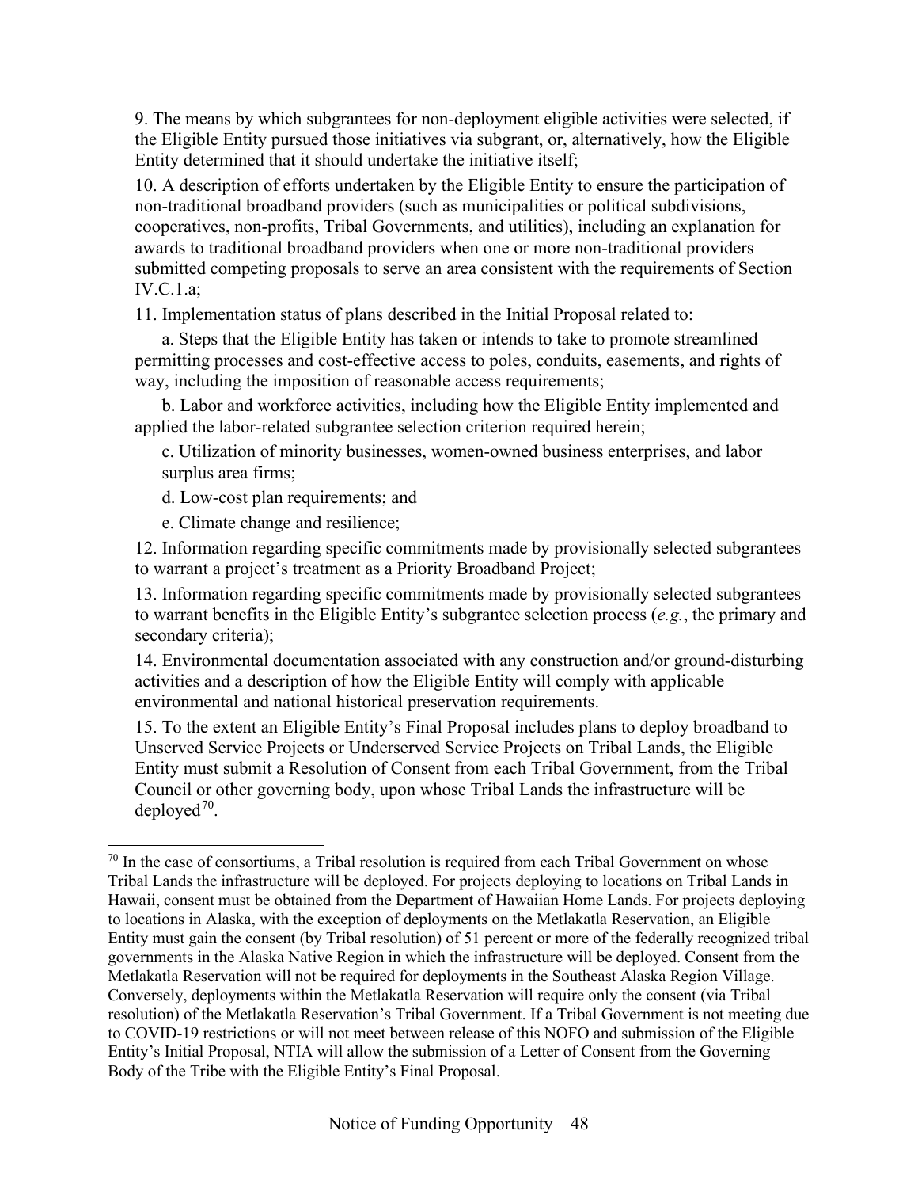9. The means by which subgrantees for non-deployment eligible activities were selected, if the Eligible Entity pursued those initiatives via subgrant, or, alternatively, how the Eligible Entity determined that it should undertake the initiative itself;

10. A description of efforts undertaken by the Eligible Entity to ensure the participation of non-traditional broadband providers (such as municipalities or political subdivisions, cooperatives, non-profits, Tribal Governments, and utilities), including an explanation for awards to traditional broadband providers when one or more non-traditional providers submitted competing proposals to serve an area consistent with the requirements of Section IV.C.1.a;

11. Implementation status of plans described in the Initial Proposal related to:

   a. Steps that the Eligible Entity has taken or intends to take to promote streamlined permitting processes and cost-effective access to poles, conduits, easements, and rights of way, including the imposition of reasonable access requirements;

   b. Labor and workforce activities, including how the Eligible Entity implemented and applied the labor-related subgrantee selection criterion required herein;

   c. Utilization of minority businesses, women-owned business enterprises, and labor surplus area firms;

   d. Low-cost plan requirements; and

   e. Climate change and resilience;

12. Information regarding specific commitments made by provisionally selected subgrantees to warrant a project's treatment as a Priority Broadband Project;

13. Information regarding specific commitments made by provisionally selected subgrantees to warrant benefits in the Eligible Entity's subgrantee selection process (*e.g.*, the primary and secondary criteria);

14. Environmental documentation associated with any construction and/or ground-disturbing activities and a description of how the Eligible Entity will comply with applicable environmental and national historical preservation requirements.

15. To the extent an Eligible Entity's Final Proposal includes plans to deploy broadband to Unserved Service Projects or Underserved Service Projects on Tribal Lands, the Eligible Entity must submit a Resolution of Consent from each Tribal Government, from the Tribal Council or other governing body, upon whose Tribal Lands the infrastructure will be deployed[70].

---

[70] In the case of consortiums, a Tribal resolution is required from each Tribal Government on whose Tribal Lands the infrastructure will be deployed. For projects deploying to locations on Tribal Lands in Hawaii, consent must be obtained from the Department of Hawaiian Home Lands. For projects deploying to locations in Alaska, with the exception of deployments on the Metlakatla Reservation, an Eligible Entity must gain the consent (by Tribal resolution) of 51 percent or more of the federally recognized tribal governments in the Alaska Native Region in which the infrastructure will be deployed. Consent from the Metlakatla Reservation will not be required for deployments in the Southeast Alaska Region Village. Conversely, deployments within the Metlakatla Reservation will require only the consent (via Tribal resolution) of the Metlakatla Reservation's Tribal Government. If a Tribal Government is not meeting due to COVID-19 restrictions or will not meet between release of this NOFO and submission of the Eligible Entity's Initial Proposal, NTIA will allow the submission of a Letter of Consent from the Governing Body of the Tribe with the Eligible Entity's Final Proposal.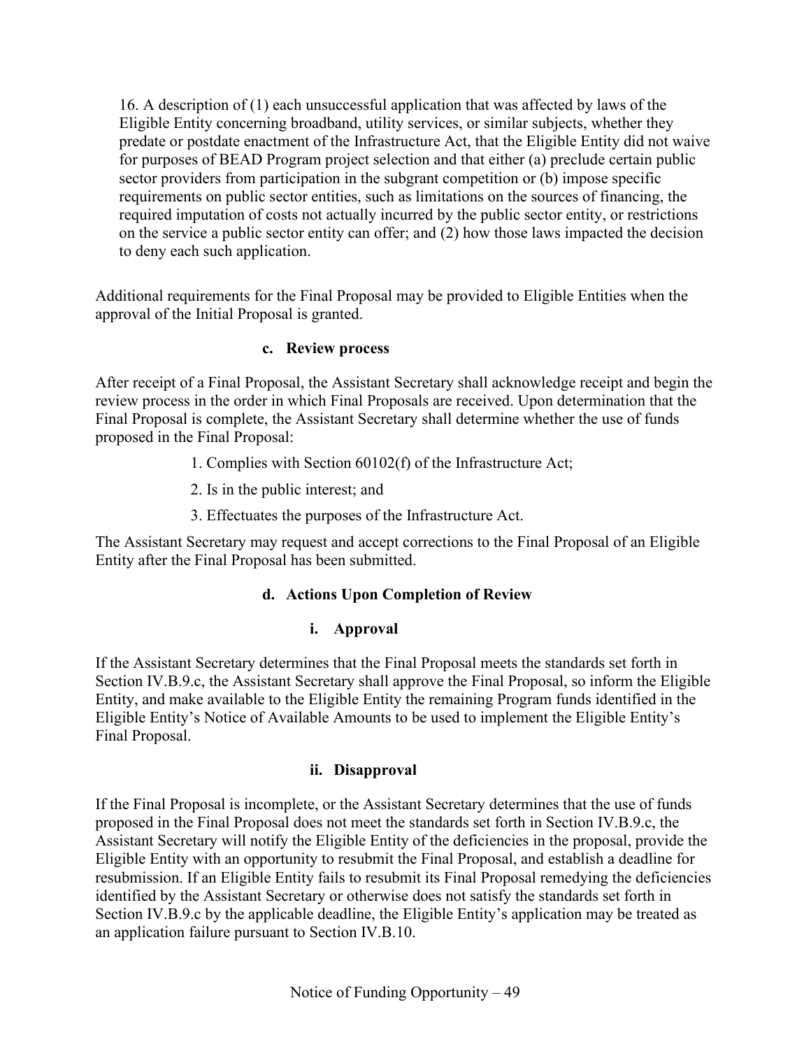16. A description of (1) each unsuccessful application that was affected by laws of the Eligible Entity concerning broadband, utility services, or similar subjects, whether they predate or postdate enactment of the Infrastructure Act, that the Eligible Entity did not waive for purposes of BEAD Program project selection and that either (a) preclude certain public sector providers from participation in the subgrant competition or (b) impose specific requirements on public sector entities, such as limitations on the sources of financing, the required imputation of costs not actually incurred by the public sector entity, or restrictions on the service a public sector entity can offer; and (2) how those laws impacted the decision to deny each such application.

Additional requirements for the Final Proposal may be provided to Eligible Entities when the approval of the Initial Proposal is granted.

#### c. Review process

After receipt of a Final Proposal, the Assistant Secretary shall acknowledge receipt and begin the review process in the order in which Final Proposals are received. Upon determination that the Final Proposal is complete, the Assistant Secretary shall determine whether the use of funds proposed in the Final Proposal:

1. Complies with Section 60102(f) of the Infrastructure Act;
2. Is in the public interest; and
3. Effectuates the purposes of the Infrastructure Act.

The Assistant Secretary may request and accept corrections to the Final Proposal of an Eligible Entity after the Final Proposal has been submitted.

#### d. Actions Upon Completion of Review

##### i. Approval

If the Assistant Secretary determines that the Final Proposal meets the standards set forth in Section IV.B.9.c, the Assistant Secretary shall approve the Final Proposal, so inform the Eligible Entity, and make available to the Eligible Entity the remaining Program funds identified in the Eligible Entity's Notice of Available Amounts to be used to implement the Eligible Entity's Final Proposal.

##### ii. Disapproval

If the Final Proposal is incomplete, or the Assistant Secretary determines that the use of funds proposed in the Final Proposal does not meet the standards set forth in Section IV.B.9.c, the Assistant Secretary will notify the Eligible Entity of the deficiencies in the proposal, provide the Eligible Entity with an opportunity to resubmit the Final Proposal, and establish a deadline for resubmission. If an Eligible Entity fails to resubmit its Final Proposal remedying the deficiencies identified by the Assistant Secretary or otherwise does not satisfy the standards set forth in Section IV.B.9.c by the applicable deadline, the Eligible Entity's application may be treated as an application failure pursuant to Section IV.B.10.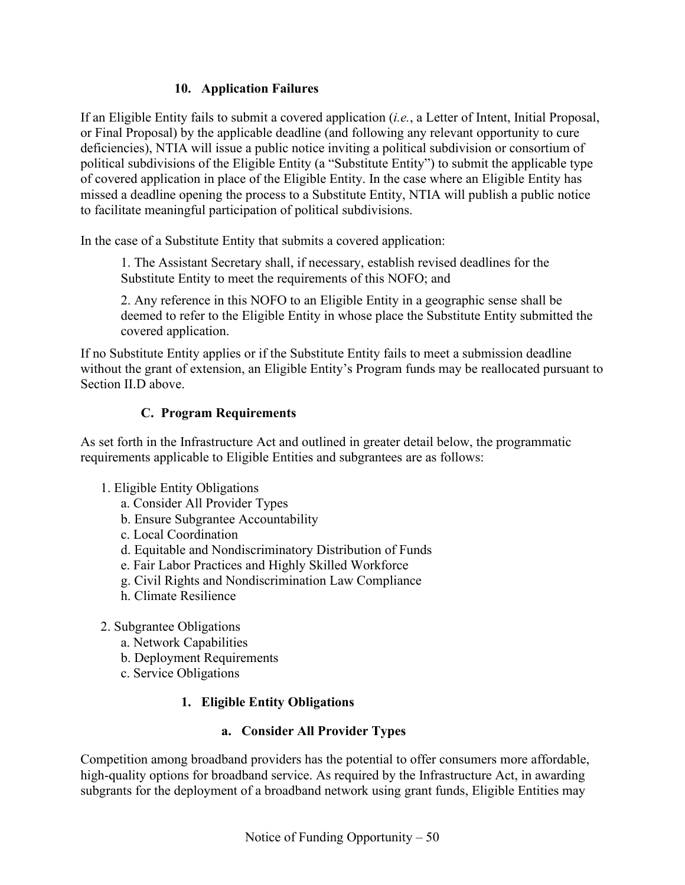#### 10. Application Failures

If an Eligible Entity fails to submit a covered application (*i.e.*, a Letter of Intent, Initial Proposal, or Final Proposal) by the applicable deadline (and following any relevant opportunity to cure deficiencies), NTIA will issue a public notice inviting a political subdivision or consortium of political subdivisions of the Eligible Entity (a "Substitute Entity") to submit the applicable type of covered application in place of the Eligible Entity. In the case where an Eligible Entity has missed a deadline opening the process to a Substitute Entity, NTIA will publish a public notice to facilitate meaningful participation of political subdivisions.

In the case of a Substitute Entity that submits a covered application:

> 1. The Assistant Secretary shall, if necessary, establish revised deadlines for the Substitute Entity to meet the requirements of this NOFO; and
>
> 2. Any reference in this NOFO to an Eligible Entity in a geographic sense shall be deemed to refer to the Eligible Entity in whose place the Substitute Entity submitted the covered application.

If no Substitute Entity applies or if the Substitute Entity fails to meet a submission deadline without the grant of extension, an Eligible Entity's Program funds may be reallocated pursuant to Section II.D above.

### C. Program Requirements

As set forth in the Infrastructure Act and outlined in greater detail below, the programmatic requirements applicable to Eligible Entities and subgrantees are as follows:

1. Eligible Entity Obligations
    - a. Consider All Provider Types
    - b. Ensure Subgrantee Accountability
    - c. Local Coordination
    - d. Equitable and Nondiscriminatory Distribution of Funds
    - e. Fair Labor Practices and Highly Skilled Workforce
    - g. Civil Rights and Nondiscrimination Law Compliance
    - h. Climate Resilience

2. Subgrantee Obligations
    - a. Network Capabilities
    - b. Deployment Requirements
    - c. Service Obligations

#### 1. Eligible Entity Obligations

##### a. Consider All Provider Types

Competition among broadband providers has the potential to offer consumers more affordable, high-quality options for broadband service. As required by the Infrastructure Act, in awarding subgrants for the deployment of a broadband network using grant funds, Eligible Entities may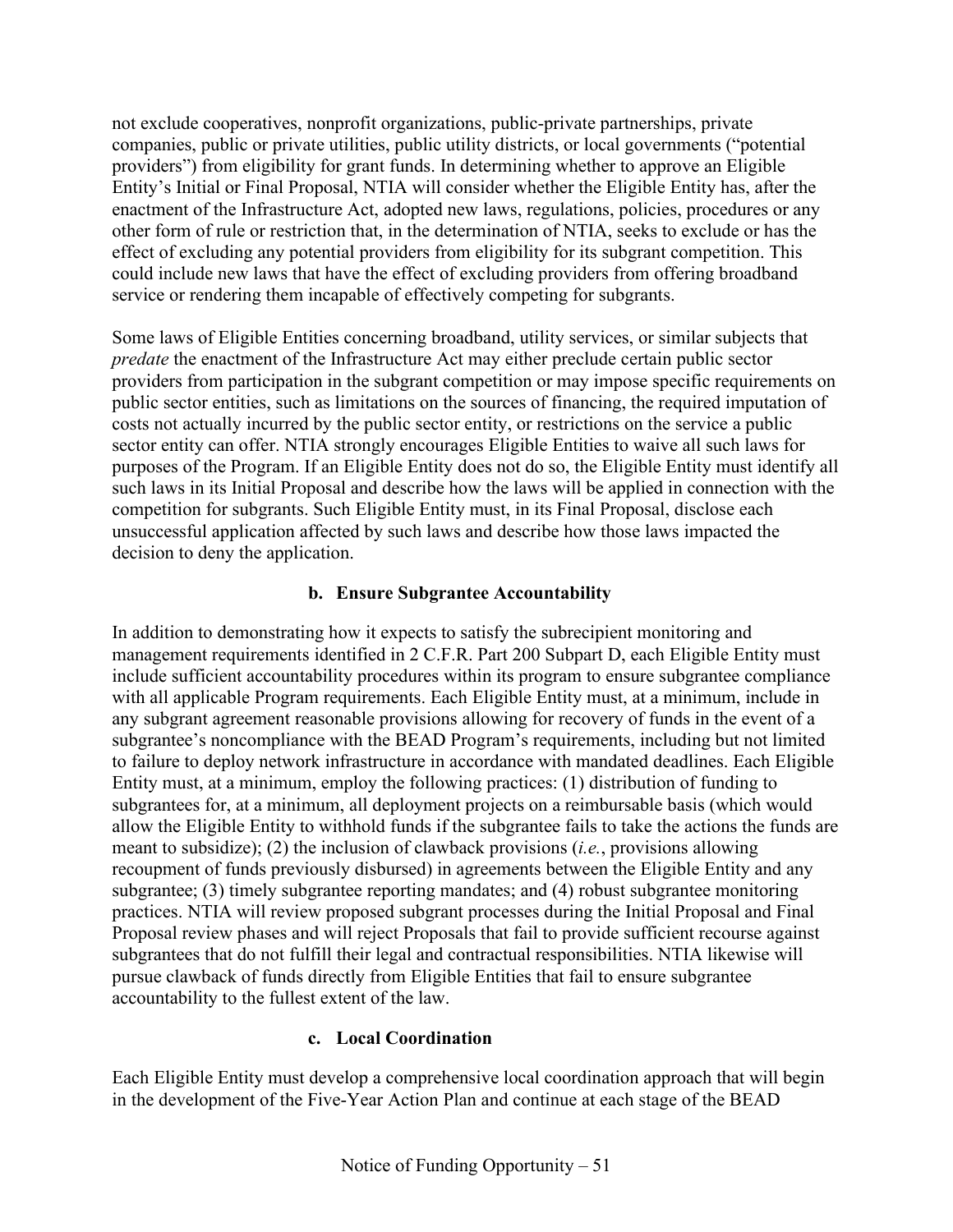not exclude cooperatives, nonprofit organizations, public-private partnerships, private companies, public or private utilities, public utility districts, or local governments ("potential providers") from eligibility for grant funds. In determining whether to approve an Eligible Entity's Initial or Final Proposal, NTIA will consider whether the Eligible Entity has, after the enactment of the Infrastructure Act, adopted new laws, regulations, policies, procedures or any other form of rule or restriction that, in the determination of NTIA, seeks to exclude or has the effect of excluding any potential providers from eligibility for its subgrant competition. This could include new laws that have the effect of excluding providers from offering broadband service or rendering them incapable of effectively competing for subgrants.

Some laws of Eligible Entities concerning broadband, utility services, or similar subjects that *predate* the enactment of the Infrastructure Act may either preclude certain public sector providers from participation in the subgrant competition or may impose specific requirements on public sector entities, such as limitations on the sources of financing, the required imputation of costs not actually incurred by the public sector entity, or restrictions on the service a public sector entity can offer. NTIA strongly encourages Eligible Entities to waive all such laws for purposes of the Program. If an Eligible Entity does not do so, the Eligible Entity must identify all such laws in its Initial Proposal and describe how the laws will be applied in connection with the competition for subgrants. Such Eligible Entity must, in its Final Proposal, disclose each unsuccessful application affected by such laws and describe how those laws impacted the decision to deny the application.

### b. Ensure Subgrantee Accountability

In addition to demonstrating how it expects to satisfy the subrecipient monitoring and management requirements identified in 2 C.F.R. Part 200 Subpart D, each Eligible Entity must include sufficient accountability procedures within its program to ensure subgrantee compliance with all applicable Program requirements. Each Eligible Entity must, at a minimum, include in any subgrant agreement reasonable provisions allowing for recovery of funds in the event of a subgrantee's noncompliance with the BEAD Program's requirements, including but not limited to failure to deploy network infrastructure in accordance with mandated deadlines. Each Eligible Entity must, at a minimum, employ the following practices: (1) distribution of funding to subgrantees for, at a minimum, all deployment projects on a reimbursable basis (which would allow the Eligible Entity to withhold funds if the subgrantee fails to take the actions the funds are meant to subsidize); (2) the inclusion of clawback provisions (*i.e.*, provisions allowing recoupment of funds previously disbursed) in agreements between the Eligible Entity and any subgrantee; (3) timely subgrantee reporting mandates; and (4) robust subgrantee monitoring practices. NTIA will review proposed subgrant processes during the Initial Proposal and Final Proposal review phases and will reject Proposals that fail to provide sufficient recourse against subgrantees that do not fulfill their legal and contractual responsibilities. NTIA likewise will pursue clawback of funds directly from Eligible Entities that fail to ensure subgrantee accountability to the fullest extent of the law.

### c. Local Coordination

Each Eligible Entity must develop a comprehensive local coordination approach that will begin in the development of the Five-Year Action Plan and continue at each stage of the BEAD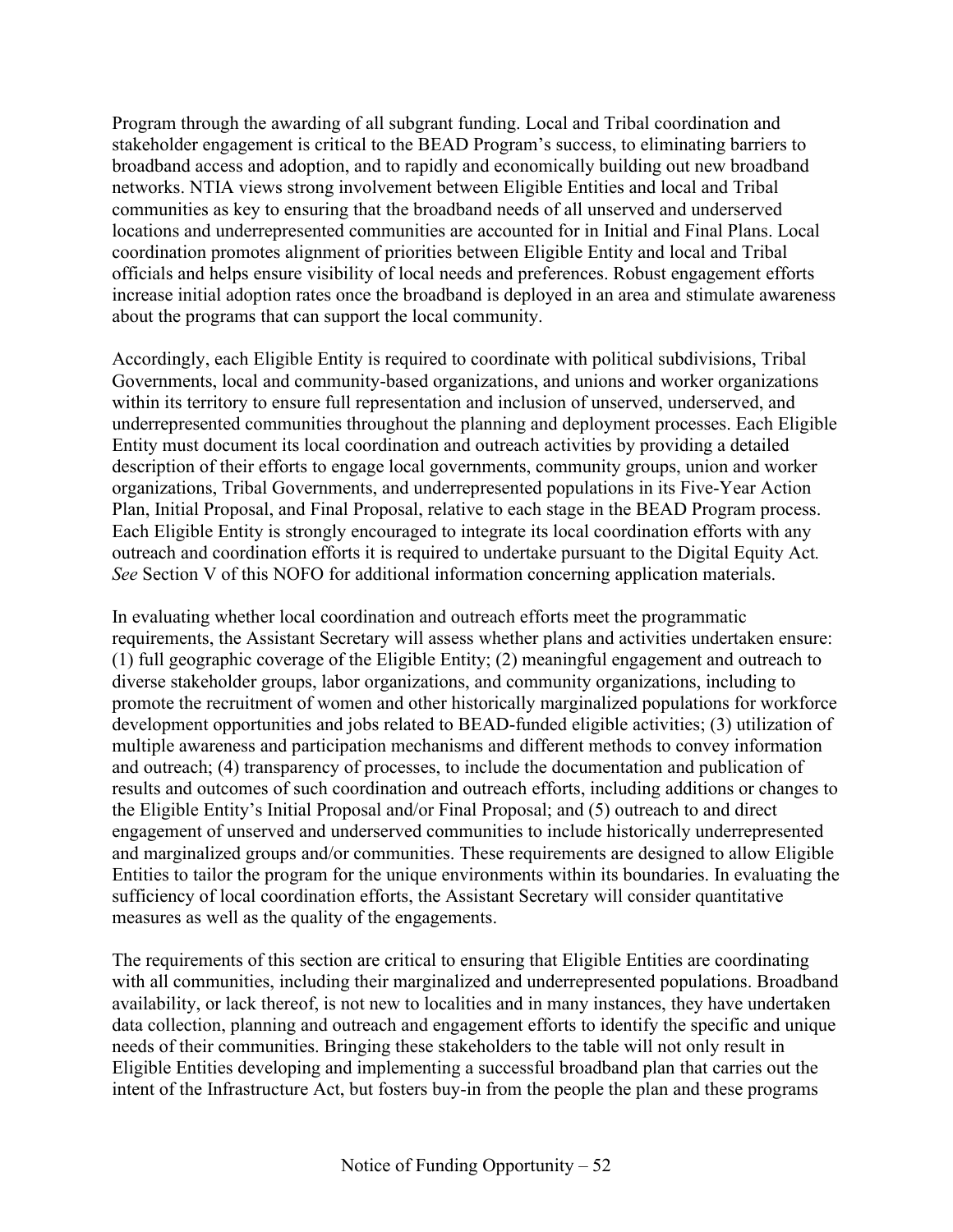Program through the awarding of all subgrant funding. Local and Tribal coordination and stakeholder engagement is critical to the BEAD Program's success, to eliminating barriers to broadband access and adoption, and to rapidly and economically building out new broadband networks. NTIA views strong involvement between Eligible Entities and local and Tribal communities as key to ensuring that the broadband needs of all unserved and underserved locations and underrepresented communities are accounted for in Initial and Final Plans. Local coordination promotes alignment of priorities between Eligible Entity and local and Tribal officials and helps ensure visibility of local needs and preferences. Robust engagement efforts increase initial adoption rates once the broadband is deployed in an area and stimulate awareness about the programs that can support the local community.

Accordingly, each Eligible Entity is required to coordinate with political subdivisions, Tribal Governments, local and community-based organizations, and unions and worker organizations within its territory to ensure full representation and inclusion of unserved, underserved, and underrepresented communities throughout the planning and deployment processes. Each Eligible Entity must document its local coordination and outreach activities by providing a detailed description of their efforts to engage local governments, community groups, union and worker organizations, Tribal Governments, and underrepresented populations in its Five-Year Action Plan, Initial Proposal, and Final Proposal, relative to each stage in the BEAD Program process. Each Eligible Entity is strongly encouraged to integrate its local coordination efforts with any outreach and coordination efforts it is required to undertake pursuant to the Digital Equity Act. *See* Section V of this NOFO for additional information concerning application materials.

In evaluating whether local coordination and outreach efforts meet the programmatic requirements, the Assistant Secretary will assess whether plans and activities undertaken ensure: (1) full geographic coverage of the Eligible Entity; (2) meaningful engagement and outreach to diverse stakeholder groups, labor organizations, and community organizations, including to promote the recruitment of women and other historically marginalized populations for workforce development opportunities and jobs related to BEAD-funded eligible activities; (3) utilization of multiple awareness and participation mechanisms and different methods to convey information and outreach; (4) transparency of processes, to include the documentation and publication of results and outcomes of such coordination and outreach efforts, including additions or changes to the Eligible Entity's Initial Proposal and/or Final Proposal; and (5) outreach to and direct engagement of unserved and underserved communities to include historically underrepresented and marginalized groups and/or communities. These requirements are designed to allow Eligible Entities to tailor the program for the unique environments within its boundaries. In evaluating the sufficiency of local coordination efforts, the Assistant Secretary will consider quantitative measures as well as the quality of the engagements.

The requirements of this section are critical to ensuring that Eligible Entities are coordinating with all communities, including their marginalized and underrepresented populations. Broadband availability, or lack thereof, is not new to localities and in many instances, they have undertaken data collection, planning and outreach and engagement efforts to identify the specific and unique needs of their communities. Bringing these stakeholders to the table will not only result in Eligible Entities developing and implementing a successful broadband plan that carries out the intent of the Infrastructure Act, but fosters buy-in from the people the plan and these programs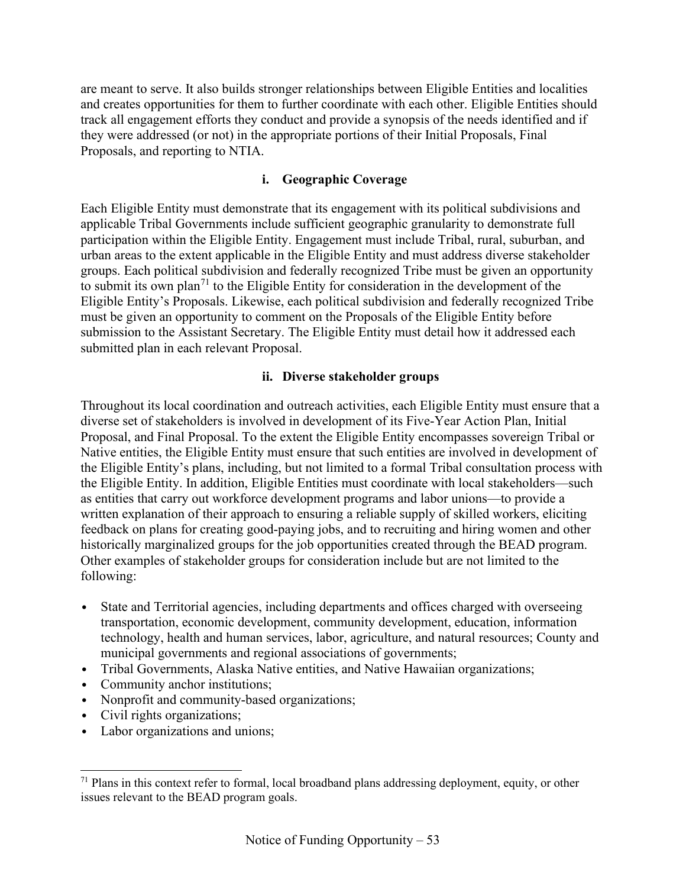are meant to serve. It also builds stronger relationships between Eligible Entities and localities and creates opportunities for them to further coordinate with each other. Eligible Entities should track all engagement efforts they conduct and provide a synopsis of the needs identified and if they were addressed (or not) in the appropriate portions of their Initial Proposals, Final Proposals, and reporting to NTIA.

### i. Geographic Coverage

Each Eligible Entity must demonstrate that its engagement with its political subdivisions and applicable Tribal Governments include sufficient geographic granularity to demonstrate full participation within the Eligible Entity. Engagement must include Tribal, rural, suburban, and urban areas to the extent applicable in the Eligible Entity and must address diverse stakeholder groups. Each political subdivision and federally recognized Tribe must be given an opportunity to submit its own plan[71] to the Eligible Entity for consideration in the development of the Eligible Entity's Proposals. Likewise, each political subdivision and federally recognized Tribe must be given an opportunity to comment on the Proposals of the Eligible Entity before submission to the Assistant Secretary. The Eligible Entity must detail how it addressed each submitted plan in each relevant Proposal.

### ii. Diverse stakeholder groups

Throughout its local coordination and outreach activities, each Eligible Entity must ensure that a diverse set of stakeholders is involved in development of its Five-Year Action Plan, Initial Proposal, and Final Proposal. To the extent the Eligible Entity encompasses sovereign Tribal or Native entities, the Eligible Entity must ensure that such entities are involved in development of the Eligible Entity's plans, including, but not limited to a formal Tribal consultation process with the Eligible Entity. In addition, Eligible Entities must coordinate with local stakeholders—such as entities that carry out workforce development programs and labor unions—to provide a written explanation of their approach to ensuring a reliable supply of skilled workers, eliciting feedback on plans for creating good-paying jobs, and to recruiting and hiring women and other historically marginalized groups for the job opportunities created through the BEAD program. Other examples of stakeholder groups for consideration include but are not limited to the following:

- State and Territorial agencies, including departments and offices charged with overseeing transportation, economic development, community development, education, information technology, health and human services, labor, agriculture, and natural resources; County and municipal governments and regional associations of governments;
- Tribal Governments, Alaska Native entities, and Native Hawaiian organizations;
- Community anchor institutions;
- Nonprofit and community-based organizations;
- Civil rights organizations;
- Labor organizations and unions;

[71] Plans in this context refer to formal, local broadband plans addressing deployment, equity, or other issues relevant to the BEAD program goals.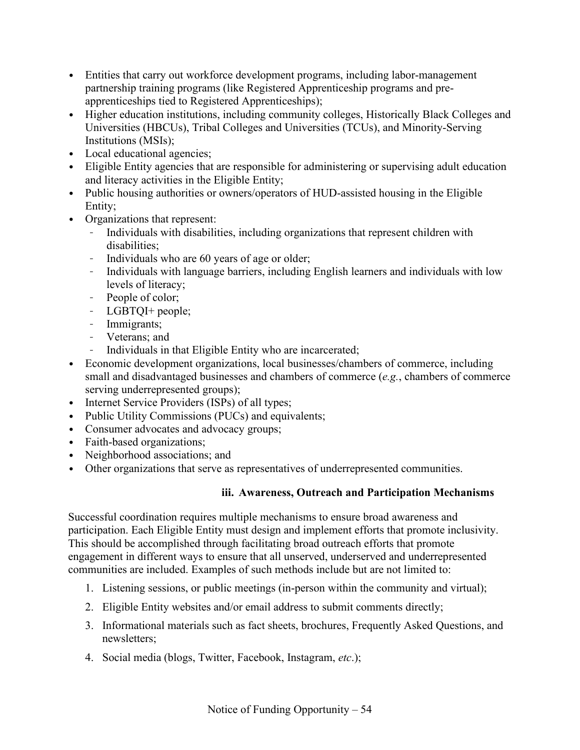- Entities that carry out workforce development programs, including labor-management partnership training programs (like Registered Apprenticeship programs and pre-apprenticeships tied to Registered Apprenticeships);
- Higher education institutions, including community colleges, Historically Black Colleges and Universities (HBCUs), Tribal Colleges and Universities (TCUs), and Minority-Serving Institutions (MSIs);
- Local educational agencies;
- Eligible Entity agencies that are responsible for administering or supervising adult education and literacy activities in the Eligible Entity;
- Public housing authorities or owners/operators of HUD-assisted housing in the Eligible Entity;
- Organizations that represent:
  - Individuals with disabilities, including organizations that represent children with disabilities;
  - Individuals who are 60 years of age or older;
  - Individuals with language barriers, including English learners and individuals with low levels of literacy;
  - People of color;
  - LGBTQI+ people;
  - Immigrants;
  - Veterans; and
  - Individuals in that Eligible Entity who are incarcerated;
- Economic development organizations, local businesses/chambers of commerce, including small and disadvantaged businesses and chambers of commerce (*e.g.*, chambers of commerce serving underrepresented groups);
- Internet Service Providers (ISPs) of all types;
- Public Utility Commissions (PUCs) and equivalents;
- Consumer advocates and advocacy groups;
- Faith-based organizations;
- Neighborhood associations; and
- Other organizations that serve as representatives of underrepresented communities.

#### iii. Awareness, Outreach and Participation Mechanisms

Successful coordination requires multiple mechanisms to ensure broad awareness and participation. Each Eligible Entity must design and implement efforts that promote inclusivity. This should be accomplished through facilitating broad outreach efforts that promote engagement in different ways to ensure that all unserved, underserved and underrepresented communities are included. Examples of such methods include but are not limited to:

1. Listening sessions, or public meetings (in-person within the community and virtual);
2. Eligible Entity websites and/or email address to submit comments directly;
3. Informational materials such as fact sheets, brochures, Frequently Asked Questions, and newsletters;
4. Social media (blogs, Twitter, Facebook, Instagram, *etc*.);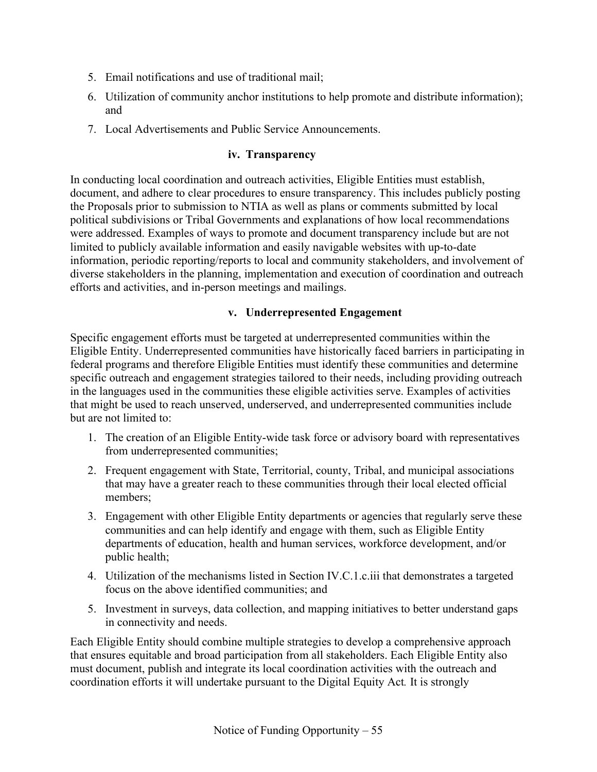5. Email notifications and use of traditional mail;
6. Utilization of community anchor institutions to help promote and distribute information); and
7. Local Advertisements and Public Service Announcements.

#### iv. Transparency

In conducting local coordination and outreach activities, Eligible Entities must establish, document, and adhere to clear procedures to ensure transparency. This includes publicly posting the Proposals prior to submission to NTIA as well as plans or comments submitted by local political subdivisions or Tribal Governments and explanations of how local recommendations were addressed. Examples of ways to promote and document transparency include but are not limited to publicly available information and easily navigable websites with up-to-date information, periodic reporting/reports to local and community stakeholders, and involvement of diverse stakeholders in the planning, implementation and execution of coordination and outreach efforts and activities, and in-person meetings and mailings.

#### v. Underrepresented Engagement

Specific engagement efforts must be targeted at underrepresented communities within the Eligible Entity. Underrepresented communities have historically faced barriers in participating in federal programs and therefore Eligible Entities must identify these communities and determine specific outreach and engagement strategies tailored to their needs, including providing outreach in the languages used in the communities these eligible activities serve. Examples of activities that might be used to reach unserved, underserved, and underrepresented communities include but are not limited to:

1. The creation of an Eligible Entity-wide task force or advisory board with representatives from underrepresented communities;
2. Frequent engagement with State, Territorial, county, Tribal, and municipal associations that may have a greater reach to these communities through their local elected official members;
3. Engagement with other Eligible Entity departments or agencies that regularly serve these communities and can help identify and engage with them, such as Eligible Entity departments of education, health and human services, workforce development, and/or public health;
4. Utilization of the mechanisms listed in Section IV.C.1.c.iii that demonstrates a targeted focus on the above identified communities; and
5. Investment in surveys, data collection, and mapping initiatives to better understand gaps in connectivity and needs.

Each Eligible Entity should combine multiple strategies to develop a comprehensive approach that ensures equitable and broad participation from all stakeholders. Each Eligible Entity also must document, publish and integrate its local coordination activities with the outreach and coordination efforts it will undertake pursuant to the Digital Equity Act*.* It is strongly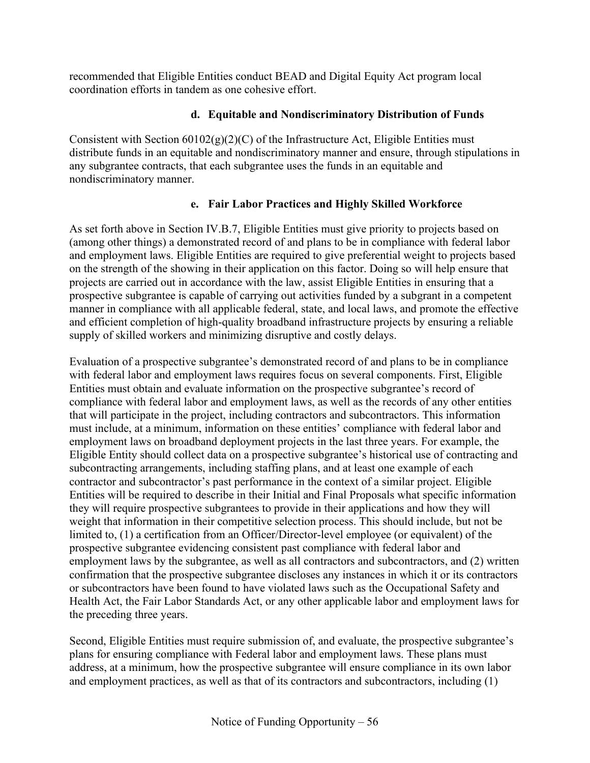recommended that Eligible Entities conduct BEAD and Digital Equity Act program local coordination efforts in tandem as one cohesive effort.

#### d. Equitable and Nondiscriminatory Distribution of Funds

Consistent with Section 60102(g)(2)(C) of the Infrastructure Act, Eligible Entities must distribute funds in an equitable and nondiscriminatory manner and ensure, through stipulations in any subgrantee contracts, that each subgrantee uses the funds in an equitable and nondiscriminatory manner.

#### e. Fair Labor Practices and Highly Skilled Workforce

As set forth above in Section IV.B.7, Eligible Entities must give priority to projects based on (among other things) a demonstrated record of and plans to be in compliance with federal labor and employment laws. Eligible Entities are required to give preferential weight to projects based on the strength of the showing in their application on this factor. Doing so will help ensure that projects are carried out in accordance with the law, assist Eligible Entities in ensuring that a prospective subgrantee is capable of carrying out activities funded by a subgrant in a competent manner in compliance with all applicable federal, state, and local laws, and promote the effective and efficient completion of high-quality broadband infrastructure projects by ensuring a reliable supply of skilled workers and minimizing disruptive and costly delays.

Evaluation of a prospective subgrantee's demonstrated record of and plans to be in compliance with federal labor and employment laws requires focus on several components. First, Eligible Entities must obtain and evaluate information on the prospective subgrantee's record of compliance with federal labor and employment laws, as well as the records of any other entities that will participate in the project, including contractors and subcontractors. This information must include, at a minimum, information on these entities' compliance with federal labor and employment laws on broadband deployment projects in the last three years. For example, the Eligible Entity should collect data on a prospective subgrantee's historical use of contracting and subcontracting arrangements, including staffing plans, and at least one example of each contractor and subcontractor's past performance in the context of a similar project. Eligible Entities will be required to describe in their Initial and Final Proposals what specific information they will require prospective subgrantees to provide in their applications and how they will weight that information in their competitive selection process. This should include, but not be limited to, (1) a certification from an Officer/Director-level employee (or equivalent) of the prospective subgrantee evidencing consistent past compliance with federal labor and employment laws by the subgrantee, as well as all contractors and subcontractors, and (2) written confirmation that the prospective subgrantee discloses any instances in which it or its contractors or subcontractors have been found to have violated laws such as the Occupational Safety and Health Act, the Fair Labor Standards Act, or any other applicable labor and employment laws for the preceding three years.

Second, Eligible Entities must require submission of, and evaluate, the prospective subgrantee's plans for ensuring compliance with Federal labor and employment laws. These plans must address, at a minimum, how the prospective subgrantee will ensure compliance in its own labor and employment practices, as well as that of its contractors and subcontractors, including (1)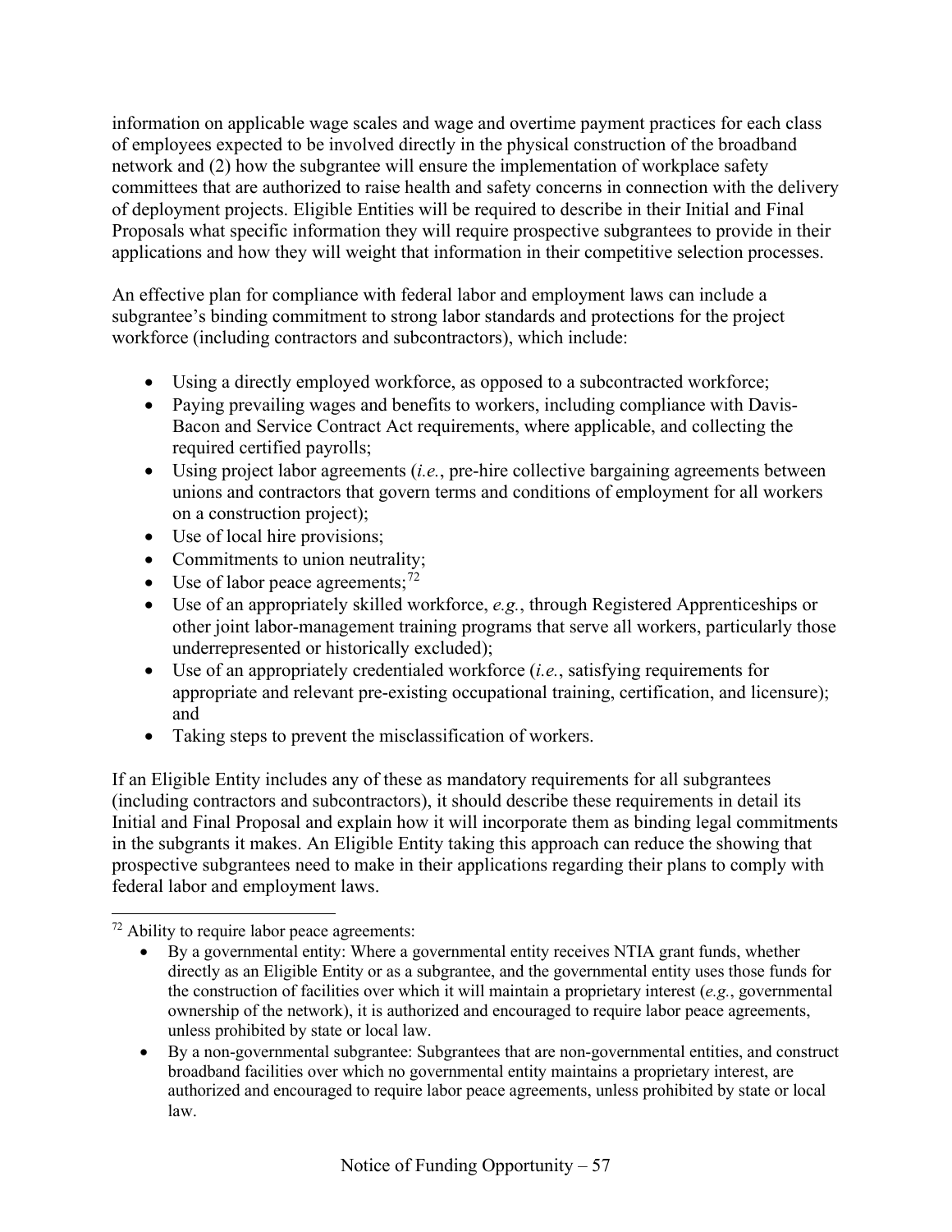information on applicable wage scales and wage and overtime payment practices for each class of employees expected to be involved directly in the physical construction of the broadband network and (2) how the subgrantee will ensure the implementation of workplace safety committees that are authorized to raise health and safety concerns in connection with the delivery of deployment projects. Eligible Entities will be required to describe in their Initial and Final Proposals what specific information they will require prospective subgrantees to provide in their applications and how they will weight that information in their competitive selection processes.

An effective plan for compliance with federal labor and employment laws can include a subgrantee's binding commitment to strong labor standards and protections for the project workforce (including contractors and subcontractors), which include:

- Using a directly employed workforce, as opposed to a subcontracted workforce;
- Paying prevailing wages and benefits to workers, including compliance with Davis-Bacon and Service Contract Act requirements, where applicable, and collecting the required certified payrolls;
- Using project labor agreements (*i.e.*, pre-hire collective bargaining agreements between unions and contractors that govern terms and conditions of employment for all workers on a construction project);
- Use of local hire provisions;
- Commitments to union neutrality;
- Use of labor peace agreements;[72]
- Use of an appropriately skilled workforce, *e.g.*, through Registered Apprenticeships or other joint labor-management training programs that serve all workers, particularly those underrepresented or historically excluded);
- Use of an appropriately credentialed workforce (*i.e.*, satisfying requirements for appropriate and relevant pre-existing occupational training, certification, and licensure); and
- Taking steps to prevent the misclassification of workers.

If an Eligible Entity includes any of these as mandatory requirements for all subgrantees (including contractors and subcontractors), it should describe these requirements in detail its Initial and Final Proposal and explain how it will incorporate them as binding legal commitments in the subgrants it makes. An Eligible Entity taking this approach can reduce the showing that prospective subgrantees need to make in their applications regarding their plans to comply with federal labor and employment laws.

---

[72] Ability to require labor peace agreements:

- By a governmental entity: Where a governmental entity receives NTIA grant funds, whether directly as an Eligible Entity or as a subgrantee, and the governmental entity uses those funds for the construction of facilities over which it will maintain a proprietary interest (*e.g.*, governmental ownership of the network), it is authorized and encouraged to require labor peace agreements, unless prohibited by state or local law.
- By a non-governmental subgrantee: Subgrantees that are non-governmental entities, and construct broadband facilities over which no governmental entity maintains a proprietary interest, are authorized and encouraged to require labor peace agreements, unless prohibited by state or local law.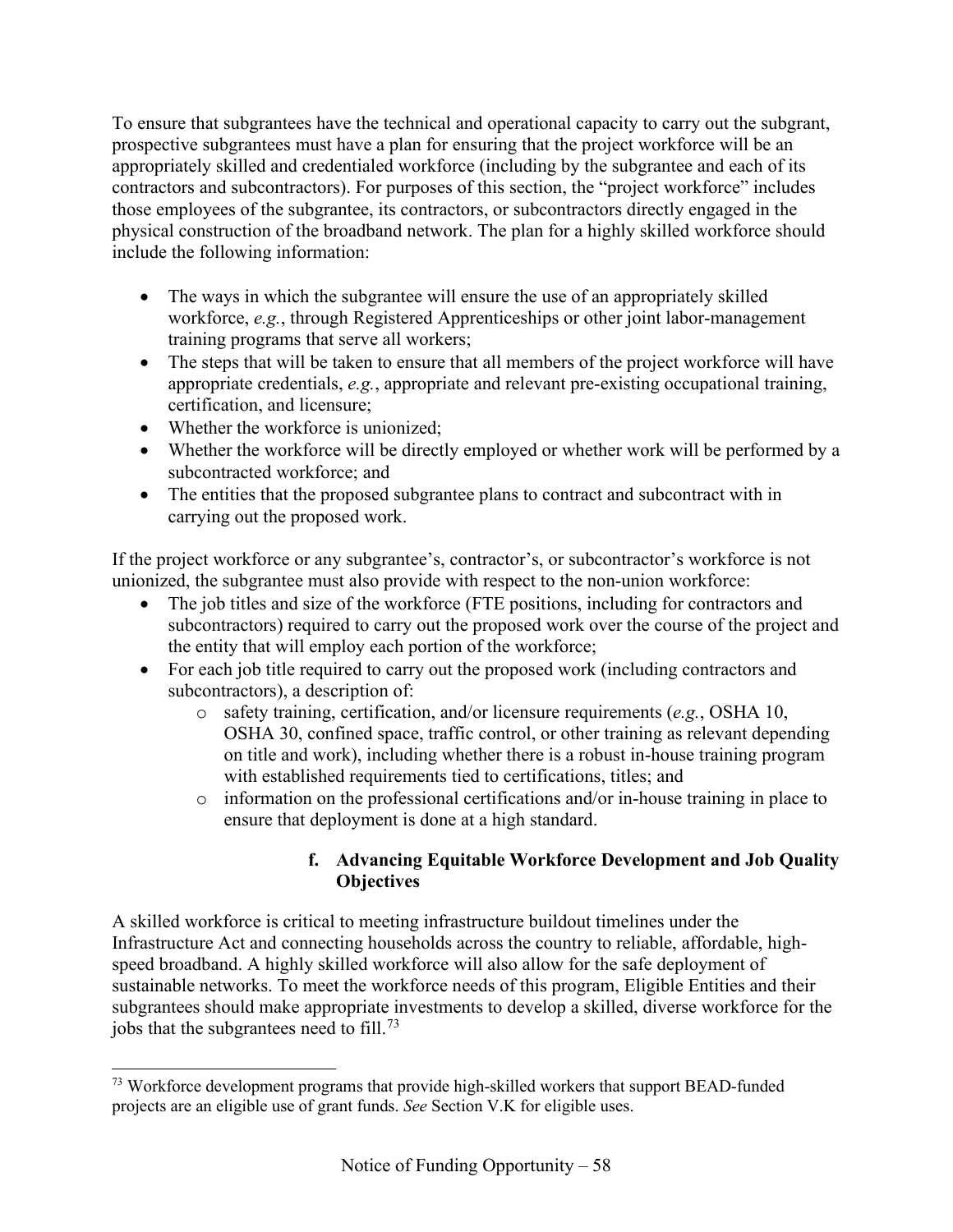To ensure that subgrantees have the technical and operational capacity to carry out the subgrant, prospective subgrantees must have a plan for ensuring that the project workforce will be an appropriately skilled and credentialed workforce (including by the subgrantee and each of its contractors and subcontractors). For purposes of this section, the "project workforce" includes those employees of the subgrantee, its contractors, or subcontractors directly engaged in the physical construction of the broadband network. The plan for a highly skilled workforce should include the following information:

- The ways in which the subgrantee will ensure the use of an appropriately skilled workforce, *e.g.*, through Registered Apprenticeships or other joint labor-management training programs that serve all workers;
- The steps that will be taken to ensure that all members of the project workforce will have appropriate credentials, *e.g.*, appropriate and relevant pre-existing occupational training, certification, and licensure;
- Whether the workforce is unionized;
- Whether the workforce will be directly employed or whether work will be performed by a subcontracted workforce; and
- The entities that the proposed subgrantee plans to contract and subcontract with in carrying out the proposed work.

If the project workforce or any subgrantee's, contractor's, or subcontractor's workforce is not unionized, the subgrantee must also provide with respect to the non-union workforce:

- The job titles and size of the workforce (FTE positions, including for contractors and subcontractors) required to carry out the proposed work over the course of the project and the entity that will employ each portion of the workforce;
- For each job title required to carry out the proposed work (including contractors and subcontractors), a description of:
  - safety training, certification, and/or licensure requirements (*e.g.*, OSHA 10, OSHA 30, confined space, traffic control, or other training as relevant depending on title and work), including whether there is a robust in-house training program with established requirements tied to certifications, titles; and
  - information on the professional certifications and/or in-house training in place to ensure that deployment is done at a high standard.

#### f. Advancing Equitable Workforce Development and Job Quality Objectives

A skilled workforce is critical to meeting infrastructure buildout timelines under the Infrastructure Act and connecting households across the country to reliable, affordable, high-speed broadband. A highly skilled workforce will also allow for the safe deployment of sustainable networks. To meet the workforce needs of this program, Eligible Entities and their subgrantees should make appropriate investments to develop a skilled, diverse workforce for the jobs that the subgrantees need to fill.[73]

[73] Workforce development programs that provide high-skilled workers that support BEAD-funded projects are an eligible use of grant funds. *See* Section V.K for eligible uses.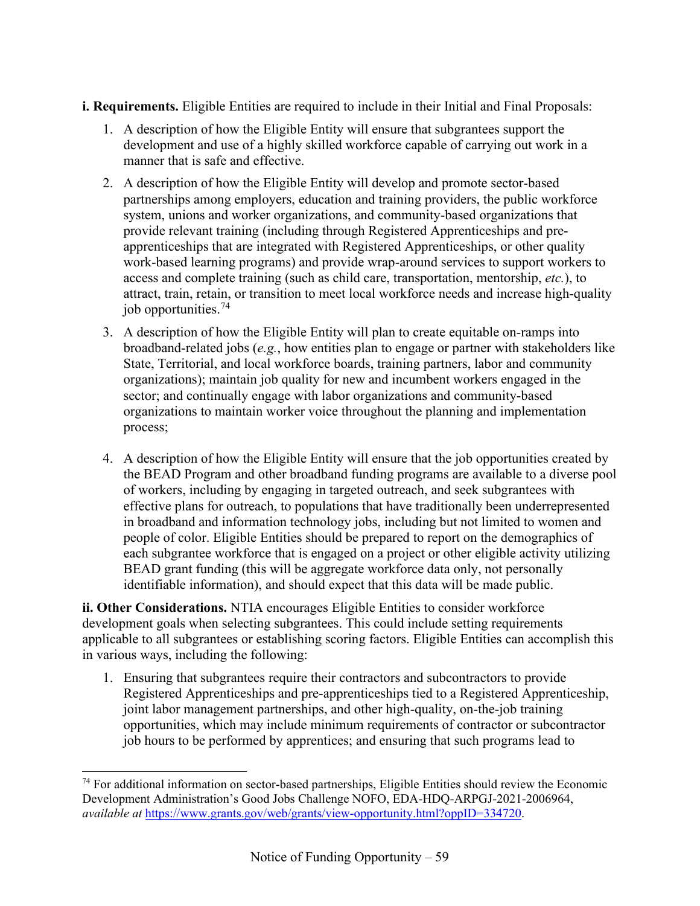**i. Requirements.** Eligible Entities are required to include in their Initial and Final Proposals:

1. A description of how the Eligible Entity will ensure that subgrantees support the development and use of a highly skilled workforce capable of carrying out work in a manner that is safe and effective.
2. A description of how the Eligible Entity will develop and promote sector-based partnerships among employers, education and training providers, the public workforce system, unions and worker organizations, and community-based organizations that provide relevant training (including through Registered Apprenticeships and pre-apprenticeships that are integrated with Registered Apprenticeships, or other quality work-based learning programs) and provide wrap-around services to support workers to access and complete training (such as child care, transportation, mentorship, *etc.*), to attract, train, retain, or transition to meet local workforce needs and increase high-quality job opportunities.[74]
3. A description of how the Eligible Entity will plan to create equitable on-ramps into broadband-related jobs (*e.g.*, how entities plan to engage or partner with stakeholders like State, Territorial, and local workforce boards, training partners, labor and community organizations); maintain job quality for new and incumbent workers engaged in the sector; and continually engage with labor organizations and community-based organizations to maintain worker voice throughout the planning and implementation process;
4. A description of how the Eligible Entity will ensure that the job opportunities created by the BEAD Program and other broadband funding programs are available to a diverse pool of workers, including by engaging in targeted outreach, and seek subgrantees with effective plans for outreach, to populations that have traditionally been underrepresented in broadband and information technology jobs, including but not limited to women and people of color. Eligible Entities should be prepared to report on the demographics of each subgrantee workforce that is engaged on a project or other eligible activity utilizing BEAD grant funding (this will be aggregate workforce data only, not personally identifiable information), and should expect that this data will be made public.

**ii. Other Considerations.** NTIA encourages Eligible Entities to consider workforce development goals when selecting subgrantees. This could include setting requirements applicable to all subgrantees or establishing scoring factors. Eligible Entities can accomplish this in various ways, including the following:

1. Ensuring that subgrantees require their contractors and subcontractors to provide Registered Apprenticeships and pre-apprenticeships tied to a Registered Apprenticeship, joint labor management partnerships, and other high-quality, on-the-job training opportunities, which may include minimum requirements of contractor or subcontractor job hours to be performed by apprentices; and ensuring that such programs lead to

---

[74] For additional information on sector-based partnerships, Eligible Entities should review the Economic Development Administration's Good Jobs Challenge NOFO, EDA-HDQ-ARPGJ-2021-2006964, *available at* https://www.grants.gov/web/grants/view-opportunity.html?oppID=334720.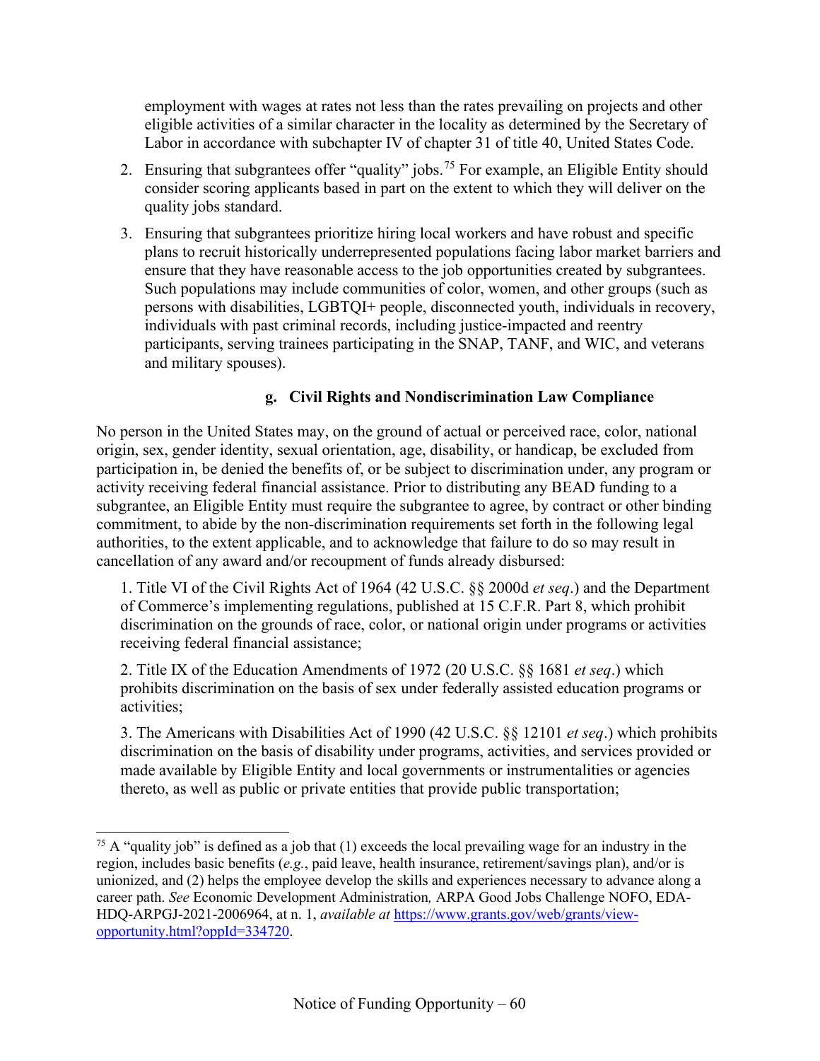employment with wages at rates not less than the rates prevailing on projects and other eligible activities of a similar character in the locality as determined by the Secretary of Labor in accordance with subchapter IV of chapter 31 of title 40, United States Code.

2. Ensuring that subgrantees offer "quality" jobs.[75] For example, an Eligible Entity should consider scoring applicants based in part on the extent to which they will deliver on the quality jobs standard.

3. Ensuring that subgrantees prioritize hiring local workers and have robust and specific plans to recruit historically underrepresented populations facing labor market barriers and ensure that they have reasonable access to the job opportunities created by subgrantees. Such populations may include communities of color, women, and other groups (such as persons with disabilities, LGBTQI+ people, disconnected youth, individuals in recovery, individuals with past criminal records, including justice-impacted and reentry participants, serving trainees participating in the SNAP, TANF, and WIC, and veterans and military spouses).

#### g. Civil Rights and Nondiscrimination Law Compliance

No person in the United States may, on the ground of actual or perceived race, color, national origin, sex, gender identity, sexual orientation, age, disability, or handicap, be excluded from participation in, be denied the benefits of, or be subject to discrimination under, any program or activity receiving federal financial assistance. Prior to distributing any BEAD funding to a subgrantee, an Eligible Entity must require the subgrantee to agree, by contract or other binding commitment, to abide by the non-discrimination requirements set forth in the following legal authorities, to the extent applicable, and to acknowledge that failure to do so may result in cancellation of any award and/or recoupment of funds already disbursed:

1. Title VI of the Civil Rights Act of 1964 (42 U.S.C. §§ 2000d *et seq*.) and the Department of Commerce's implementing regulations, published at 15 C.F.R. Part 8, which prohibit discrimination on the grounds of race, color, or national origin under programs or activities receiving federal financial assistance;

2. Title IX of the Education Amendments of 1972 (20 U.S.C. §§ 1681 *et seq*.) which prohibits discrimination on the basis of sex under federally assisted education programs or activities;

3. The Americans with Disabilities Act of 1990 (42 U.S.C. §§ 12101 *et seq*.) which prohibits discrimination on the basis of disability under programs, activities, and services provided or made available by Eligible Entity and local governments or instrumentalities or agencies thereto, as well as public or private entities that provide public transportation;

---

[75] A "quality job" is defined as a job that (1) exceeds the local prevailing wage for an industry in the region, includes basic benefits (*e.g.*, paid leave, health insurance, retirement/savings plan), and/or is unionized, and (2) helps the employee develop the skills and experiences necessary to advance along a career path. *See* Economic Development Administration*,* ARPA Good Jobs Challenge NOFO, EDA-HDQ-ARPGJ-2021-2006964, at n. 1, *available at* [https://www.grants.gov/web/grants/view-opportunity.html?oppId=334720](https://www.grants.gov/web/grants/view-opportunity.html?oppId=334720).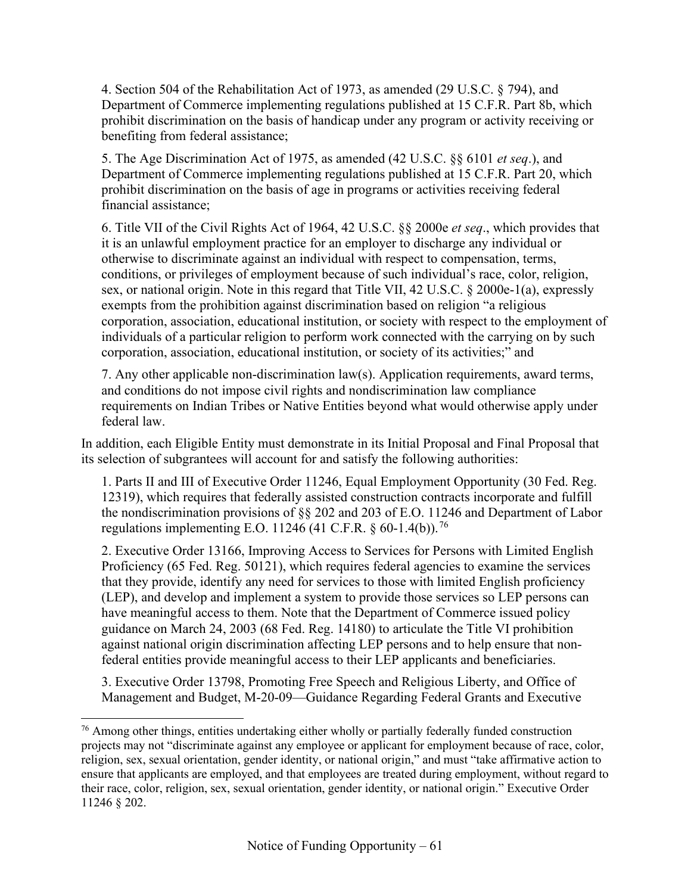4. Section 504 of the Rehabilitation Act of 1973, as amended (29 U.S.C. § 794), and Department of Commerce implementing regulations published at 15 C.F.R. Part 8b, which prohibit discrimination on the basis of handicap under any program or activity receiving or benefiting from federal assistance;

5. The Age Discrimination Act of 1975, as amended (42 U.S.C. §§ 6101 *et seq*.), and Department of Commerce implementing regulations published at 15 C.F.R. Part 20, which prohibit discrimination on the basis of age in programs or activities receiving federal financial assistance;

6. Title VII of the Civil Rights Act of 1964, 42 U.S.C. §§ 2000e *et seq*., which provides that it is an unlawful employment practice for an employer to discharge any individual or otherwise to discriminate against an individual with respect to compensation, terms, conditions, or privileges of employment because of such individual's race, color, religion, sex, or national origin. Note in this regard that Title VII, 42 U.S.C. § 2000e-1(a), expressly exempts from the prohibition against discrimination based on religion "a religious corporation, association, educational institution, or society with respect to the employment of individuals of a particular religion to perform work connected with the carrying on by such corporation, association, educational institution, or society of its activities;" and

7. Any other applicable non-discrimination law(s). Application requirements, award terms, and conditions do not impose civil rights and nondiscrimination law compliance requirements on Indian Tribes or Native Entities beyond what would otherwise apply under federal law.

In addition, each Eligible Entity must demonstrate in its Initial Proposal and Final Proposal that its selection of subgrantees will account for and satisfy the following authorities:

1. Parts II and III of Executive Order 11246, Equal Employment Opportunity (30 Fed. Reg. 12319), which requires that federally assisted construction contracts incorporate and fulfill the nondiscrimination provisions of §§ 202 and 203 of E.O. 11246 and Department of Labor regulations implementing E.O. 11246 (41 C.F.R. § 60-1.4(b)).[76]

2. Executive Order 13166, Improving Access to Services for Persons with Limited English Proficiency (65 Fed. Reg. 50121), which requires federal agencies to examine the services that they provide, identify any need for services to those with limited English proficiency (LEP), and develop and implement a system to provide those services so LEP persons can have meaningful access to them. Note that the Department of Commerce issued policy guidance on March 24, 2003 (68 Fed. Reg. 14180) to articulate the Title VI prohibition against national origin discrimination affecting LEP persons and to help ensure that non-federal entities provide meaningful access to their LEP applicants and beneficiaries.

3. Executive Order 13798, Promoting Free Speech and Religious Liberty, and Office of Management and Budget, M-20-09—Guidance Regarding Federal Grants and Executive

---

[76] Among other things, entities undertaking either wholly or partially federally funded construction projects may not "discriminate against any employee or applicant for employment because of race, color, religion, sex, sexual orientation, gender identity, or national origin," and must "take affirmative action to ensure that applicants are employed, and that employees are treated during employment, without regard to their race, color, religion, sex, sexual orientation, gender identity, or national origin." Executive Order 11246 § 202.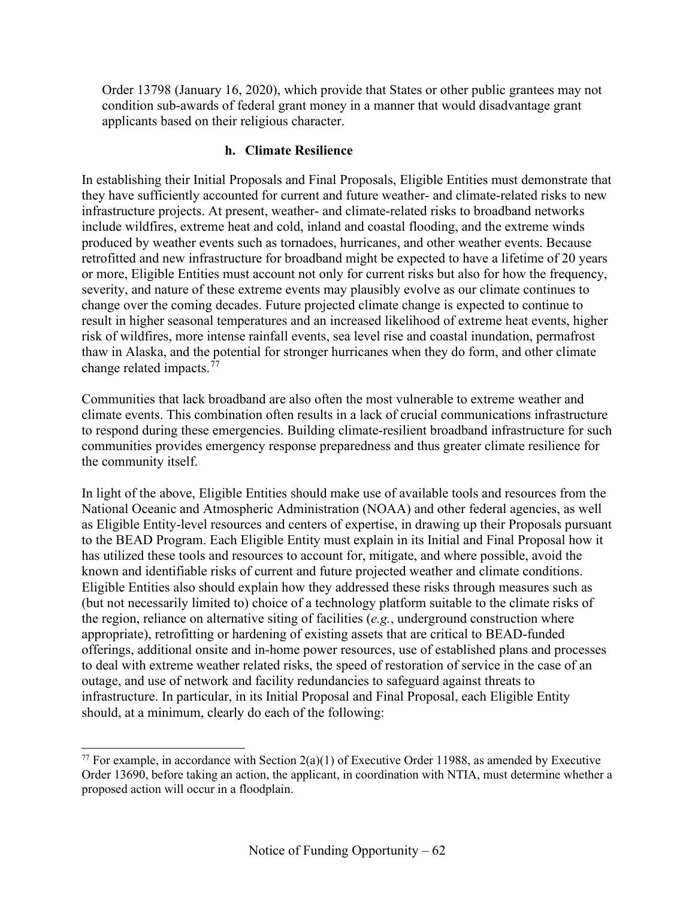Order 13798 (January 16, 2020), which provide that States or other public grantees may not condition sub-awards of federal grant money in a manner that would disadvantage grant applicants based on their religious character.

### h. Climate Resilience

In establishing their Initial Proposals and Final Proposals, Eligible Entities must demonstrate that they have sufficiently accounted for current and future weather- and climate-related risks to new infrastructure projects. At present, weather- and climate-related risks to broadband networks include wildfires, extreme heat and cold, inland and coastal flooding, and the extreme winds produced by weather events such as tornadoes, hurricanes, and other weather events. Because retrofitted and new infrastructure for broadband might be expected to have a lifetime of 20 years or more, Eligible Entities must account not only for current risks but also for how the frequency, severity, and nature of these extreme events may plausibly evolve as our climate continues to change over the coming decades. Future projected climate change is expected to continue to result in higher seasonal temperatures and an increased likelihood of extreme heat events, higher risk of wildfires, more intense rainfall events, sea level rise and coastal inundation, permafrost thaw in Alaska, and the potential for stronger hurricanes when they do form, and other climate change related impacts.[77]

Communities that lack broadband are also often the most vulnerable to extreme weather and climate events. This combination often results in a lack of crucial communications infrastructure to respond during these emergencies. Building climate-resilient broadband infrastructure for such communities provides emergency response preparedness and thus greater climate resilience for the community itself.

In light of the above, Eligible Entities should make use of available tools and resources from the National Oceanic and Atmospheric Administration (NOAA) and other federal agencies, as well as Eligible Entity-level resources and centers of expertise, in drawing up their Proposals pursuant to the BEAD Program. Each Eligible Entity must explain in its Initial and Final Proposal how it has utilized these tools and resources to account for, mitigate, and where possible, avoid the known and identifiable risks of current and future projected weather and climate conditions. Eligible Entities also should explain how they addressed these risks through measures such as (but not necessarily limited to) choice of a technology platform suitable to the climate risks of the region, reliance on alternative siting of facilities (*e.g.*, underground construction where appropriate), retrofitting or hardening of existing assets that are critical to BEAD-funded offerings, additional onsite and in-home power resources, use of established plans and processes to deal with extreme weather related risks, the speed of restoration of service in the case of an outage, and use of network and facility redundancies to safeguard against threats to infrastructure. In particular, in its Initial Proposal and Final Proposal, each Eligible Entity should, at a minimum, clearly do each of the following:

---

[77] For example, in accordance with Section 2(a)(1) of Executive Order 11988, as amended by Executive Order 13690, before taking an action, the applicant, in coordination with NTIA, must determine whether a proposed action will occur in a floodplain.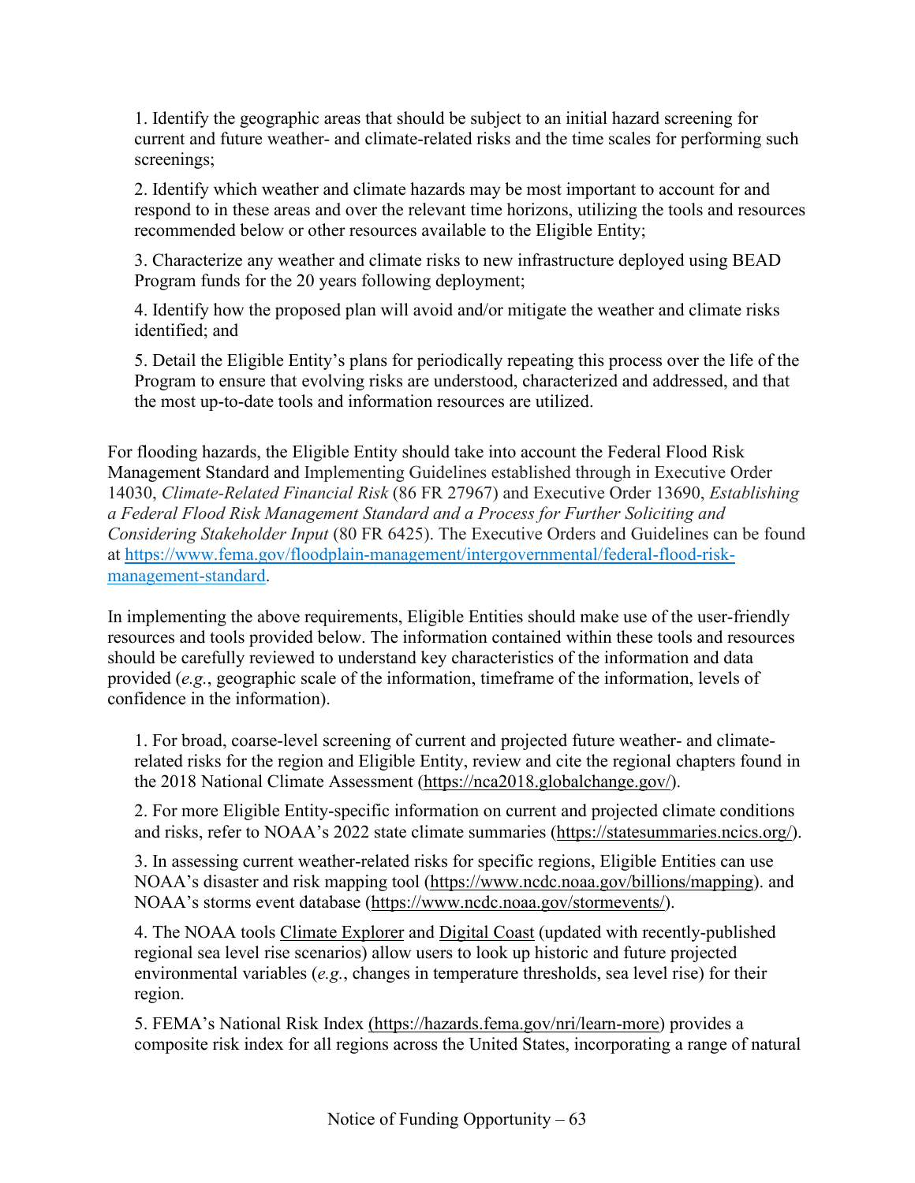1. Identify the geographic areas that should be subject to an initial hazard screening for current and future weather- and climate-related risks and the time scales for performing such screenings;

2. Identify which weather and climate hazards may be most important to account for and respond to in these areas and over the relevant time horizons, utilizing the tools and resources recommended below or other resources available to the Eligible Entity;

3. Characterize any weather and climate risks to new infrastructure deployed using BEAD Program funds for the 20 years following deployment;

4. Identify how the proposed plan will avoid and/or mitigate the weather and climate risks identified; and

5. Detail the Eligible Entity's plans for periodically repeating this process over the life of the Program to ensure that evolving risks are understood, characterized and addressed, and that the most up-to-date tools and information resources are utilized.

For flooding hazards, the Eligible Entity should take into account the Federal Flood Risk Management Standard and Implementing Guidelines established through in Executive Order 14030, *Climate-Related Financial Risk* (86 FR 27967) and Executive Order 13690, *Establishing a Federal Flood Risk Management Standard and a Process for Further Soliciting and Considering Stakeholder Input* (80 FR 6425). The Executive Orders and Guidelines can be found at [https://www.fema.gov/floodplain-management/intergovernmental/federal-flood-risk-management-standard](https://www.fema.gov/floodplain-management/intergovernmental/federal-flood-risk-management-standard).

In implementing the above requirements, Eligible Entities should make use of the user-friendly resources and tools provided below. The information contained within these tools and resources should be carefully reviewed to understand key characteristics of the information and data provided (*e.g.*, geographic scale of the information, timeframe of the information, levels of confidence in the information).

1. For broad, coarse-level screening of current and projected future weather- and climate-related risks for the region and Eligible Entity, review and cite the regional chapters found in the 2018 National Climate Assessment (https://nca2018.globalchange.gov/).

2. For more Eligible Entity-specific information on current and projected climate conditions and risks, refer to NOAA's 2022 state climate summaries (https://statesummaries.ncics.org/).

3. In assessing current weather-related risks for specific regions, Eligible Entities can use NOAA's disaster and risk mapping tool (https://www.ncdc.noaa.gov/billions/mapping). and NOAA's storms event database (https://www.ncdc.noaa.gov/stormevents/).

4. The NOAA tools Climate Explorer and Digital Coast (updated with recently-published regional sea level rise scenarios) allow users to look up historic and future projected environmental variables (*e.g.*, changes in temperature thresholds, sea level rise) for their region.

5. FEMA's National Risk Index (https://hazards.fema.gov/nri/learn-more) provides a composite risk index for all regions across the United States, incorporating a range of natural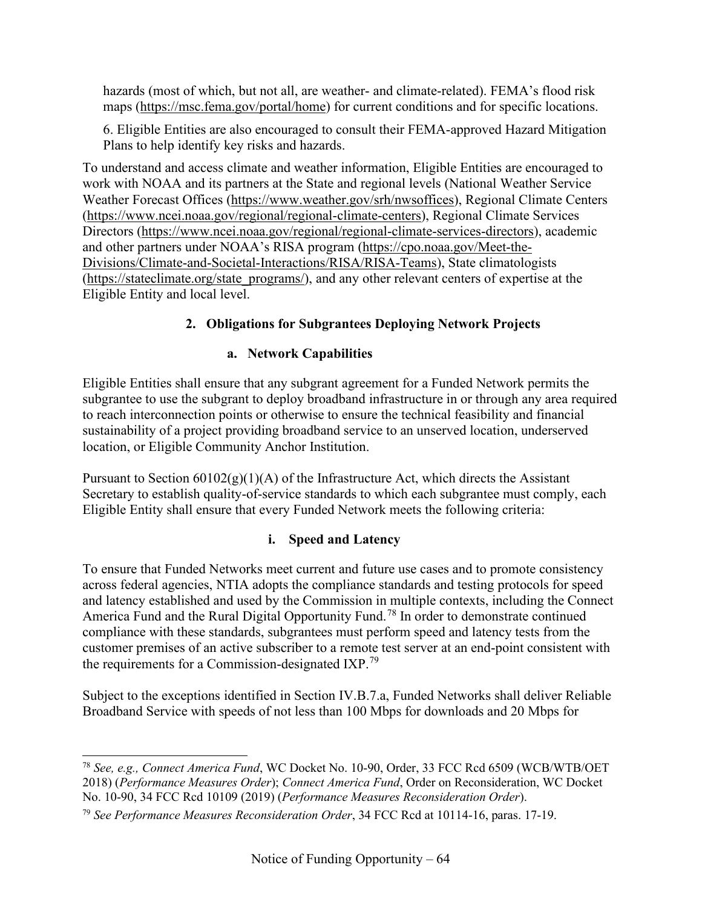hazards (most of which, but not all, are weather- and climate-related). FEMA's flood risk maps (https://msc.fema.gov/portal/home) for current conditions and for specific locations.

6. Eligible Entities are also encouraged to consult their FEMA-approved Hazard Mitigation Plans to help identify key risks and hazards.

To understand and access climate and weather information, Eligible Entities are encouraged to work with NOAA and its partners at the State and regional levels (National Weather Service Weather Forecast Offices (https://www.weather.gov/srh/nwsoffices), Regional Climate Centers (https://www.ncei.noaa.gov/regional/regional-climate-centers), Regional Climate Services Directors (https://www.ncei.noaa.gov/regional/regional-climate-services-directors), academic and other partners under NOAA's RISA program (https://cpo.noaa.gov/Meet-the-Divisions/Climate-and-Societal-Interactions/RISA/RISA-Teams), State climatologists (https://stateclimate.org/state_programs/), and any other relevant centers of expertise at the Eligible Entity and local level.

### 2. Obligations for Subgrantees Deploying Network Projects

#### a. Network Capabilities

Eligible Entities shall ensure that any subgrant agreement for a Funded Network permits the subgrantee to use the subgrant to deploy broadband infrastructure in or through any area required to reach interconnection points or otherwise to ensure the technical feasibility and financial sustainability of a project providing broadband service to an unserved location, underserved location, or Eligible Community Anchor Institution.

Pursuant to Section 60102(g)(1)(A) of the Infrastructure Act, which directs the Assistant Secretary to establish quality-of-service standards to which each subgrantee must comply, each Eligible Entity shall ensure that every Funded Network meets the following criteria:

##### i. Speed and Latency

To ensure that Funded Networks meet current and future use cases and to promote consistency across federal agencies, NTIA adopts the compliance standards and testing protocols for speed and latency established and used by the Commission in multiple contexts, including the Connect America Fund and the Rural Digital Opportunity Fund.[78] In order to demonstrate continued compliance with these standards, subgrantees must perform speed and latency tests from the customer premises of an active subscriber to a remote test server at an end-point consistent with the requirements for a Commission-designated IXP.[79]

Subject to the exceptions identified in Section IV.B.7.a, Funded Networks shall deliver Reliable Broadband Service with speeds of not less than 100 Mbps for downloads and 20 Mbps for

---

[78] *See, e.g., Connect America Fund*, WC Docket No. 10-90, Order, 33 FCC Rcd 6509 (WCB/WTB/OET 2018) (*Performance Measures Order*); *Connect America Fund*, Order on Reconsideration, WC Docket No. 10-90, 34 FCC Rcd 10109 (2019) (*Performance Measures Reconsideration Order*).

[79] *See Performance Measures Reconsideration Order*, 34 FCC Rcd at 10114-16, paras. 17-19.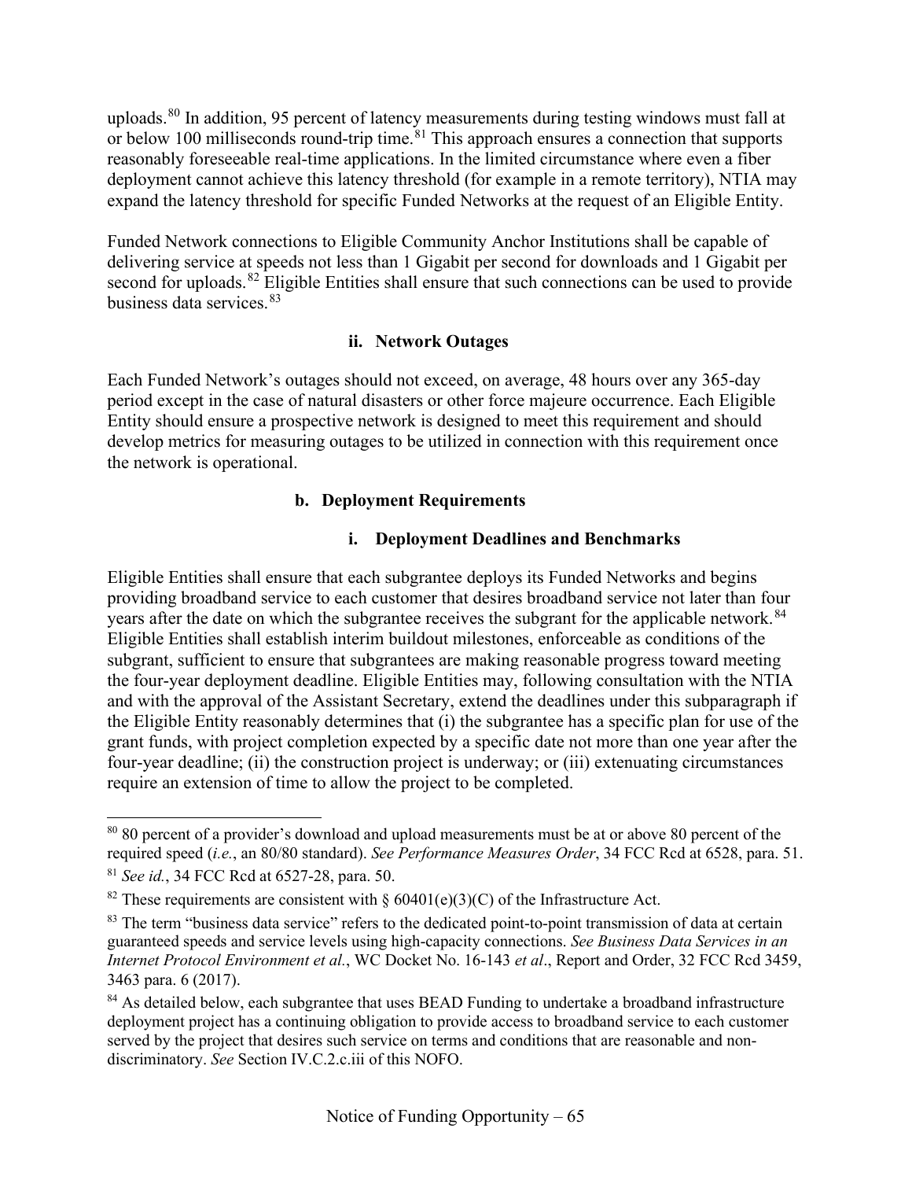uploads.[80] In addition, 95 percent of latency measurements during testing windows must fall at or below 100 milliseconds round-trip time.[81] This approach ensures a connection that supports reasonably foreseeable real-time applications. In the limited circumstance where even a fiber deployment cannot achieve this latency threshold (for example in a remote territory), NTIA may expand the latency threshold for specific Funded Networks at the request of an Eligible Entity.

Funded Network connections to Eligible Community Anchor Institutions shall be capable of delivering service at speeds not less than 1 Gigabit per second for downloads and 1 Gigabit per second for uploads.[82] Eligible Entities shall ensure that such connections can be used to provide business data services.[83]

#### ii. Network Outages

Each Funded Network's outages should not exceed, on average, 48 hours over any 365-day period except in the case of natural disasters or other force majeure occurrence. Each Eligible Entity should ensure a prospective network is designed to meet this requirement and should develop metrics for measuring outages to be utilized in connection with this requirement once the network is operational.

### b. Deployment Requirements

#### i. Deployment Deadlines and Benchmarks

Eligible Entities shall ensure that each subgrantee deploys its Funded Networks and begins providing broadband service to each customer that desires broadband service not later than four years after the date on which the subgrantee receives the subgrant for the applicable network.[84] Eligible Entities shall establish interim buildout milestones, enforceable as conditions of the subgrant, sufficient to ensure that subgrantees are making reasonable progress toward meeting the four-year deployment deadline. Eligible Entities may, following consultation with the NTIA and with the approval of the Assistant Secretary, extend the deadlines under this subparagraph if the Eligible Entity reasonably determines that (i) the subgrantee has a specific plan for use of the grant funds, with project completion expected by a specific date not more than one year after the four-year deadline; (ii) the construction project is underway; or (iii) extenuating circumstances require an extension of time to allow the project to be completed.

---

[80] 80 percent of a provider's download and upload measurements must be at or above 80 percent of the required speed (*i.e.*, an 80/80 standard). *See Performance Measures Order*, 34 FCC Rcd at 6528, para. 51.

[81] *See id.*, 34 FCC Rcd at 6527-28, para. 50.

[82] These requirements are consistent with § 60401(e)(3)(C) of the Infrastructure Act.

[83] The term "business data service" refers to the dedicated point-to-point transmission of data at certain guaranteed speeds and service levels using high-capacity connections. *See Business Data Services in an Internet Protocol Environment et al.*, WC Docket No. 16-143 *et al*., Report and Order, 32 FCC Rcd 3459, 3463 para. 6 (2017).

[84] As detailed below, each subgrantee that uses BEAD Funding to undertake a broadband infrastructure deployment project has a continuing obligation to provide access to broadband service to each customer served by the project that desires such service on terms and conditions that are reasonable and non-discriminatory. *See* Section IV.C.2.c.iii of this NOFO.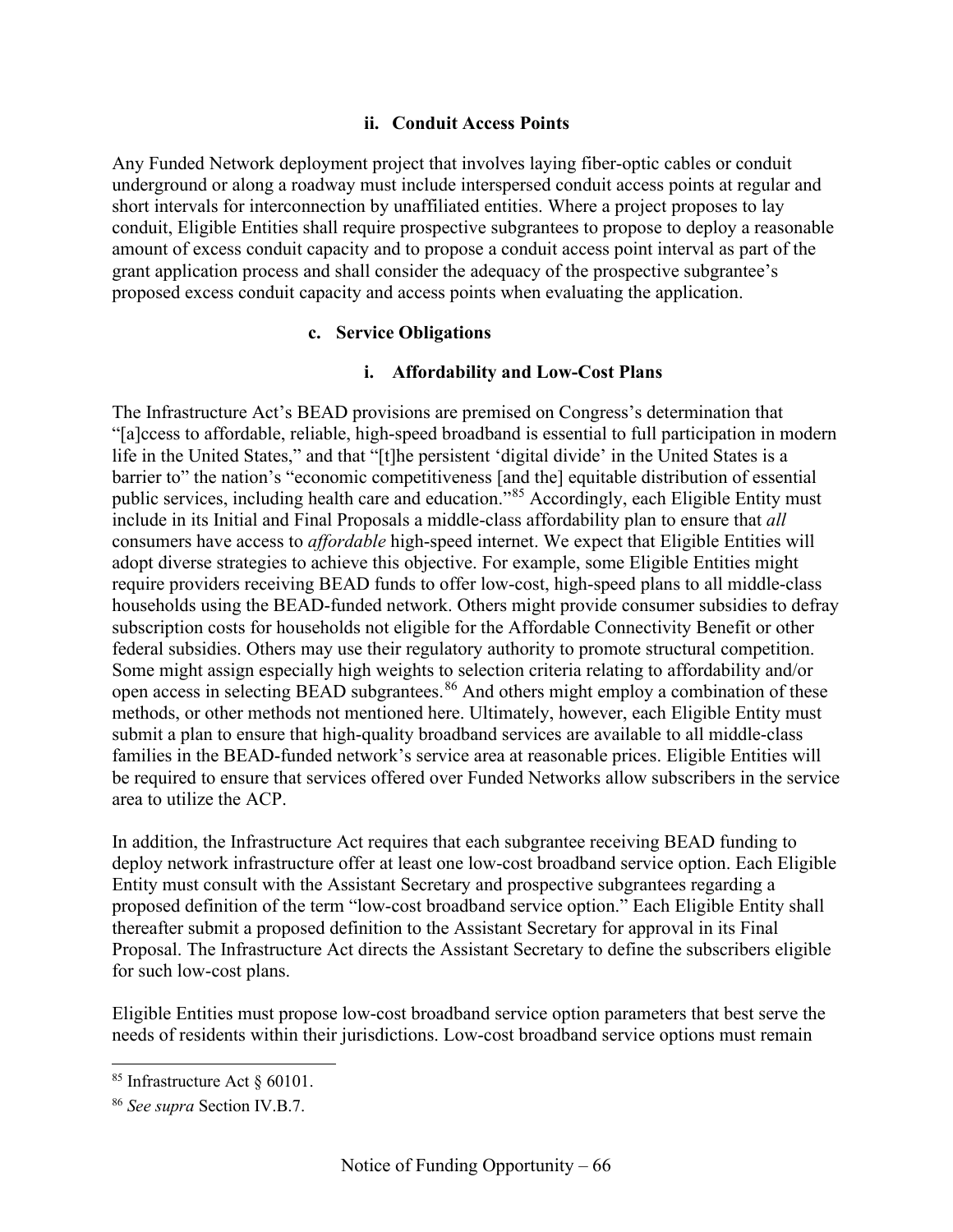#### ii. Conduit Access Points

Any Funded Network deployment project that involves laying fiber-optic cables or conduit underground or along a roadway must include interspersed conduit access points at regular and short intervals for interconnection by unaffiliated entities. Where a project proposes to lay conduit, Eligible Entities shall require prospective subgrantees to propose to deploy a reasonable amount of excess conduit capacity and to propose a conduit access point interval as part of the grant application process and shall consider the adequacy of the prospective subgrantee's proposed excess conduit capacity and access points when evaluating the application.

### c. Service Obligations

#### i. Affordability and Low-Cost Plans

The Infrastructure Act's BEAD provisions are premised on Congress's determination that "[a]ccess to affordable, reliable, high-speed broadband is essential to full participation in modern life in the United States," and that "[t]he persistent 'digital divide' in the United States is a barrier to" the nation's "economic competitiveness [and the] equitable distribution of essential public services, including health care and education."[85] Accordingly, each Eligible Entity must include in its Initial and Final Proposals a middle-class affordability plan to ensure that *all* consumers have access to *affordable* high-speed internet. We expect that Eligible Entities will adopt diverse strategies to achieve this objective. For example, some Eligible Entities might require providers receiving BEAD funds to offer low-cost, high-speed plans to all middle-class households using the BEAD-funded network. Others might provide consumer subsidies to defray subscription costs for households not eligible for the Affordable Connectivity Benefit or other federal subsidies. Others may use their regulatory authority to promote structural competition. Some might assign especially high weights to selection criteria relating to affordability and/or open access in selecting BEAD subgrantees.[86] And others might employ a combination of these methods, or other methods not mentioned here. Ultimately, however, each Eligible Entity must submit a plan to ensure that high-quality broadband services are available to all middle-class families in the BEAD-funded network's service area at reasonable prices. Eligible Entities will be required to ensure that services offered over Funded Networks allow subscribers in the service area to utilize the ACP.

In addition, the Infrastructure Act requires that each subgrantee receiving BEAD funding to deploy network infrastructure offer at least one low-cost broadband service option. Each Eligible Entity must consult with the Assistant Secretary and prospective subgrantees regarding a proposed definition of the term "low-cost broadband service option." Each Eligible Entity shall thereafter submit a proposed definition to the Assistant Secretary for approval in its Final Proposal. The Infrastructure Act directs the Assistant Secretary to define the subscribers eligible for such low-cost plans.

Eligible Entities must propose low-cost broadband service option parameters that best serve the needs of residents within their jurisdictions. Low-cost broadband service options must remain

[85] Infrastructure Act § 60101.

[86] *See supra* Section IV.B.7.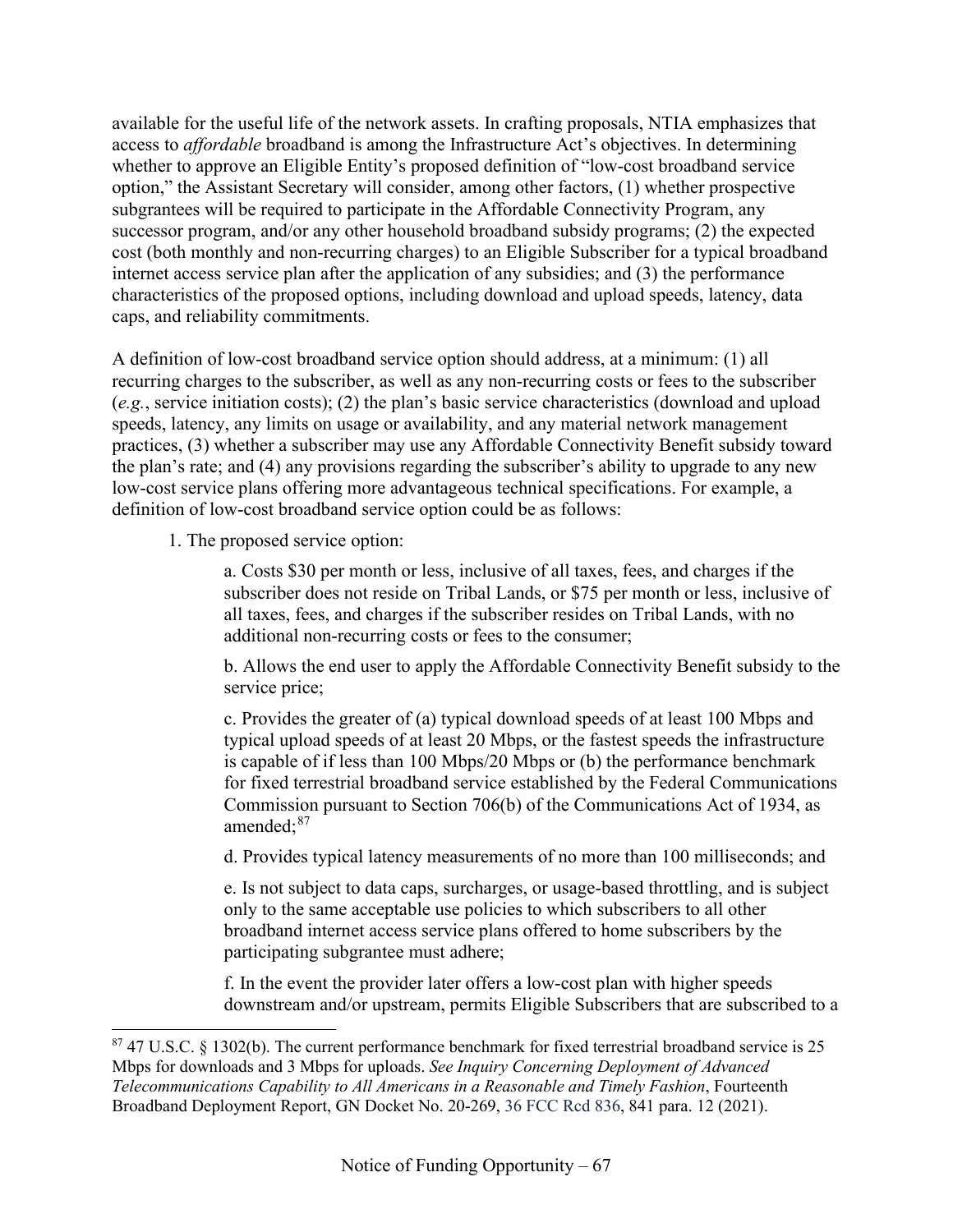available for the useful life of the network assets. In crafting proposals, NTIA emphasizes that access to *affordable* broadband is among the Infrastructure Act's objectives. In determining whether to approve an Eligible Entity's proposed definition of "low-cost broadband service option," the Assistant Secretary will consider, among other factors, (1) whether prospective subgrantees will be required to participate in the Affordable Connectivity Program, any successor program, and/or any other household broadband subsidy programs; (2) the expected cost (both monthly and non-recurring charges) to an Eligible Subscriber for a typical broadband internet access service plan after the application of any subsidies; and (3) the performance characteristics of the proposed options, including download and upload speeds, latency, data caps, and reliability commitments.

A definition of low-cost broadband service option should address, at a minimum: (1) all recurring charges to the subscriber, as well as any non-recurring costs or fees to the subscriber (*e.g.*, service initiation costs); (2) the plan's basic service characteristics (download and upload speeds, latency, any limits on usage or availability, and any material network management practices, (3) whether a subscriber may use any Affordable Connectivity Benefit subsidy toward the plan's rate; and (4) any provisions regarding the subscriber's ability to upgrade to any new low-cost service plans offering more advantageous technical specifications. For example, a definition of low-cost broadband service option could be as follows:

1. The proposed service option:

   a. Costs $30 per month or less, inclusive of all taxes, fees, and charges if the subscriber does not reside on Tribal Lands, or $75 per month or less, inclusive of all taxes, fees, and charges if the subscriber resides on Tribal Lands, with no additional non-recurring costs or fees to the consumer;

   b. Allows the end user to apply the Affordable Connectivity Benefit subsidy to the service price;

   c. Provides the greater of (a) typical download speeds of at least 100 Mbps and typical upload speeds of at least 20 Mbps, or the fastest speeds the infrastructure is capable of if less than 100 Mbps/20 Mbps or (b) the performance benchmark for fixed terrestrial broadband service established by the Federal Communications Commission pursuant to Section 706(b) of the Communications Act of 1934, as amended;[87]

   d. Provides typical latency measurements of no more than 100 milliseconds; and

   e. Is not subject to data caps, surcharges, or usage-based throttling, and is subject only to the same acceptable use policies to which subscribers to all other broadband internet access service plans offered to home subscribers by the participating subgrantee must adhere;

   f. In the event the provider later offers a low-cost plan with higher speeds downstream and/or upstream, permits Eligible Subscribers that are subscribed to a

[87] 47 U.S.C. § 1302(b). The current performance benchmark for fixed terrestrial broadband service is 25 Mbps for downloads and 3 Mbps for uploads. *See Inquiry Concerning Deployment of Advanced Telecommunications Capability to All Americans in a Reasonable and Timely Fashion*, Fourteenth Broadband Deployment Report, GN Docket No. 20-269, 36 FCC Rcd 836, 841 para. 12 (2021).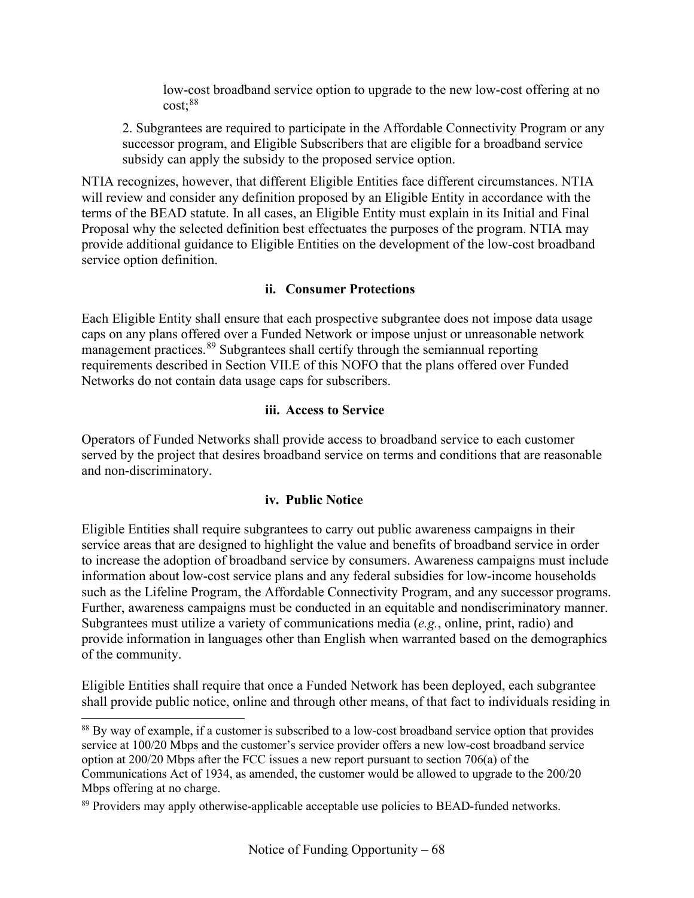low-cost broadband service option to upgrade to the new low-cost offering at no cost;[88]

2. Subgrantees are required to participate in the Affordable Connectivity Program or any successor program, and Eligible Subscribers that are eligible for a broadband service subsidy can apply the subsidy to the proposed service option.

NTIA recognizes, however, that different Eligible Entities face different circumstances. NTIA will review and consider any definition proposed by an Eligible Entity in accordance with the terms of the BEAD statute. In all cases, an Eligible Entity must explain in its Initial and Final Proposal why the selected definition best effectuates the purposes of the program. NTIA may provide additional guidance to Eligible Entities on the development of the low-cost broadband service option definition.

#### ii. Consumer Protections

Each Eligible Entity shall ensure that each prospective subgrantee does not impose data usage caps on any plans offered over a Funded Network or impose unjust or unreasonable network management practices.[89] Subgrantees shall certify through the semiannual reporting requirements described in Section VII.E of this NOFO that the plans offered over Funded Networks do not contain data usage caps for subscribers.

#### iii. Access to Service

Operators of Funded Networks shall provide access to broadband service to each customer served by the project that desires broadband service on terms and conditions that are reasonable and non-discriminatory.

#### iv. Public Notice

Eligible Entities shall require subgrantees to carry out public awareness campaigns in their service areas that are designed to highlight the value and benefits of broadband service in order to increase the adoption of broadband service by consumers. Awareness campaigns must include information about low-cost service plans and any federal subsidies for low-income households such as the Lifeline Program, the Affordable Connectivity Program, and any successor programs. Further, awareness campaigns must be conducted in an equitable and nondiscriminatory manner. Subgrantees must utilize a variety of communications media (*e.g.*, online, print, radio) and provide information in languages other than English when warranted based on the demographics of the community.

Eligible Entities shall require that once a Funded Network has been deployed, each subgrantee shall provide public notice, online and through other means, of that fact to individuals residing in

---

[88] By way of example, if a customer is subscribed to a low-cost broadband service option that provides service at 100/20 Mbps and the customer's service provider offers a new low-cost broadband service option at 200/20 Mbps after the FCC issues a new report pursuant to section 706(a) of the Communications Act of 1934, as amended, the customer would be allowed to upgrade to the 200/20 Mbps offering at no charge.

[89] Providers may apply otherwise-applicable acceptable use policies to BEAD-funded networks.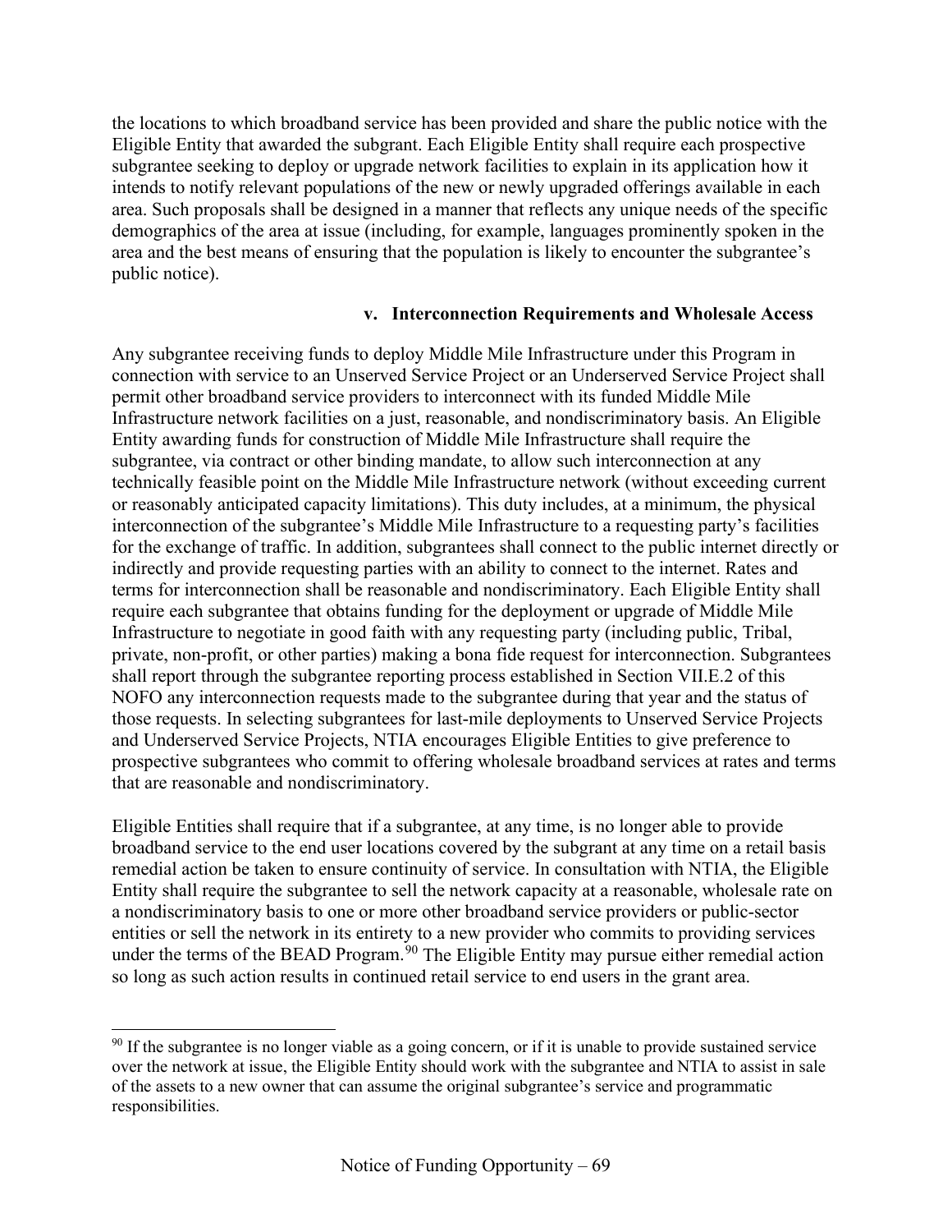the locations to which broadband service has been provided and share the public notice with the Eligible Entity that awarded the subgrant. Each Eligible Entity shall require each prospective subgrantee seeking to deploy or upgrade network facilities to explain in its application how it intends to notify relevant populations of the new or newly upgraded offerings available in each area. Such proposals shall be designed in a manner that reflects any unique needs of the specific demographics of the area at issue (including, for example, languages prominently spoken in the area and the best means of ensuring that the population is likely to encounter the subgrantee's public notice).

#### v. Interconnection Requirements and Wholesale Access

Any subgrantee receiving funds to deploy Middle Mile Infrastructure under this Program in connection with service to an Unserved Service Project or an Underserved Service Project shall permit other broadband service providers to interconnect with its funded Middle Mile Infrastructure network facilities on a just, reasonable, and nondiscriminatory basis. An Eligible Entity awarding funds for construction of Middle Mile Infrastructure shall require the subgrantee, via contract or other binding mandate, to allow such interconnection at any technically feasible point on the Middle Mile Infrastructure network (without exceeding current or reasonably anticipated capacity limitations). This duty includes, at a minimum, the physical interconnection of the subgrantee's Middle Mile Infrastructure to a requesting party's facilities for the exchange of traffic. In addition, subgrantees shall connect to the public internet directly or indirectly and provide requesting parties with an ability to connect to the internet. Rates and terms for interconnection shall be reasonable and nondiscriminatory. Each Eligible Entity shall require each subgrantee that obtains funding for the deployment or upgrade of Middle Mile Infrastructure to negotiate in good faith with any requesting party (including public, Tribal, private, non-profit, or other parties) making a bona fide request for interconnection. Subgrantees shall report through the subgrantee reporting process established in Section VII.E.2 of this NOFO any interconnection requests made to the subgrantee during that year and the status of those requests. In selecting subgrantees for last-mile deployments to Unserved Service Projects and Underserved Service Projects, NTIA encourages Eligible Entities to give preference to prospective subgrantees who commit to offering wholesale broadband services at rates and terms that are reasonable and nondiscriminatory.

Eligible Entities shall require that if a subgrantee, at any time, is no longer able to provide broadband service to the end user locations covered by the subgrant at any time on a retail basis remedial action be taken to ensure continuity of service. In consultation with NTIA, the Eligible Entity shall require the subgrantee to sell the network capacity at a reasonable, wholesale rate on a nondiscriminatory basis to one or more other broadband service providers or public-sector entities or sell the network in its entirety to a new provider who commits to providing services under the terms of the BEAD Program.[90] The Eligible Entity may pursue either remedial action so long as such action results in continued retail service to end users in the grant area.

[90] If the subgrantee is no longer viable as a going concern, or if it is unable to provide sustained service over the network at issue, the Eligible Entity should work with the subgrantee and NTIA to assist in sale of the assets to a new owner that can assume the original subgrantee's service and programmatic responsibilities.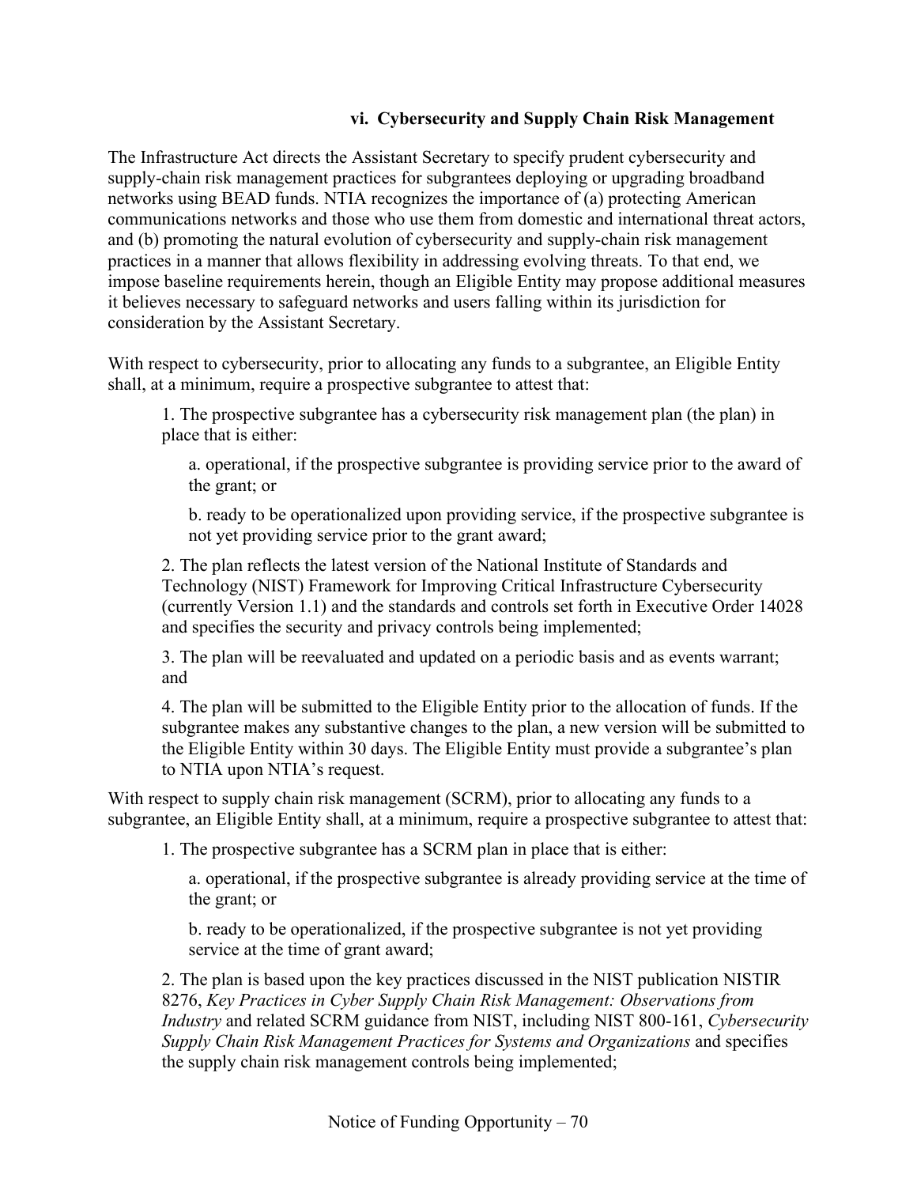#### vi. Cybersecurity and Supply Chain Risk Management

The Infrastructure Act directs the Assistant Secretary to specify prudent cybersecurity and supply-chain risk management practices for subgrantees deploying or upgrading broadband networks using BEAD funds. NTIA recognizes the importance of (a) protecting American communications networks and those who use them from domestic and international threat actors, and (b) promoting the natural evolution of cybersecurity and supply-chain risk management practices in a manner that allows flexibility in addressing evolving threats. To that end, we impose baseline requirements herein, though an Eligible Entity may propose additional measures it believes necessary to safeguard networks and users falling within its jurisdiction for consideration by the Assistant Secretary.

With respect to cybersecurity, prior to allocating any funds to a subgrantee, an Eligible Entity shall, at a minimum, require a prospective subgrantee to attest that:

1. The prospective subgrantee has a cybersecurity risk management plan (the plan) in place that is either:

   a. operational, if the prospective subgrantee is providing service prior to the award of the grant; or

   b. ready to be operationalized upon providing service, if the prospective subgrantee is not yet providing service prior to the grant award;

2. The plan reflects the latest version of the National Institute of Standards and Technology (NIST) Framework for Improving Critical Infrastructure Cybersecurity (currently Version 1.1) and the standards and controls set forth in Executive Order 14028 and specifies the security and privacy controls being implemented;

3. The plan will be reevaluated and updated on a periodic basis and as events warrant; and

4. The plan will be submitted to the Eligible Entity prior to the allocation of funds. If the subgrantee makes any substantive changes to the plan, a new version will be submitted to the Eligible Entity within 30 days. The Eligible Entity must provide a subgrantee's plan to NTIA upon NTIA's request.

With respect to supply chain risk management (SCRM), prior to allocating any funds to a subgrantee, an Eligible Entity shall, at a minimum, require a prospective subgrantee to attest that:

1. The prospective subgrantee has a SCRM plan in place that is either:

   a. operational, if the prospective subgrantee is already providing service at the time of the grant; or

   b. ready to be operationalized, if the prospective subgrantee is not yet providing service at the time of grant award;

2. The plan is based upon the key practices discussed in the NIST publication NISTIR 8276, *Key Practices in Cyber Supply Chain Risk Management: Observations from Industry* and related SCRM guidance from NIST, including NIST 800-161, *Cybersecurity Supply Chain Risk Management Practices for Systems and Organizations* and specifies the supply chain risk management controls being implemented;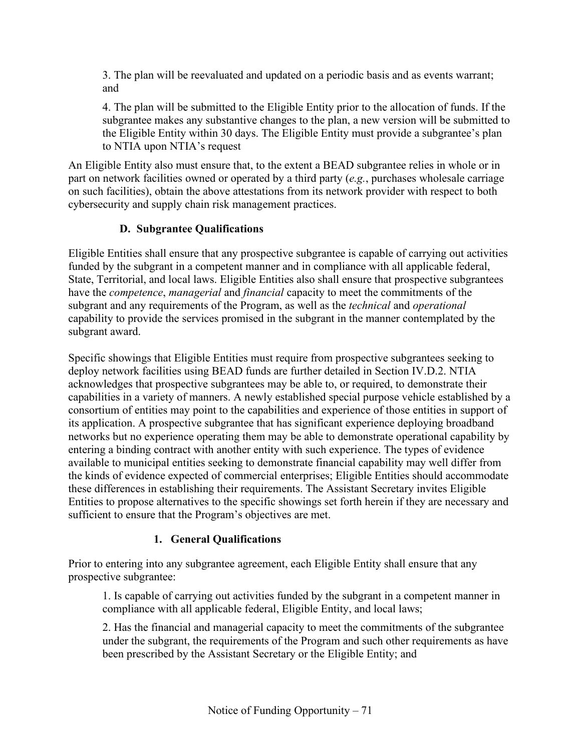3. The plan will be reevaluated and updated on a periodic basis and as events warrant; and

4. The plan will be submitted to the Eligible Entity prior to the allocation of funds. If the subgrantee makes any substantive changes to the plan, a new version will be submitted to the Eligible Entity within 30 days. The Eligible Entity must provide a subgrantee's plan to NTIA upon NTIA's request

An Eligible Entity also must ensure that, to the extent a BEAD subgrantee relies in whole or in part on network facilities owned or operated by a third party (*e.g.*, purchases wholesale carriage on such facilities), obtain the above attestations from its network provider with respect to both cybersecurity and supply chain risk management practices.

### D. Subgrantee Qualifications

Eligible Entities shall ensure that any prospective subgrantee is capable of carrying out activities funded by the subgrant in a competent manner and in compliance with all applicable federal, State, Territorial, and local laws. Eligible Entities also shall ensure that prospective subgrantees have the *competence*, *managerial* and *financial* capacity to meet the commitments of the subgrant and any requirements of the Program, as well as the *technical* and *operational* capability to provide the services promised in the subgrant in the manner contemplated by the subgrant award.

Specific showings that Eligible Entities must require from prospective subgrantees seeking to deploy network facilities using BEAD funds are further detailed in Section IV.D.2. NTIA acknowledges that prospective subgrantees may be able to, or required, to demonstrate their capabilities in a variety of manners. A newly established special purpose vehicle established by a consortium of entities may point to the capabilities and experience of those entities in support of its application. A prospective subgrantee that has significant experience deploying broadband networks but no experience operating them may be able to demonstrate operational capability by entering a binding contract with another entity with such experience. The types of evidence available to municipal entities seeking to demonstrate financial capability may well differ from the kinds of evidence expected of commercial enterprises; Eligible Entities should accommodate these differences in establishing their requirements. The Assistant Secretary invites Eligible Entities to propose alternatives to the specific showings set forth herein if they are necessary and sufficient to ensure that the Program's objectives are met.

#### 1. General Qualifications

Prior to entering into any subgrantee agreement, each Eligible Entity shall ensure that any prospective subgrantee:

1. Is capable of carrying out activities funded by the subgrant in a competent manner in compliance with all applicable federal, Eligible Entity, and local laws;

2. Has the financial and managerial capacity to meet the commitments of the subgrantee under the subgrant, the requirements of the Program and such other requirements as have been prescribed by the Assistant Secretary or the Eligible Entity; and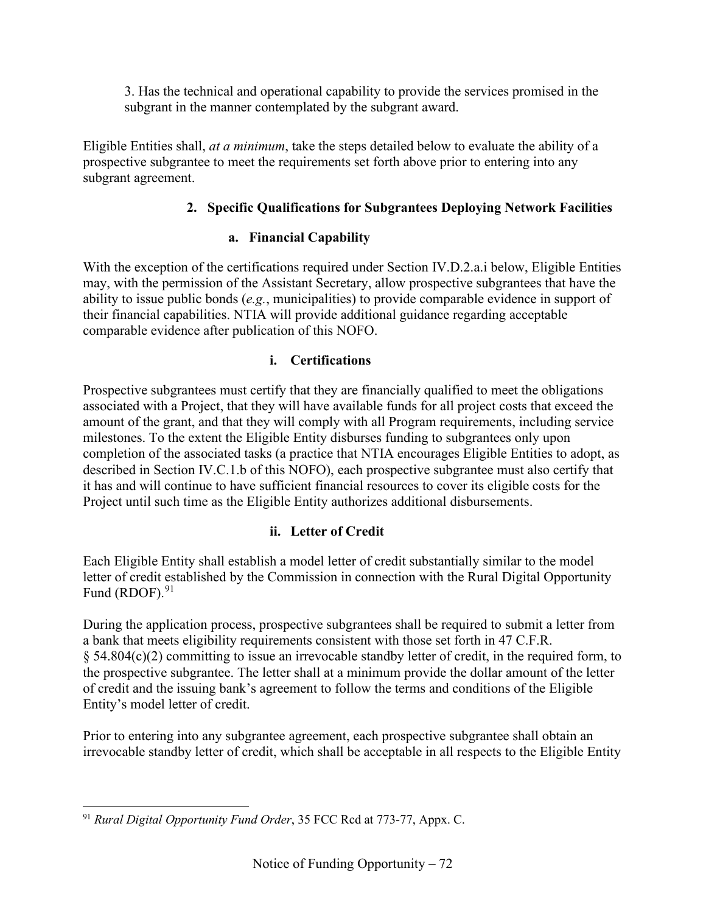3. Has the technical and operational capability to provide the services promised in the subgrant in the manner contemplated by the subgrant award.

Eligible Entities shall, *at a minimum*, take the steps detailed below to evaluate the ability of a prospective subgrantee to meet the requirements set forth above prior to entering into any subgrant agreement.

### 2. Specific Qualifications for Subgrantees Deploying Network Facilities

#### a. Financial Capability

With the exception of the certifications required under Section IV.D.2.a.i below, Eligible Entities may, with the permission of the Assistant Secretary, allow prospective subgrantees that have the ability to issue public bonds (*e.g.*, municipalities) to provide comparable evidence in support of their financial capabilities. NTIA will provide additional guidance regarding acceptable comparable evidence after publication of this NOFO.

##### i. Certifications

Prospective subgrantees must certify that they are financially qualified to meet the obligations associated with a Project, that they will have available funds for all project costs that exceed the amount of the grant, and that they will comply with all Program requirements, including service milestones. To the extent the Eligible Entity disburses funding to subgrantees only upon completion of the associated tasks (a practice that NTIA encourages Eligible Entities to adopt, as described in Section IV.C.1.b of this NOFO), each prospective subgrantee must also certify that it has and will continue to have sufficient financial resources to cover its eligible costs for the Project until such time as the Eligible Entity authorizes additional disbursements.

##### ii. Letter of Credit

Each Eligible Entity shall establish a model letter of credit substantially similar to the model letter of credit established by the Commission in connection with the Rural Digital Opportunity Fund (RDOF).[91]

During the application process, prospective subgrantees shall be required to submit a letter from a bank that meets eligibility requirements consistent with those set forth in 47 C.F.R. § 54.804(c)(2) committing to issue an irrevocable standby letter of credit, in the required form, to the prospective subgrantee. The letter shall at a minimum provide the dollar amount of the letter of credit and the issuing bank's agreement to follow the terms and conditions of the Eligible Entity's model letter of credit.

Prior to entering into any subgrantee agreement, each prospective subgrantee shall obtain an irrevocable standby letter of credit, which shall be acceptable in all respects to the Eligible Entity

[91] *Rural Digital Opportunity Fund Order*, 35 FCC Rcd at 773-77, Appx. C.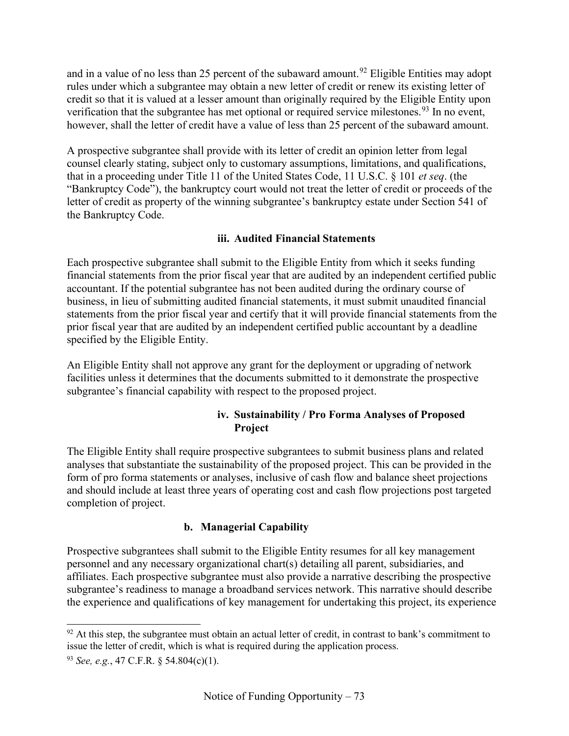and in a value of no less than 25 percent of the subaward amount.[92] Eligible Entities may adopt rules under which a subgrantee may obtain a new letter of credit or renew its existing letter of credit so that it is valued at a lesser amount than originally required by the Eligible Entity upon verification that the subgrantee has met optional or required service milestones.[93] In no event, however, shall the letter of credit have a value of less than 25 percent of the subaward amount.

A prospective subgrantee shall provide with its letter of credit an opinion letter from legal counsel clearly stating, subject only to customary assumptions, limitations, and qualifications, that in a proceeding under Title 11 of the United States Code, 11 U.S.C. § 101 *et seq*. (the "Bankruptcy Code"), the bankruptcy court would not treat the letter of credit or proceeds of the letter of credit as property of the winning subgrantee's bankruptcy estate under Section 541 of the Bankruptcy Code.

#### iii. Audited Financial Statements

Each prospective subgrantee shall submit to the Eligible Entity from which it seeks funding financial statements from the prior fiscal year that are audited by an independent certified public accountant. If the potential subgrantee has not been audited during the ordinary course of business, in lieu of submitting audited financial statements, it must submit unaudited financial statements from the prior fiscal year and certify that it will provide financial statements from the prior fiscal year that are audited by an independent certified public accountant by a deadline specified by the Eligible Entity.

An Eligible Entity shall not approve any grant for the deployment or upgrading of network facilities unless it determines that the documents submitted to it demonstrate the prospective subgrantee's financial capability with respect to the proposed project.

#### iv. Sustainability / Pro Forma Analyses of Proposed Project

The Eligible Entity shall require prospective subgrantees to submit business plans and related analyses that substantiate the sustainability of the proposed project. This can be provided in the form of pro forma statements or analyses, inclusive of cash flow and balance sheet projections and should include at least three years of operating cost and cash flow projections post targeted completion of project.

### b. Managerial Capability

Prospective subgrantees shall submit to the Eligible Entity resumes for all key management personnel and any necessary organizational chart(s) detailing all parent, subsidiaries, and affiliates. Each prospective subgrantee must also provide a narrative describing the prospective subgrantee's readiness to manage a broadband services network. This narrative should describe the experience and qualifications of key management for undertaking this project, its experience

---

[92] At this step, the subgrantee must obtain an actual letter of credit, in contrast to bank's commitment to issue the letter of credit, which is what is required during the application process.

[93] *See, e.g.*, 47 C.F.R. § 54.804(c)(1).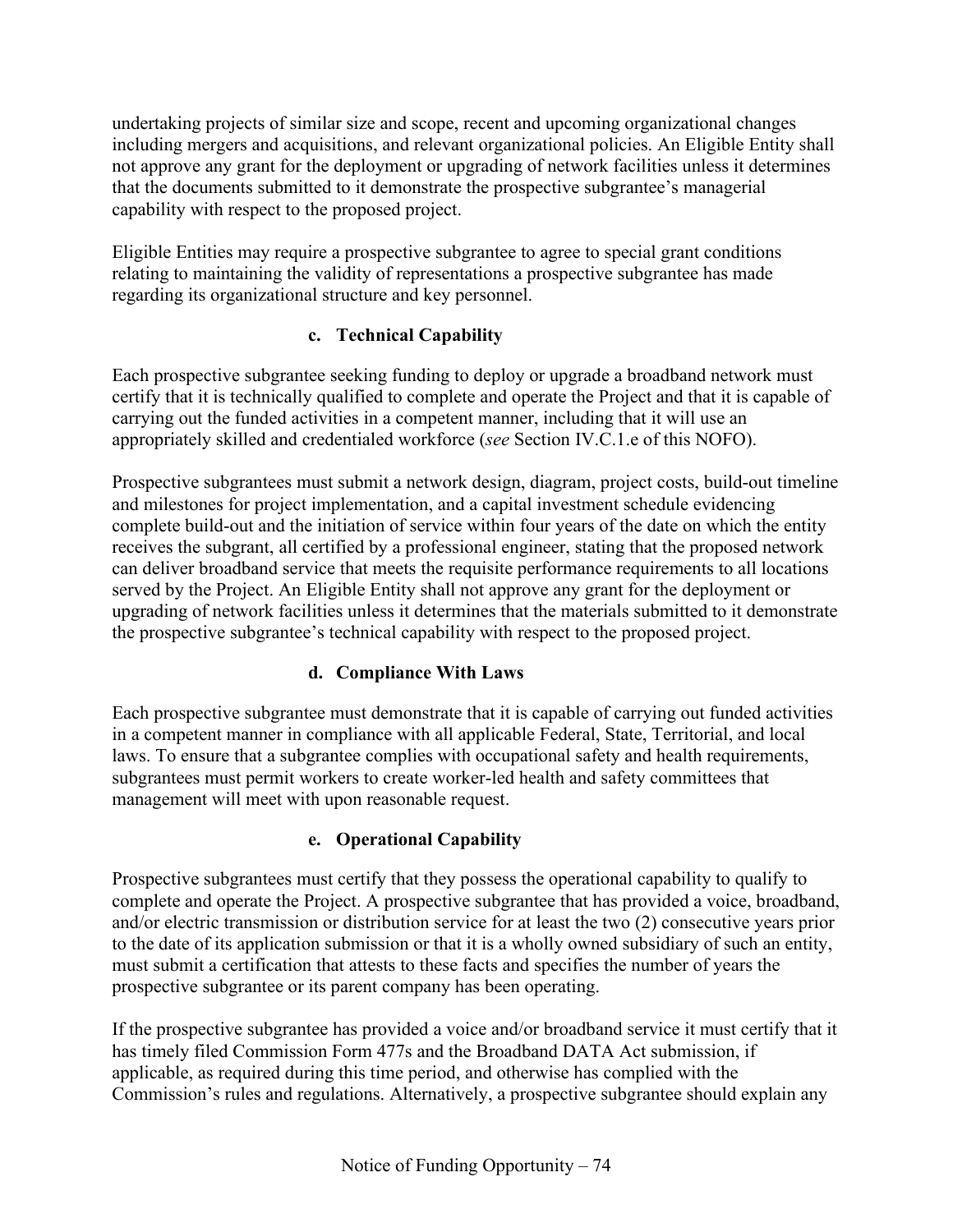undertaking projects of similar size and scope, recent and upcoming organizational changes including mergers and acquisitions, and relevant organizational policies. An Eligible Entity shall not approve any grant for the deployment or upgrading of network facilities unless it determines that the documents submitted to it demonstrate the prospective subgrantee's managerial capability with respect to the proposed project.

Eligible Entities may require a prospective subgrantee to agree to special grant conditions relating to maintaining the validity of representations a prospective subgrantee has made regarding its organizational structure and key personnel.

### c. Technical Capability

Each prospective subgrantee seeking funding to deploy or upgrade a broadband network must certify that it is technically qualified to complete and operate the Project and that it is capable of carrying out the funded activities in a competent manner, including that it will use an appropriately skilled and credentialed workforce (*see* Section IV.C.1.e of this NOFO).

Prospective subgrantees must submit a network design, diagram, project costs, build-out timeline and milestones for project implementation, and a capital investment schedule evidencing complete build-out and the initiation of service within four years of the date on which the entity receives the subgrant, all certified by a professional engineer, stating that the proposed network can deliver broadband service that meets the requisite performance requirements to all locations served by the Project. An Eligible Entity shall not approve any grant for the deployment or upgrading of network facilities unless it determines that the materials submitted to it demonstrate the prospective subgrantee's technical capability with respect to the proposed project.

### d. Compliance With Laws

Each prospective subgrantee must demonstrate that it is capable of carrying out funded activities in a competent manner in compliance with all applicable Federal, State, Territorial, and local laws. To ensure that a subgrantee complies with occupational safety and health requirements, subgrantees must permit workers to create worker-led health and safety committees that management will meet with upon reasonable request.

### e. Operational Capability

Prospective subgrantees must certify that they possess the operational capability to qualify to complete and operate the Project. A prospective subgrantee that has provided a voice, broadband, and/or electric transmission or distribution service for at least the two (2) consecutive years prior to the date of its application submission or that it is a wholly owned subsidiary of such an entity, must submit a certification that attests to these facts and specifies the number of years the prospective subgrantee or its parent company has been operating.

If the prospective subgrantee has provided a voice and/or broadband service it must certify that it has timely filed Commission Form 477s and the Broadband DATA Act submission, if applicable, as required during this time period, and otherwise has complied with the Commission's rules and regulations. Alternatively, a prospective subgrantee should explain any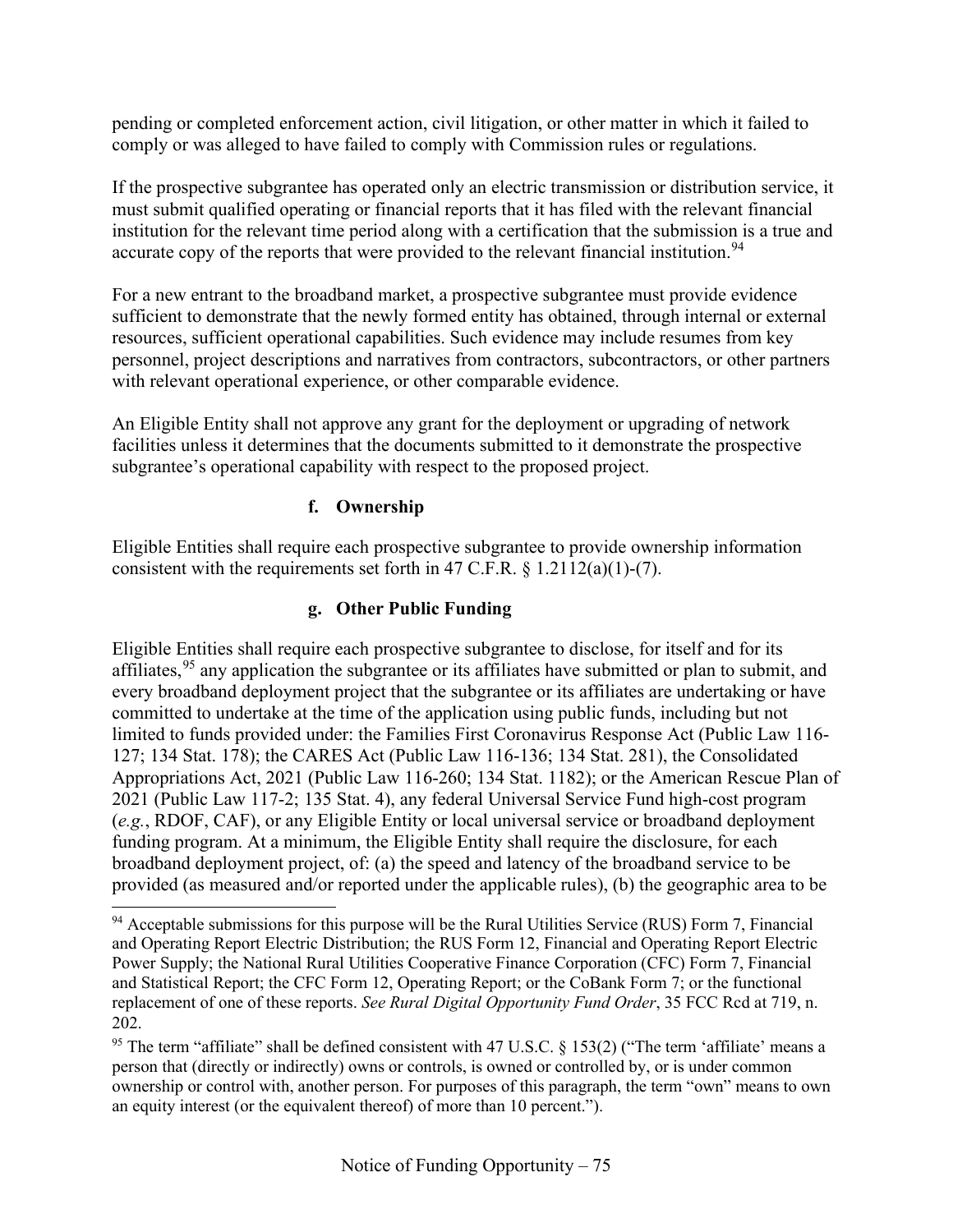pending or completed enforcement action, civil litigation, or other matter in which it failed to comply or was alleged to have failed to comply with Commission rules or regulations.

If the prospective subgrantee has operated only an electric transmission or distribution service, it must submit qualified operating or financial reports that it has filed with the relevant financial institution for the relevant time period along with a certification that the submission is a true and accurate copy of the reports that were provided to the relevant financial institution.[94]

For a new entrant to the broadband market, a prospective subgrantee must provide evidence sufficient to demonstrate that the newly formed entity has obtained, through internal or external resources, sufficient operational capabilities. Such evidence may include resumes from key personnel, project descriptions and narratives from contractors, subcontractors, or other partners with relevant operational experience, or other comparable evidence.

An Eligible Entity shall not approve any grant for the deployment or upgrading of network facilities unless it determines that the documents submitted to it demonstrate the prospective subgrantee's operational capability with respect to the proposed project.

#### f. Ownership

Eligible Entities shall require each prospective subgrantee to provide ownership information consistent with the requirements set forth in 47 C.F.R. § 1.2112(a)(1)-(7).

#### g. Other Public Funding

Eligible Entities shall require each prospective subgrantee to disclose, for itself and for its affiliates,[95] any application the subgrantee or its affiliates have submitted or plan to submit, and every broadband deployment project that the subgrantee or its affiliates are undertaking or have committed to undertake at the time of the application using public funds, including but not limited to funds provided under: the Families First Coronavirus Response Act (Public Law 116-127; 134 Stat. 178); the CARES Act (Public Law 116-136; 134 Stat. 281), the Consolidated Appropriations Act, 2021 (Public Law 116-260; 134 Stat. 1182); or the American Rescue Plan of 2021 (Public Law 117-2; 135 Stat. 4), any federal Universal Service Fund high-cost program (*e.g.*, RDOF, CAF), or any Eligible Entity or local universal service or broadband deployment funding program. At a minimum, the Eligible Entity shall require the disclosure, for each broadband deployment project, of: (a) the speed and latency of the broadband service to be provided (as measured and/or reported under the applicable rules), (b) the geographic area to be

---

[94] Acceptable submissions for this purpose will be the Rural Utilities Service (RUS) Form 7, Financial and Operating Report Electric Distribution; the RUS Form 12, Financial and Operating Report Electric Power Supply; the National Rural Utilities Cooperative Finance Corporation (CFC) Form 7, Financial and Statistical Report; the CFC Form 12, Operating Report; or the CoBank Form 7; or the functional replacement of one of these reports. *See Rural Digital Opportunity Fund Order*, 35 FCC Rcd at 719, n. 202.

[95] The term "affiliate" shall be defined consistent with 47 U.S.C. § 153(2) ("The term 'affiliate' means a person that (directly or indirectly) owns or controls, is owned or controlled by, or is under common ownership or control with, another person. For purposes of this paragraph, the term "own" means to own an equity interest (or the equivalent thereof) of more than 10 percent.").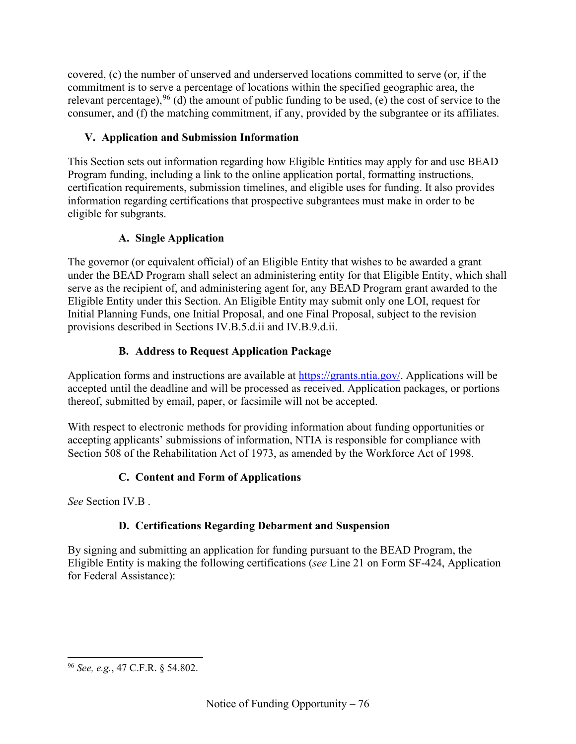covered, (c) the number of unserved and underserved locations committed to serve (or, if the commitment is to serve a percentage of locations within the specified geographic area, the relevant percentage),[96] (d) the amount of public funding to be used, (e) the cost of service to the consumer, and (f) the matching commitment, if any, provided by the subgrantee or its affiliates.

## V. Application and Submission Information

This Section sets out information regarding how Eligible Entities may apply for and use BEAD Program funding, including a link to the online application portal, formatting instructions, certification requirements, submission timelines, and eligible uses for funding. It also provides information regarding certifications that prospective subgrantees must make in order to be eligible for subgrants.

### A. Single Application

The governor (or equivalent official) of an Eligible Entity that wishes to be awarded a grant under the BEAD Program shall select an administering entity for that Eligible Entity, which shall serve as the recipient of, and administering agent for, any BEAD Program grant awarded to the Eligible Entity under this Section. An Eligible Entity may submit only one LOI, request for Initial Planning Funds, one Initial Proposal, and one Final Proposal, subject to the revision provisions described in Sections IV.B.5.d.ii and IV.B.9.d.ii.

### B. Address to Request Application Package

Application forms and instructions are available at https://grants.ntia.gov/. Applications will be accepted until the deadline and will be processed as received. Application packages, or portions thereof, submitted by email, paper, or facsimile will not be accepted.

With respect to electronic methods for providing information about funding opportunities or accepting applicants' submissions of information, NTIA is responsible for compliance with Section 508 of the Rehabilitation Act of 1973, as amended by the Workforce Act of 1998.

### C. Content and Form of Applications

*See* Section IV.B .

### D. Certifications Regarding Debarment and Suspension

By signing and submitting an application for funding pursuant to the BEAD Program, the Eligible Entity is making the following certifications (*see* Line 21 on Form SF-424, Application for Federal Assistance):

---

[96] *See, e.g.*, 47 C.F.R. § 54.802.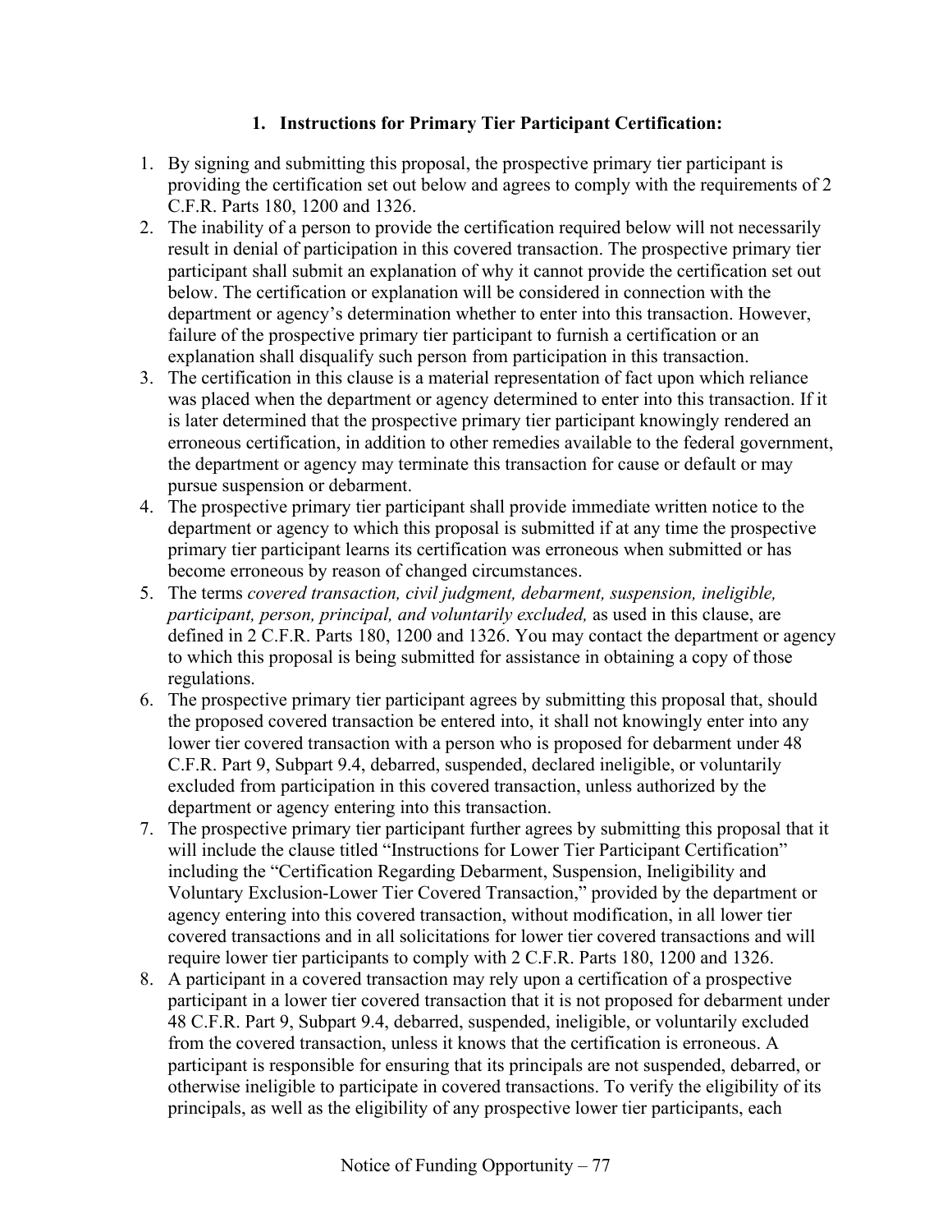### 1. Instructions for Primary Tier Participant Certification:

1. By signing and submitting this proposal, the prospective primary tier participant is providing the certification set out below and agrees to comply with the requirements of 2 C.F.R. Parts 180, 1200 and 1326.
2. The inability of a person to provide the certification required below will not necessarily result in denial of participation in this covered transaction. The prospective primary tier participant shall submit an explanation of why it cannot provide the certification set out below. The certification or explanation will be considered in connection with the department or agency's determination whether to enter into this transaction. However, failure of the prospective primary tier participant to furnish a certification or an explanation shall disqualify such person from participation in this transaction.
3. The certification in this clause is a material representation of fact upon which reliance was placed when the department or agency determined to enter into this transaction. If it is later determined that the prospective primary tier participant knowingly rendered an erroneous certification, in addition to other remedies available to the federal government, the department or agency may terminate this transaction for cause or default or may pursue suspension or debarment.
4. The prospective primary tier participant shall provide immediate written notice to the department or agency to which this proposal is submitted if at any time the prospective primary tier participant learns its certification was erroneous when submitted or has become erroneous by reason of changed circumstances.
5. The terms *covered transaction, civil judgment, debarment, suspension, ineligible, participant, person, principal, and voluntarily excluded,* as used in this clause, are defined in 2 C.F.R. Parts 180, 1200 and 1326. You may contact the department or agency to which this proposal is being submitted for assistance in obtaining a copy of those regulations.
6. The prospective primary tier participant agrees by submitting this proposal that, should the proposed covered transaction be entered into, it shall not knowingly enter into any lower tier covered transaction with a person who is proposed for debarment under 48 C.F.R. Part 9, Subpart 9.4, debarred, suspended, declared ineligible, or voluntarily excluded from participation in this covered transaction, unless authorized by the department or agency entering into this transaction.
7. The prospective primary tier participant further agrees by submitting this proposal that it will include the clause titled "Instructions for Lower Tier Participant Certification" including the "Certification Regarding Debarment, Suspension, Ineligibility and Voluntary Exclusion-Lower Tier Covered Transaction," provided by the department or agency entering into this covered transaction, without modification, in all lower tier covered transactions and in all solicitations for lower tier covered transactions and will require lower tier participants to comply with 2 C.F.R. Parts 180, 1200 and 1326.
8. A participant in a covered transaction may rely upon a certification of a prospective participant in a lower tier covered transaction that it is not proposed for debarment under 48 C.F.R. Part 9, Subpart 9.4, debarred, suspended, ineligible, or voluntarily excluded from the covered transaction, unless it knows that the certification is erroneous. A participant is responsible for ensuring that its principals are not suspended, debarred, or otherwise ineligible to participate in covered transactions. To verify the eligibility of its principals, as well as the eligibility of any prospective lower tier participants, each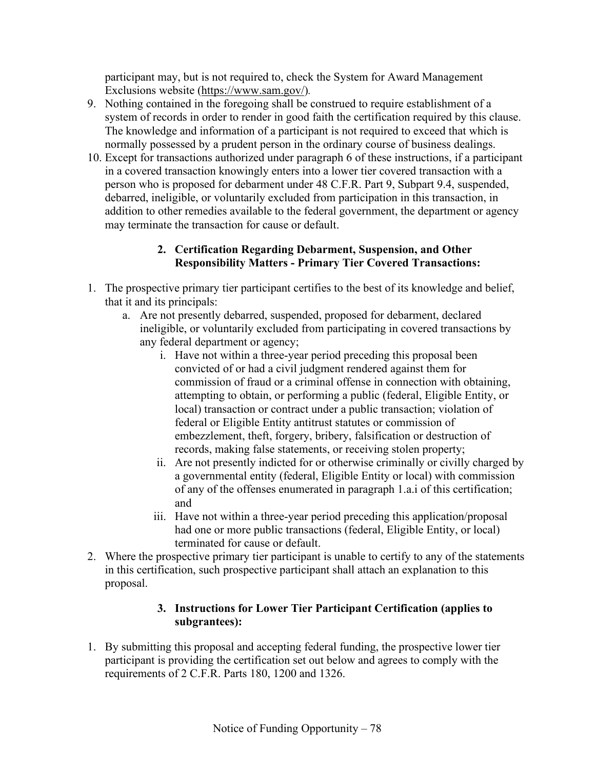participant may, but is not required to, check the System for Award Management Exclusions website (https://www.sam.gov/).

9. Nothing contained in the foregoing shall be construed to require establishment of a system of records in order to render in good faith the certification required by this clause. The knowledge and information of a participant is not required to exceed that which is normally possessed by a prudent person in the ordinary course of business dealings.
10. Except for transactions authorized under paragraph 6 of these instructions, if a participant in a covered transaction knowingly enters into a lower tier covered transaction with a person who is proposed for debarment under 48 C.F.R. Part 9, Subpart 9.4, suspended, debarred, ineligible, or voluntarily excluded from participation in this transaction, in addition to other remedies available to the federal government, the department or agency may terminate the transaction for cause or default.

### 2. Certification Regarding Debarment, Suspension, and Other Responsibility Matters - Primary Tier Covered Transactions:

1. The prospective primary tier participant certifies to the best of its knowledge and belief, that it and its principals:
    a. Are not presently debarred, suspended, proposed for debarment, declared ineligible, or voluntarily excluded from participating in covered transactions by any federal department or agency;
        i. Have not within a three-year period preceding this proposal been convicted of or had a civil judgment rendered against them for commission of fraud or a criminal offense in connection with obtaining, attempting to obtain, or performing a public (federal, Eligible Entity, or local) transaction or contract under a public transaction; violation of federal or Eligible Entity antitrust statutes or commission of embezzlement, theft, forgery, bribery, falsification or destruction of records, making false statements, or receiving stolen property;
        ii. Are not presently indicted for or otherwise criminally or civilly charged by a governmental entity (federal, Eligible Entity or local) with commission of any of the offenses enumerated in paragraph 1.a.i of this certification; and
        iii. Have not within a three-year period preceding this application/proposal had one or more public transactions (federal, Eligible Entity, or local) terminated for cause or default.
2. Where the prospective primary tier participant is unable to certify to any of the statements in this certification, such prospective participant shall attach an explanation to this proposal.

### 3. Instructions for Lower Tier Participant Certification (applies to subgrantees):

1. By submitting this proposal and accepting federal funding, the prospective lower tier participant is providing the certification set out below and agrees to comply with the requirements of 2 C.F.R. Parts 180, 1200 and 1326.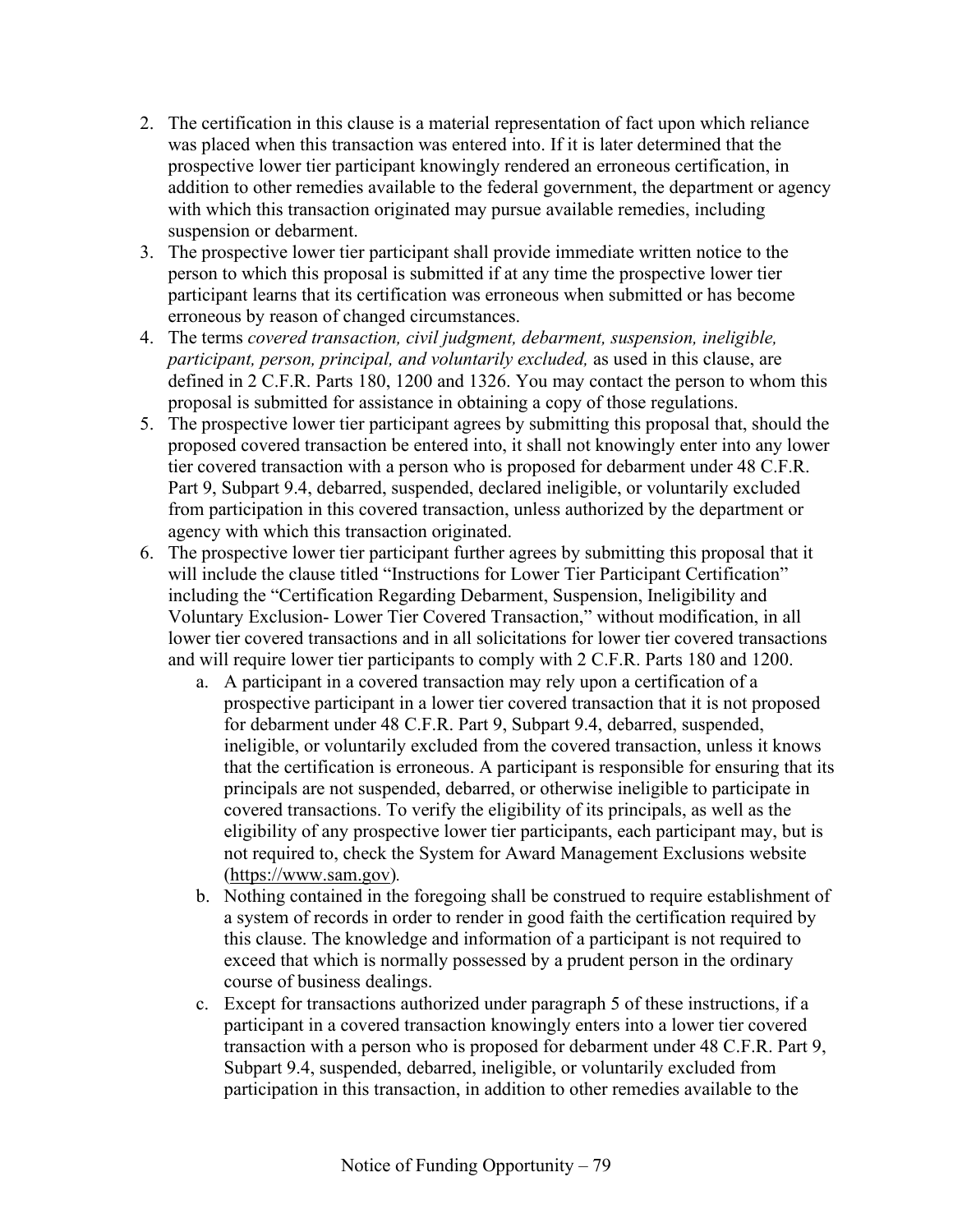2. The certification in this clause is a material representation of fact upon which reliance was placed when this transaction was entered into. If it is later determined that the prospective lower tier participant knowingly rendered an erroneous certification, in addition to other remedies available to the federal government, the department or agency with which this transaction originated may pursue available remedies, including suspension or debarment.
3. The prospective lower tier participant shall provide immediate written notice to the person to which this proposal is submitted if at any time the prospective lower tier participant learns that its certification was erroneous when submitted or has become erroneous by reason of changed circumstances.
4. The terms *covered transaction, civil judgment, debarment, suspension, ineligible, participant, person, principal, and voluntarily excluded,* as used in this clause, are defined in 2 C.F.R. Parts 180, 1200 and 1326. You may contact the person to whom this proposal is submitted for assistance in obtaining a copy of those regulations.
5. The prospective lower tier participant agrees by submitting this proposal that, should the proposed covered transaction be entered into, it shall not knowingly enter into any lower tier covered transaction with a person who is proposed for debarment under 48 C.F.R. Part 9, Subpart 9.4, debarred, suspended, declared ineligible, or voluntarily excluded from participation in this covered transaction, unless authorized by the department or agency with which this transaction originated.
6. The prospective lower tier participant further agrees by submitting this proposal that it will include the clause titled "Instructions for Lower Tier Participant Certification" including the "Certification Regarding Debarment, Suspension, Ineligibility and Voluntary Exclusion- Lower Tier Covered Transaction," without modification, in all lower tier covered transactions and in all solicitations for lower tier covered transactions and will require lower tier participants to comply with 2 C.F.R. Parts 180 and 1200.
    a. A participant in a covered transaction may rely upon a certification of a prospective participant in a lower tier covered transaction that it is not proposed for debarment under 48 C.F.R. Part 9, Subpart 9.4, debarred, suspended, ineligible, or voluntarily excluded from the covered transaction, unless it knows that the certification is erroneous. A participant is responsible for ensuring that its principals are not suspended, debarred, or otherwise ineligible to participate in covered transactions. To verify the eligibility of its principals, as well as the eligibility of any prospective lower tier participants, each participant may, but is not required to, check the System for Award Management Exclusions website (https://www.sam.gov).
    b. Nothing contained in the foregoing shall be construed to require establishment of a system of records in order to render in good faith the certification required by this clause. The knowledge and information of a participant is not required to exceed that which is normally possessed by a prudent person in the ordinary course of business dealings.
    c. Except for transactions authorized under paragraph 5 of these instructions, if a participant in a covered transaction knowingly enters into a lower tier covered transaction with a person who is proposed for debarment under 48 C.F.R. Part 9, Subpart 9.4, suspended, debarred, ineligible, or voluntarily excluded from participation in this transaction, in addition to other remedies available to the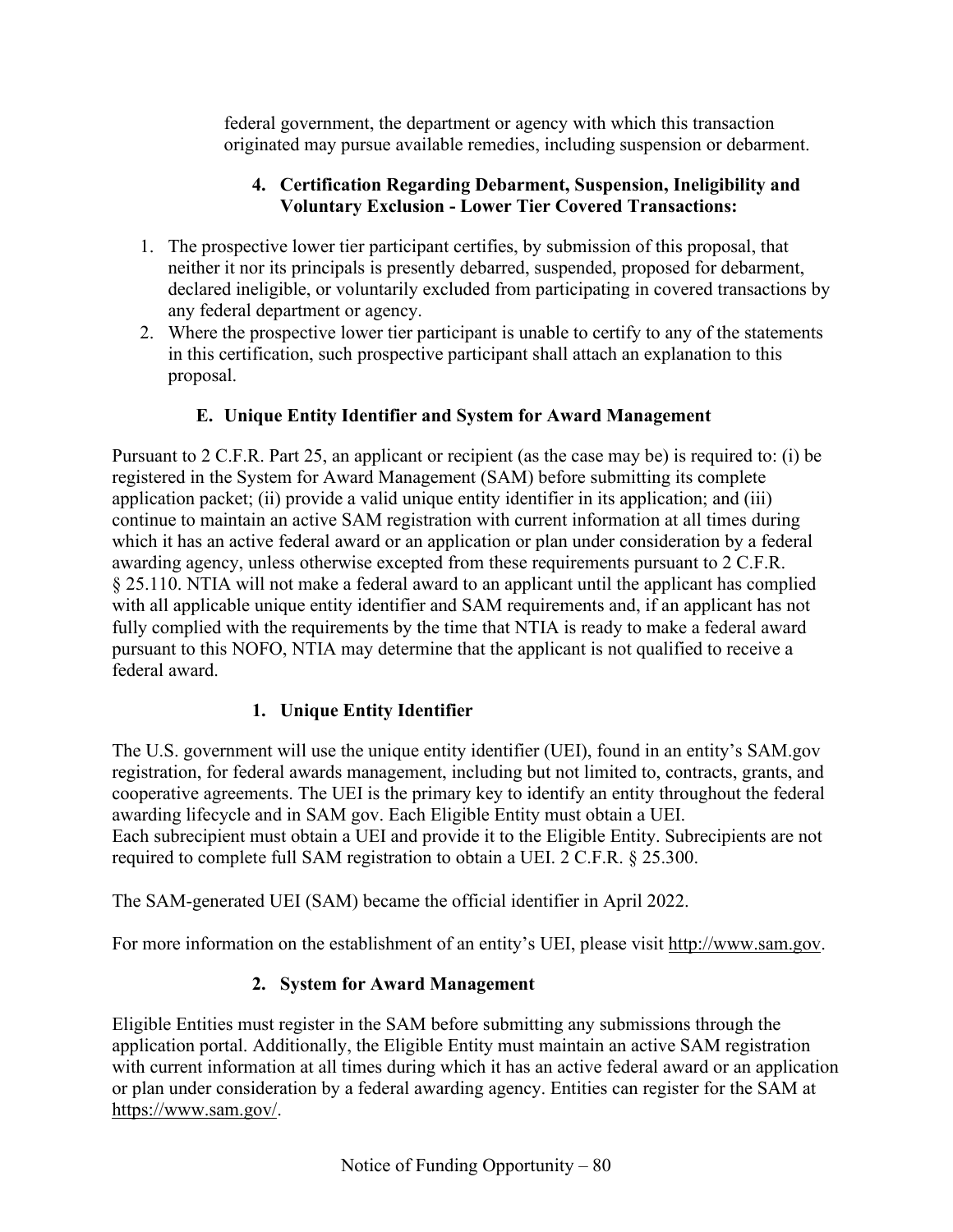federal government, the department or agency with which this transaction originated may pursue available remedies, including suspension or debarment.

#### 4. Certification Regarding Debarment, Suspension, Ineligibility and Voluntary Exclusion - Lower Tier Covered Transactions:

1. The prospective lower tier participant certifies, by submission of this proposal, that neither it nor its principals is presently debarred, suspended, proposed for debarment, declared ineligible, or voluntarily excluded from participating in covered transactions by any federal department or agency.
2. Where the prospective lower tier participant is unable to certify to any of the statements in this certification, such prospective participant shall attach an explanation to this proposal.

### E. Unique Entity Identifier and System for Award Management

Pursuant to 2 C.F.R. Part 25, an applicant or recipient (as the case may be) is required to: (i) be registered in the System for Award Management (SAM) before submitting its complete application packet; (ii) provide a valid unique entity identifier in its application; and (iii) continue to maintain an active SAM registration with current information at all times during which it has an active federal award or an application or plan under consideration by a federal awarding agency, unless otherwise excepted from these requirements pursuant to 2 C.F.R. § 25.110. NTIA will not make a federal award to an applicant until the applicant has complied with all applicable unique entity identifier and SAM requirements and, if an applicant has not fully complied with the requirements by the time that NTIA is ready to make a federal award pursuant to this NOFO, NTIA may determine that the applicant is not qualified to receive a federal award.

#### 1. Unique Entity Identifier

The U.S. government will use the unique entity identifier (UEI), found in an entity's SAM.gov registration, for federal awards management, including but not limited to, contracts, grants, and cooperative agreements. The UEI is the primary key to identify an entity throughout the federal awarding lifecycle and in SAM gov. Each Eligible Entity must obtain a UEI.
Each subrecipient must obtain a UEI and provide it to the Eligible Entity. Subrecipients are not required to complete full SAM registration to obtain a UEI. 2 C.F.R. § 25.300.

The SAM-generated UEI (SAM) became the official identifier in April 2022.

For more information on the establishment of an entity's UEI, please visit http://www.sam.gov.

#### 2. System for Award Management

Eligible Entities must register in the SAM before submitting any submissions through the application portal. Additionally, the Eligible Entity must maintain an active SAM registration with current information at all times during which it has an active federal award or an application or plan under consideration by a federal awarding agency. Entities can register for the SAM at https://www.sam.gov/.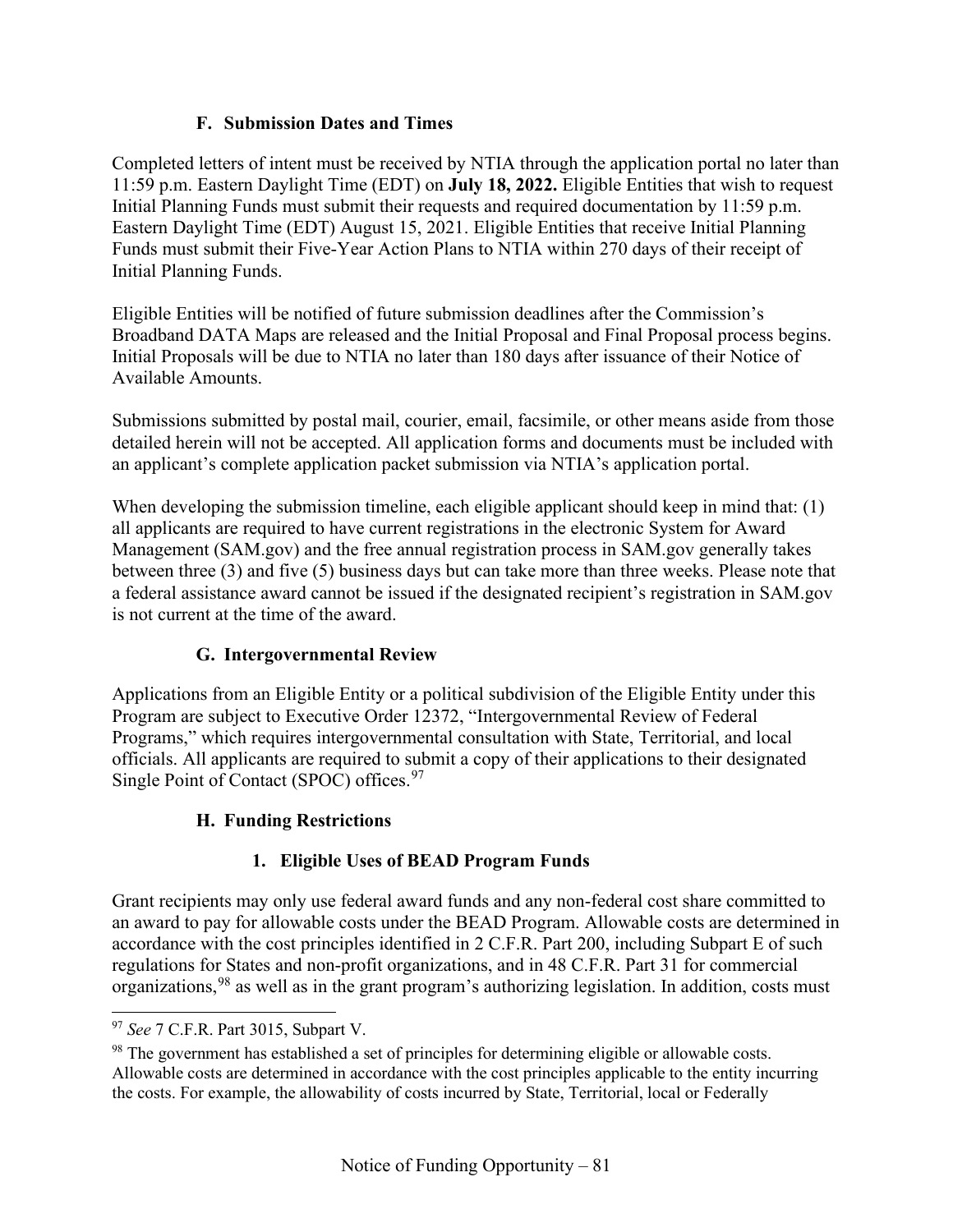### F. Submission Dates and Times

Completed letters of intent must be received by NTIA through the application portal no later than 11:59 p.m. Eastern Daylight Time (EDT) on **July 18, 2022.** Eligible Entities that wish to request Initial Planning Funds must submit their requests and required documentation by 11:59 p.m. Eastern Daylight Time (EDT) August 15, 2021. Eligible Entities that receive Initial Planning Funds must submit their Five-Year Action Plans to NTIA within 270 days of their receipt of Initial Planning Funds.

Eligible Entities will be notified of future submission deadlines after the Commission's Broadband DATA Maps are released and the Initial Proposal and Final Proposal process begins. Initial Proposals will be due to NTIA no later than 180 days after issuance of their Notice of Available Amounts.

Submissions submitted by postal mail, courier, email, facsimile, or other means aside from those detailed herein will not be accepted. All application forms and documents must be included with an applicant's complete application packet submission via NTIA's application portal.

When developing the submission timeline, each eligible applicant should keep in mind that: (1) all applicants are required to have current registrations in the electronic System for Award Management (SAM.gov) and the free annual registration process in SAM.gov generally takes between three (3) and five (5) business days but can take more than three weeks. Please note that a federal assistance award cannot be issued if the designated recipient's registration in SAM.gov is not current at the time of the award.

### G. Intergovernmental Review

Applications from an Eligible Entity or a political subdivision of the Eligible Entity under this Program are subject to Executive Order 12372, "Intergovernmental Review of Federal Programs," which requires intergovernmental consultation with State, Territorial, and local officials. All applicants are required to submit a copy of their applications to their designated Single Point of Contact (SPOC) offices.[97]

### H. Funding Restrictions

#### 1. Eligible Uses of BEAD Program Funds

Grant recipients may only use federal award funds and any non-federal cost share committed to an award to pay for allowable costs under the BEAD Program. Allowable costs are determined in accordance with the cost principles identified in 2 C.F.R. Part 200, including Subpart E of such regulations for States and non-profit organizations, and in 48 C.F.R. Part 31 for commercial organizations,[98] as well as in the grant program's authorizing legislation. In addition, costs must

---

[97] *See* 7 C.F.R. Part 3015, Subpart V.

[98] The government has established a set of principles for determining eligible or allowable costs. Allowable costs are determined in accordance with the cost principles applicable to the entity incurring the costs. For example, the allowability of costs incurred by State, Territorial, local or Federally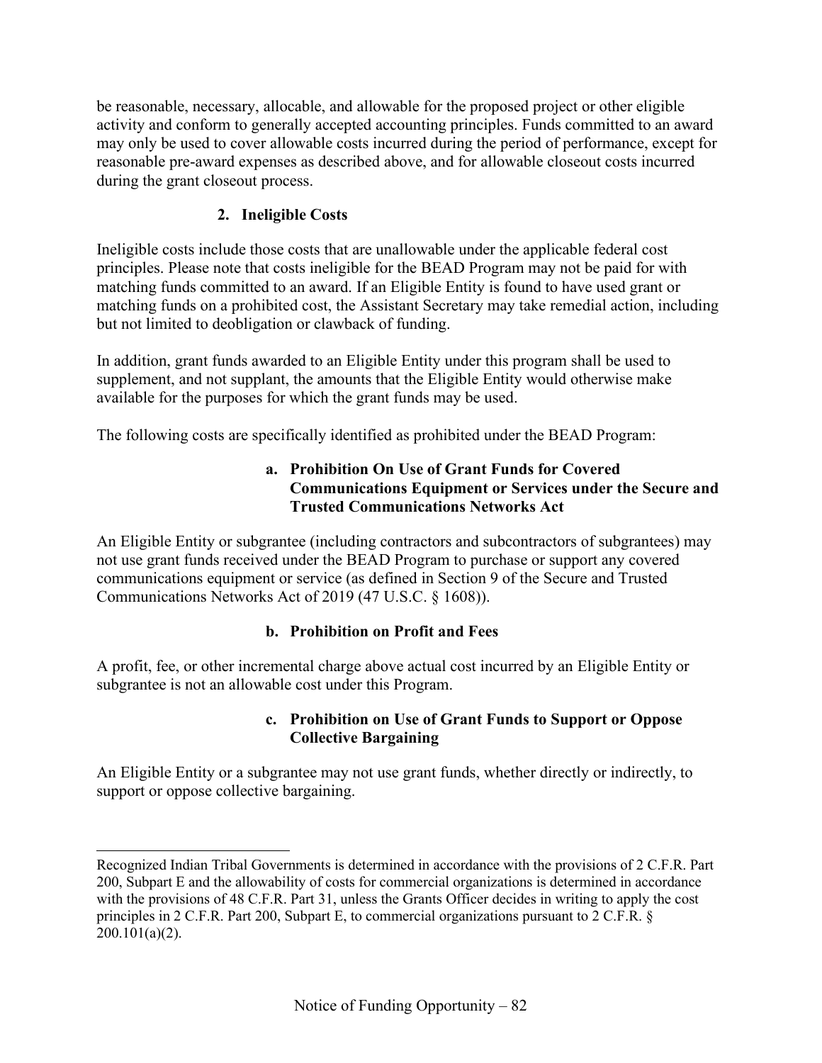be reasonable, necessary, allocable, and allowable for the proposed project or other eligible activity and conform to generally accepted accounting principles. Funds committed to an award may only be used to cover allowable costs incurred during the period of performance, except for reasonable pre-award expenses as described above, and for allowable closeout costs incurred during the grant closeout process.

### 2. Ineligible Costs

Ineligible costs include those costs that are unallowable under the applicable federal cost principles. Please note that costs ineligible for the BEAD Program may not be paid for with matching funds committed to an award. If an Eligible Entity is found to have used grant or matching funds on a prohibited cost, the Assistant Secretary may take remedial action, including but not limited to deobligation or clawback of funding.

In addition, grant funds awarded to an Eligible Entity under this program shall be used to supplement, and not supplant, the amounts that the Eligible Entity would otherwise make available for the purposes for which the grant funds may be used.

The following costs are specifically identified as prohibited under the BEAD Program:

#### a. Prohibition On Use of Grant Funds for Covered Communications Equipment or Services under the Secure and Trusted Communications Networks Act

An Eligible Entity or subgrantee (including contractors and subcontractors of subgrantees) may not use grant funds received under the BEAD Program to purchase or support any covered communications equipment or service (as defined in Section 9 of the Secure and Trusted Communications Networks Act of 2019 (47 U.S.C. § 1608)).

#### b. Prohibition on Profit and Fees

A profit, fee, or other incremental charge above actual cost incurred by an Eligible Entity or subgrantee is not an allowable cost under this Program.

#### c. Prohibition on Use of Grant Funds to Support or Oppose Collective Bargaining

An Eligible Entity or a subgrantee may not use grant funds, whether directly or indirectly, to support or oppose collective bargaining.

---

Recognized Indian Tribal Governments is determined in accordance with the provisions of 2 C.F.R. Part 200, Subpart E and the allowability of costs for commercial organizations is determined in accordance with the provisions of 48 C.F.R. Part 31, unless the Grants Officer decides in writing to apply the cost principles in 2 C.F.R. Part 200, Subpart E, to commercial organizations pursuant to 2 C.F.R. § 200.101(a)(2).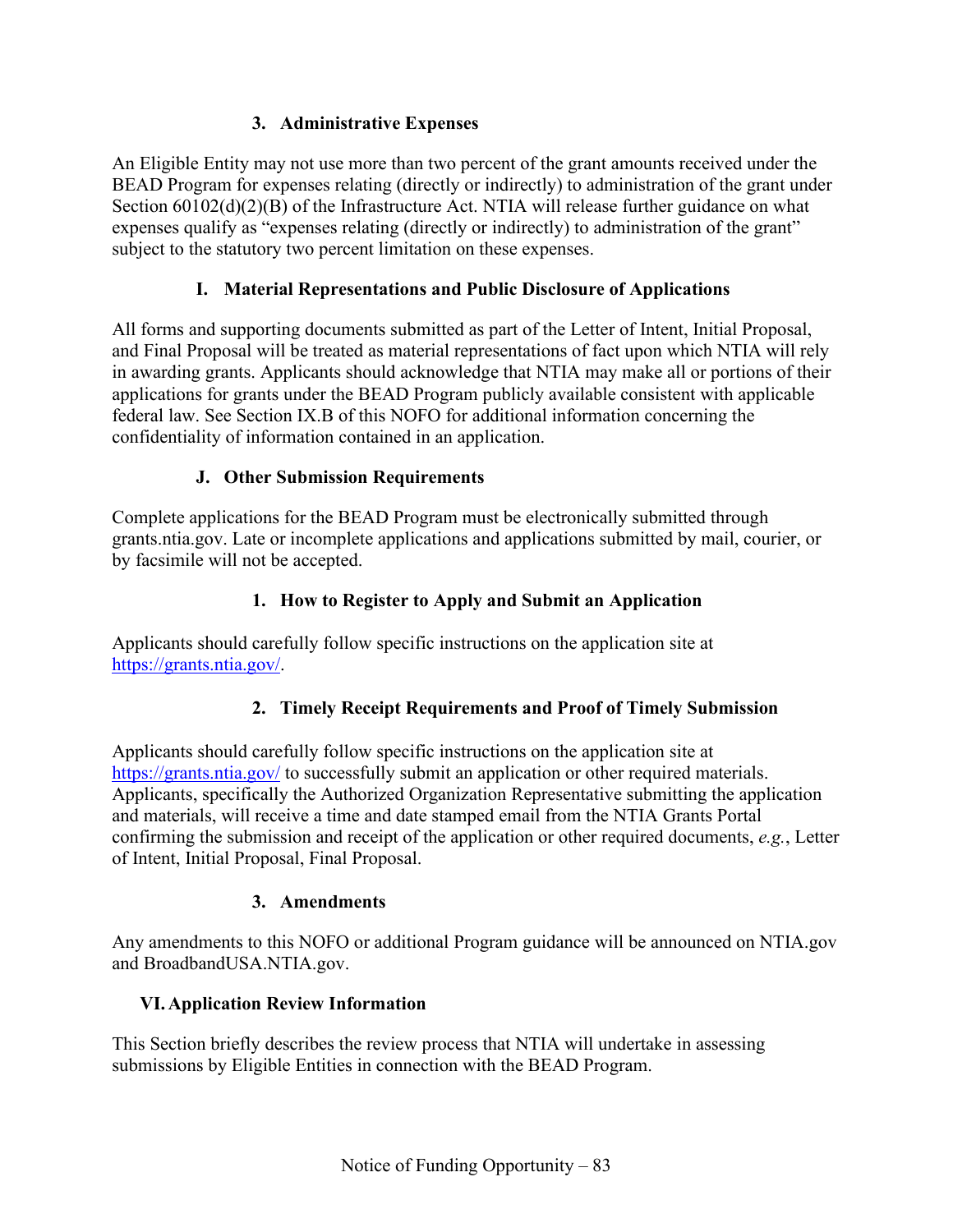### 3. Administrative Expenses

An Eligible Entity may not use more than two percent of the grant amounts received under the BEAD Program for expenses relating (directly or indirectly) to administration of the grant under Section 60102(d)(2)(B) of the Infrastructure Act. NTIA will release further guidance on what expenses qualify as "expenses relating (directly or indirectly) to administration of the grant" subject to the statutory two percent limitation on these expenses.

## I. Material Representations and Public Disclosure of Applications

All forms and supporting documents submitted as part of the Letter of Intent, Initial Proposal, and Final Proposal will be treated as material representations of fact upon which NTIA will rely in awarding grants. Applicants should acknowledge that NTIA may make all or portions of their applications for grants under the BEAD Program publicly available consistent with applicable federal law. See Section IX.B of this NOFO for additional information concerning the confidentiality of information contained in an application.

## J. Other Submission Requirements

Complete applications for the BEAD Program must be electronically submitted through grants.ntia.gov. Late or incomplete applications and applications submitted by mail, courier, or by facsimile will not be accepted.

### 1. How to Register to Apply and Submit an Application

Applicants should carefully follow specific instructions on the application site at https://grants.ntia.gov/.

### 2. Timely Receipt Requirements and Proof of Timely Submission

Applicants should carefully follow specific instructions on the application site at https://grants.ntia.gov/ to successfully submit an application or other required materials. Applicants, specifically the Authorized Organization Representative submitting the application and materials, will receive a time and date stamped email from the NTIA Grants Portal confirming the submission and receipt of the application or other required documents, *e.g.*, Letter of Intent, Initial Proposal, Final Proposal.

### 3. Amendments

Any amendments to this NOFO or additional Program guidance will be announced on NTIA.gov and BroadbandUSA.NTIA.gov.

# VI. Application Review Information

This Section briefly describes the review process that NTIA will undertake in assessing submissions by Eligible Entities in connection with the BEAD Program.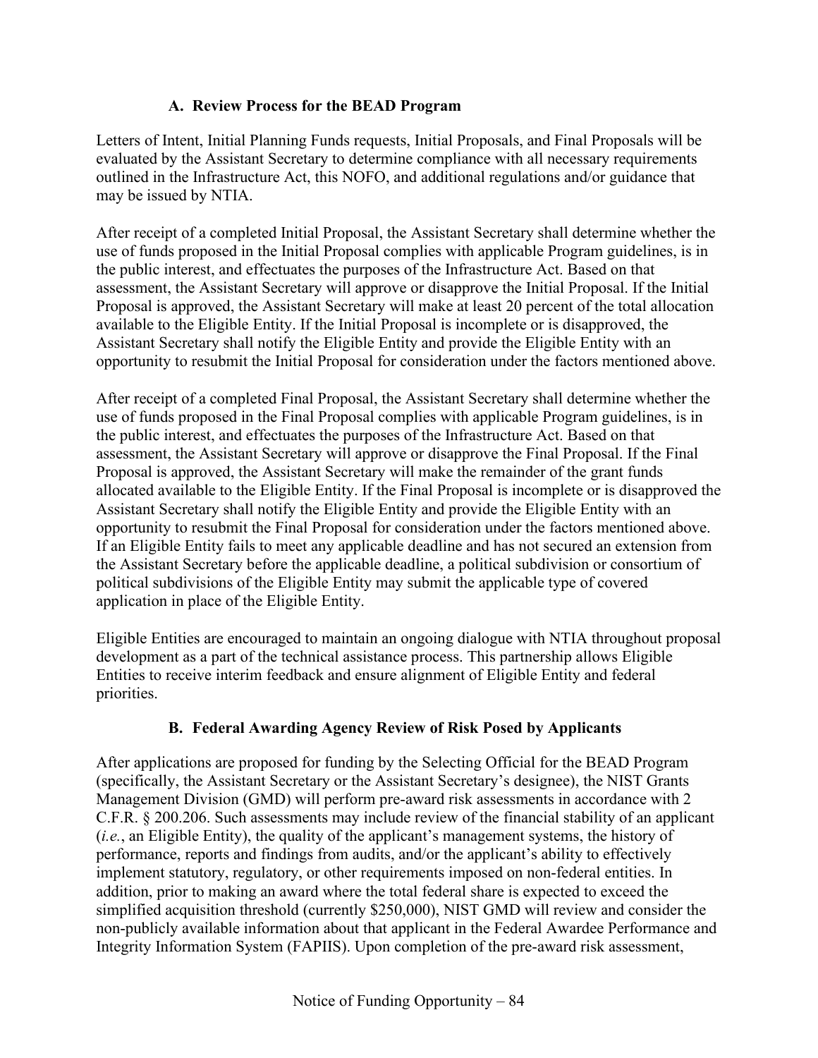### A. Review Process for the BEAD Program

Letters of Intent, Initial Planning Funds requests, Initial Proposals, and Final Proposals will be evaluated by the Assistant Secretary to determine compliance with all necessary requirements outlined in the Infrastructure Act, this NOFO, and additional regulations and/or guidance that may be issued by NTIA.

After receipt of a completed Initial Proposal, the Assistant Secretary shall determine whether the use of funds proposed in the Initial Proposal complies with applicable Program guidelines, is in the public interest, and effectuates the purposes of the Infrastructure Act. Based on that assessment, the Assistant Secretary will approve or disapprove the Initial Proposal. If the Initial Proposal is approved, the Assistant Secretary will make at least 20 percent of the total allocation available to the Eligible Entity. If the Initial Proposal is incomplete or is disapproved, the Assistant Secretary shall notify the Eligible Entity and provide the Eligible Entity with an opportunity to resubmit the Initial Proposal for consideration under the factors mentioned above.

After receipt of a completed Final Proposal, the Assistant Secretary shall determine whether the use of funds proposed in the Final Proposal complies with applicable Program guidelines, is in the public interest, and effectuates the purposes of the Infrastructure Act. Based on that assessment, the Assistant Secretary will approve or disapprove the Final Proposal. If the Final Proposal is approved, the Assistant Secretary will make the remainder of the grant funds allocated available to the Eligible Entity. If the Final Proposal is incomplete or is disapproved the Assistant Secretary shall notify the Eligible Entity and provide the Eligible Entity with an opportunity to resubmit the Final Proposal for consideration under the factors mentioned above. If an Eligible Entity fails to meet any applicable deadline and has not secured an extension from the Assistant Secretary before the applicable deadline, a political subdivision or consortium of political subdivisions of the Eligible Entity may submit the applicable type of covered application in place of the Eligible Entity.

Eligible Entities are encouraged to maintain an ongoing dialogue with NTIA throughout proposal development as a part of the technical assistance process. This partnership allows Eligible Entities to receive interim feedback and ensure alignment of Eligible Entity and federal priorities.

### B. Federal Awarding Agency Review of Risk Posed by Applicants

After applications are proposed for funding by the Selecting Official for the BEAD Program (specifically, the Assistant Secretary or the Assistant Secretary's designee), the NIST Grants Management Division (GMD) will perform pre-award risk assessments in accordance with 2 C.F.R. § 200.206. Such assessments may include review of the financial stability of an applicant (*i.e.*, an Eligible Entity), the quality of the applicant's management systems, the history of performance, reports and findings from audits, and/or the applicant's ability to effectively implement statutory, regulatory, or other requirements imposed on non-federal entities. In addition, prior to making an award where the total federal share is expected to exceed the simplified acquisition threshold (currently $250,000), NIST GMD will review and consider the non-publicly available information about that applicant in the Federal Awardee Performance and Integrity Information System (FAPIIS). Upon completion of the pre-award risk assessment,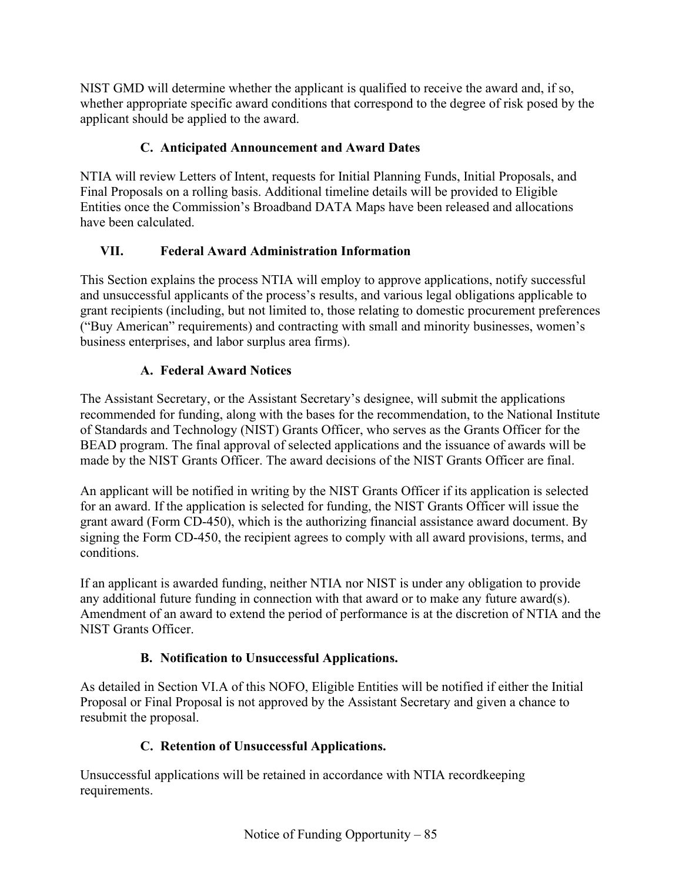NIST GMD will determine whether the applicant is qualified to receive the award and, if so, whether appropriate specific award conditions that correspond to the degree of risk posed by the applicant should be applied to the award.

### C. Anticipated Announcement and Award Dates

NTIA will review Letters of Intent, requests for Initial Planning Funds, Initial Proposals, and Final Proposals on a rolling basis. Additional timeline details will be provided to Eligible Entities once the Commission's Broadband DATA Maps have been released and allocations have been calculated.

## VII. Federal Award Administration Information

This Section explains the process NTIA will employ to approve applications, notify successful and unsuccessful applicants of the process's results, and various legal obligations applicable to grant recipients (including, but not limited to, those relating to domestic procurement preferences ("Buy American" requirements) and contracting with small and minority businesses, women's business enterprises, and labor surplus area firms).

### A. Federal Award Notices

The Assistant Secretary, or the Assistant Secretary's designee, will submit the applications recommended for funding, along with the bases for the recommendation, to the National Institute of Standards and Technology (NIST) Grants Officer, who serves as the Grants Officer for the BEAD program. The final approval of selected applications and the issuance of awards will be made by the NIST Grants Officer. The award decisions of the NIST Grants Officer are final.

An applicant will be notified in writing by the NIST Grants Officer if its application is selected for an award. If the application is selected for funding, the NIST Grants Officer will issue the grant award (Form CD-450), which is the authorizing financial assistance award document. By signing the Form CD-450, the recipient agrees to comply with all award provisions, terms, and conditions.

If an applicant is awarded funding, neither NTIA nor NIST is under any obligation to provide any additional future funding in connection with that award or to make any future award(s). Amendment of an award to extend the period of performance is at the discretion of NTIA and the NIST Grants Officer.

### B. Notification to Unsuccessful Applications.

As detailed in Section VI.A of this NOFO, Eligible Entities will be notified if either the Initial Proposal or Final Proposal is not approved by the Assistant Secretary and given a chance to resubmit the proposal.

### C. Retention of Unsuccessful Applications.

Unsuccessful applications will be retained in accordance with NTIA recordkeeping requirements.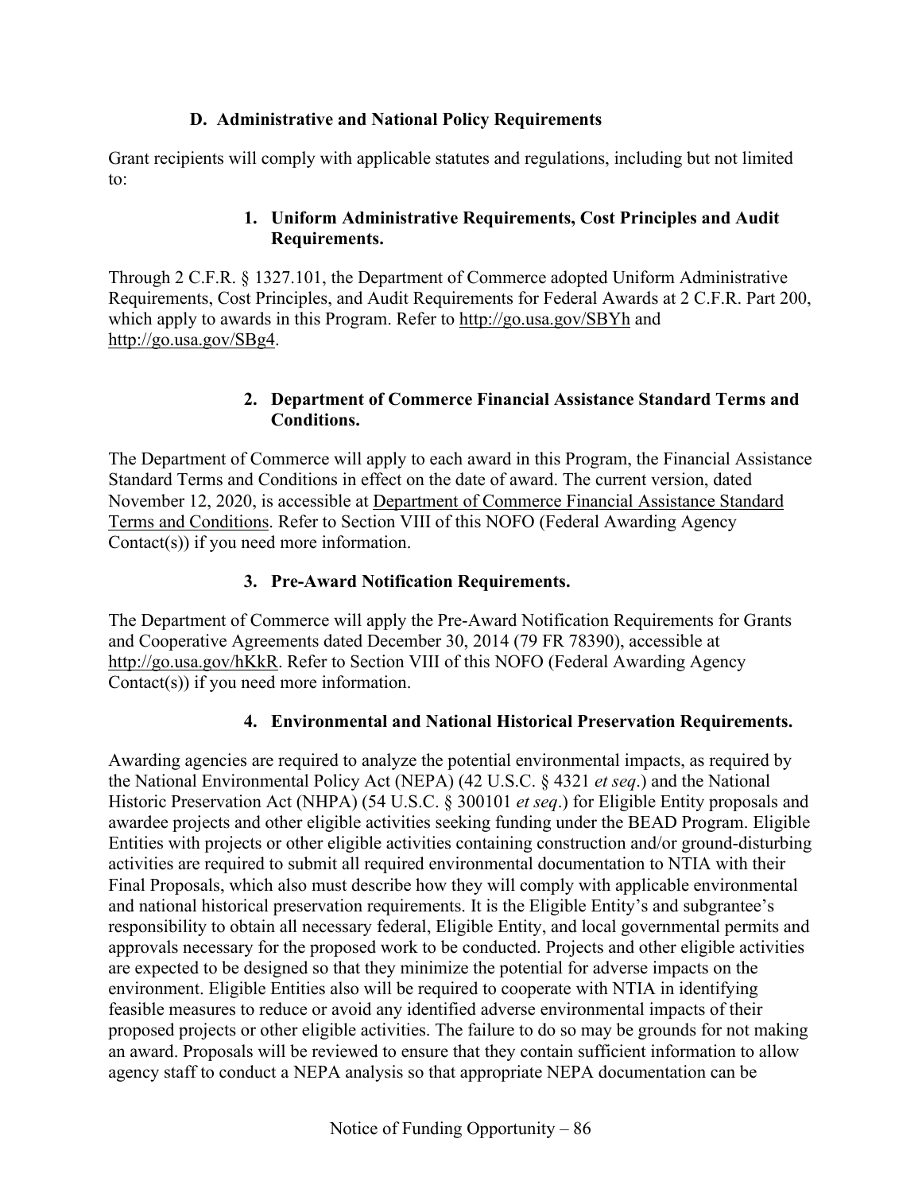### D. Administrative and National Policy Requirements

Grant recipients will comply with applicable statutes and regulations, including but not limited to:

#### 1. Uniform Administrative Requirements, Cost Principles and Audit Requirements.

Through 2 C.F.R. § 1327.101, the Department of Commerce adopted Uniform Administrative Requirements, Cost Principles, and Audit Requirements for Federal Awards at 2 C.F.R. Part 200, which apply to awards in this Program. Refer to http://go.usa.gov/SBYh and http://go.usa.gov/SBg4.

#### 2. Department of Commerce Financial Assistance Standard Terms and Conditions.

The Department of Commerce will apply to each award in this Program, the Financial Assistance Standard Terms and Conditions in effect on the date of award. The current version, dated November 12, 2020, is accessible at Department of Commerce Financial Assistance Standard Terms and Conditions. Refer to Section VIII of this NOFO (Federal Awarding Agency Contact(s)) if you need more information.

#### 3. Pre-Award Notification Requirements.

The Department of Commerce will apply the Pre-Award Notification Requirements for Grants and Cooperative Agreements dated December 30, 2014 (79 FR 78390), accessible at http://go.usa.gov/hKkR. Refer to Section VIII of this NOFO (Federal Awarding Agency Contact(s)) if you need more information.

#### 4. Environmental and National Historical Preservation Requirements.

Awarding agencies are required to analyze the potential environmental impacts, as required by the National Environmental Policy Act (NEPA) (42 U.S.C. § 4321 *et seq*.) and the National Historic Preservation Act (NHPA) (54 U.S.C. § 300101 *et seq*.) for Eligible Entity proposals and awardee projects and other eligible activities seeking funding under the BEAD Program. Eligible Entities with projects or other eligible activities containing construction and/or ground-disturbing activities are required to submit all required environmental documentation to NTIA with their Final Proposals, which also must describe how they will comply with applicable environmental and national historical preservation requirements. It is the Eligible Entity's and subgrantee's responsibility to obtain all necessary federal, Eligible Entity, and local governmental permits and approvals necessary for the proposed work to be conducted. Projects and other eligible activities are expected to be designed so that they minimize the potential for adverse impacts on the environment. Eligible Entities also will be required to cooperate with NTIA in identifying feasible measures to reduce or avoid any identified adverse environmental impacts of their proposed projects or other eligible activities. The failure to do so may be grounds for not making an award. Proposals will be reviewed to ensure that they contain sufficient information to allow agency staff to conduct a NEPA analysis so that appropriate NEPA documentation can be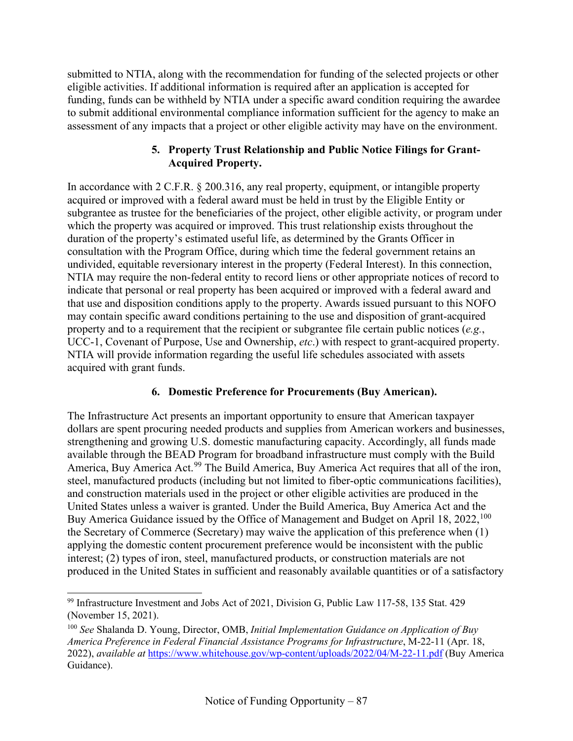submitted to NTIA, along with the recommendation for funding of the selected projects or other eligible activities. If additional information is required after an application is accepted for funding, funds can be withheld by NTIA under a specific award condition requiring the awardee to submit additional environmental compliance information sufficient for the agency to make an assessment of any impacts that a project or other eligible activity may have on the environment.

#### 5. Property Trust Relationship and Public Notice Filings for Grant-Acquired Property.

In accordance with 2 C.F.R. § 200.316, any real property, equipment, or intangible property acquired or improved with a federal award must be held in trust by the Eligible Entity or subgrantee as trustee for the beneficiaries of the project, other eligible activity, or program under which the property was acquired or improved. This trust relationship exists throughout the duration of the property's estimated useful life, as determined by the Grants Officer in consultation with the Program Office, during which time the federal government retains an undivided, equitable reversionary interest in the property (Federal Interest). In this connection, NTIA may require the non-federal entity to record liens or other appropriate notices of record to indicate that personal or real property has been acquired or improved with a federal award and that use and disposition conditions apply to the property. Awards issued pursuant to this NOFO may contain specific award conditions pertaining to the use and disposition of grant-acquired property and to a requirement that the recipient or subgrantee file certain public notices (*e.g.*, UCC-1, Covenant of Purpose, Use and Ownership, *etc*.) with respect to grant-acquired property. NTIA will provide information regarding the useful life schedules associated with assets acquired with grant funds.

#### 6. Domestic Preference for Procurements (Buy American).

The Infrastructure Act presents an important opportunity to ensure that American taxpayer dollars are spent procuring needed products and supplies from American workers and businesses, strengthening and growing U.S. domestic manufacturing capacity. Accordingly, all funds made available through the BEAD Program for broadband infrastructure must comply with the Build America, Buy America Act.[99] The Build America, Buy America Act requires that all of the iron, steel, manufactured products (including but not limited to fiber-optic communications facilities), and construction materials used in the project or other eligible activities are produced in the United States unless a waiver is granted. Under the Build America, Buy America Act and the Buy America Guidance issued by the Office of Management and Budget on April 18, 2022,[100] the Secretary of Commerce (Secretary) may waive the application of this preference when (1) applying the domestic content procurement preference would be inconsistent with the public interest; (2) types of iron, steel, manufactured products, or construction materials are not produced in the United States in sufficient and reasonably available quantities or of a satisfactory

---

[99] Infrastructure Investment and Jobs Act of 2021, Division G, Public Law 117-58, 135 Stat. 429 (November 15, 2021).

[100] *See* Shalanda D. Young, Director, OMB, *Initial Implementation Guidance on Application of Buy America Preference in Federal Financial Assistance Programs for Infrastructure*, M-22-11 (Apr. 18, 2022), *available at* https://www.whitehouse.gov/wp-content/uploads/2022/04/M-22-11.pdf (Buy America Guidance).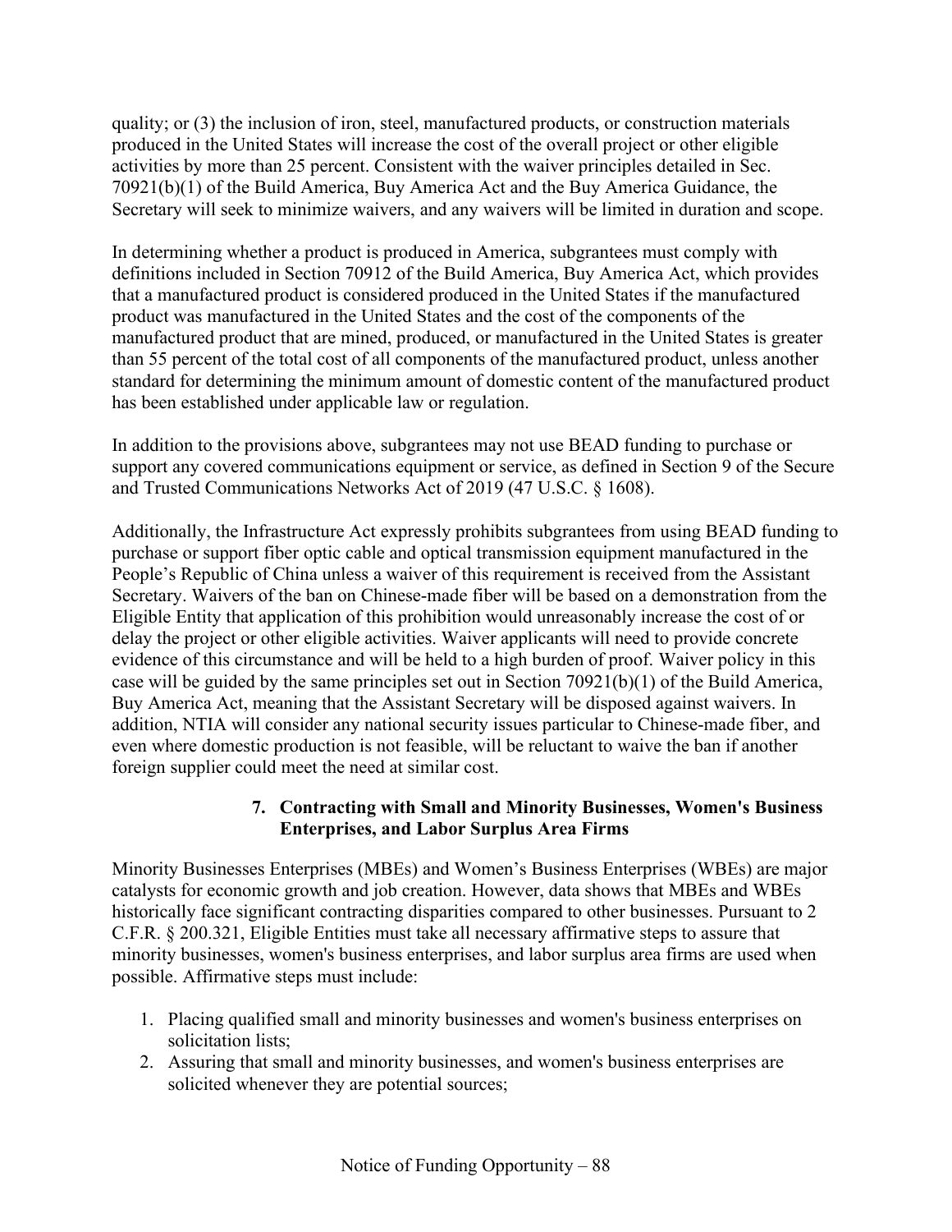quality; or (3) the inclusion of iron, steel, manufactured products, or construction materials produced in the United States will increase the cost of the overall project or other eligible activities by more than 25 percent. Consistent with the waiver principles detailed in Sec. 70921(b)(1) of the Build America, Buy America Act and the Buy America Guidance, the Secretary will seek to minimize waivers, and any waivers will be limited in duration and scope.

In determining whether a product is produced in America, subgrantees must comply with definitions included in Section 70912 of the Build America, Buy America Act, which provides that a manufactured product is considered produced in the United States if the manufactured product was manufactured in the United States and the cost of the components of the manufactured product that are mined, produced, or manufactured in the United States is greater than 55 percent of the total cost of all components of the manufactured product, unless another standard for determining the minimum amount of domestic content of the manufactured product has been established under applicable law or regulation.

In addition to the provisions above, subgrantees may not use BEAD funding to purchase or support any covered communications equipment or service, as defined in Section 9 of the Secure and Trusted Communications Networks Act of 2019 (47 U.S.C. § 1608).

Additionally, the Infrastructure Act expressly prohibits subgrantees from using BEAD funding to purchase or support fiber optic cable and optical transmission equipment manufactured in the People's Republic of China unless a waiver of this requirement is received from the Assistant Secretary. Waivers of the ban on Chinese-made fiber will be based on a demonstration from the Eligible Entity that application of this prohibition would unreasonably increase the cost of or delay the project or other eligible activities. Waiver applicants will need to provide concrete evidence of this circumstance and will be held to a high burden of proof. Waiver policy in this case will be guided by the same principles set out in Section 70921(b)(1) of the Build America, Buy America Act, meaning that the Assistant Secretary will be disposed against waivers. In addition, NTIA will consider any national security issues particular to Chinese-made fiber, and even where domestic production is not feasible, will be reluctant to waive the ban if another foreign supplier could meet the need at similar cost.

### 7. Contracting with Small and Minority Businesses, Women's Business Enterprises, and Labor Surplus Area Firms

Minority Businesses Enterprises (MBEs) and Women's Business Enterprises (WBEs) are major catalysts for economic growth and job creation. However, data shows that MBEs and WBEs historically face significant contracting disparities compared to other businesses. Pursuant to 2 C.F.R. § 200.321, Eligible Entities must take all necessary affirmative steps to assure that minority businesses, women's business enterprises, and labor surplus area firms are used when possible. Affirmative steps must include:

1. Placing qualified small and minority businesses and women's business enterprises on solicitation lists;
2. Assuring that small and minority businesses, and women's business enterprises are solicited whenever they are potential sources;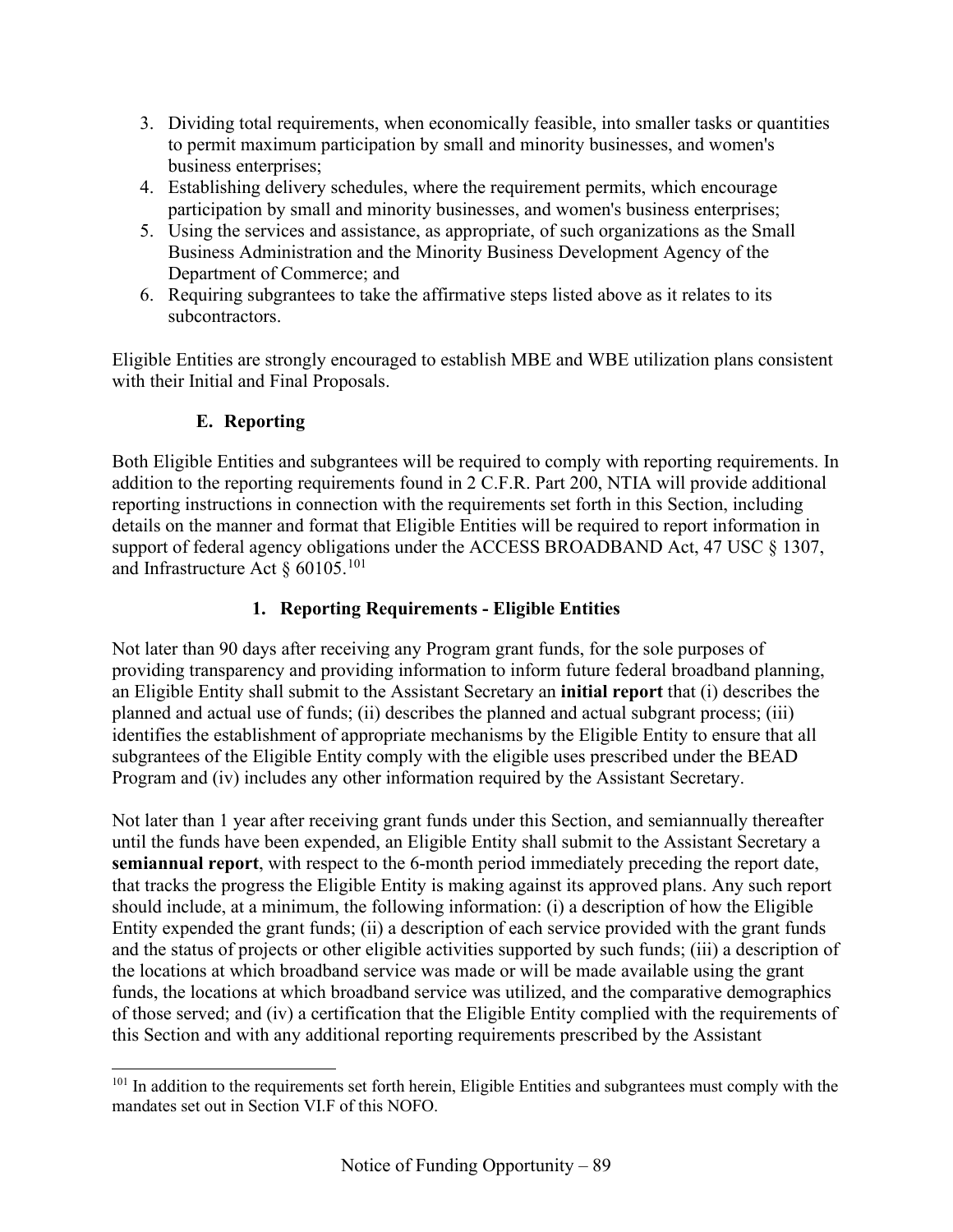3. Dividing total requirements, when economically feasible, into smaller tasks or quantities to permit maximum participation by small and minority businesses, and women's business enterprises;
4. Establishing delivery schedules, where the requirement permits, which encourage participation by small and minority businesses, and women's business enterprises;
5. Using the services and assistance, as appropriate, of such organizations as the Small Business Administration and the Minority Business Development Agency of the Department of Commerce; and
6. Requiring subgrantees to take the affirmative steps listed above as it relates to its subcontractors.

Eligible Entities are strongly encouraged to establish MBE and WBE utilization plans consistent with their Initial and Final Proposals.

### E. Reporting

Both Eligible Entities and subgrantees will be required to comply with reporting requirements. In addition to the reporting requirements found in 2 C.F.R. Part 200, NTIA will provide additional reporting instructions in connection with the requirements set forth in this Section, including details on the manner and format that Eligible Entities will be required to report information in support of federal agency obligations under the ACCESS BROADBAND Act, 47 USC § 1307, and Infrastructure Act § 60105.[101]

#### 1. Reporting Requirements - Eligible Entities

Not later than 90 days after receiving any Program grant funds, for the sole purposes of providing transparency and providing information to inform future federal broadband planning, an Eligible Entity shall submit to the Assistant Secretary an **initial report** that (i) describes the planned and actual use of funds; (ii) describes the planned and actual subgrant process; (iii) identifies the establishment of appropriate mechanisms by the Eligible Entity to ensure that all subgrantees of the Eligible Entity comply with the eligible uses prescribed under the BEAD Program and (iv) includes any other information required by the Assistant Secretary.

Not later than 1 year after receiving grant funds under this Section, and semiannually thereafter until the funds have been expended, an Eligible Entity shall submit to the Assistant Secretary a **semiannual report**, with respect to the 6-month period immediately preceding the report date, that tracks the progress the Eligible Entity is making against its approved plans. Any such report should include, at a minimum, the following information: (i) a description of how the Eligible Entity expended the grant funds; (ii) a description of each service provided with the grant funds and the status of projects or other eligible activities supported by such funds; (iii) a description of the locations at which broadband service was made or will be made available using the grant funds, the locations at which broadband service was utilized, and the comparative demographics of those served; and (iv) a certification that the Eligible Entity complied with the requirements of this Section and with any additional reporting requirements prescribed by the Assistant

---

[101] In addition to the requirements set forth herein, Eligible Entities and subgrantees must comply with the mandates set out in Section VI.F of this NOFO.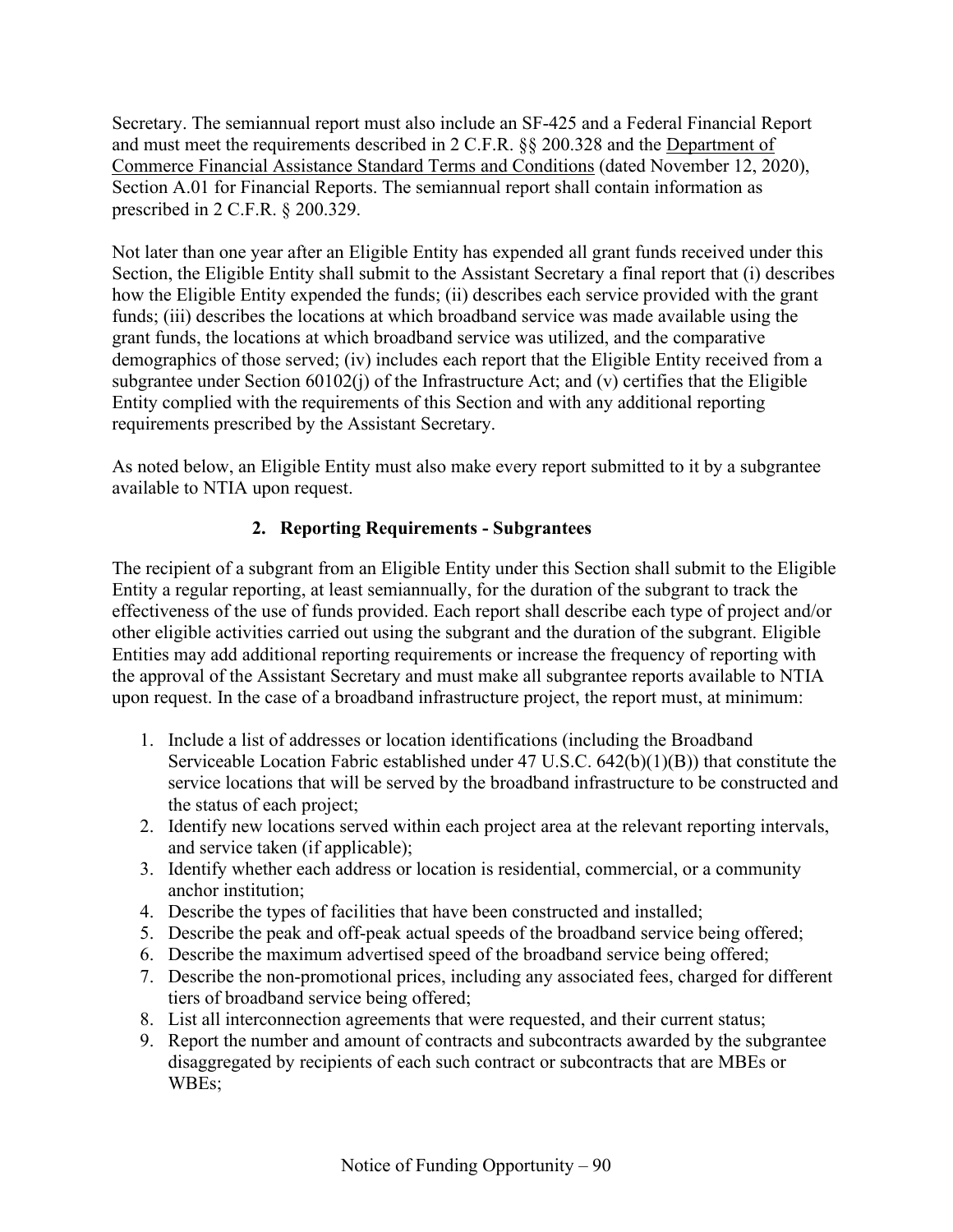Secretary. The semiannual report must also include an SF-425 and a Federal Financial Report and must meet the requirements described in 2 C.F.R. §§ 200.328 and the Department of Commerce Financial Assistance Standard Terms and Conditions (dated November 12, 2020), Section A.01 for Financial Reports. The semiannual report shall contain information as prescribed in 2 C.F.R. § 200.329.

Not later than one year after an Eligible Entity has expended all grant funds received under this Section, the Eligible Entity shall submit to the Assistant Secretary a final report that (i) describes how the Eligible Entity expended the funds; (ii) describes each service provided with the grant funds; (iii) describes the locations at which broadband service was made available using the grant funds, the locations at which broadband service was utilized, and the comparative demographics of those served; (iv) includes each report that the Eligible Entity received from a subgrantee under Section 60102(j) of the Infrastructure Act; and (v) certifies that the Eligible Entity complied with the requirements of this Section and with any additional reporting requirements prescribed by the Assistant Secretary.

As noted below, an Eligible Entity must also make every report submitted to it by a subgrantee available to NTIA upon request.

### 2. Reporting Requirements - Subgrantees

The recipient of a subgrant from an Eligible Entity under this Section shall submit to the Eligible Entity a regular reporting, at least semiannually, for the duration of the subgrant to track the effectiveness of the use of funds provided. Each report shall describe each type of project and/or other eligible activities carried out using the subgrant and the duration of the subgrant. Eligible Entities may add additional reporting requirements or increase the frequency of reporting with the approval of the Assistant Secretary and must make all subgrantee reports available to NTIA upon request. In the case of a broadband infrastructure project, the report must, at minimum:

1. Include a list of addresses or location identifications (including the Broadband Serviceable Location Fabric established under 47 U.S.C. 642(b)(1)(B)) that constitute the service locations that will be served by the broadband infrastructure to be constructed and the status of each project;
2. Identify new locations served within each project area at the relevant reporting intervals, and service taken (if applicable);
3. Identify whether each address or location is residential, commercial, or a community anchor institution;
4. Describe the types of facilities that have been constructed and installed;
5. Describe the peak and off-peak actual speeds of the broadband service being offered;
6. Describe the maximum advertised speed of the broadband service being offered;
7. Describe the non-promotional prices, including any associated fees, charged for different tiers of broadband service being offered;
8. List all interconnection agreements that were requested, and their current status;
9. Report the number and amount of contracts and subcontracts awarded by the subgrantee disaggregated by recipients of each such contract or subcontracts that are MBEs or WBEs;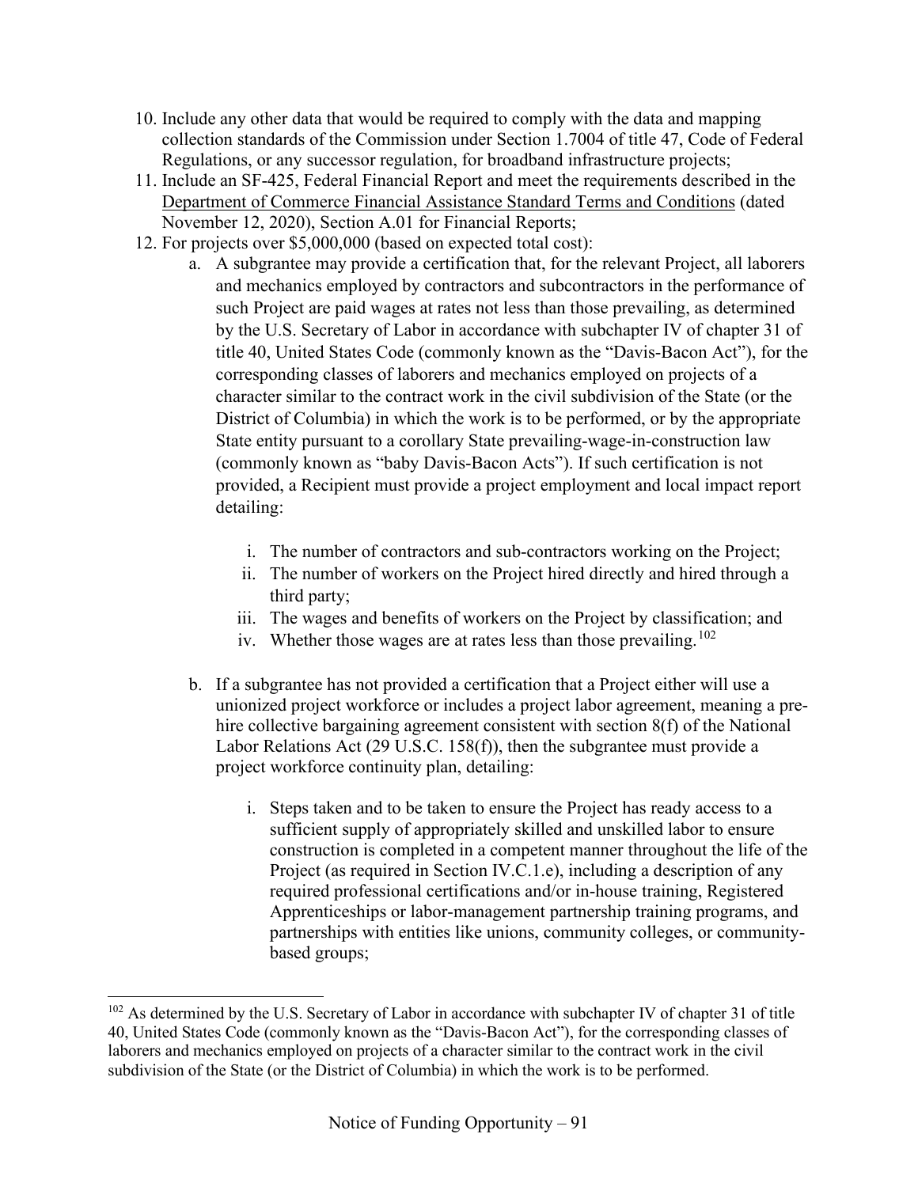10. Include any other data that would be required to comply with the data and mapping collection standards of the Commission under Section 1.7004 of title 47, Code of Federal Regulations, or any successor regulation, for broadband infrastructure projects;
11. Include an SF-425, Federal Financial Report and meet the requirements described in the Department of Commerce Financial Assistance Standard Terms and Conditions (dated November 12, 2020), Section A.01 for Financial Reports;
12. For projects over $5,000,000 (based on expected total cost):
    a. A subgrantee may provide a certification that, for the relevant Project, all laborers and mechanics employed by contractors and subcontractors in the performance of such Project are paid wages at rates not less than those prevailing, as determined by the U.S. Secretary of Labor in accordance with subchapter IV of chapter 31 of title 40, United States Code (commonly known as the "Davis-Bacon Act"), for the corresponding classes of laborers and mechanics employed on projects of a character similar to the contract work in the civil subdivision of the State (or the District of Columbia) in which the work is to be performed, or by the appropriate State entity pursuant to a corollary State prevailing-wage-in-construction law (commonly known as "baby Davis-Bacon Acts"). If such certification is not provided, a Recipient must provide a project employment and local impact report detailing:

        i. The number of contractors and sub-contractors working on the Project;
        ii. The number of workers on the Project hired directly and hired through a third party;
        iii. The wages and benefits of workers on the Project by classification; and
        iv. Whether those wages are at rates less than those prevailing.[102]

    b. If a subgrantee has not provided a certification that a Project either will use a unionized project workforce or includes a project labor agreement, meaning a pre-hire collective bargaining agreement consistent with section 8(f) of the National Labor Relations Act (29 U.S.C. 158(f)), then the subgrantee must provide a project workforce continuity plan, detailing:

        i. Steps taken and to be taken to ensure the Project has ready access to a sufficient supply of appropriately skilled and unskilled labor to ensure construction is completed in a competent manner throughout the life of the Project (as required in Section IV.C.1.e), including a description of any required professional certifications and/or in-house training, Registered Apprenticeships or labor-management partnership training programs, and partnerships with entities like unions, community colleges, or community-based groups;

---

[102] As determined by the U.S. Secretary of Labor in accordance with subchapter IV of chapter 31 of title 40, United States Code (commonly known as the "Davis-Bacon Act"), for the corresponding classes of laborers and mechanics employed on projects of a character similar to the contract work in the civil subdivision of the State (or the District of Columbia) in which the work is to be performed.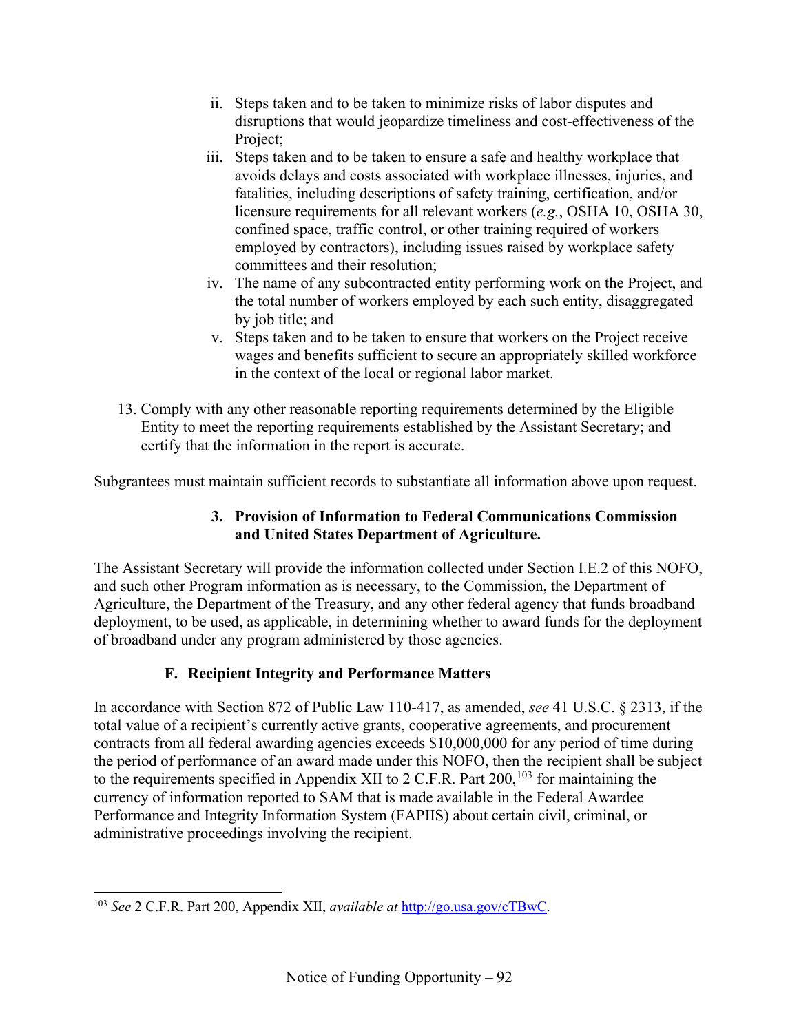ii. Steps taken and to be taken to minimize risks of labor disputes and disruptions that would jeopardize timeliness and cost-effectiveness of the Project;
   iii. Steps taken and to be taken to ensure a safe and healthy workplace that avoids delays and costs associated with workplace illnesses, injuries, and fatalities, including descriptions of safety training, certification, and/or licensure requirements for all relevant workers (*e.g.*, OSHA 10, OSHA 30, confined space, traffic control, or other training required of workers employed by contractors), including issues raised by workplace safety committees and their resolution;
   iv. The name of any subcontracted entity performing work on the Project, and the total number of workers employed by each such entity, disaggregated by job title; and
   v. Steps taken and to be taken to ensure that workers on the Project receive wages and benefits sufficient to secure an appropriately skilled workforce in the context of the local or regional labor market.

13. Comply with any other reasonable reporting requirements determined by the Eligible Entity to meet the reporting requirements established by the Assistant Secretary; and certify that the information in the report is accurate.

Subgrantees must maintain sufficient records to substantiate all information above upon request.

**3. Provision of Information to Federal Communications Commission and United States Department of Agriculture.**

The Assistant Secretary will provide the information collected under Section I.E.2 of this NOFO, and such other Program information as is necessary, to the Commission, the Department of Agriculture, the Department of the Treasury, and any other federal agency that funds broadband deployment, to be used, as applicable, in determining whether to award funds for the deployment of broadband under any program administered by those agencies.

### F. Recipient Integrity and Performance Matters

In accordance with Section 872 of Public Law 110-417, as amended, *see* 41 U.S.C. § 2313, if the total value of a recipient's currently active grants, cooperative agreements, and procurement contracts from all federal awarding agencies exceeds $10,000,000 for any period of time during the period of performance of an award made under this NOFO, then the recipient shall be subject to the requirements specified in Appendix XII to 2 C.F.R. Part 200,[103] for maintaining the currency of information reported to SAM that is made available in the Federal Awardee Performance and Integrity Information System (FAPIIS) about certain civil, criminal, or administrative proceedings involving the recipient.

---

[103] *See* 2 C.F.R. Part 200, Appendix XII, *available at* http://go.usa.gov/cTBwC.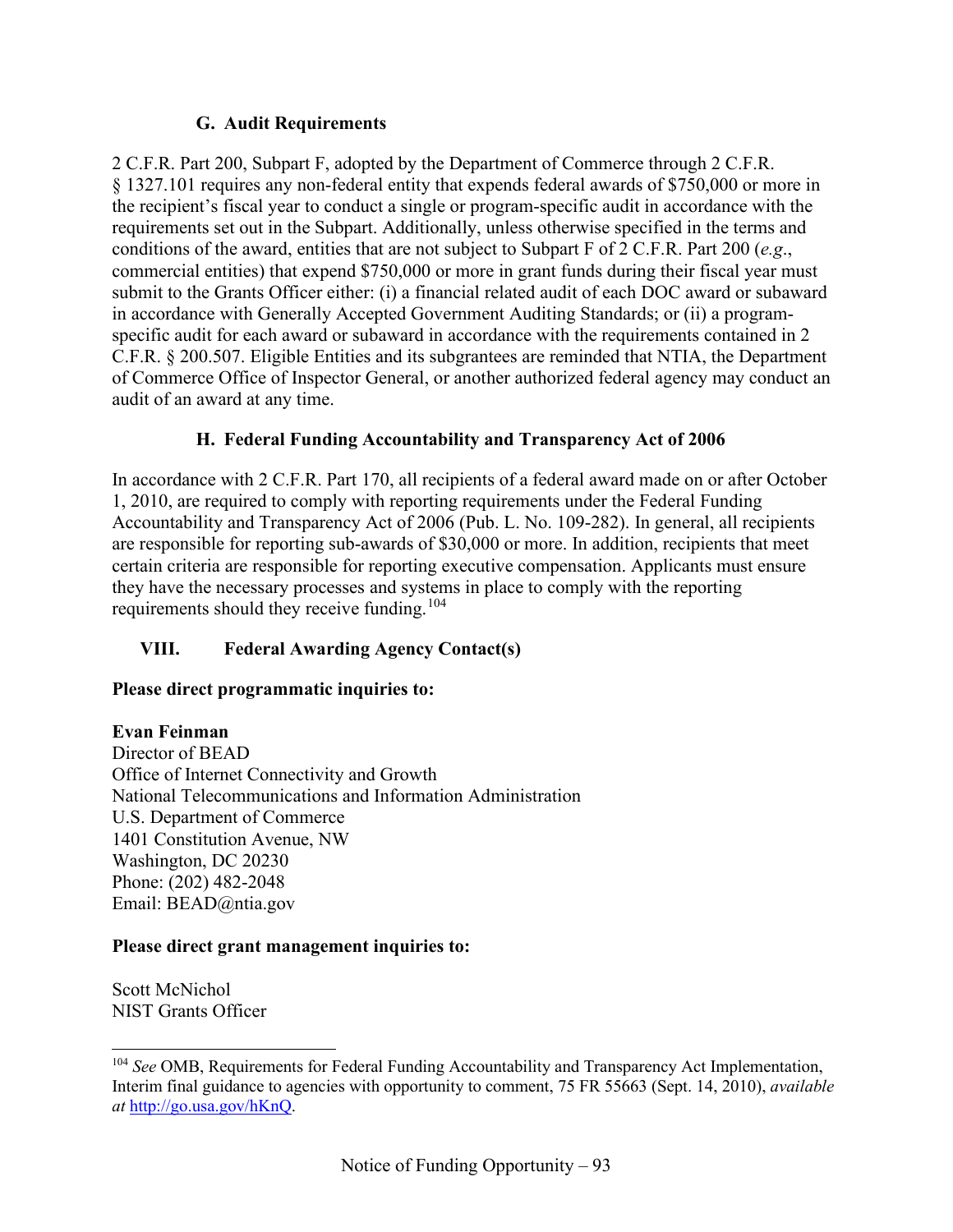### G. Audit Requirements

2 C.F.R. Part 200, Subpart F, adopted by the Department of Commerce through 2 C.F.R. § 1327.101 requires any non-federal entity that expends federal awards of $750,000 or more in the recipient's fiscal year to conduct a single or program-specific audit in accordance with the requirements set out in the Subpart. Additionally, unless otherwise specified in the terms and conditions of the award, entities that are not subject to Subpart F of 2 C.F.R. Part 200 (*e.g*., commercial entities) that expend $750,000 or more in grant funds during their fiscal year must submit to the Grants Officer either: (i) a financial related audit of each DOC award or subaward in accordance with Generally Accepted Government Auditing Standards; or (ii) a program-specific audit for each award or subaward in accordance with the requirements contained in 2 C.F.R. § 200.507. Eligible Entities and its subgrantees are reminded that NTIA, the Department of Commerce Office of Inspector General, or another authorized federal agency may conduct an audit of an award at any time.

### H. Federal Funding Accountability and Transparency Act of 2006

In accordance with 2 C.F.R. Part 170, all recipients of a federal award made on or after October 1, 2010, are required to comply with reporting requirements under the Federal Funding Accountability and Transparency Act of 2006 (Pub. L. No. 109-282). In general, all recipients are responsible for reporting sub-awards of $30,000 or more. In addition, recipients that meet certain criteria are responsible for reporting executive compensation. Applicants must ensure they have the necessary processes and systems in place to comply with the reporting requirements should they receive funding.[104]

## VIII. Federal Awarding Agency Contact(s)

**Please direct programmatic inquiries to:**

**Evan Feinman**
Director of BEAD
Office of Internet Connectivity and Growth
National Telecommunications and Information Administration
U.S. Department of Commerce
1401 Constitution Avenue, NW
Washington, DC 20230
Phone: (202) 482-2048
Email: BEAD@ntia.gov

**Please direct grant management inquiries to:**

Scott McNichol
NIST Grants Officer

---

[104] *See* OMB, Requirements for Federal Funding Accountability and Transparency Act Implementation, Interim final guidance to agencies with opportunity to comment, 75 FR 55663 (Sept. 14, 2010), *available at* http://go.usa.gov/hKnQ.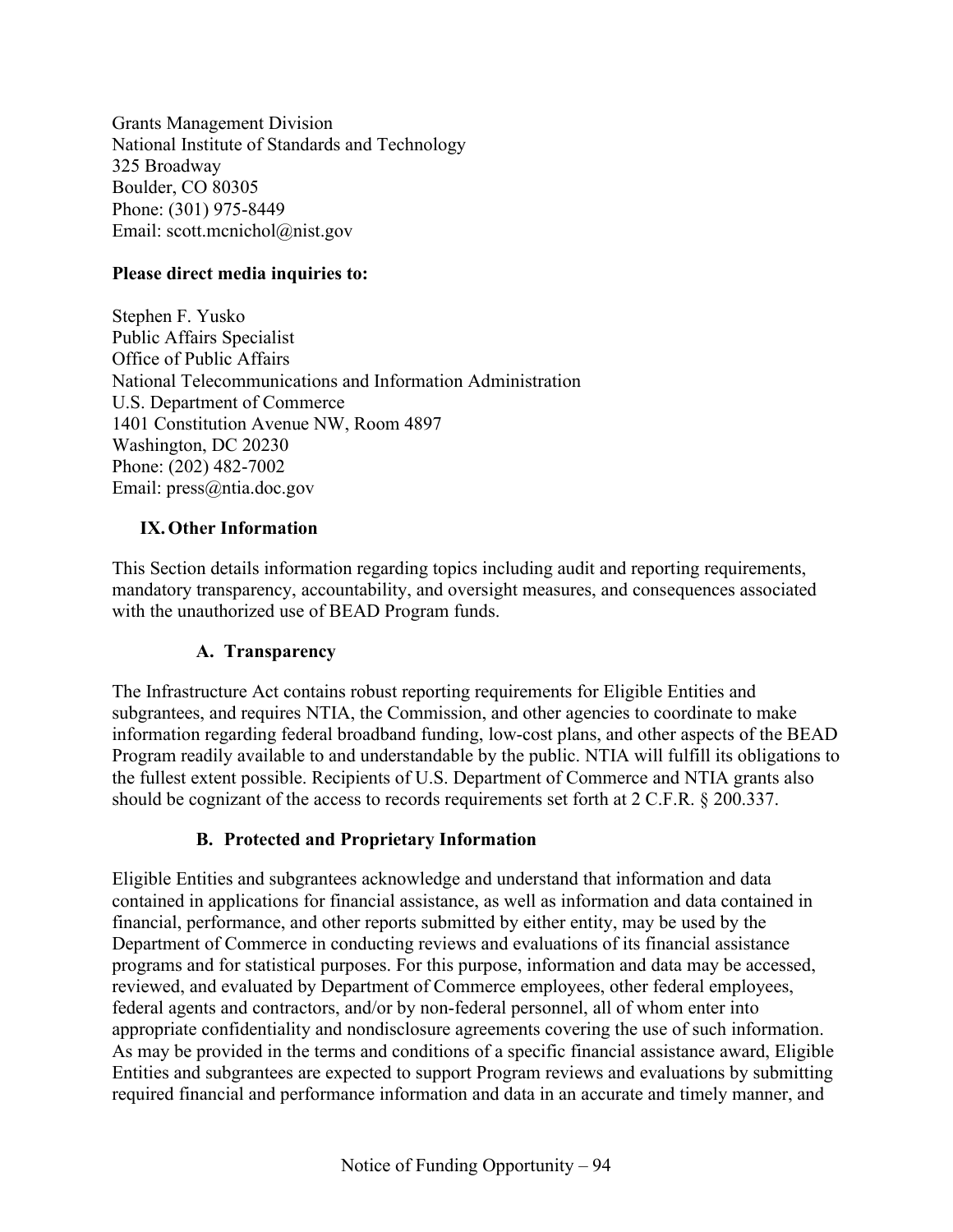Grants Management Division
National Institute of Standards and Technology
325 Broadway
Boulder, CO 80305
Phone: (301) 975-8449
Email: scott.mcnichol@nist.gov

**Please direct media inquiries to:**

Stephen F. Yusko
Public Affairs Specialist
Office of Public Affairs
National Telecommunications and Information Administration
U.S. Department of Commerce
1401 Constitution Avenue NW, Room 4897
Washington, DC 20230
Phone: (202) 482-7002
Email: press@ntia.doc.gov

## IX. Other Information

This Section details information regarding topics including audit and reporting requirements, mandatory transparency, accountability, and oversight measures, and consequences associated with the unauthorized use of BEAD Program funds.

### A. Transparency

The Infrastructure Act contains robust reporting requirements for Eligible Entities and subgrantees, and requires NTIA, the Commission, and other agencies to coordinate to make information regarding federal broadband funding, low-cost plans, and other aspects of the BEAD Program readily available to and understandable by the public. NTIA will fulfill its obligations to the fullest extent possible. Recipients of U.S. Department of Commerce and NTIA grants also should be cognizant of the access to records requirements set forth at 2 C.F.R. § 200.337.

### B. Protected and Proprietary Information

Eligible Entities and subgrantees acknowledge and understand that information and data contained in applications for financial assistance, as well as information and data contained in financial, performance, and other reports submitted by either entity, may be used by the Department of Commerce in conducting reviews and evaluations of its financial assistance programs and for statistical purposes. For this purpose, information and data may be accessed, reviewed, and evaluated by Department of Commerce employees, other federal employees, federal agents and contractors, and/or by non-federal personnel, all of whom enter into appropriate confidentiality and nondisclosure agreements covering the use of such information. As may be provided in the terms and conditions of a specific financial assistance award, Eligible Entities and subgrantees are expected to support Program reviews and evaluations by submitting required financial and performance information and data in an accurate and timely manner, and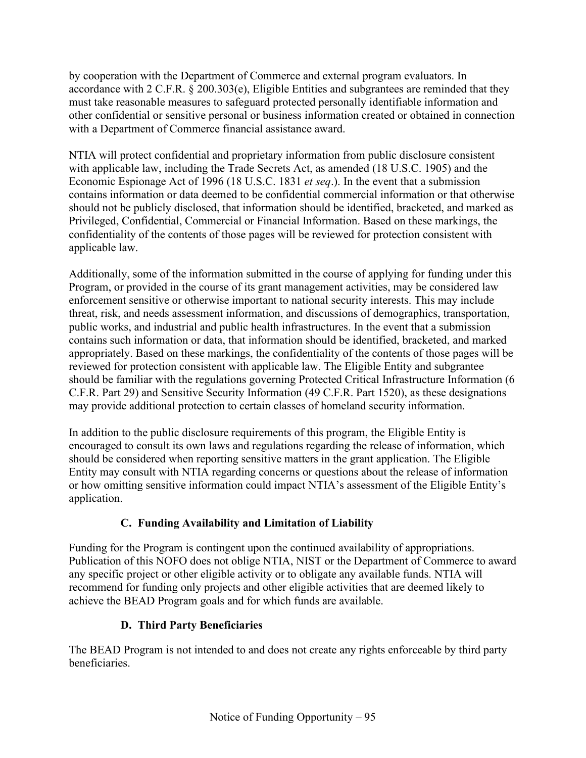by cooperation with the Department of Commerce and external program evaluators. In accordance with 2 C.F.R. § 200.303(e), Eligible Entities and subgrantees are reminded that they must take reasonable measures to safeguard protected personally identifiable information and other confidential or sensitive personal or business information created or obtained in connection with a Department of Commerce financial assistance award.

NTIA will protect confidential and proprietary information from public disclosure consistent with applicable law, including the Trade Secrets Act, as amended (18 U.S.C. 1905) and the Economic Espionage Act of 1996 (18 U.S.C. 1831 *et seq*.). In the event that a submission contains information or data deemed to be confidential commercial information or that otherwise should not be publicly disclosed, that information should be identified, bracketed, and marked as Privileged, Confidential, Commercial or Financial Information. Based on these markings, the confidentiality of the contents of those pages will be reviewed for protection consistent with applicable law.

Additionally, some of the information submitted in the course of applying for funding under this Program, or provided in the course of its grant management activities, may be considered law enforcement sensitive or otherwise important to national security interests. This may include threat, risk, and needs assessment information, and discussions of demographics, transportation, public works, and industrial and public health infrastructures. In the event that a submission contains such information or data, that information should be identified, bracketed, and marked appropriately. Based on these markings, the confidentiality of the contents of those pages will be reviewed for protection consistent with applicable law. The Eligible Entity and subgrantee should be familiar with the regulations governing Protected Critical Infrastructure Information (6 C.F.R. Part 29) and Sensitive Security Information (49 C.F.R. Part 1520), as these designations may provide additional protection to certain classes of homeland security information.

In addition to the public disclosure requirements of this program, the Eligible Entity is encouraged to consult its own laws and regulations regarding the release of information, which should be considered when reporting sensitive matters in the grant application. The Eligible Entity may consult with NTIA regarding concerns or questions about the release of information or how omitting sensitive information could impact NTIA's assessment of the Eligible Entity's application.

### C. Funding Availability and Limitation of Liability

Funding for the Program is contingent upon the continued availability of appropriations. Publication of this NOFO does not oblige NTIA, NIST or the Department of Commerce to award any specific project or other eligible activity or to obligate any available funds. NTIA will recommend for funding only projects and other eligible activities that are deemed likely to achieve the BEAD Program goals and for which funds are available.

### D. Third Party Beneficiaries

The BEAD Program is not intended to and does not create any rights enforceable by third party beneficiaries.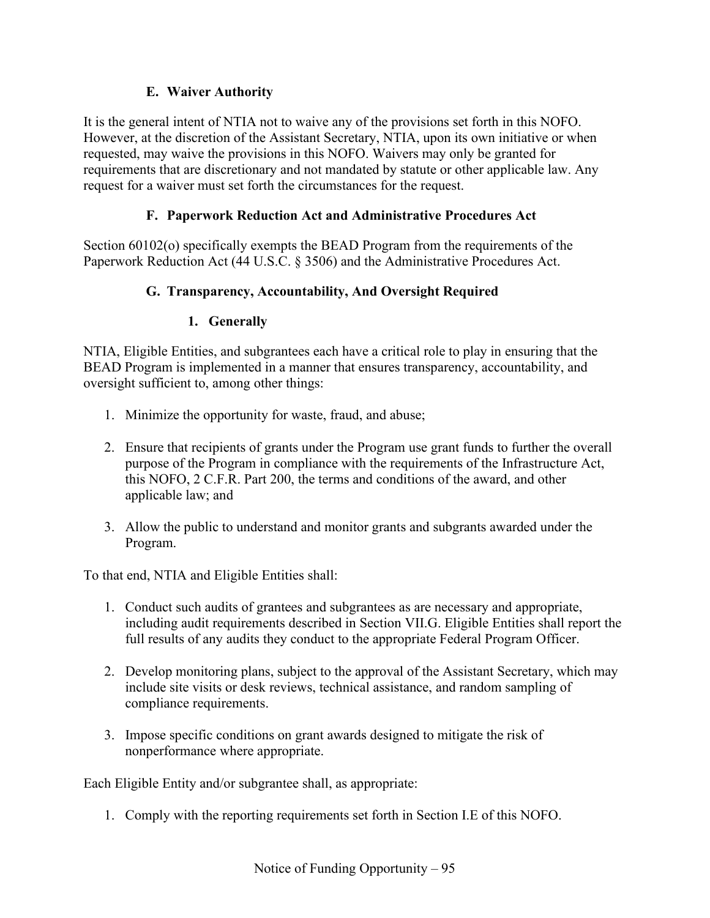### E. Waiver Authority

It is the general intent of NTIA not to waive any of the provisions set forth in this NOFO. However, at the discretion of the Assistant Secretary, NTIA, upon its own initiative or when requested, may waive the provisions in this NOFO. Waivers may only be granted for requirements that are discretionary and not mandated by statute or other applicable law. Any request for a waiver must set forth the circumstances for the request.

### F. Paperwork Reduction Act and Administrative Procedures Act

Section 60102(o) specifically exempts the BEAD Program from the requirements of the Paperwork Reduction Act (44 U.S.C. § 3506) and the Administrative Procedures Act.

### G. Transparency, Accountability, And Oversight Required

#### 1. Generally

NTIA, Eligible Entities, and subgrantees each have a critical role to play in ensuring that the BEAD Program is implemented in a manner that ensures transparency, accountability, and oversight sufficient to, among other things:

1. Minimize the opportunity for waste, fraud, and abuse;

2. Ensure that recipients of grants under the Program use grant funds to further the overall purpose of the Program in compliance with the requirements of the Infrastructure Act, this NOFO, 2 C.F.R. Part 200, the terms and conditions of the award, and other applicable law; and

3. Allow the public to understand and monitor grants and subgrants awarded under the Program.

To that end, NTIA and Eligible Entities shall:

1. Conduct such audits of grantees and subgrantees as are necessary and appropriate, including audit requirements described in Section VII.G. Eligible Entities shall report the full results of any audits they conduct to the appropriate Federal Program Officer.

2. Develop monitoring plans, subject to the approval of the Assistant Secretary, which may include site visits or desk reviews, technical assistance, and random sampling of compliance requirements.

3. Impose specific conditions on grant awards designed to mitigate the risk of nonperformance where appropriate.

Each Eligible Entity and/or subgrantee shall, as appropriate:

1. Comply with the reporting requirements set forth in Section I.E of this NOFO.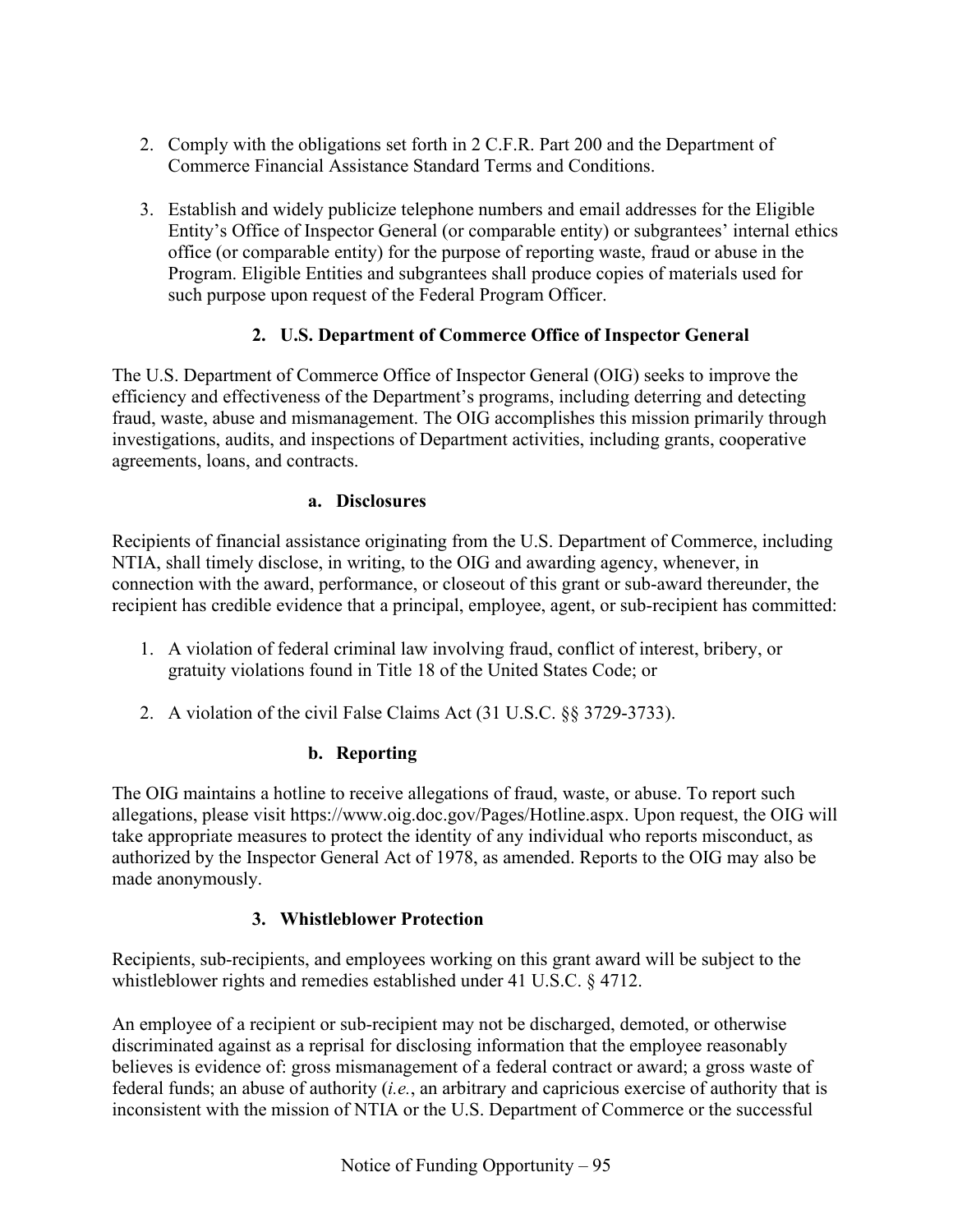2. Comply with the obligations set forth in 2 C.F.R. Part 200 and the Department of Commerce Financial Assistance Standard Terms and Conditions.

3. Establish and widely publicize telephone numbers and email addresses for the Eligible Entity's Office of Inspector General (or comparable entity) or subgrantees' internal ethics office (or comparable entity) for the purpose of reporting waste, fraud or abuse in the Program. Eligible Entities and subgrantees shall produce copies of materials used for such purpose upon request of the Federal Program Officer.

### 2. U.S. Department of Commerce Office of Inspector General

The U.S. Department of Commerce Office of Inspector General (OIG) seeks to improve the efficiency and effectiveness of the Department's programs, including deterring and detecting fraud, waste, abuse and mismanagement. The OIG accomplishes this mission primarily through investigations, audits, and inspections of Department activities, including grants, cooperative agreements, loans, and contracts.

#### a. Disclosures

Recipients of financial assistance originating from the U.S. Department of Commerce, including NTIA, shall timely disclose, in writing, to the OIG and awarding agency, whenever, in connection with the award, performance, or closeout of this grant or sub-award thereunder, the recipient has credible evidence that a principal, employee, agent, or sub-recipient has committed:

1. A violation of federal criminal law involving fraud, conflict of interest, bribery, or gratuity violations found in Title 18 of the United States Code; or

2. A violation of the civil False Claims Act (31 U.S.C. §§ 3729-3733).

#### b. Reporting

The OIG maintains a hotline to receive allegations of fraud, waste, or abuse. To report such allegations, please visit https://www.oig.doc.gov/Pages/Hotline.aspx. Upon request, the OIG will take appropriate measures to protect the identity of any individual who reports misconduct, as authorized by the Inspector General Act of 1978, as amended. Reports to the OIG may also be made anonymously.

### 3. Whistleblower Protection

Recipients, sub-recipients, and employees working on this grant award will be subject to the whistleblower rights and remedies established under 41 U.S.C. § 4712.

An employee of a recipient or sub-recipient may not be discharged, demoted, or otherwise discriminated against as a reprisal for disclosing information that the employee reasonably believes is evidence of: gross mismanagement of a federal contract or award; a gross waste of federal funds; an abuse of authority (*i.e.*, an arbitrary and capricious exercise of authority that is inconsistent with the mission of NTIA or the U.S. Department of Commerce or the successful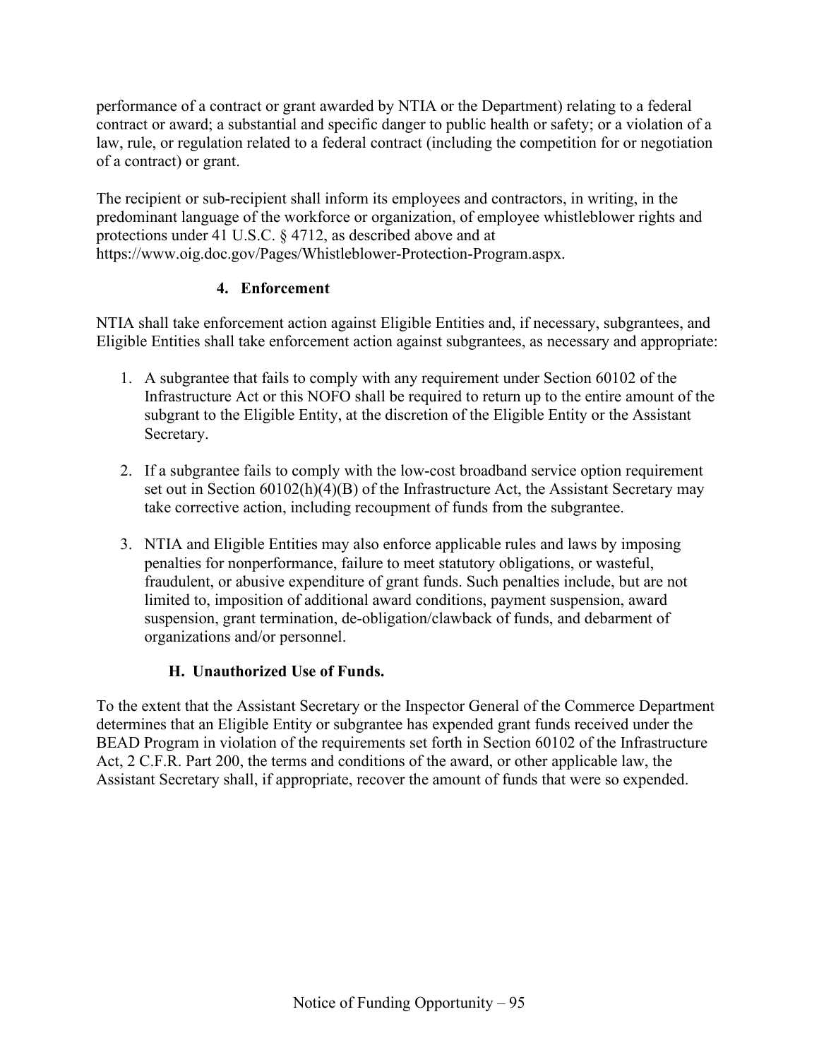performance of a contract or grant awarded by NTIA or the Department) relating to a federal contract or award; a substantial and specific danger to public health or safety; or a violation of a law, rule, or regulation related to a federal contract (including the competition for or negotiation of a contract) or grant.

The recipient or sub-recipient shall inform its employees and contractors, in writing, in the predominant language of the workforce or organization, of employee whistleblower rights and protections under 41 U.S.C. § 4712, as described above and at https://www.oig.doc.gov/Pages/Whistleblower-Protection-Program.aspx.

#### 4. Enforcement

NTIA shall take enforcement action against Eligible Entities and, if necessary, subgrantees, and Eligible Entities shall take enforcement action against subgrantees, as necessary and appropriate:

1. A subgrantee that fails to comply with any requirement under Section 60102 of the Infrastructure Act or this NOFO shall be required to return up to the entire amount of the subgrant to the Eligible Entity, at the discretion of the Eligible Entity or the Assistant Secretary.

2. If a subgrantee fails to comply with the low-cost broadband service option requirement set out in Section 60102(h)(4)(B) of the Infrastructure Act, the Assistant Secretary may take corrective action, including recoupment of funds from the subgrantee.

3. NTIA and Eligible Entities may also enforce applicable rules and laws by imposing penalties for nonperformance, failure to meet statutory obligations, or wasteful, fraudulent, or abusive expenditure of grant funds. Such penalties include, but are not limited to, imposition of additional award conditions, payment suspension, award suspension, grant termination, de-obligation/clawback of funds, and debarment of organizations and/or personnel.

### H. Unauthorized Use of Funds.

To the extent that the Assistant Secretary or the Inspector General of the Commerce Department determines that an Eligible Entity or subgrantee has expended grant funds received under the BEAD Program in violation of the requirements set forth in Section 60102 of the Infrastructure Act, 2 C.F.R. Part 200, the terms and conditions of the award, or other applicable law, the Assistant Secretary shall, if appropriate, recover the amount of funds that were so expended.